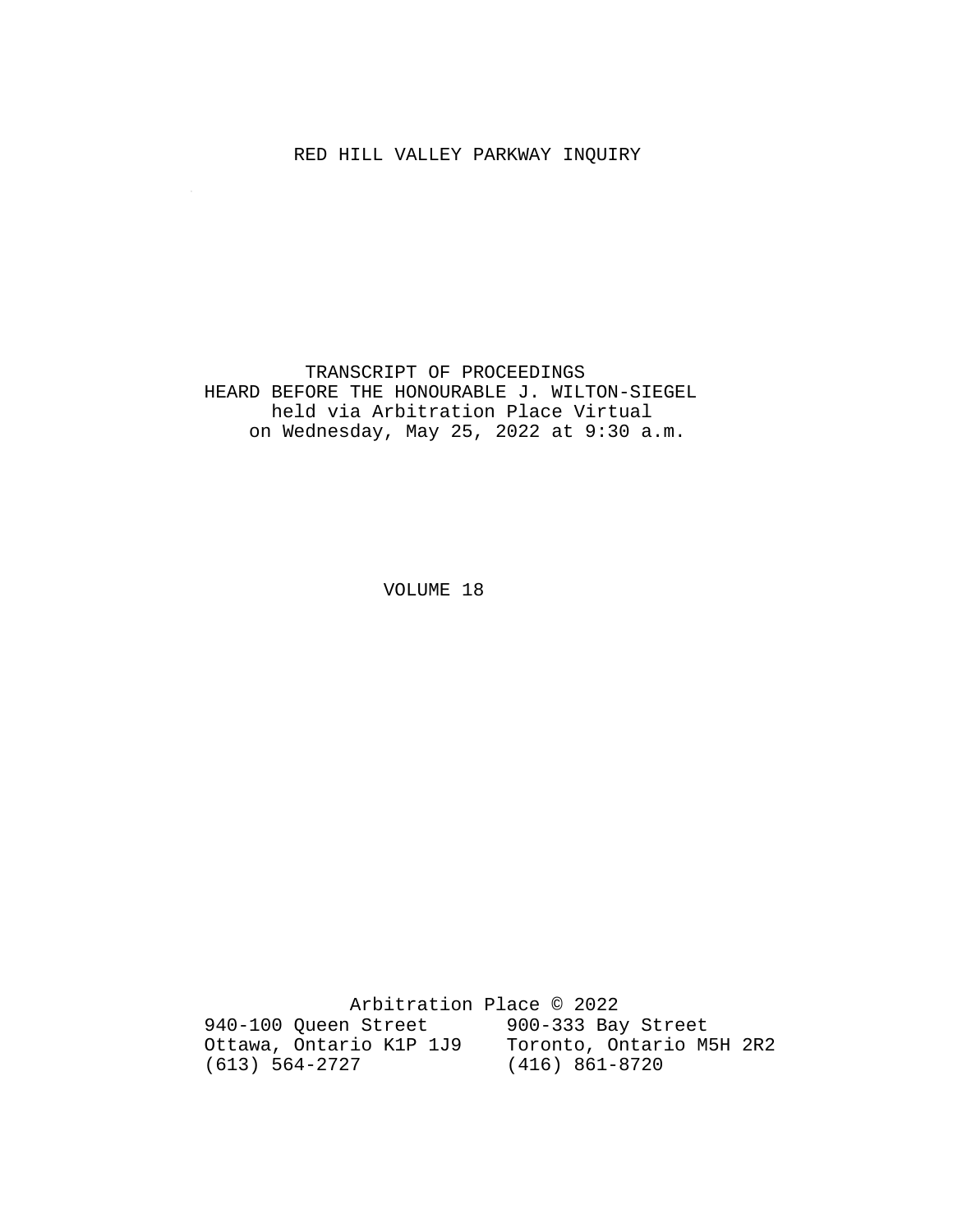# RED HILL VALLEY PARKWAY INQUIRY

TRANSCRIPT OF PROCEEDINGS
HEARD BEFORE THE HONOURABLE J. WILTON-SIEGEL
held via Arbitration Place Virtual
on Wednesday, May 25, 2022 at 9:30 a.m.

VOLUME 18

Arbitration Place © 2022

940-100 Queen Street
Ottawa, Ontario K1P 1J9
(613) 564-2727

900-333 Bay Street
Toronto, Ontario M5H 2R2
(416) 861-8720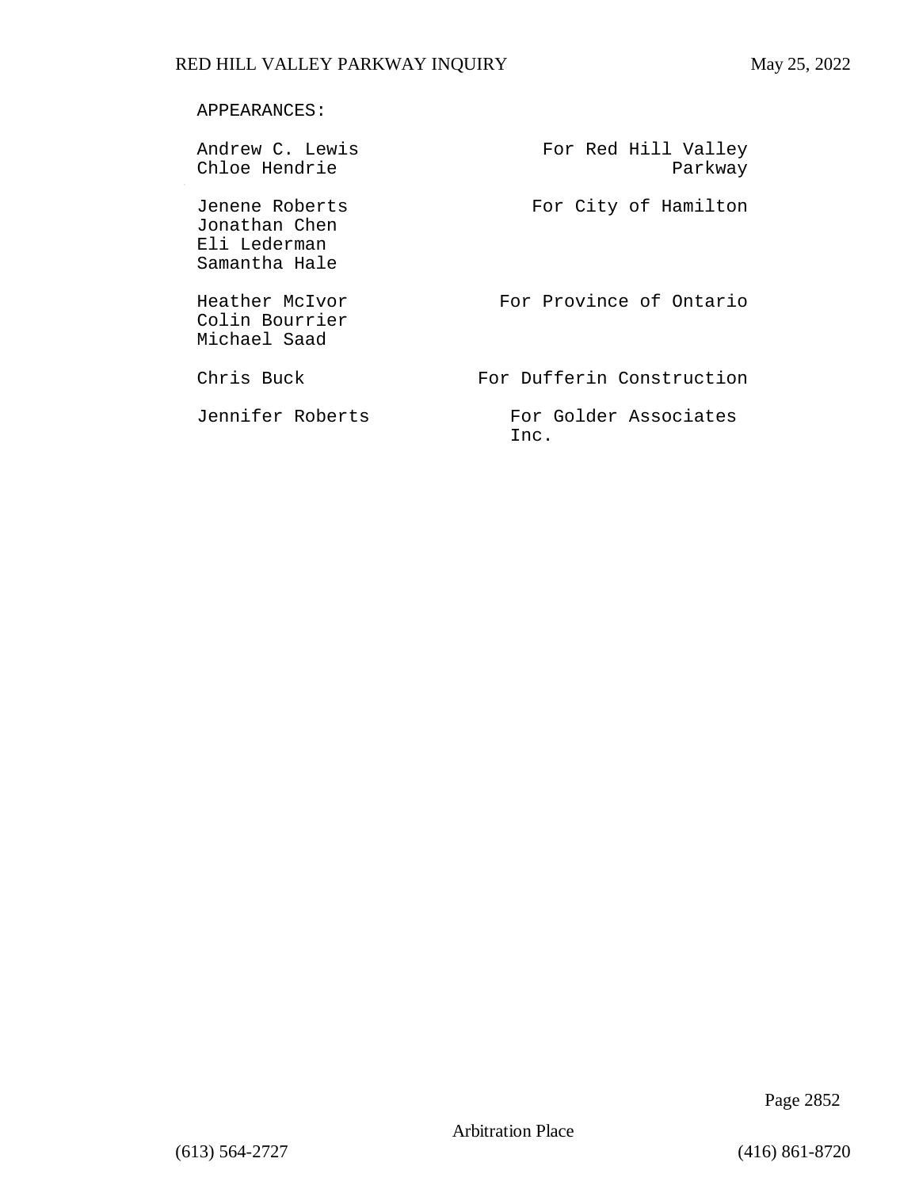APPEARANCES:

| | |
|---|---|
| Andrew C. Lewis<br>Chloe Hendrie | For Red Hill Valley Parkway |
| Jenene Roberts<br>Jonathan Chen<br>Eli Lederman<br>Samantha Hale | For City of Hamilton |
| Heather McIvor<br>Colin Bourrier<br>Michael Saad | For Province of Ontario |
| Chris Buck | For Dufferin Construction |
| Jennifer Roberts | For Golder Associates Inc. |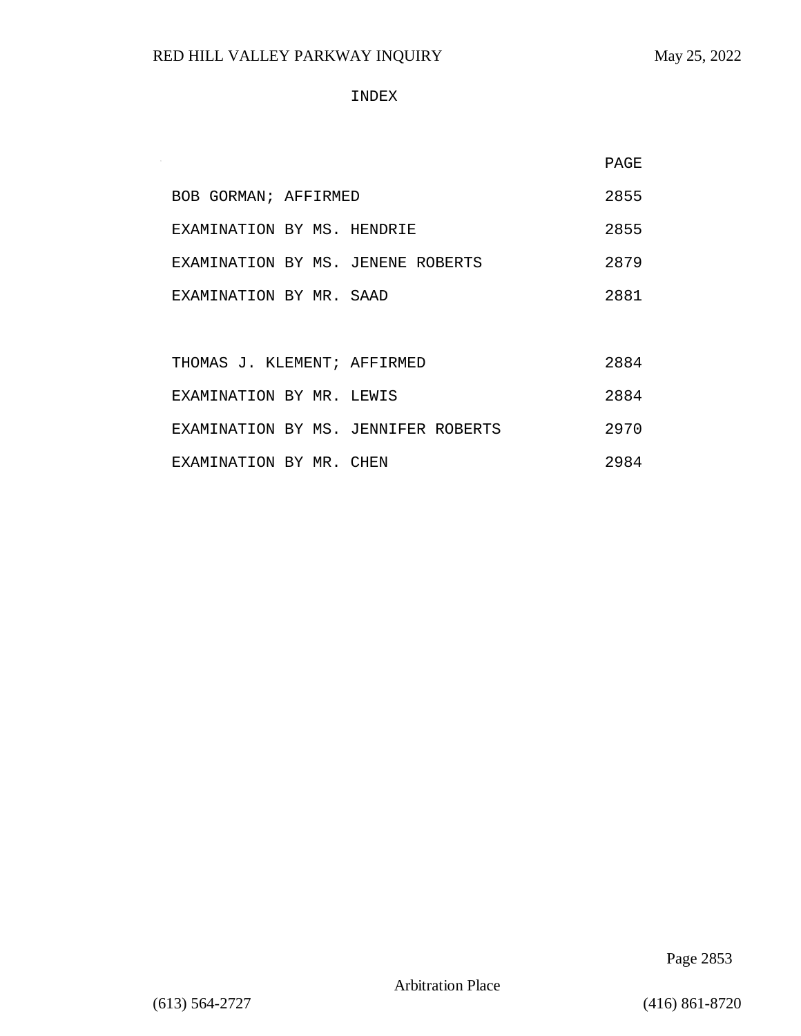# INDEX

| | PAGE |
|---|---|
| BOB GORMAN; AFFIRMED | 2855 |
| EXAMINATION BY MS. HENDRIE | 2855 |
| EXAMINATION BY MS. JENENE ROBERTS | 2879 |
| EXAMINATION BY MR. SAAD | 2881 |
| | |
| THOMAS J. KLEMENT; AFFIRMED | 2884 |
| EXAMINATION BY MR. LEWIS | 2884 |
| EXAMINATION BY MS. JENNIFER ROBERTS | 2970 |
| EXAMINATION BY MR. CHEN | 2984 |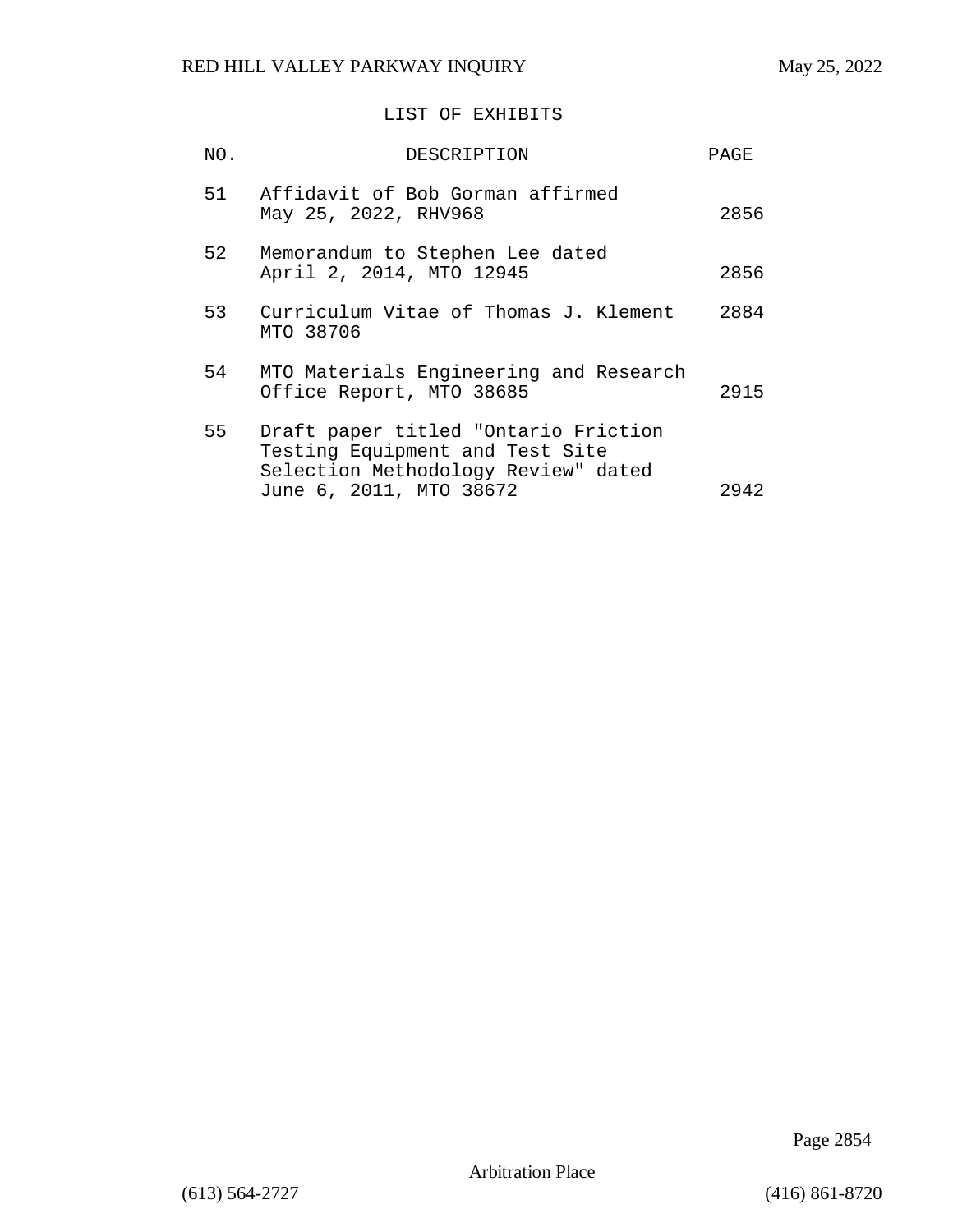## LIST OF EXHIBITS

| NO. | DESCRIPTION | PAGE |
| --- | --- | --- |
| 51 | Affidavit of Bob Gorman affirmed May 25, 2022, RHV968 | 2856 |
| 52 | Memorandum to Stephen Lee dated April 2, 2014, MTO 12945 | 2856 |
| 53 | Curriculum Vitae of Thomas J. Klement MTO 38706 | 2884 |
| 54 | MTO Materials Engineering and Research Office Report, MTO 38685 | 2915 |
| 55 | Draft paper titled "Ontario Friction Testing Equipment and Test Site Selection Methodology Review" dated June 6, 2011, MTO 38672 | 2942 |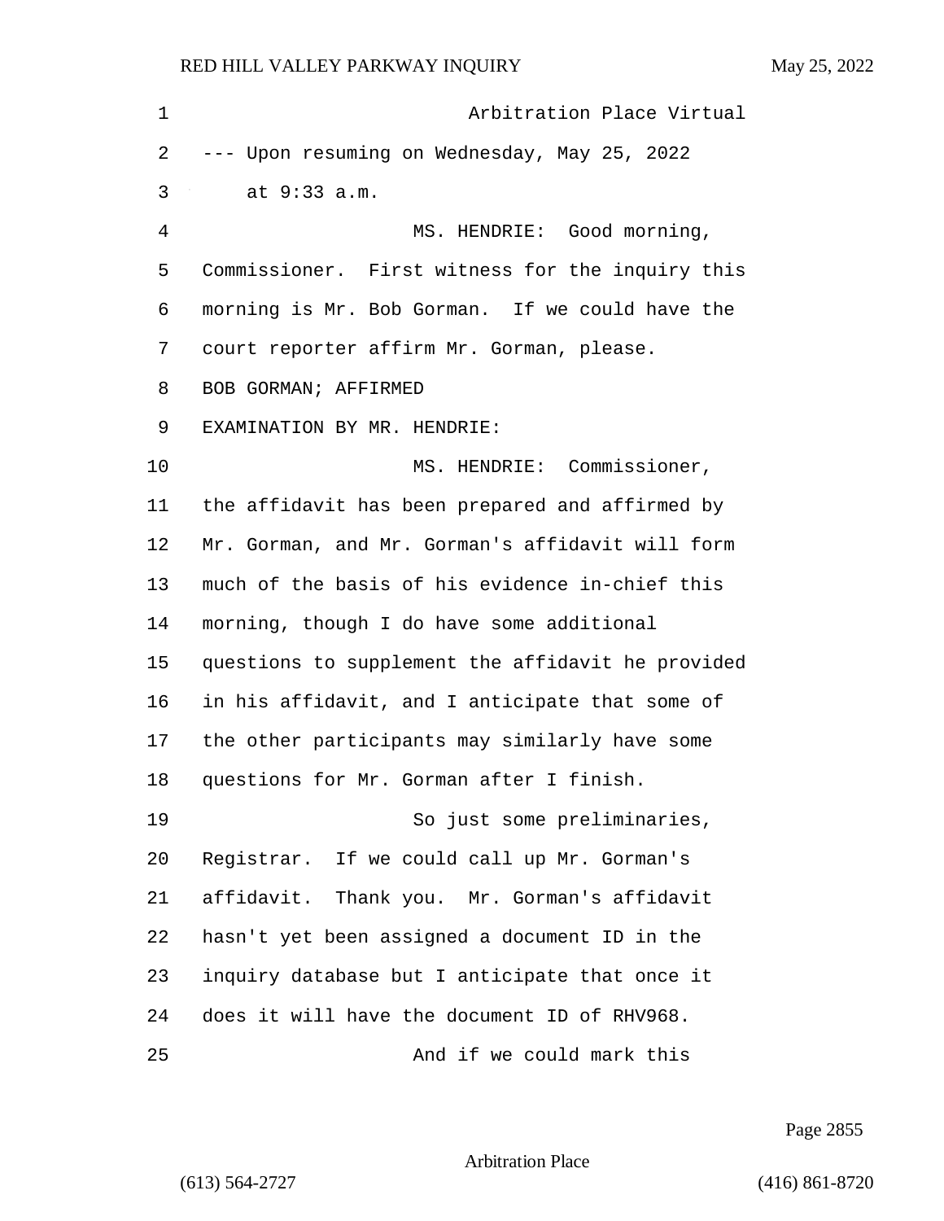Arbitration Place Virtual

--- Upon resuming on Wednesday, May 25, 2022 at 9:33 a.m.

MS. HENDRIE: Good morning, Commissioner. First witness for the inquiry this morning is Mr. Bob Gorman. If we could have the court reporter affirm Mr. Gorman, please.

BOB GORMAN; AFFIRMED

EXAMINATION BY MR. HENDRIE:

MS. HENDRIE: Commissioner, the affidavit has been prepared and affirmed by Mr. Gorman, and Mr. Gorman's affidavit will form much of the basis of his evidence in-chief this morning, though I do have some additional questions to supplement the affidavit he provided in his affidavit, and I anticipate that some of the other participants may similarly have some questions for Mr. Gorman after I finish.

So just some preliminaries, Registrar. If we could call up Mr. Gorman's affidavit. Thank you. Mr. Gorman's affidavit hasn't yet been assigned a document ID in the inquiry database but I anticipate that once it does it will have the document ID of RHV968.

And if we could mark this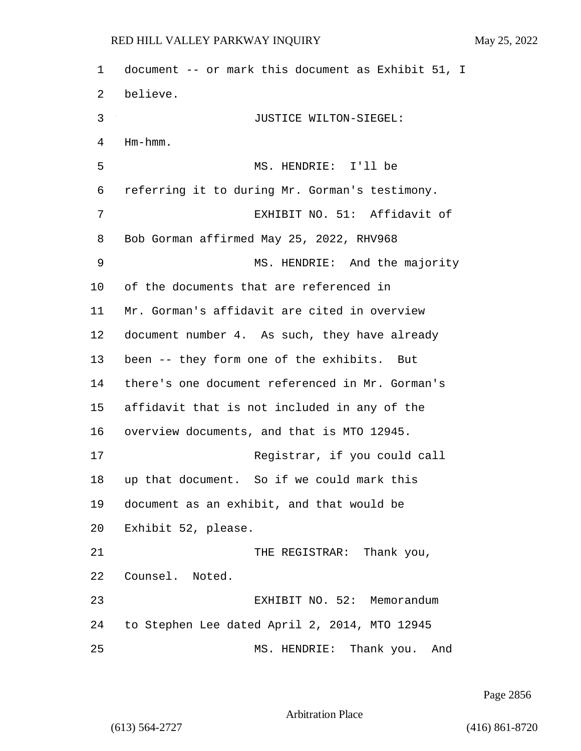document -- or mark this document as Exhibit 51, I believe.

JUSTICE WILTON-SIEGEL: Hm-hmm.

MS. HENDRIE: I'll be referring it to during Mr. Gorman's testimony.

EXHIBIT NO. 51: Affidavit of Bob Gorman affirmed May 25, 2022, RHV968

MS. HENDRIE: And the majority of the documents that are referenced in Mr. Gorman's affidavit are cited in overview document number 4. As such, they have already been -- they form one of the exhibits. But there's one document referenced in Mr. Gorman's affidavit that is not included in any of the overview documents, and that is MTO 12945.

Registrar, if you could call up that document. So if we could mark this document as an exhibit, and that would be Exhibit 52, please.

THE REGISTRAR: Thank you, Counsel. Noted.

EXHIBIT NO. 52: Memorandum to Stephen Lee dated April 2, 2014, MTO 12945

MS. HENDRIE: Thank you. And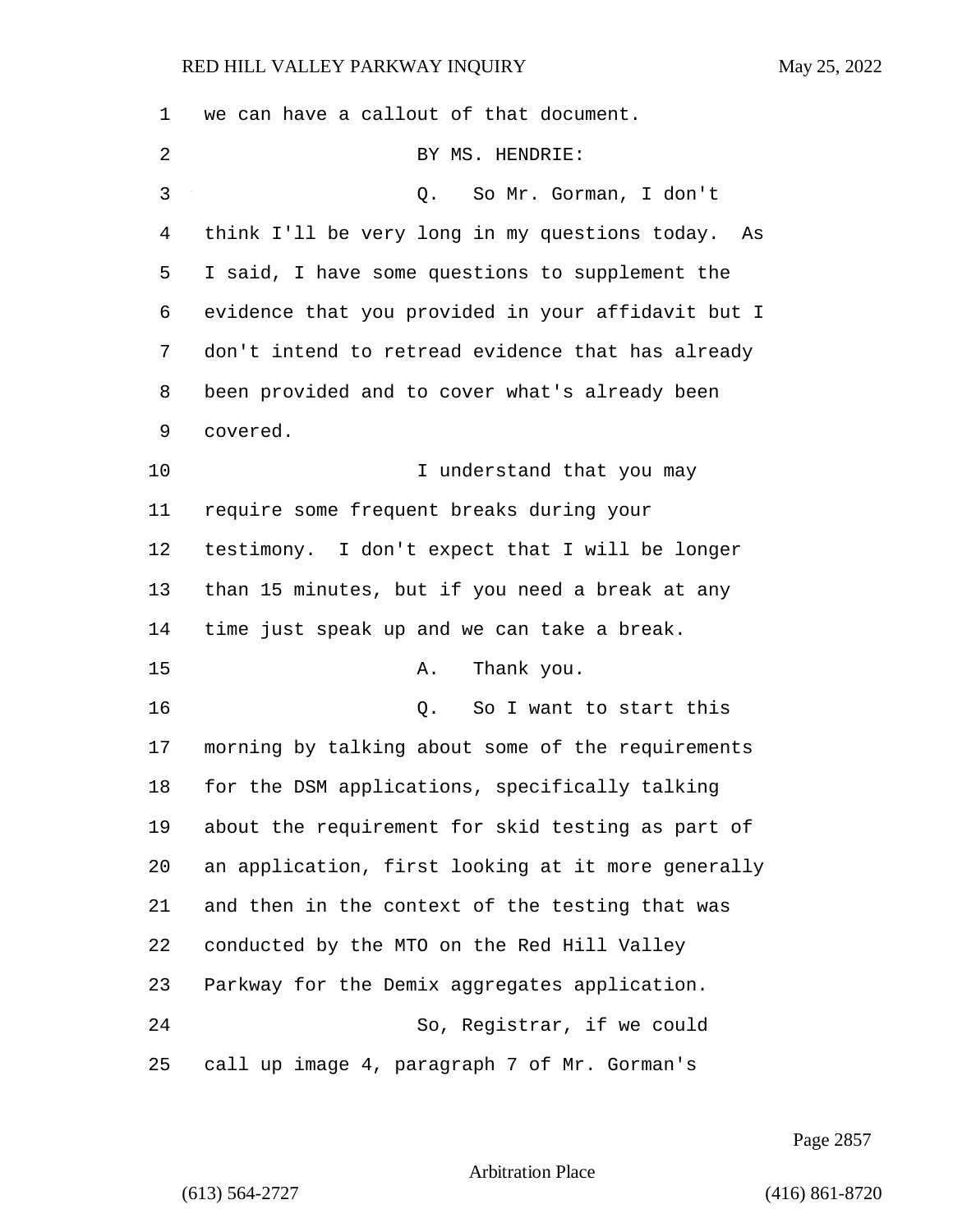we can have a callout of that document.

BY MS. HENDRIE:

Q. So Mr. Gorman, I don't think I'll be very long in my questions today. As I said, I have some questions to supplement the evidence that you provided in your affidavit but I don't intend to retread evidence that has already been provided and to cover what's already been covered.

I understand that you may require some frequent breaks during your testimony. I don't expect that I will be longer than 15 minutes, but if you need a break at any time just speak up and we can take a break.

A. Thank you.

Q. So I want to start this morning by talking about some of the requirements for the DSM applications, specifically talking about the requirement for skid testing as part of an application, first looking at it more generally and then in the context of the testing that was conducted by the MTO on the Red Hill Valley Parkway for the Demix aggregates application.

So, Registrar, if we could call up image 4, paragraph 7 of Mr. Gorman's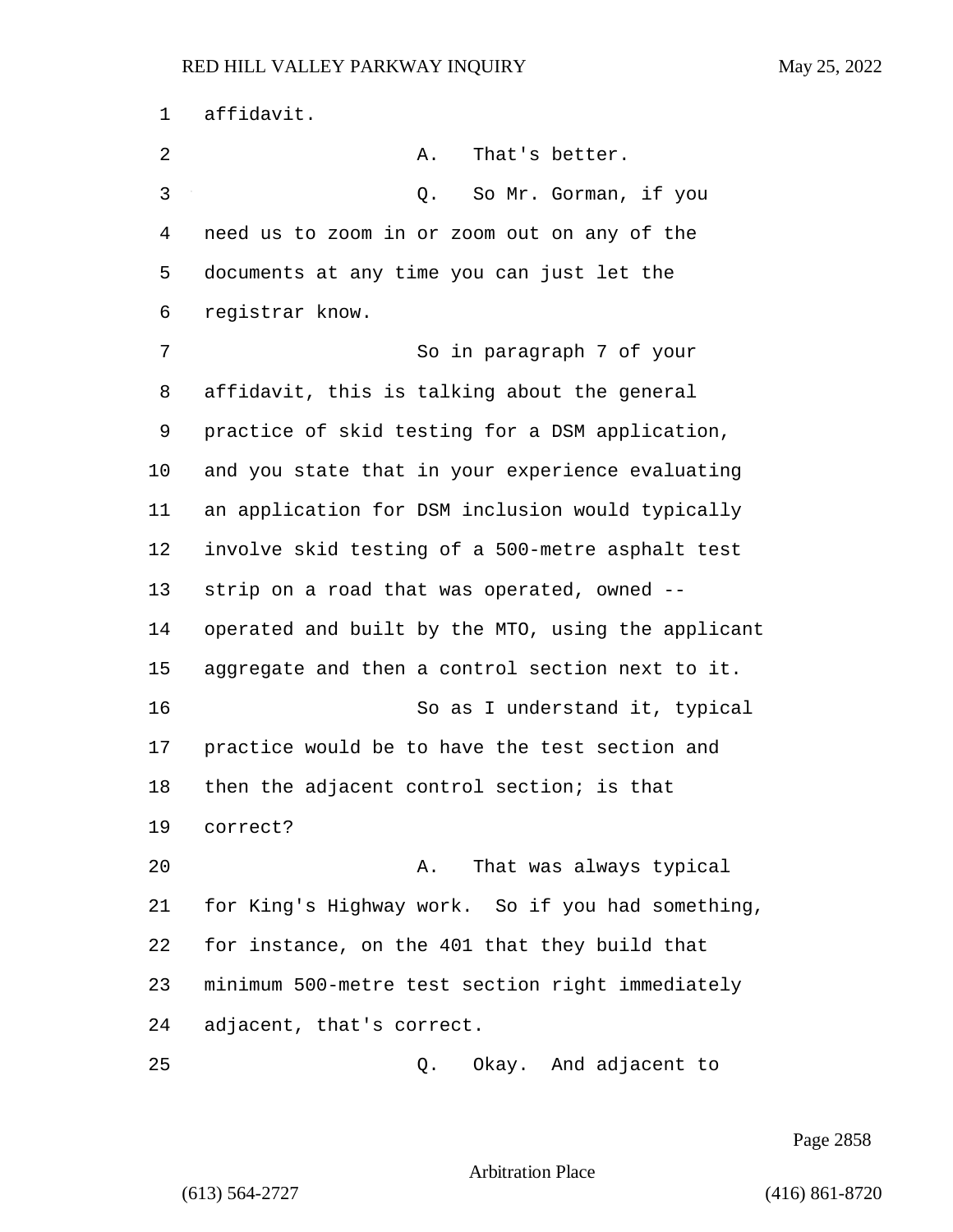1 affidavit.

2 A. That's better.

3 Q. So Mr. Gorman, if you

4 need us to zoom in or zoom out on any of the

5 documents at any time you can just let the

6 registrar know.

7 So in paragraph 7 of your

8 affidavit, this is talking about the general

9 practice of skid testing for a DSM application,

10 and you state that in your experience evaluating

11 an application for DSM inclusion would typically

12 involve skid testing of a 500-metre asphalt test

13 strip on a road that was operated, owned --

14 operated and built by the MTO, using the applicant

15 aggregate and then a control section next to it.

16 So as I understand it, typical

17 practice would be to have the test section and

18 then the adjacent control section; is that

19 correct?

20 A. That was always typical

21 for King's Highway work. So if you had something,

22 for instance, on the 401 that they build that

23 minimum 500-metre test section right immediately

24 adjacent, that's correct.

25 Q. Okay. And adjacent to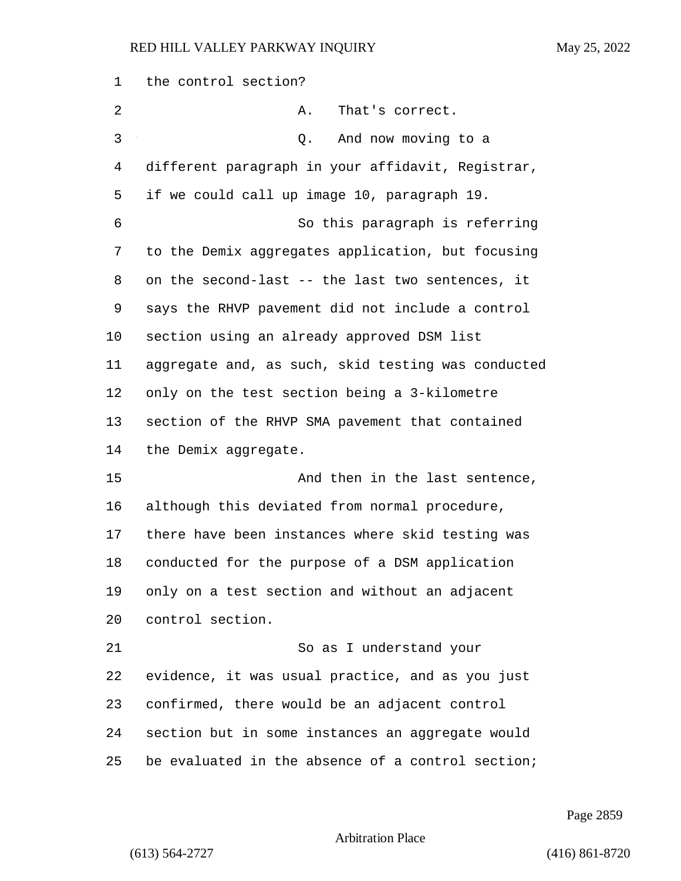the control section?

A. That's correct.

Q. And now moving to a different paragraph in your affidavit, Registrar, if we could call up image 10, paragraph 19.

So this paragraph is referring to the Demix aggregates application, but focusing on the second-last -- the last two sentences, it says the RHVP pavement did not include a control section using an already approved DSM list aggregate and, as such, skid testing was conducted only on the test section being a 3-kilometre section of the RHVP SMA pavement that contained the Demix aggregate.

And then in the last sentence, although this deviated from normal procedure, there have been instances where skid testing was conducted for the purpose of a DSM application only on a test section and without an adjacent control section.

So as I understand your evidence, it was usual practice, and as you just confirmed, there would be an adjacent control section but in some instances an aggregate would be evaluated in the absence of a control section;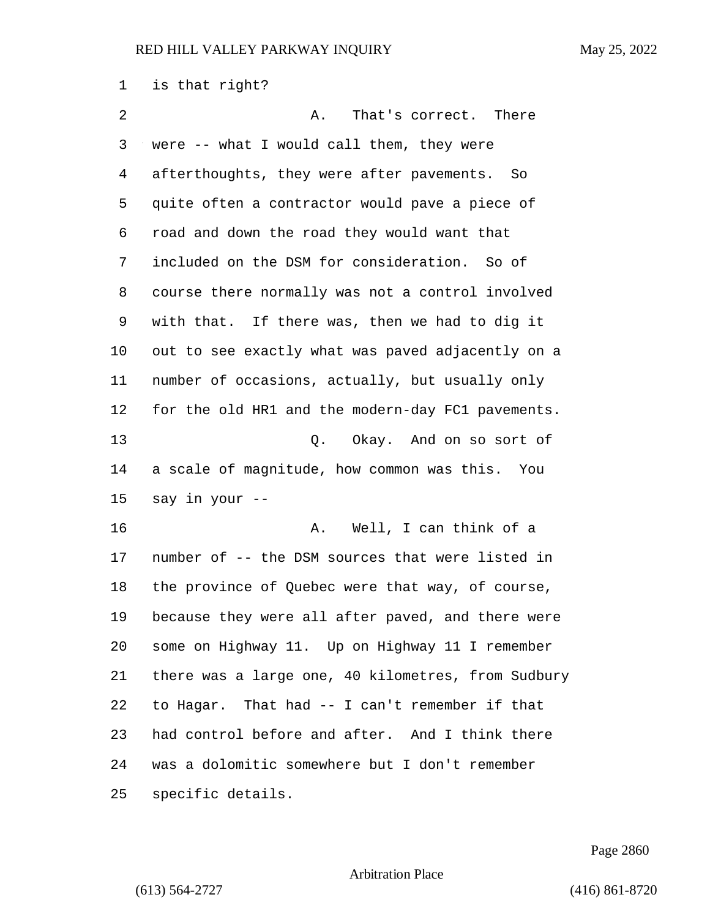is that right?

A. That's correct. There were -- what I would call them, they were afterthoughts, they were after pavements. So quite often a contractor would pave a piece of road and down the road they would want that included on the DSM for consideration. So of course there normally was not a control involved with that. If there was, then we had to dig it out to see exactly what was paved adjacently on a number of occasions, actually, but usually only for the old HR1 and the modern-day FC1 pavements.

Q. Okay. And on so sort of a scale of magnitude, how common was this. You say in your --

A. Well, I can think of a number of -- the DSM sources that were listed in the province of Quebec were that way, of course, because they were all after paved, and there were some on Highway 11. Up on Highway 11 I remember there was a large one, 40 kilometres, from Sudbury to Hagar. That had -- I can't remember if that had control before and after. And I think there was a dolomitic somewhere but I don't remember specific details.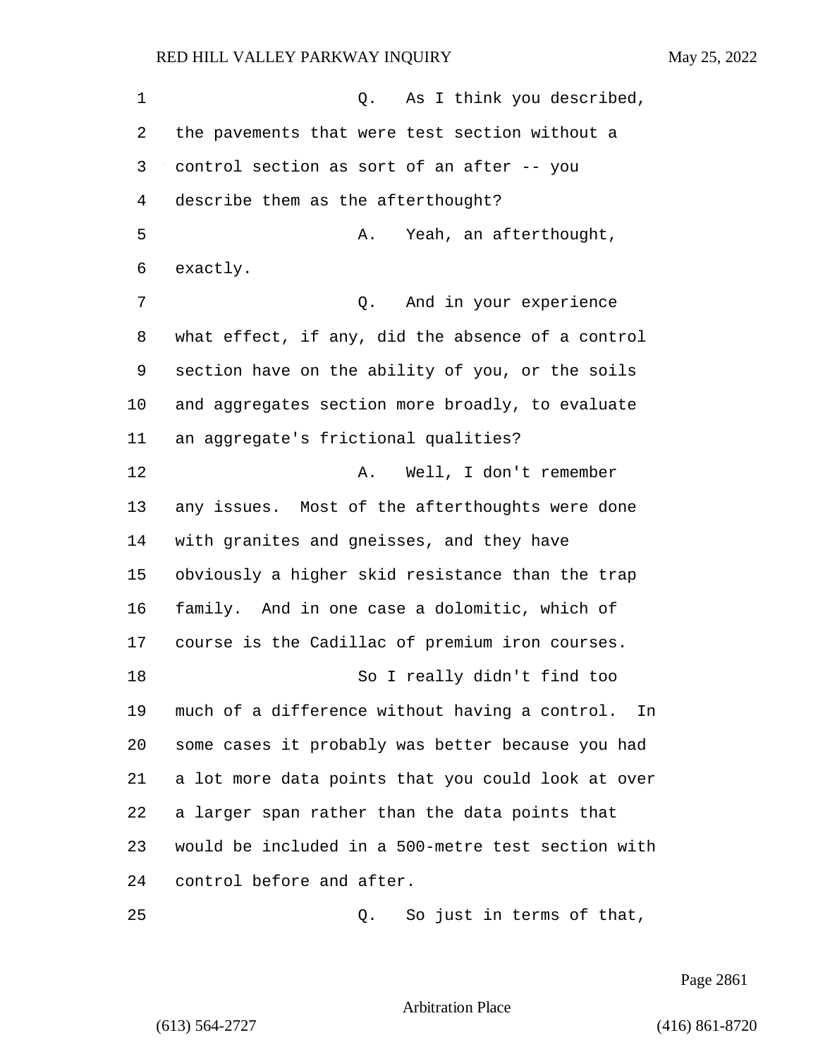Q. As I think you described, the pavements that were test section without a control section as sort of an after -- you describe them as the afterthought?

A. Yeah, an afterthought, exactly.

Q. And in your experience what effect, if any, did the absence of a control section have on the ability of you, or the soils and aggregates section more broadly, to evaluate an aggregate's frictional qualities?

A. Well, I don't remember any issues. Most of the afterthoughts were done with granites and gneisses, and they have obviously a higher skid resistance than the trap family. And in one case a dolomitic, which of course is the Cadillac of premium iron courses.

So I really didn't find too much of a difference without having a control. In some cases it probably was better because you had a lot more data points that you could look at over a larger span rather than the data points that would be included in a 500-metre test section with control before and after.

Q. So just in terms of that,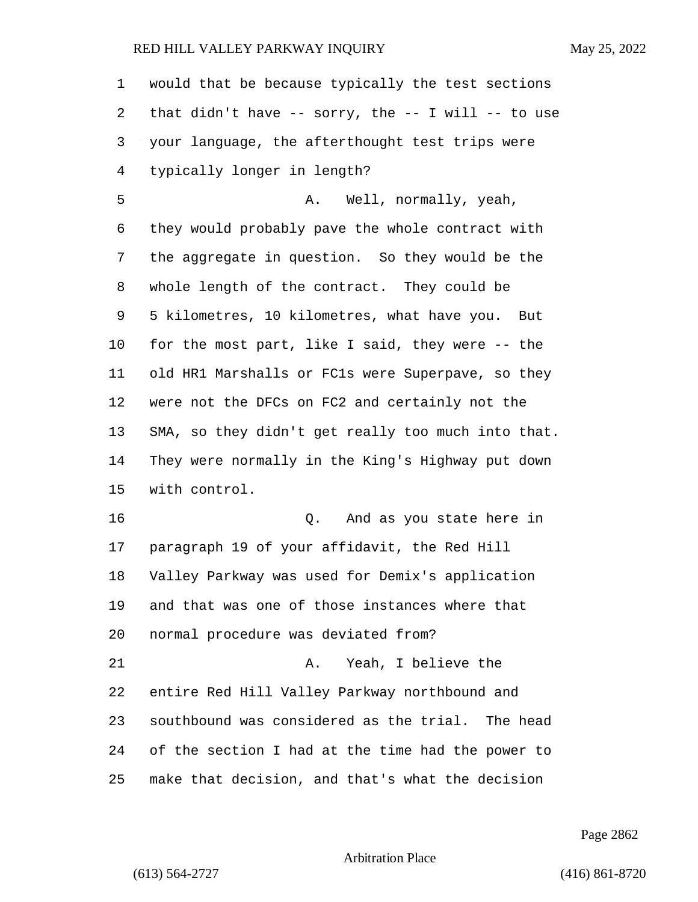1 would that be because typically the test sections
2 that didn't have -- sorry, the -- I will -- to use
3 your language, the afterthought test trips were
4 typically longer in length?
5 A. Well, normally, yeah,
6 they would probably pave the whole contract with
7 the aggregate in question. So they would be the
8 whole length of the contract. They could be
9 5 kilometres, 10 kilometres, what have you. But
10 for the most part, like I said, they were -- the
11 old HR1 Marshalls or FC1s were Superpave, so they
12 were not the DFCs on FC2 and certainly not the
13 SMA, so they didn't get really too much into that.
14 They were normally in the King's Highway put down
15 with control.
16 Q. And as you state here in
17 paragraph 19 of your affidavit, the Red Hill
18 Valley Parkway was used for Demix's application
19 and that was one of those instances where that
20 normal procedure was deviated from?
21 A. Yeah, I believe the
22 entire Red Hill Valley Parkway northbound and
23 southbound was considered as the trial. The head
24 of the section I had at the time had the power to
25 make that decision, and that's what the decision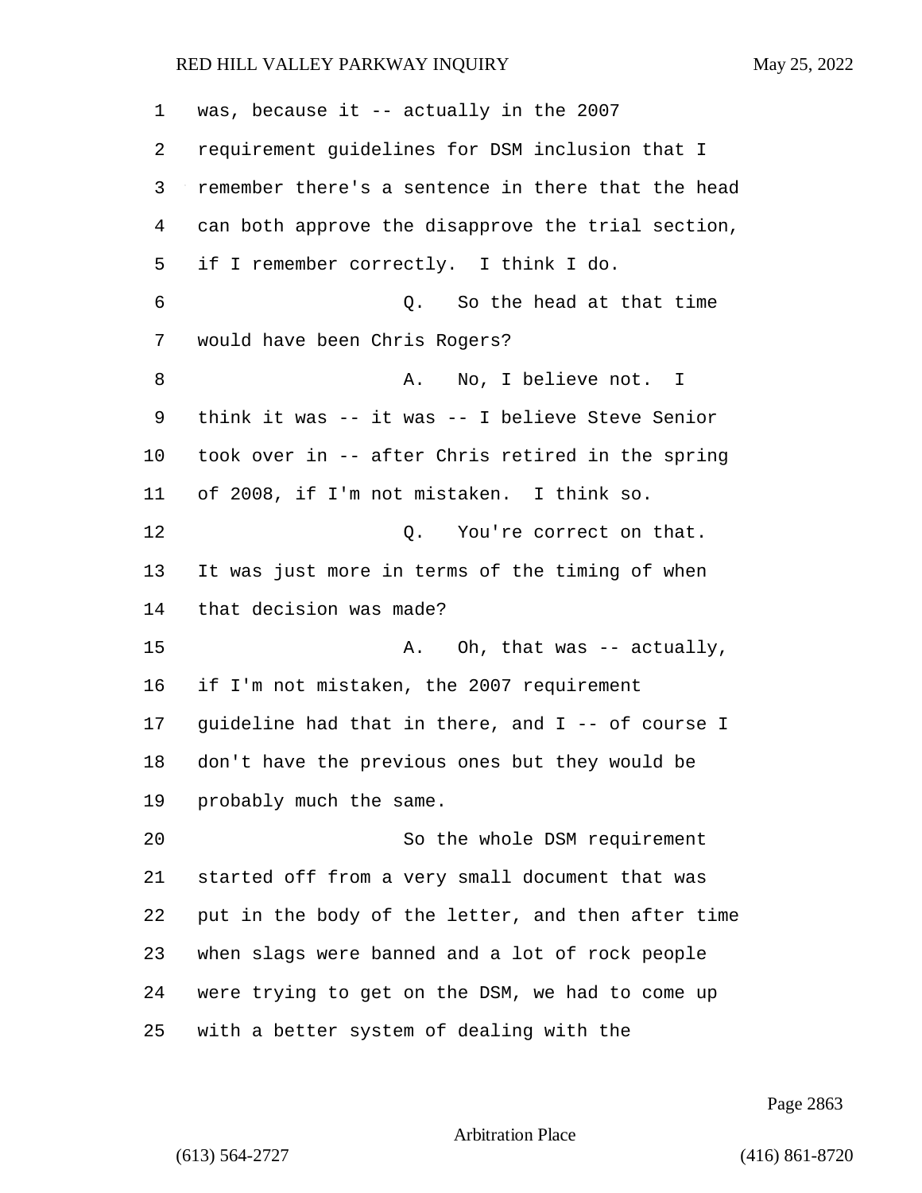1 was, because it -- actually in the 2007
2 requirement guidelines for DSM inclusion that I
3 remember there's a sentence in there that the head
4 can both approve the disapprove the trial section,
5 if I remember correctly. I think I do.

6 Q. So the head at that time
7 would have been Chris Rogers?

8 A. No, I believe not. I
9 think it was -- it was -- I believe Steve Senior
10 took over in -- after Chris retired in the spring
11 of 2008, if I'm not mistaken. I think so.

12 Q. You're correct on that.
13 It was just more in terms of the timing of when
14 that decision was made?

15 A. Oh, that was -- actually,
16 if I'm not mistaken, the 2007 requirement
17 guideline had that in there, and I -- of course I
18 don't have the previous ones but they would be
19 probably much the same.

20 So the whole DSM requirement
21 started off from a very small document that was
22 put in the body of the letter, and then after time
23 when slags were banned and a lot of rock people
24 were trying to get on the DSM, we had to come up
25 with a better system of dealing with the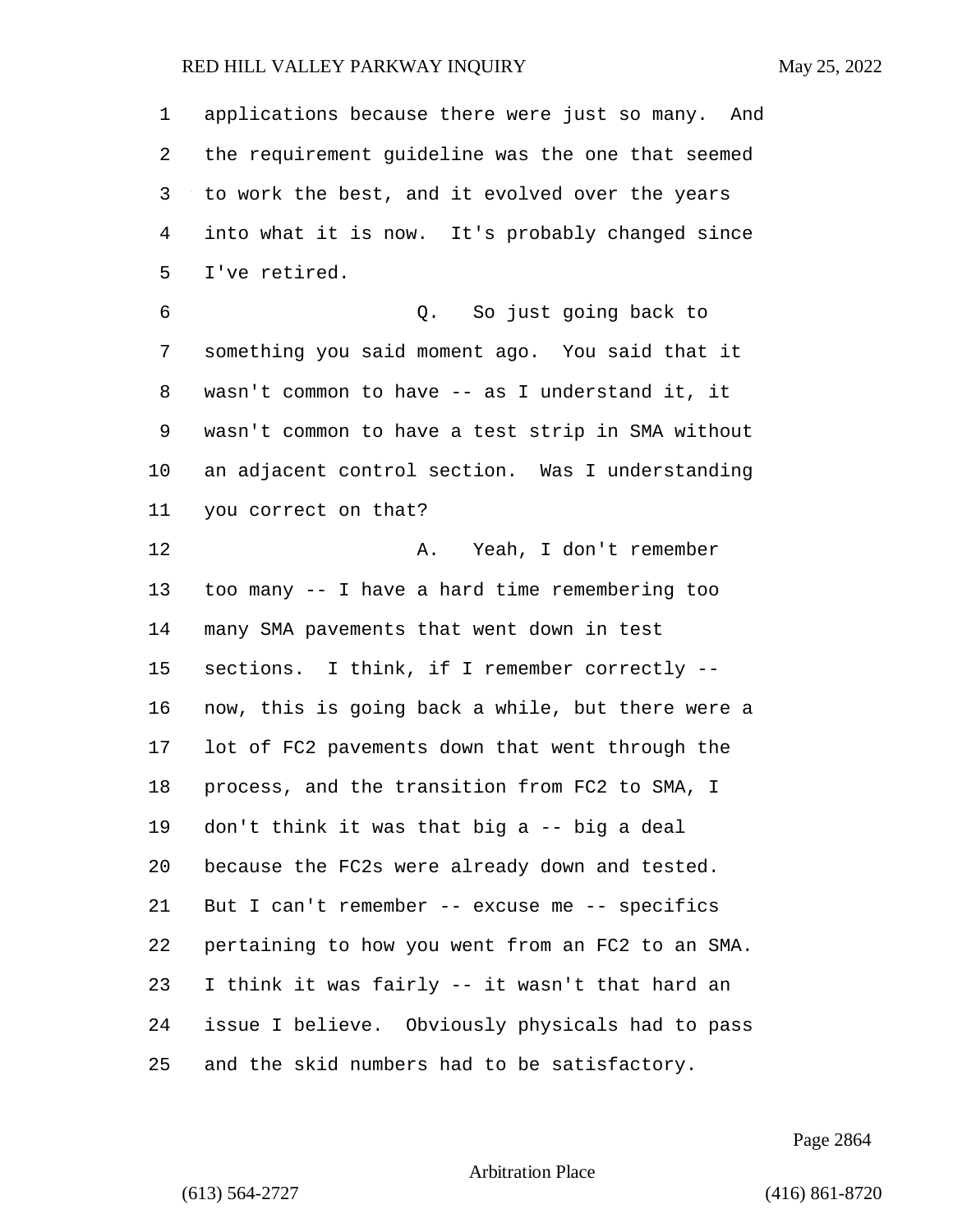applications because there were just so many. And the requirement guideline was the one that seemed to work the best, and it evolved over the years into what it is now. It's probably changed since I've retired.

Q. So just going back to something you said moment ago. You said that it wasn't common to have -- as I understand it, it wasn't common to have a test strip in SMA without an adjacent control section. Was I understanding you correct on that?

A. Yeah, I don't remember too many -- I have a hard time remembering too many SMA pavements that went down in test sections. I think, if I remember correctly -- now, this is going back a while, but there were a lot of FC2 pavements down that went through the process, and the transition from FC2 to SMA, I don't think it was that big a -- big a deal because the FC2s were already down and tested. But I can't remember -- excuse me -- specifics pertaining to how you went from an FC2 to an SMA. I think it was fairly -- it wasn't that hard an issue I believe. Obviously physicals had to pass and the skid numbers had to be satisfactory.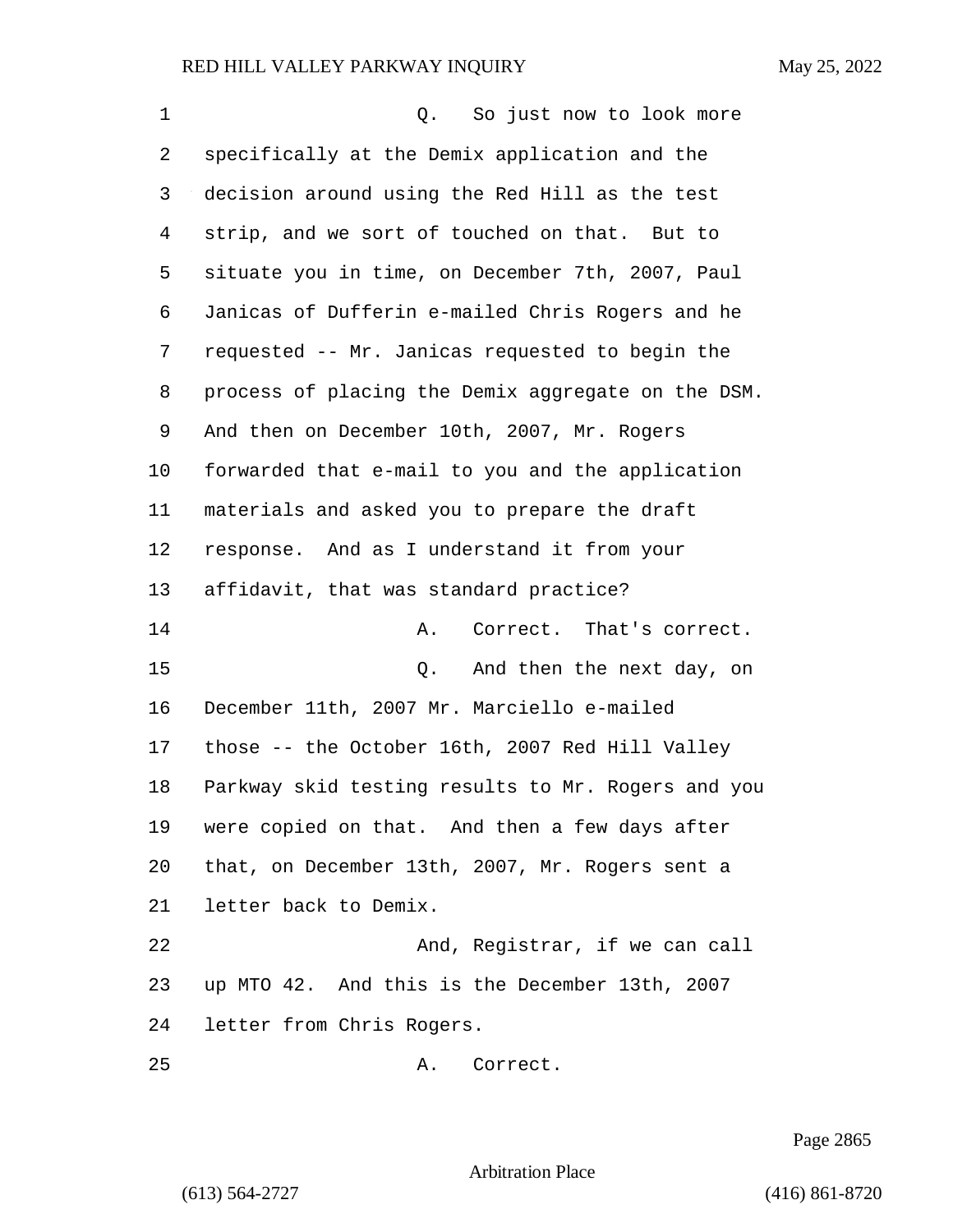Q. So just now to look more specifically at the Demix application and the decision around using the Red Hill as the test strip, and we sort of touched on that. But to situate you in time, on December 7th, 2007, Paul Janicas of Dufferin e-mailed Chris Rogers and he requested -- Mr. Janicas requested to begin the process of placing the Demix aggregate on the DSM. And then on December 10th, 2007, Mr. Rogers forwarded that e-mail to you and the application materials and asked you to prepare the draft response. And as I understand it from your affidavit, that was standard practice?

A. Correct. That's correct.

Q. And then the next day, on December 11th, 2007 Mr. Marciello e-mailed those -- the October 16th, 2007 Red Hill Valley Parkway skid testing results to Mr. Rogers and you were copied on that. And then a few days after that, on December 13th, 2007, Mr. Rogers sent a letter back to Demix.

And, Registrar, if we can call up MTO 42. And this is the December 13th, 2007 letter from Chris Rogers.

A. Correct.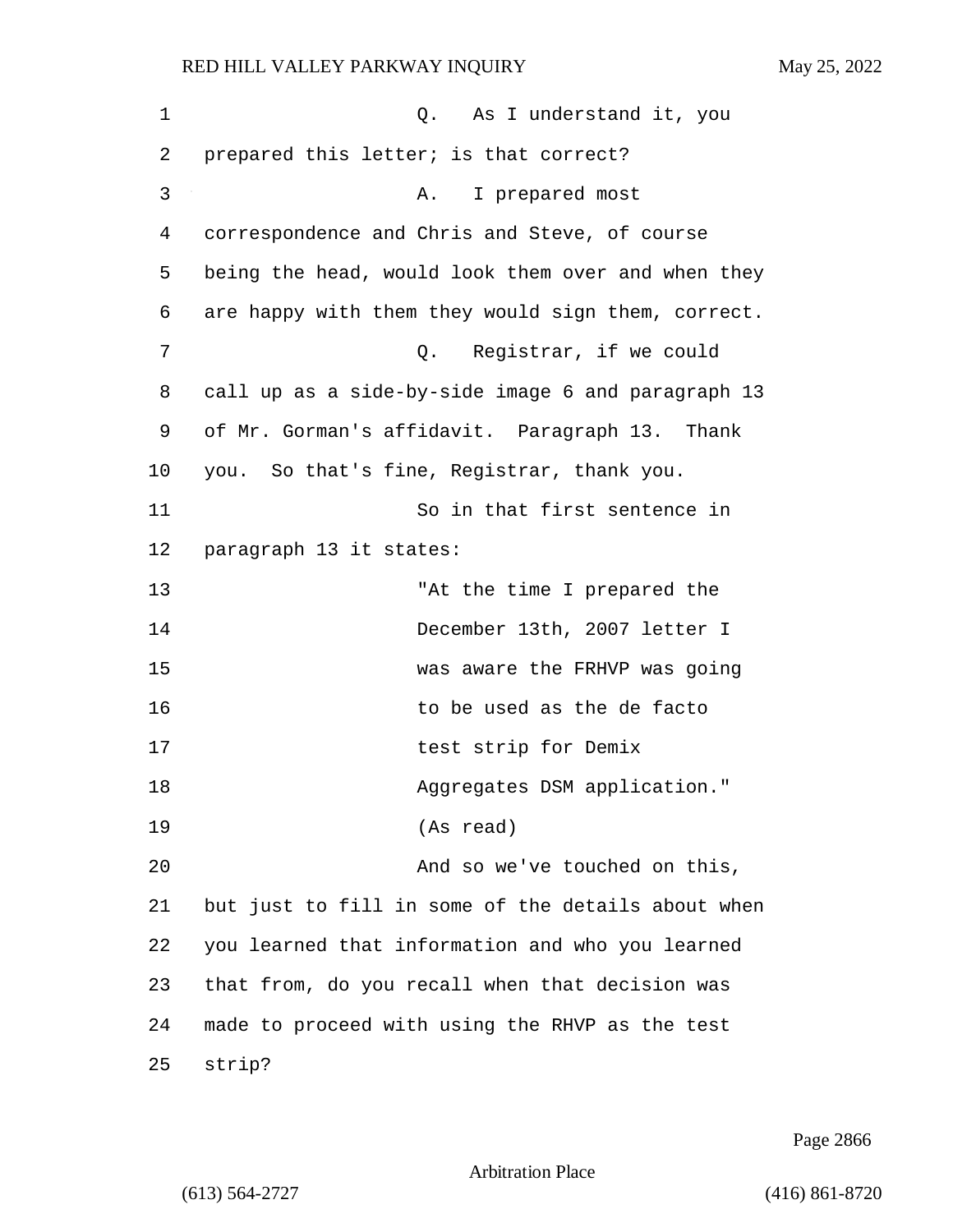1 Q. As I understand it, you
2 prepared this letter; is that correct?
3 A. I prepared most
4 correspondence and Chris and Steve, of course
5 being the head, would look them over and when they
6 are happy with them they would sign them, correct.
7 Q. Registrar, if we could
8 call up as a side-by-side image 6 and paragraph 13
9 of Mr. Gorman's affidavit. Paragraph 13. Thank
10 you. So that's fine, Registrar, thank you.
11 So in that first sentence in
12 paragraph 13 it states:
13 "At the time I prepared the
14 December 13th, 2007 letter I
15 was aware the FRHVP was going
16 to be used as the de facto
17 test strip for Demix
18 Aggregates DSM application."
19 (As read)
20 And so we've touched on this,
21 but just to fill in some of the details about when
22 you learned that information and who you learned
23 that from, do you recall when that decision was
24 made to proceed with using the RHVP as the test
25 strip?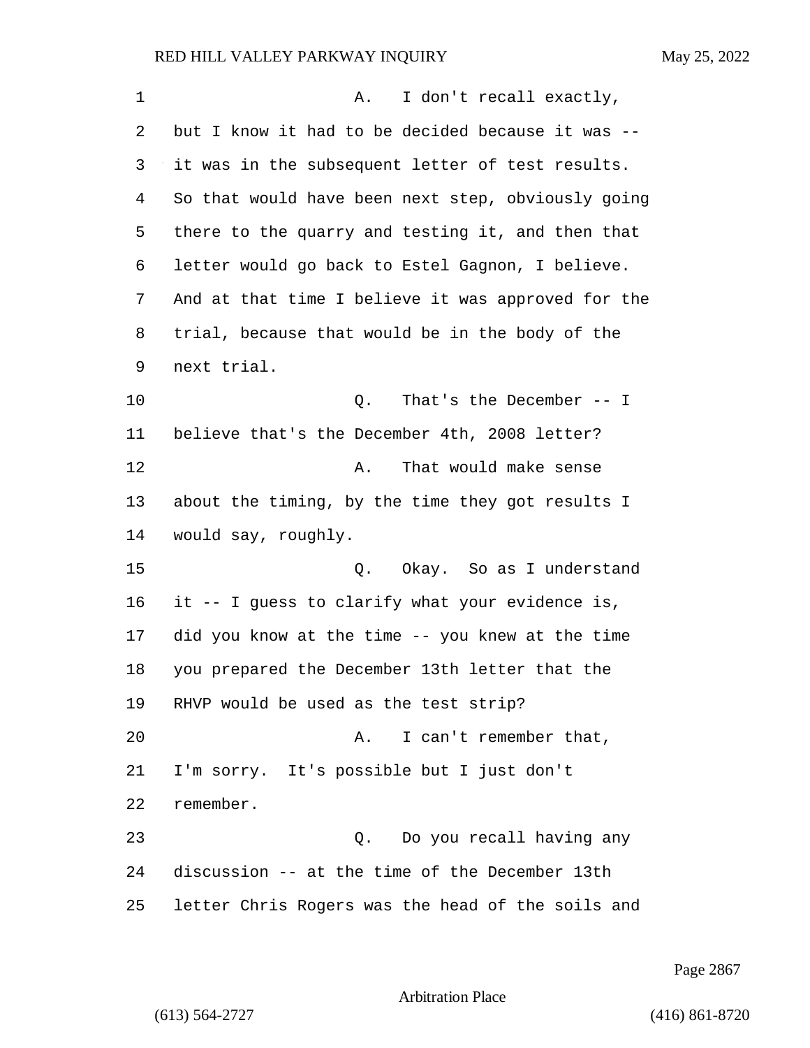A. I don't recall exactly, but I know it had to be decided because it was -- it was in the subsequent letter of test results. So that would have been next step, obviously going there to the quarry and testing it, and then that letter would go back to Estel Gagnon, I believe. And at that time I believe it was approved for the trial, because that would be in the body of the next trial.

Q. That's the December -- I believe that's the December 4th, 2008 letter?

A. That would make sense about the timing, by the time they got results I would say, roughly.

Q. Okay. So as I understand it -- I guess to clarify what your evidence is, did you know at the time -- you knew at the time you prepared the December 13th letter that the RHVP would be used as the test strip?

A. I can't remember that, I'm sorry. It's possible but I just don't remember.

Q. Do you recall having any discussion -- at the time of the December 13th letter Chris Rogers was the head of the soils and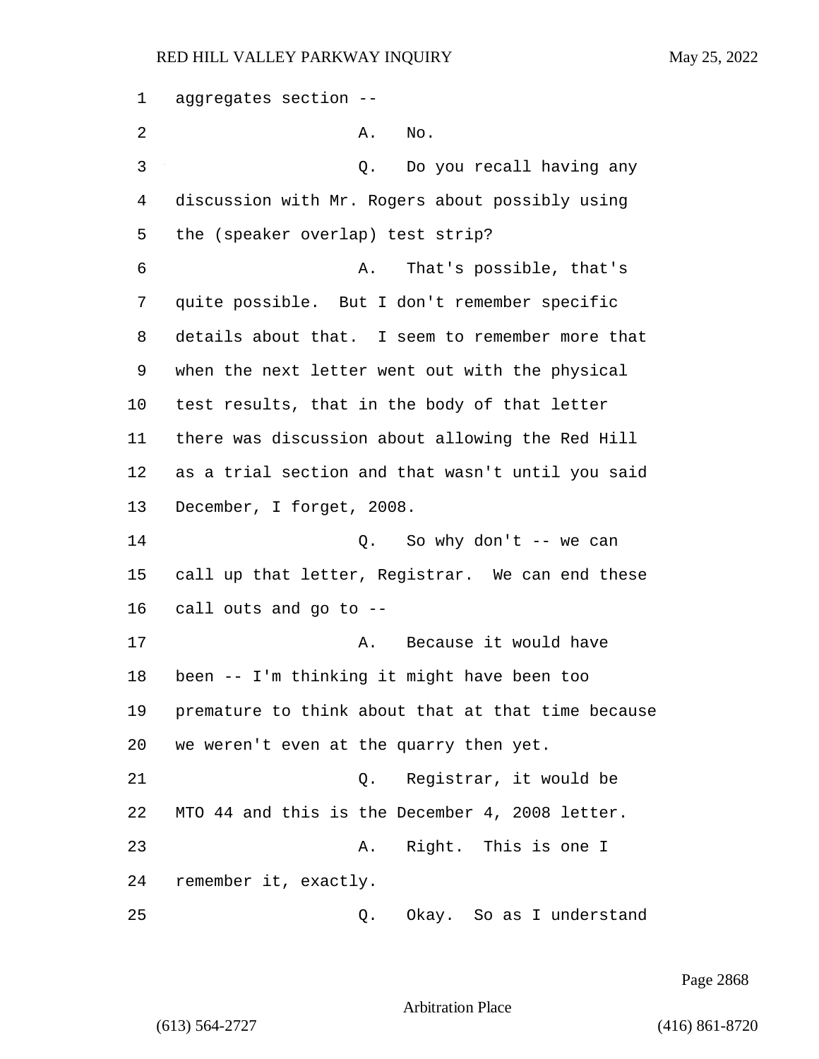1 aggregates section --

2 A. No.

3 Q. Do you recall having any

4 discussion with Mr. Rogers about possibly using

5 the (speaker overlap) test strip?

6 A. That's possible, that's

7 quite possible. But I don't remember specific

8 details about that. I seem to remember more that

9 when the next letter went out with the physical

10 test results, that in the body of that letter

11 there was discussion about allowing the Red Hill

12 as a trial section and that wasn't until you said

13 December, I forget, 2008.

14 Q. So why don't -- we can

15 call up that letter, Registrar. We can end these

16 call outs and go to --

17 A. Because it would have

18 been -- I'm thinking it might have been too

19 premature to think about that at that time because

20 we weren't even at the quarry then yet.

21 Q. Registrar, it would be

22 MTO 44 and this is the December 4, 2008 letter.

23 A. Right. This is one I

24 remember it, exactly.

25 Q. Okay. So as I understand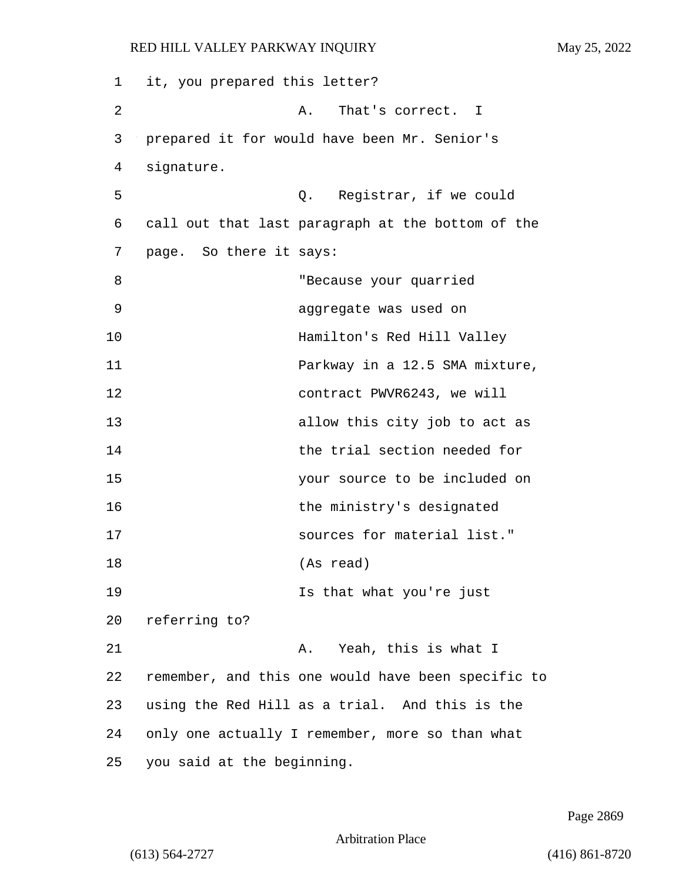it, you prepared this letter?

A. That's correct. I prepared it for would have been Mr. Senior's signature.

Q. Registrar, if we could call out that last paragraph at the bottom of the page. So there it says:

"Because your quarried aggregate was used on Hamilton's Red Hill Valley Parkway in a 12.5 SMA mixture, contract PWVR6243, we will allow this city job to act as the trial section needed for your source to be included on the ministry's designated sources for material list." (As read)

Is that what you're just referring to?

A. Yeah, this is what I remember, and this one would have been specific to using the Red Hill as a trial. And this is the only one actually I remember, more so than what you said at the beginning.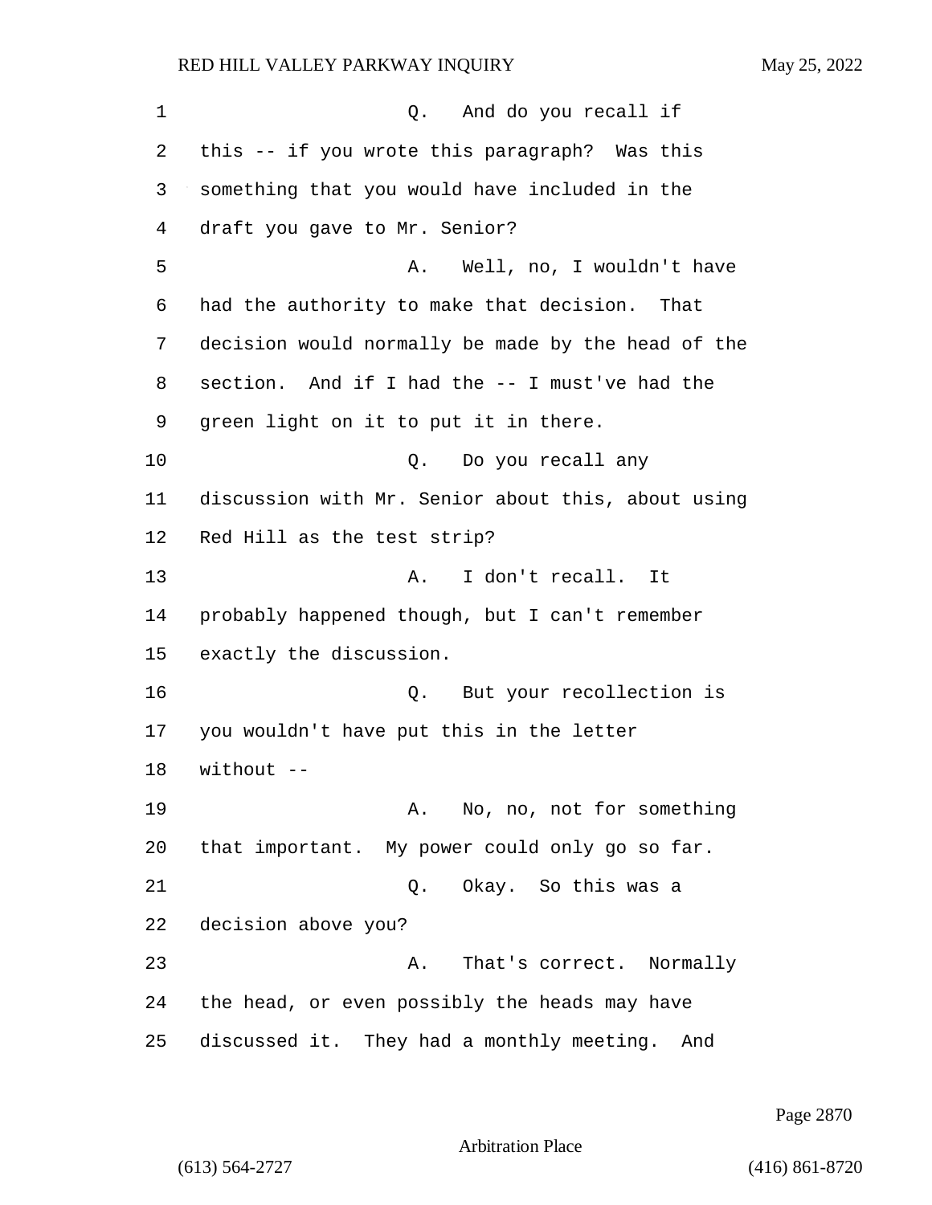Q. And do you recall if this -- if you wrote this paragraph? Was this something that you would have included in the draft you gave to Mr. Senior?

A. Well, no, I wouldn't have had the authority to make that decision. That decision would normally be made by the head of the section. And if I had the -- I must've had the green light on it to put it in there.

Q. Do you recall any discussion with Mr. Senior about this, about using Red Hill as the test strip?

A. I don't recall. It probably happened though, but I can't remember exactly the discussion.

Q. But your recollection is you wouldn't have put this in the letter without --

A. No, no, not for something that important. My power could only go so far.

Q. Okay. So this was a decision above you?

A. That's correct. Normally the head, or even possibly the heads may have discussed it. They had a monthly meeting. And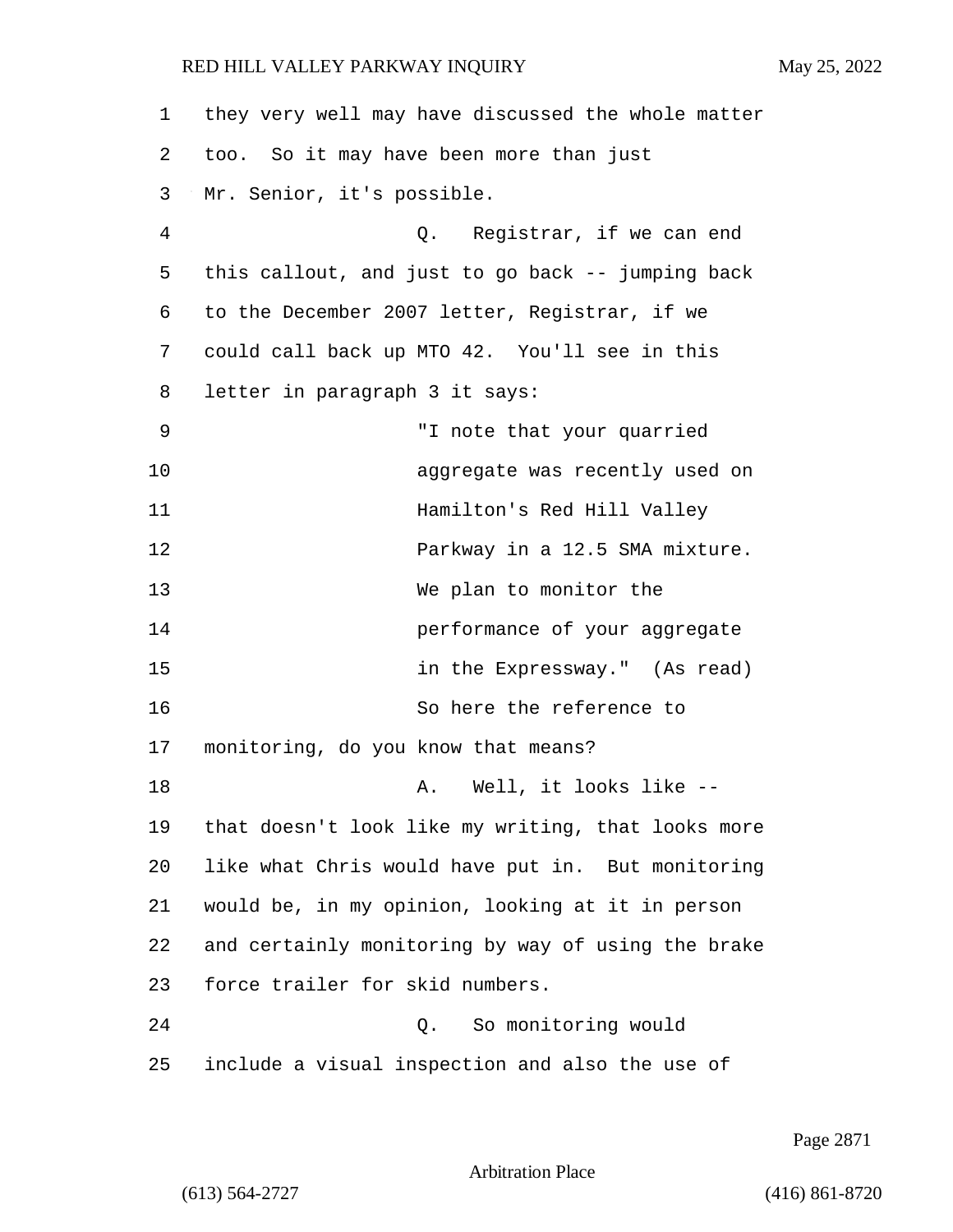they very well may have discussed the whole matter too. So it may have been more than just Mr. Senior, it's possible.

Q. Registrar, if we can end this callout, and just to go back -- jumping back to the December 2007 letter, Registrar, if we could call back up MTO 42. You'll see in this letter in paragraph 3 it says:

> "I note that your quarried aggregate was recently used on Hamilton's Red Hill Valley Parkway in a 12.5 SMA mixture. We plan to monitor the performance of your aggregate in the Expressway." (As read)

So here the reference to monitoring, do you know that means?

A. Well, it looks like -- that doesn't look like my writing, that looks more like what Chris would have put in. But monitoring would be, in my opinion, looking at it in person and certainly monitoring by way of using the brake force trailer for skid numbers.

Q. So monitoring would include a visual inspection and also the use of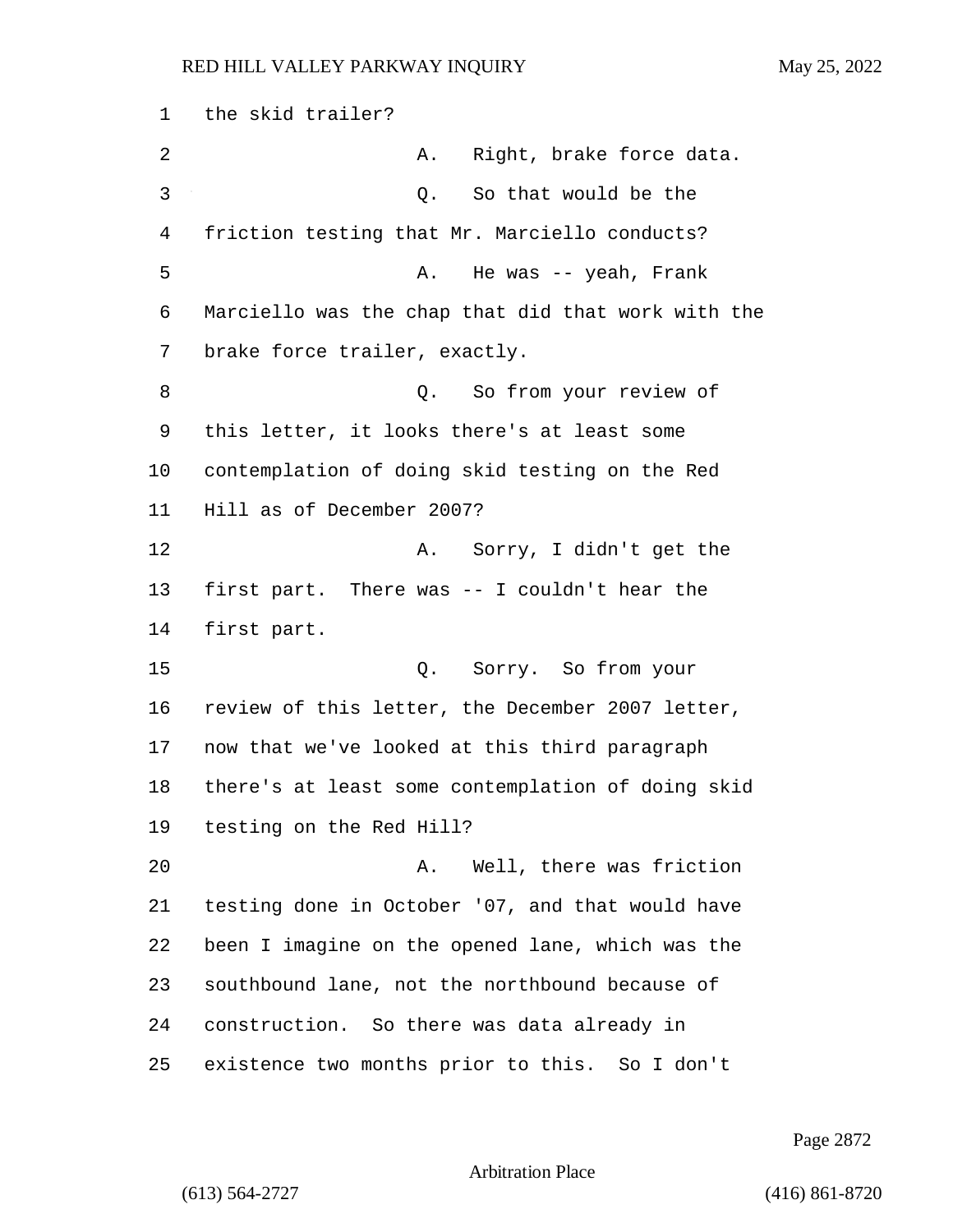the skid trailer?

A. Right, brake force data.

Q. So that would be the friction testing that Mr. Marciello conducts?

A. He was -- yeah, Frank Marciello was the chap that did that work with the brake force trailer, exactly.

Q. So from your review of this letter, it looks there's at least some contemplation of doing skid testing on the Red Hill as of December 2007?

A. Sorry, I didn't get the first part. There was -- I couldn't hear the first part.

Q. Sorry. So from your review of this letter, the December 2007 letter, now that we've looked at this third paragraph there's at least some contemplation of doing skid testing on the Red Hill?

A. Well, there was friction testing done in October '07, and that would have been I imagine on the opened lane, which was the southbound lane, not the northbound because of construction. So there was data already in existence two months prior to this. So I don't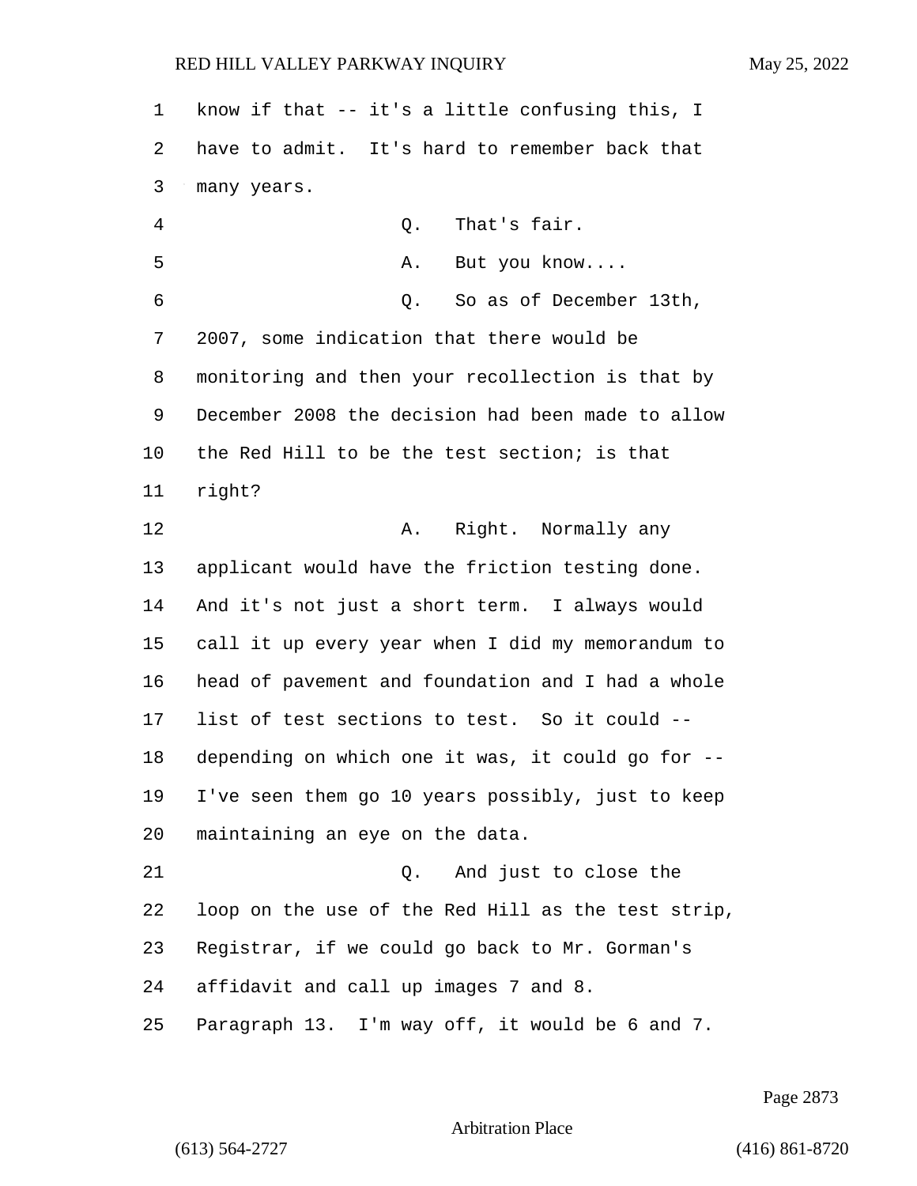know if that -- it's a little confusing this, I have to admit. It's hard to remember back that many years.

Q. That's fair.

A. But you know....

Q. So as of December 13th, 2007, some indication that there would be monitoring and then your recollection is that by December 2008 the decision had been made to allow the Red Hill to be the test section; is that right?

A. Right. Normally any applicant would have the friction testing done. And it's not just a short term. I always would call it up every year when I did my memorandum to head of pavement and foundation and I had a whole list of test sections to test. So it could -- depending on which one it was, it could go for -- I've seen them go 10 years possibly, just to keep maintaining an eye on the data.

Q. And just to close the loop on the use of the Red Hill as the test strip, Registrar, if we could go back to Mr. Gorman's affidavit and call up images 7 and 8. Paragraph 13. I'm way off, it would be 6 and 7.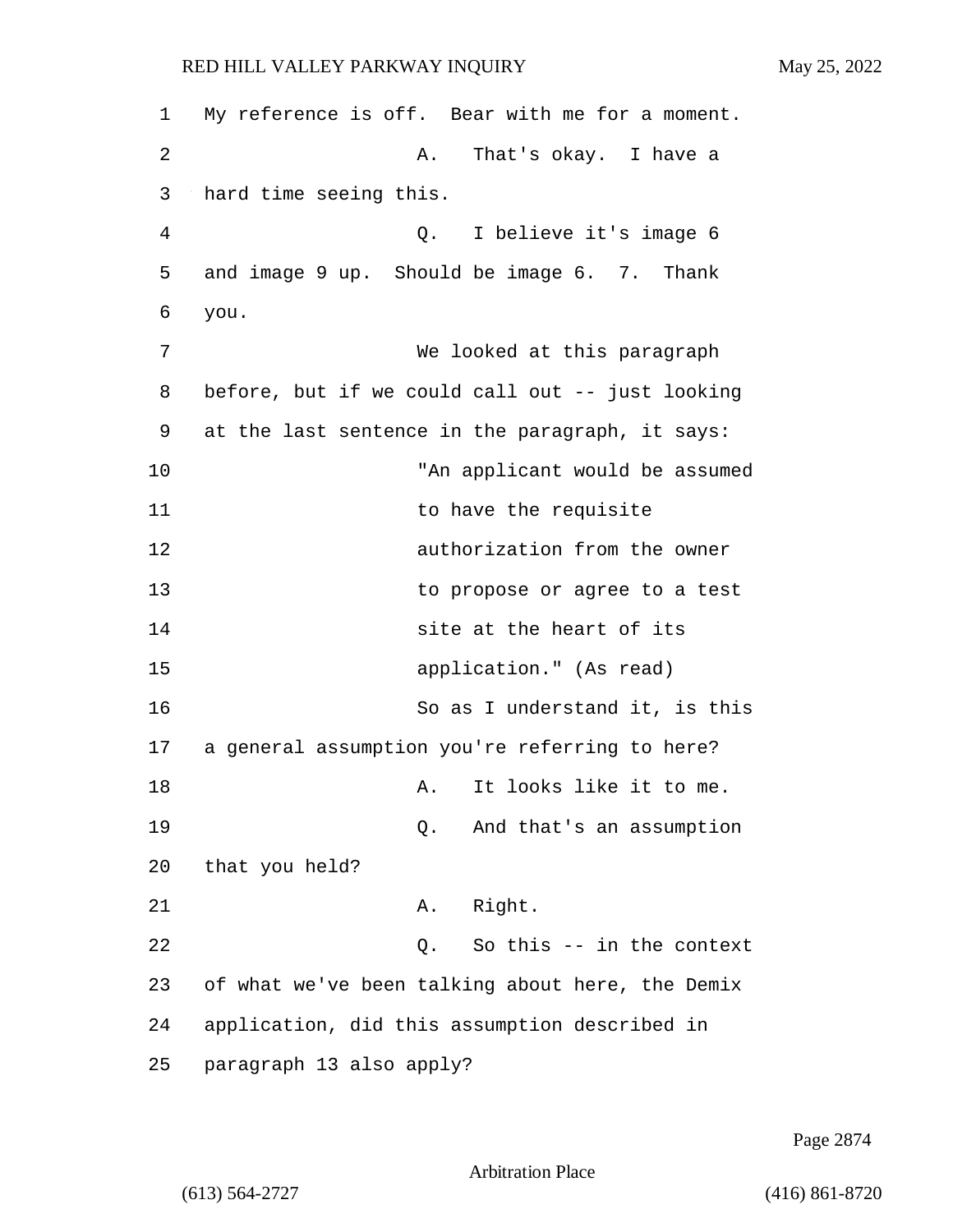1 My reference is off. Bear with me for a moment.

2 A. That's okay. I have a

3 hard time seeing this.

4 Q. I believe it's image 6

5 and image 9 up. Should be image 6. 7. Thank

6 you.

7 We looked at this paragraph

8 before, but if we could call out -- just looking

9 at the last sentence in the paragraph, it says:

10 "An applicant would be assumed

11 to have the requisite

12 authorization from the owner

13 to propose or agree to a test

14 site at the heart of its

15 application." (As read)

16 So as I understand it, is this

17 a general assumption you're referring to here?

18 A. It looks like it to me.

19 Q. And that's an assumption

20 that you held?

21 A. Right.

22 Q. So this -- in the context

23 of what we've been talking about here, the Demix

24 application, did this assumption described in

25 paragraph 13 also apply?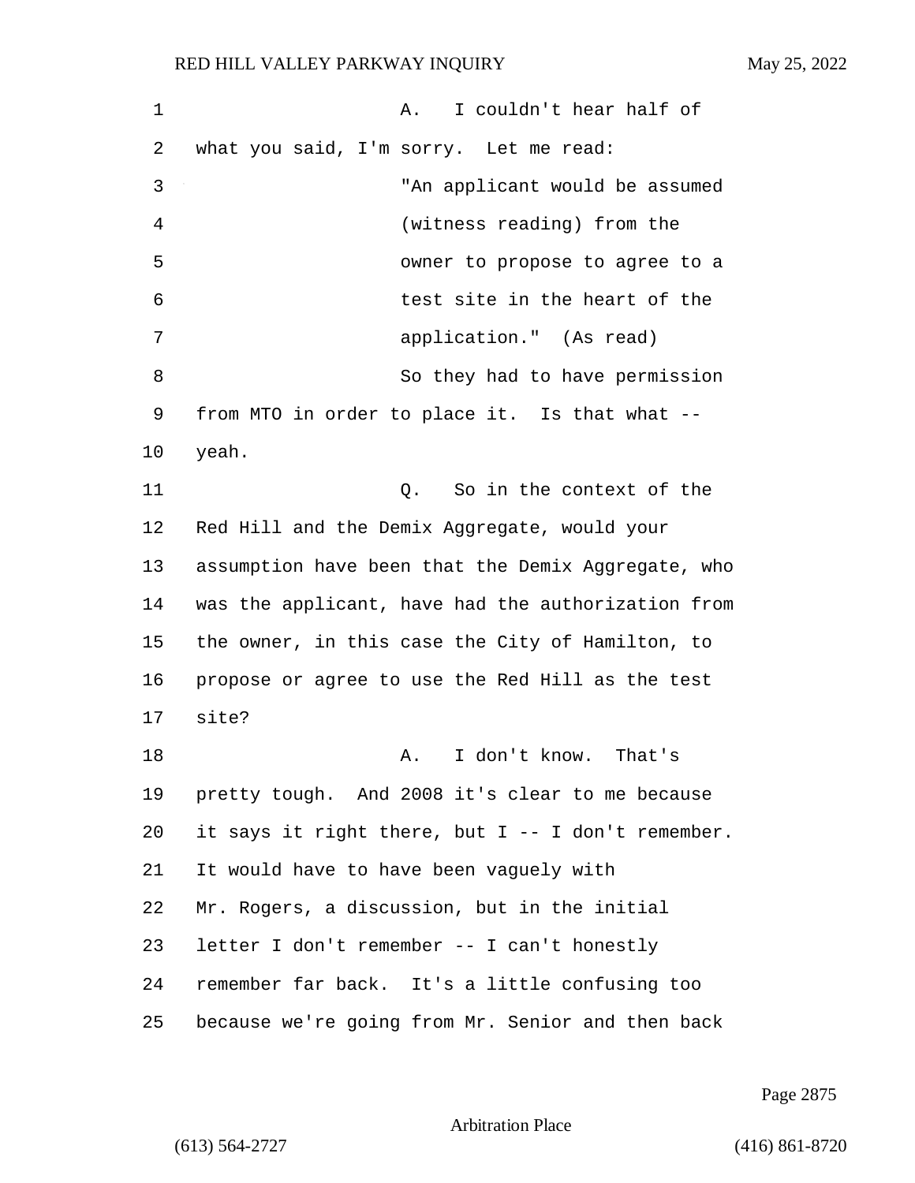A. I couldn't hear half of what you said, I'm sorry. Let me read:

"An applicant would be assumed (witness reading) from the owner to propose to agree to a test site in the heart of the application." (As read)

So they had to have permission from MTO in order to place it. Is that what -- yeah.

Q. So in the context of the Red Hill and the Demix Aggregate, would your assumption have been that the Demix Aggregate, who was the applicant, have had the authorization from the owner, in this case the City of Hamilton, to propose or agree to use the Red Hill as the test site?

A. I don't know. That's pretty tough. And 2008 it's clear to me because it says it right there, but I -- I don't remember. It would have to have been vaguely with Mr. Rogers, a discussion, but in the initial letter I don't remember -- I can't honestly remember far back. It's a little confusing too because we're going from Mr. Senior and then back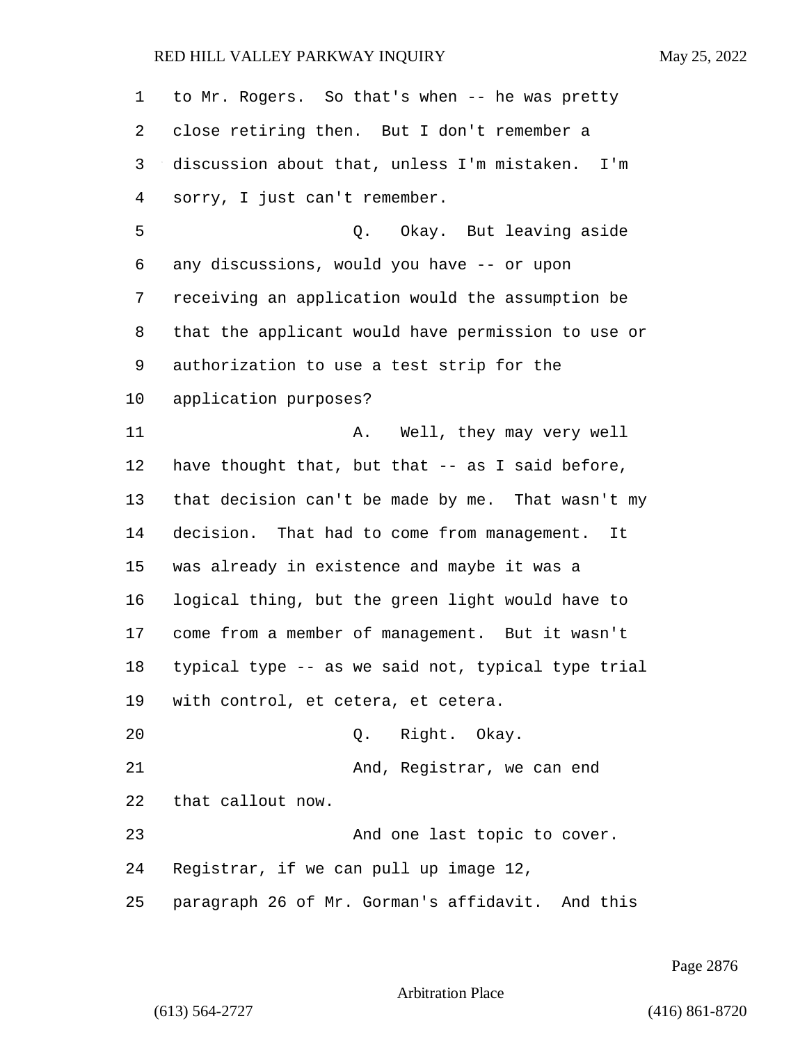to Mr. Rogers. So that's when -- he was pretty close retiring then. But I don't remember a discussion about that, unless I'm mistaken. I'm sorry, I just can't remember.

Q. Okay. But leaving aside any discussions, would you have -- or upon receiving an application would the assumption be that the applicant would have permission to use or authorization to use a test strip for the application purposes?

A. Well, they may very well have thought that, but that -- as I said before, that decision can't be made by me. That wasn't my decision. That had to come from management. It was already in existence and maybe it was a logical thing, but the green light would have to come from a member of management. But it wasn't typical type -- as we said not, typical type trial with control, et cetera, et cetera.

Q. Right. Okay.

And, Registrar, we can end that callout now.

And one last topic to cover. Registrar, if we can pull up image 12, paragraph 26 of Mr. Gorman's affidavit. And this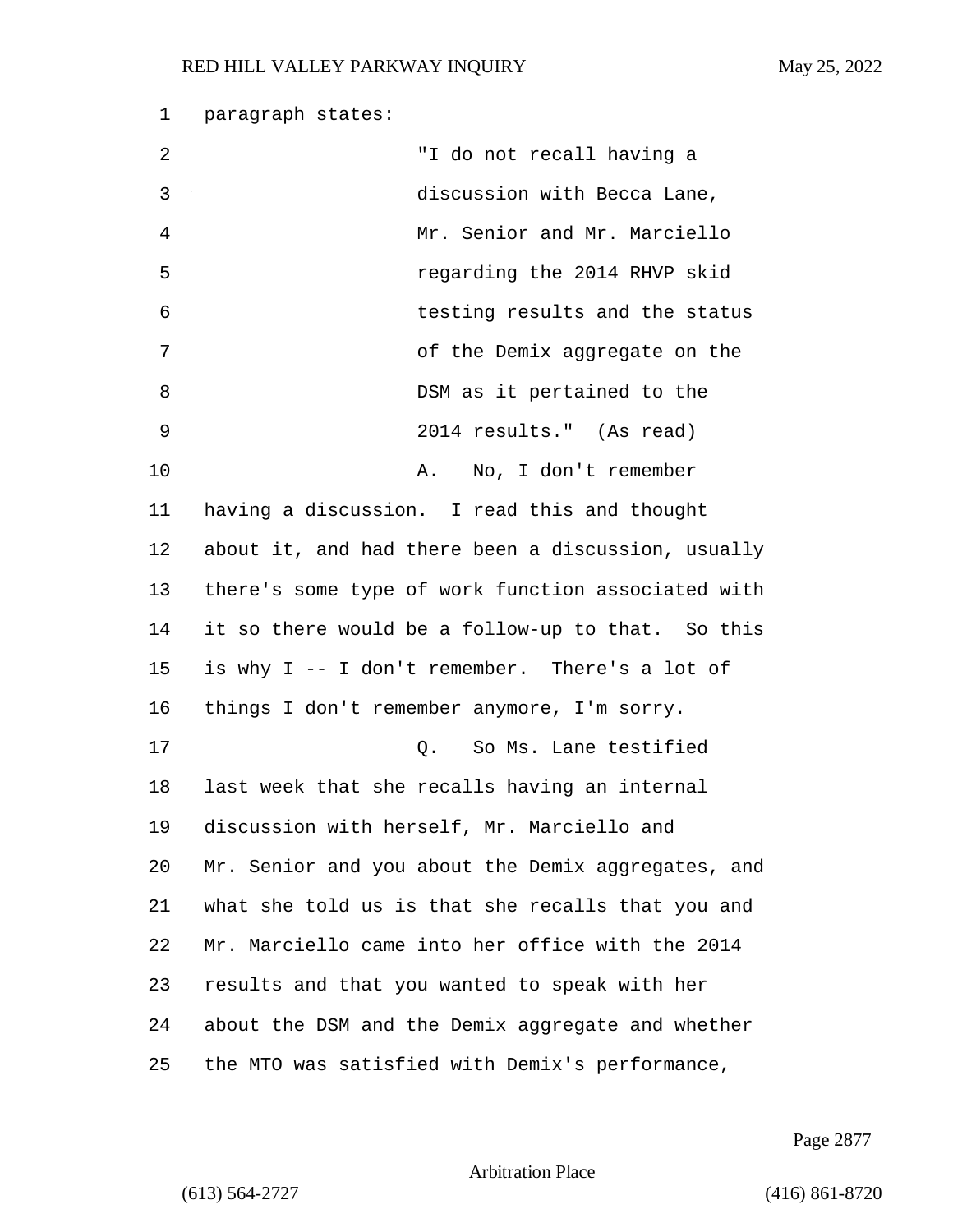paragraph states:

> "I do not recall having a discussion with Becca Lane, Mr. Senior and Mr. Marciello regarding the 2014 RHVP skid testing results and the status of the Demix aggregate on the DSM as it pertained to the 2014 results." (As read)

A. No, I don't remember having a discussion. I read this and thought about it, and had there been a discussion, usually there's some type of work function associated with it so there would be a follow-up to that. So this is why I -- I don't remember. There's a lot of things I don't remember anymore, I'm sorry.

Q. So Ms. Lane testified last week that she recalls having an internal discussion with herself, Mr. Marciello and Mr. Senior and you about the Demix aggregates, and what she told us is that she recalls that you and Mr. Marciello came into her office with the 2014 results and that you wanted to speak with her about the DSM and the Demix aggregate and whether the MTO was satisfied with Demix's performance,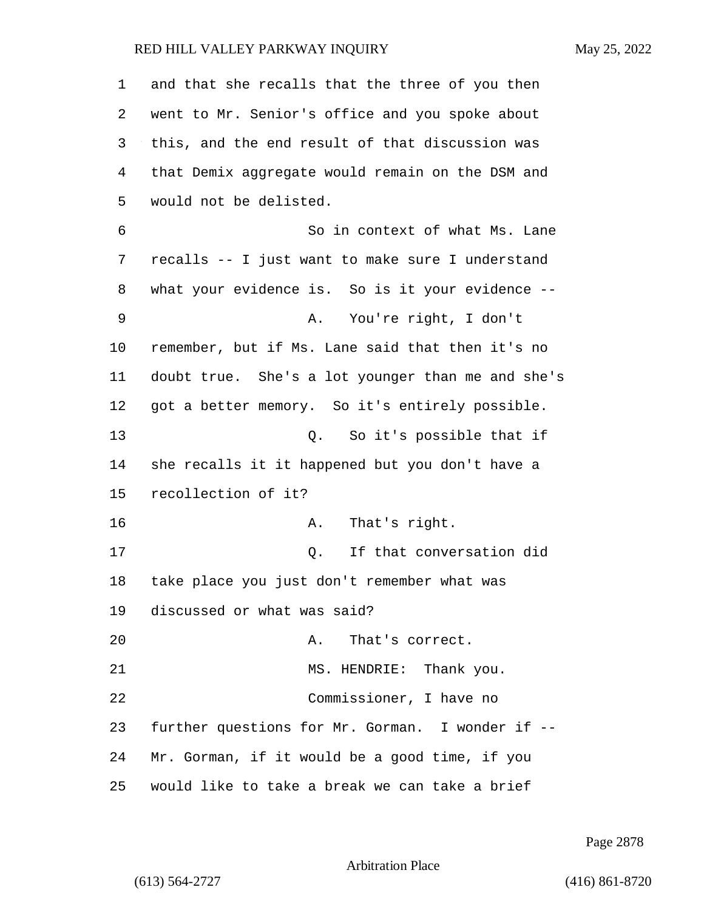1 and that she recalls that the three of you then
2 went to Mr. Senior's office and you spoke about
3 this, and the end result of that discussion was
4 that Demix aggregate would remain on the DSM and
5 would not be delisted.
6 So in context of what Ms. Lane
7 recalls -- I just want to make sure I understand
8 what your evidence is. So is it your evidence --
9 A. You're right, I don't
10 remember, but if Ms. Lane said that then it's no
11 doubt true. She's a lot younger than me and she's
12 got a better memory. So it's entirely possible.
13 Q. So it's possible that if
14 she recalls it it happened but you don't have a
15 recollection of it?
16 A. That's right.
17 Q. If that conversation did
18 take place you just don't remember what was
19 discussed or what was said?
20 A. That's correct.
21 MS. HENDRIE: Thank you.
22 Commissioner, I have no
23 further questions for Mr. Gorman. I wonder if --
24 Mr. Gorman, if it would be a good time, if you
25 would like to take a break we can take a brief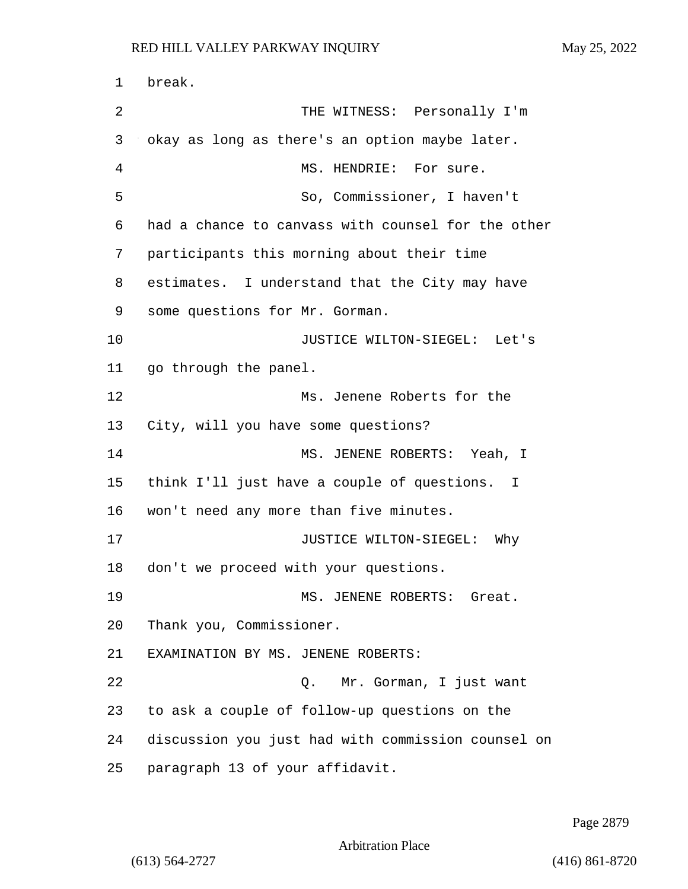break.

THE WITNESS: Personally I'm okay as long as there's an option maybe later.

MS. HENDRIE: For sure.

So, Commissioner, I haven't had a chance to canvass with counsel for the other participants this morning about their time estimates. I understand that the City may have some questions for Mr. Gorman.

JUSTICE WILTON-SIEGEL: Let's go through the panel.

Ms. Jenene Roberts for the City, will you have some questions?

MS. JENENE ROBERTS: Yeah, I think I'll just have a couple of questions. I won't need any more than five minutes.

JUSTICE WILTON-SIEGEL: Why don't we proceed with your questions.

MS. JENENE ROBERTS: Great. Thank you, Commissioner.

EXAMINATION BY MS. JENENE ROBERTS:

Q. Mr. Gorman, I just want to ask a couple of follow-up questions on the discussion you just had with commission counsel on paragraph 13 of your affidavit.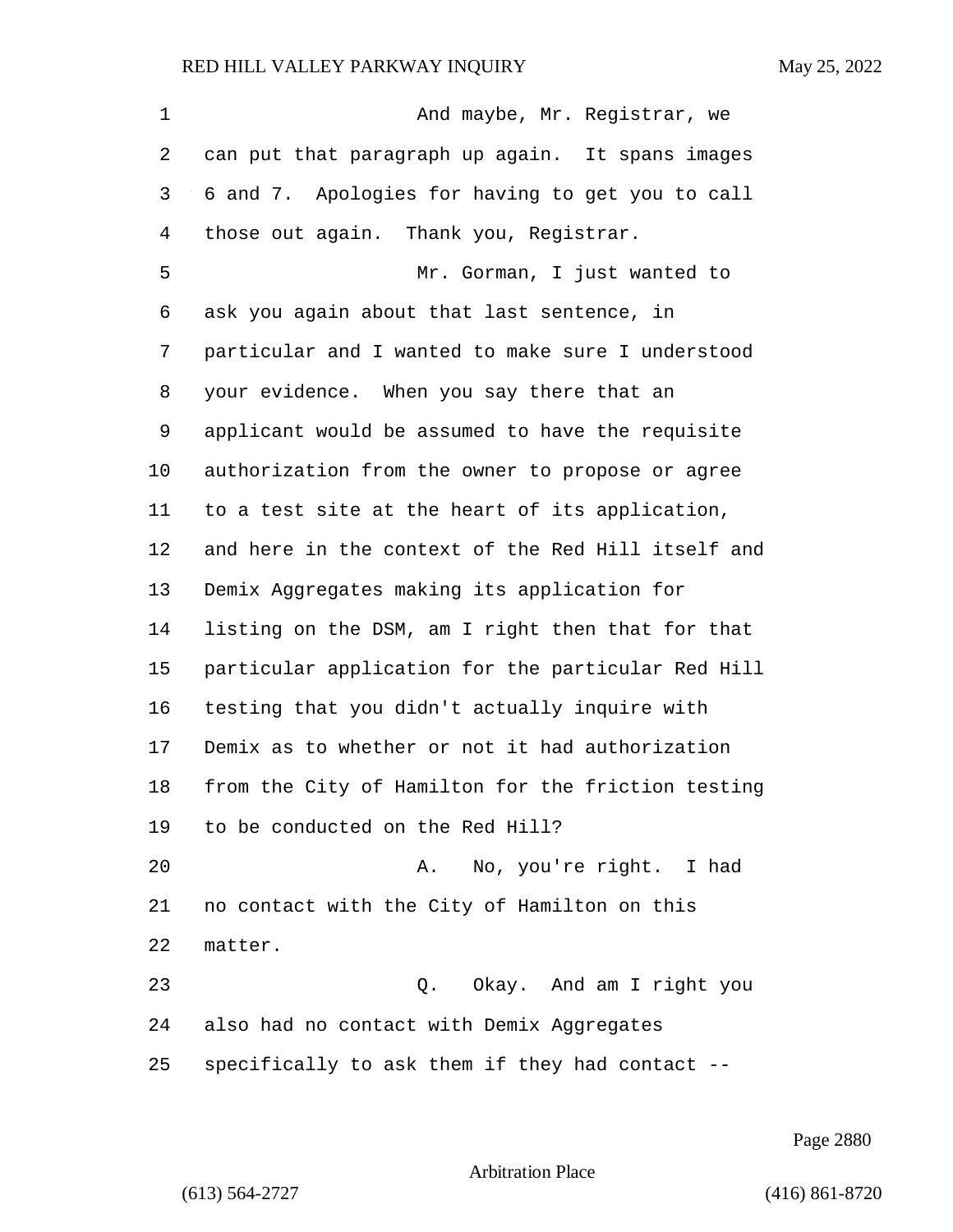1 And maybe, Mr. Registrar, we
2 can put that paragraph up again. It spans images
3 6 and 7. Apologies for having to get you to call
4 those out again. Thank you, Registrar.
5 Mr. Gorman, I just wanted to
6 ask you again about that last sentence, in
7 particular and I wanted to make sure I understood
8 your evidence. When you say there that an
9 applicant would be assumed to have the requisite
10 authorization from the owner to propose or agree
11 to a test site at the heart of its application,
12 and here in the context of the Red Hill itself and
13 Demix Aggregates making its application for
14 listing on the DSM, am I right then that for that
15 particular application for the particular Red Hill
16 testing that you didn't actually inquire with
17 Demix as to whether or not it had authorization
18 from the City of Hamilton for the friction testing
19 to be conducted on the Red Hill?
20 A. No, you're right. I had
21 no contact with the City of Hamilton on this
22 matter.
23 Q. Okay. And am I right you
24 also had no contact with Demix Aggregates
25 specifically to ask them if they had contact --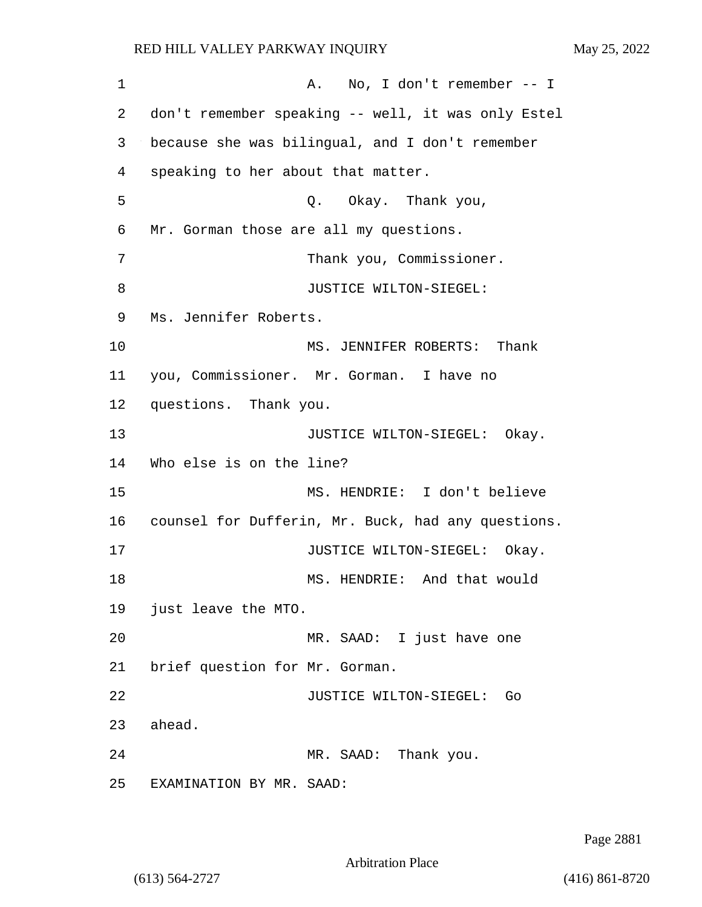1 A. No, I don't remember -- I
2 don't remember speaking -- well, it was only Estel
3 because she was bilingual, and I don't remember
4 speaking to her about that matter.
5 Q. Okay. Thank you,
6 Mr. Gorman those are all my questions.
7 Thank you, Commissioner.
8 JUSTICE WILTON-SIEGEL:
9 Ms. Jennifer Roberts.
10 MS. JENNIFER ROBERTS: Thank
11 you, Commissioner. Mr. Gorman. I have no
12 questions. Thank you.
13 JUSTICE WILTON-SIEGEL: Okay.
14 Who else is on the line?
15 MS. HENDRIE: I don't believe
16 counsel for Dufferin, Mr. Buck, had any questions.
17 JUSTICE WILTON-SIEGEL: Okay.
18 MS. HENDRIE: And that would
19 just leave the MTO.
20 MR. SAAD: I just have one
21 brief question for Mr. Gorman.
22 JUSTICE WILTON-SIEGEL: Go
23 ahead.
24 MR. SAAD: Thank you.
25 EXAMINATION BY MR. SAAD: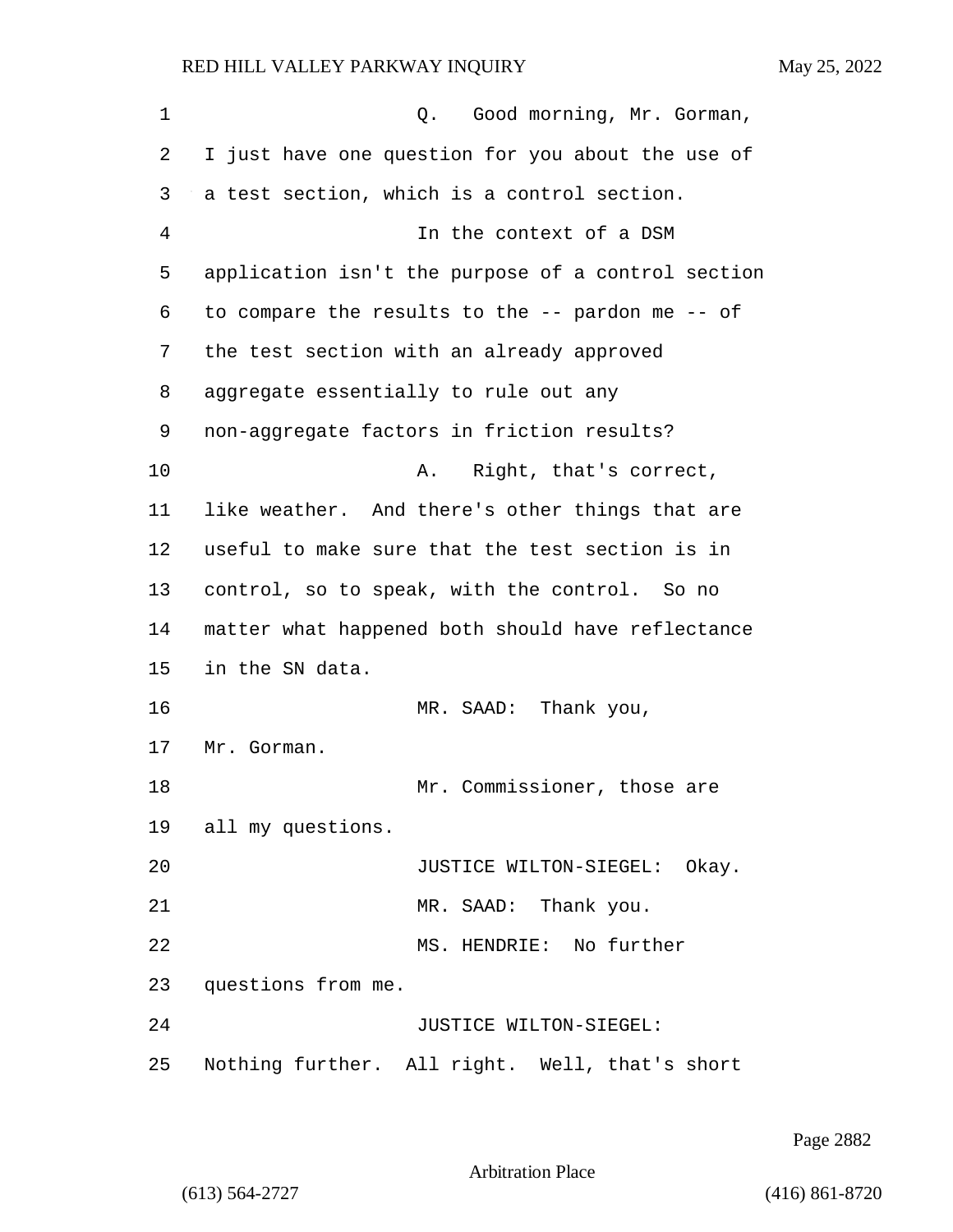1 Q. Good morning, Mr. Gorman,
2 I just have one question for you about the use of
3 a test section, which is a control section.
4 In the context of a DSM
5 application isn't the purpose of a control section
6 to compare the results to the -- pardon me -- of
7 the test section with an already approved
8 aggregate essentially to rule out any
9 non-aggregate factors in friction results?
10 A. Right, that's correct,
11 like weather. And there's other things that are
12 useful to make sure that the test section is in
13 control, so to speak, with the control. So no
14 matter what happened both should have reflectance
15 in the SN data.
16 MR. SAAD: Thank you,
17 Mr. Gorman.
18 Mr. Commissioner, those are
19 all my questions.
20 JUSTICE WILTON-SIEGEL: Okay.
21 MR. SAAD: Thank you.
22 MS. HENDRIE: No further
23 questions from me.
24 JUSTICE WILTON-SIEGEL:
25 Nothing further. All right. Well, that's short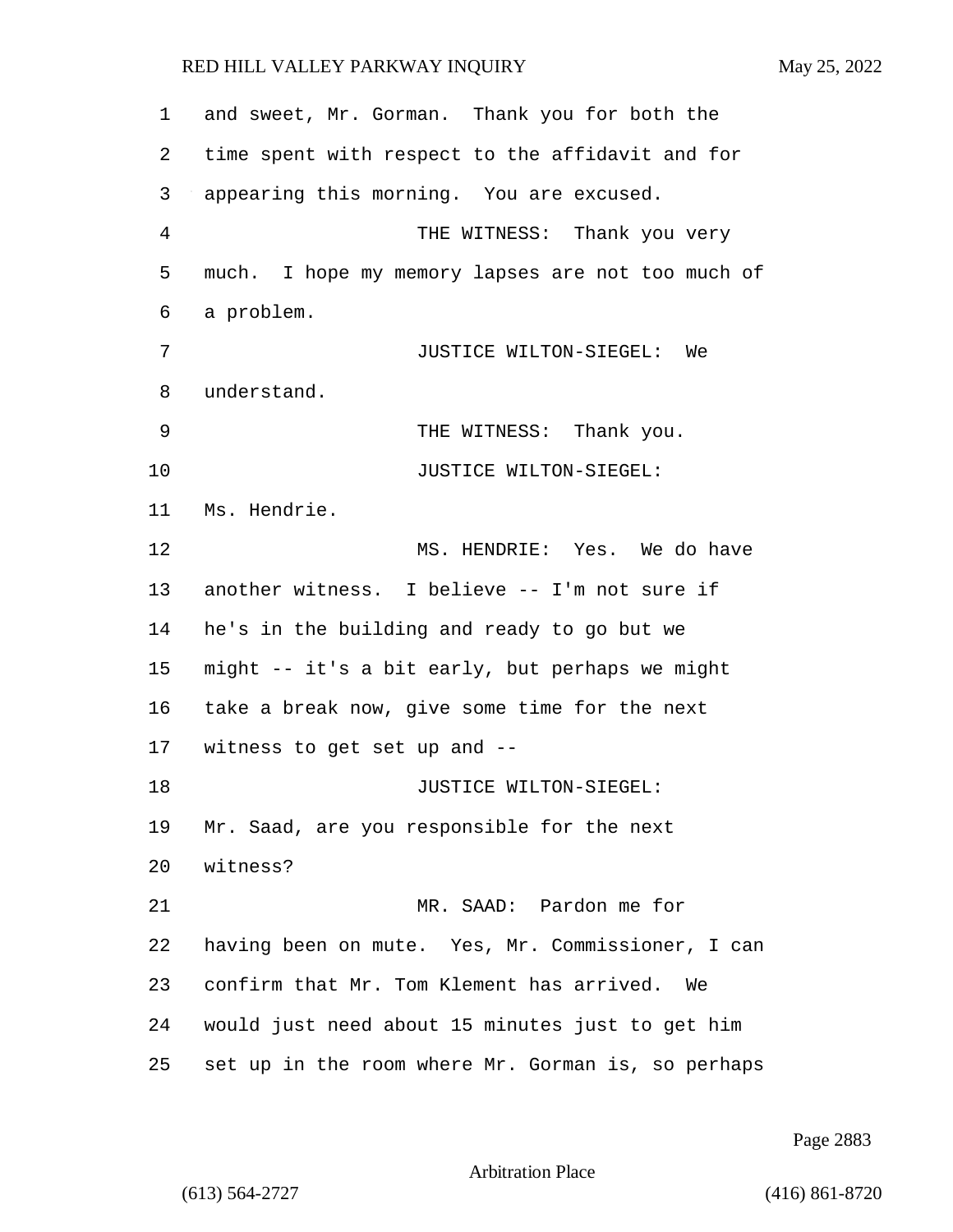1 and sweet, Mr. Gorman. Thank you for both the
2 time spent with respect to the affidavit and for
3 appearing this morning. You are excused.
4 THE WITNESS: Thank you very
5 much. I hope my memory lapses are not too much of
6 a problem.
7 JUSTICE WILTON-SIEGEL: We
8 understand.
9 THE WITNESS: Thank you.
10 JUSTICE WILTON-SIEGEL:
11 Ms. Hendrie.
12 MS. HENDRIE: Yes. We do have
13 another witness. I believe -- I'm not sure if
14 he's in the building and ready to go but we
15 might -- it's a bit early, but perhaps we might
16 take a break now, give some time for the next
17 witness to get set up and --
18 JUSTICE WILTON-SIEGEL:
19 Mr. Saad, are you responsible for the next
20 witness?
21 MR. SAAD: Pardon me for
22 having been on mute. Yes, Mr. Commissioner, I can
23 confirm that Mr. Tom Klement has arrived. We
24 would just need about 15 minutes just to get him
25 set up in the room where Mr. Gorman is, so perhaps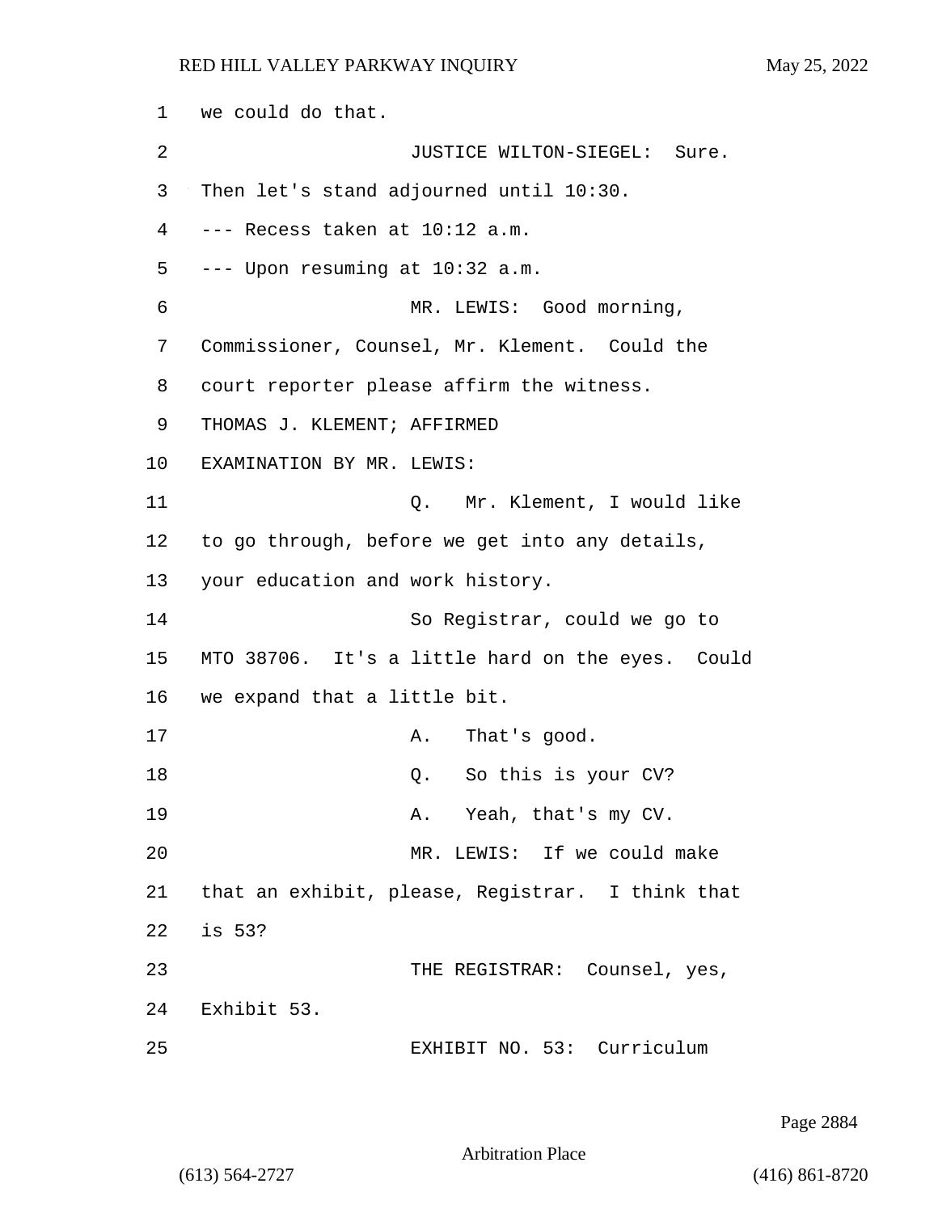1 we could do that.

2 JUSTICE WILTON-SIEGEL: Sure.

3 Then let's stand adjourned until 10:30.

4 --- Recess taken at 10:12 a.m.

5 --- Upon resuming at 10:32 a.m.

6 MR. LEWIS: Good morning,

7 Commissioner, Counsel, Mr. Klement. Could the

8 court reporter please affirm the witness.

9 THOMAS J. KLEMENT; AFFIRMED

10 EXAMINATION BY MR. LEWIS:

11 Q. Mr. Klement, I would like

12 to go through, before we get into any details,

13 your education and work history.

14 So Registrar, could we go to

15 MTO 38706. It's a little hard on the eyes. Could

16 we expand that a little bit.

17 A. That's good.

18 Q. So this is your CV?

19 A. Yeah, that's my CV.

20 MR. LEWIS: If we could make

21 that an exhibit, please, Registrar. I think that

22 is 53?

23 THE REGISTRAR: Counsel, yes,

24 Exhibit 53.

25 EXHIBIT NO. 53: Curriculum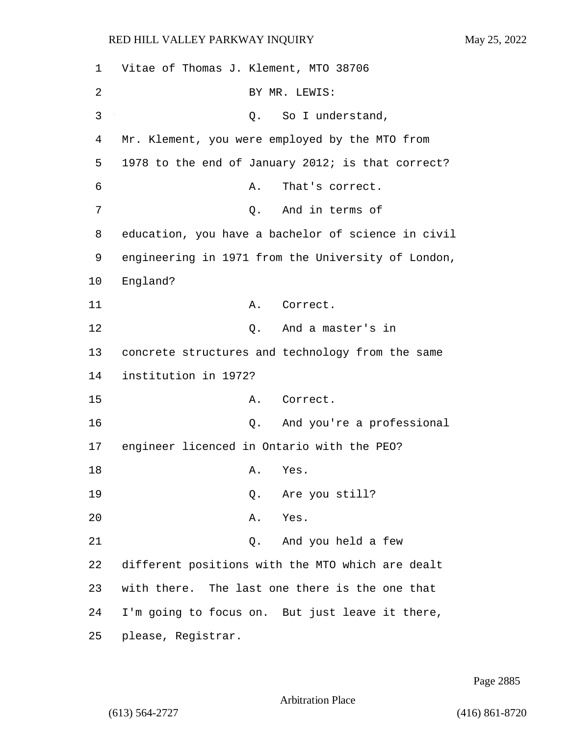Vitae of Thomas J. Klement, MTO 38706

BY MR. LEWIS:

Q. So I understand, Mr. Klement, you were employed by the MTO from 1978 to the end of January 2012; is that correct?

A. That's correct.

Q. And in terms of education, you have a bachelor of science in civil engineering in 1971 from the University of London, England?

A. Correct.

Q. And a master's in concrete structures and technology from the same institution in 1972?

A. Correct.

Q. And you're a professional engineer licenced in Ontario with the PEO?

A. Yes.

Q. Are you still?

A. Yes.

Q. And you held a few different positions with the MTO which are dealt with there. The last one there is the one that I'm going to focus on. But just leave it there, please, Registrar.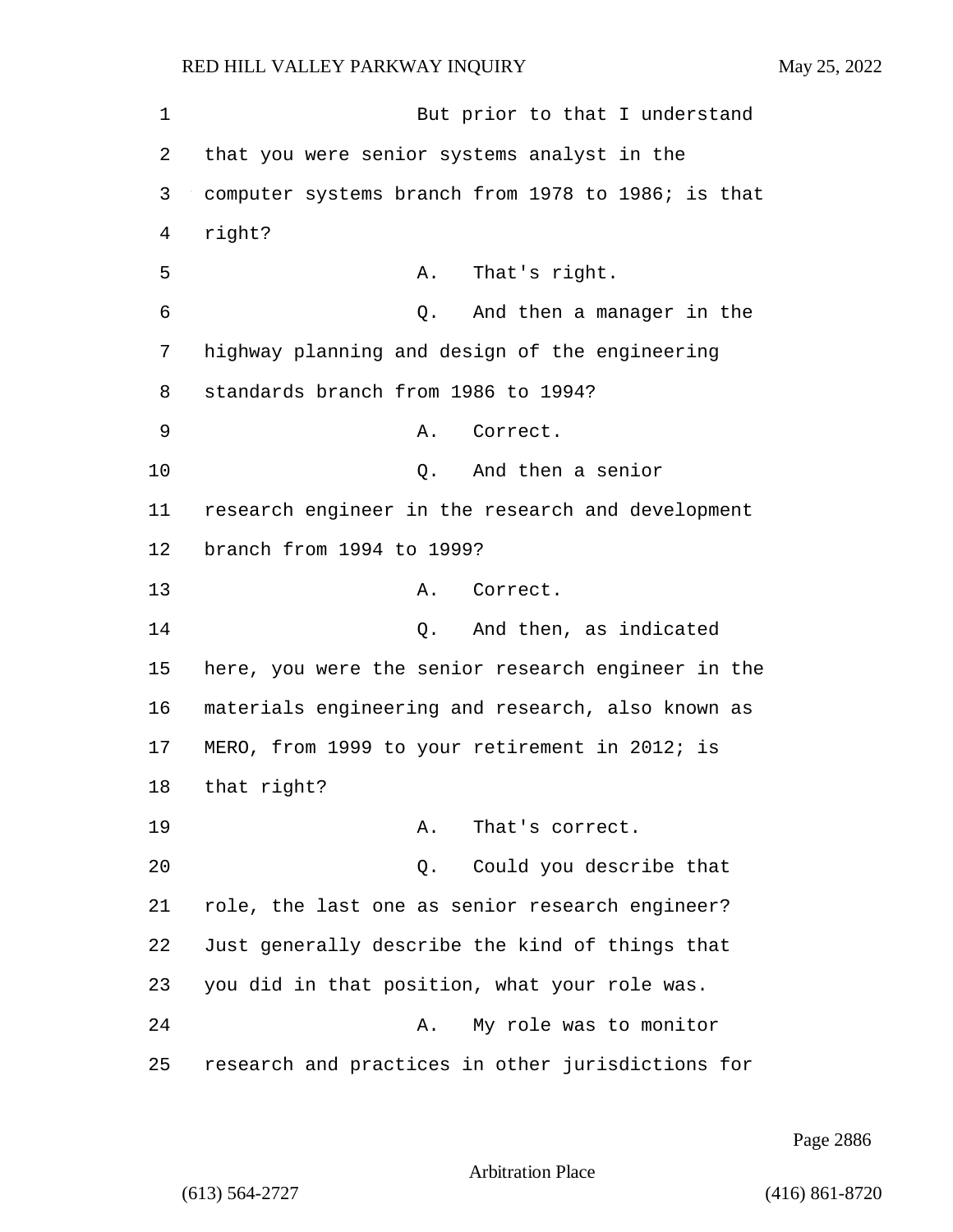But prior to that I understand that you were senior systems analyst in the computer systems branch from 1978 to 1986; is that right?

A. That's right.

Q. And then a manager in the highway planning and design of the engineering standards branch from 1986 to 1994?

A. Correct.

Q. And then a senior research engineer in the research and development branch from 1994 to 1999?

A. Correct.

Q. And then, as indicated here, you were the senior research engineer in the materials engineering and research, also known as MERO, from 1999 to your retirement in 2012; is that right?

A. That's correct.

Q. Could you describe that role, the last one as senior research engineer? Just generally describe the kind of things that you did in that position, what your role was.

A. My role was to monitor research and practices in other jurisdictions for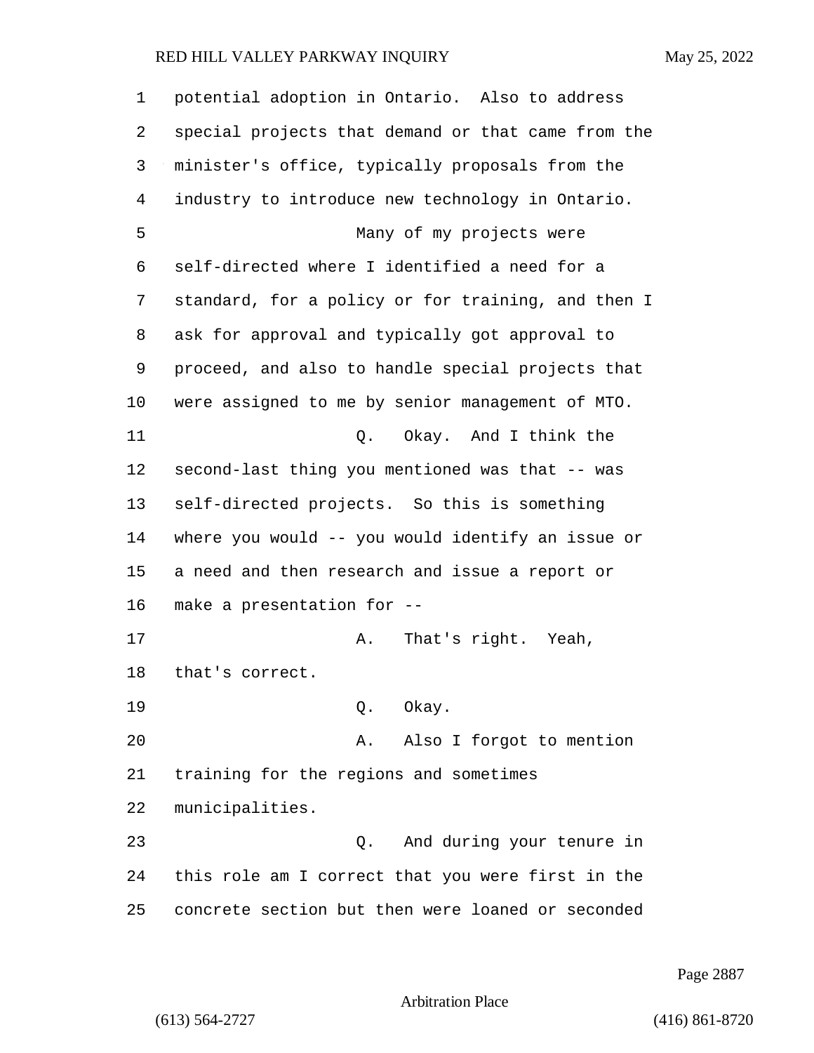potential adoption in Ontario. Also to address special projects that demand or that came from the minister's office, typically proposals from the industry to introduce new technology in Ontario.

Many of my projects were self-directed where I identified a need for a standard, for a policy or for training, and then I ask for approval and typically got approval to proceed, and also to handle special projects that were assigned to me by senior management of MTO.

Q. Okay. And I think the second-last thing you mentioned was that -- was self-directed projects. So this is something where you would -- you would identify an issue or a need and then research and issue a report or make a presentation for --

A. That's right. Yeah, that's correct.

Q. Okay.

A. Also I forgot to mention training for the regions and sometimes municipalities.

Q. And during your tenure in this role am I correct that you were first in the concrete section but then were loaned or seconded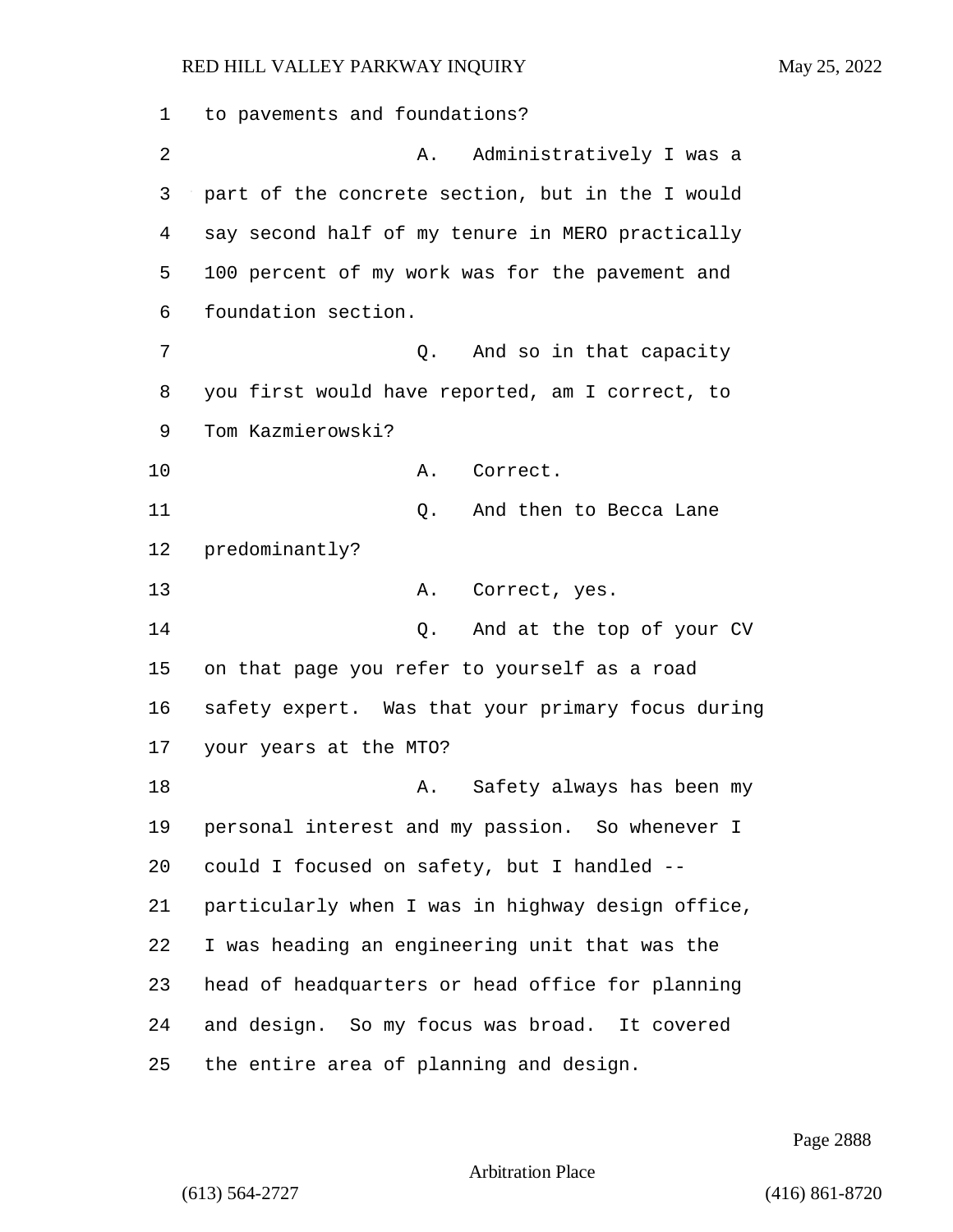to pavements and foundations?

A. Administratively I was a part of the concrete section, but in the I would say second half of my tenure in MERO practically 100 percent of my work was for the pavement and foundation section.

Q. And so in that capacity you first would have reported, am I correct, to Tom Kazmierowski?

A. Correct.

Q. And then to Becca Lane predominantly?

A. Correct, yes.

Q. And at the top of your CV on that page you refer to yourself as a road safety expert. Was that your primary focus during your years at the MTO?

A. Safety always has been my personal interest and my passion. So whenever I could I focused on safety, but I handled -- particularly when I was in highway design office, I was heading an engineering unit that was the head of headquarters or head office for planning and design. So my focus was broad. It covered the entire area of planning and design.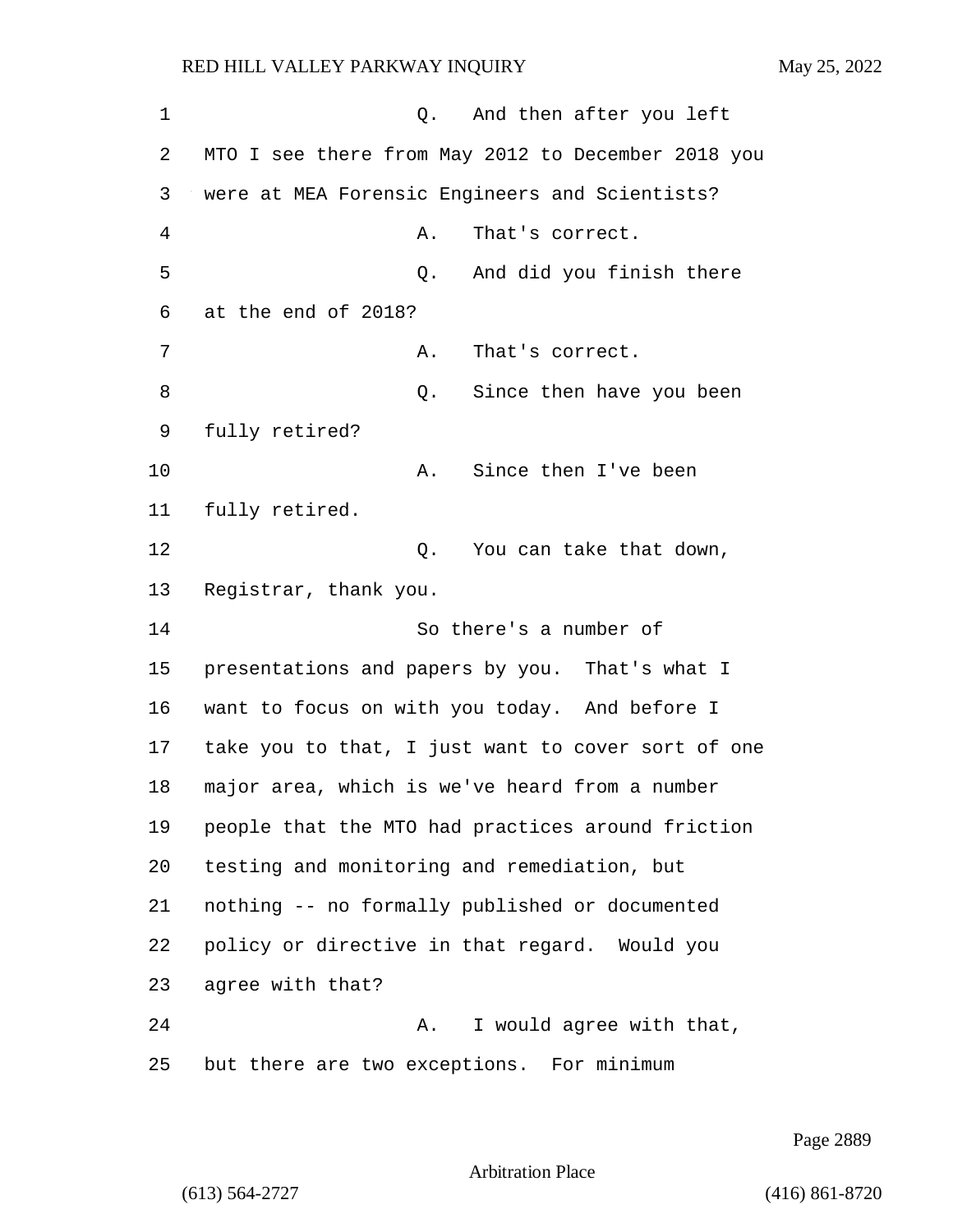Q. And then after you left MTO I see there from May 2012 to December 2018 you were at MEA Forensic Engineers and Scientists?

A. That's correct.

Q. And did you finish there at the end of 2018?

A. That's correct.

Q. Since then have you been fully retired?

A. Since then I've been fully retired.

Q. You can take that down, Registrar, thank you.

So there's a number of presentations and papers by you. That's what I want to focus on with you today. And before I take you to that, I just want to cover sort of one major area, which is we've heard from a number people that the MTO had practices around friction testing and monitoring and remediation, but nothing -- no formally published or documented policy or directive in that regard. Would you agree with that?

A. I would agree with that, but there are two exceptions. For minimum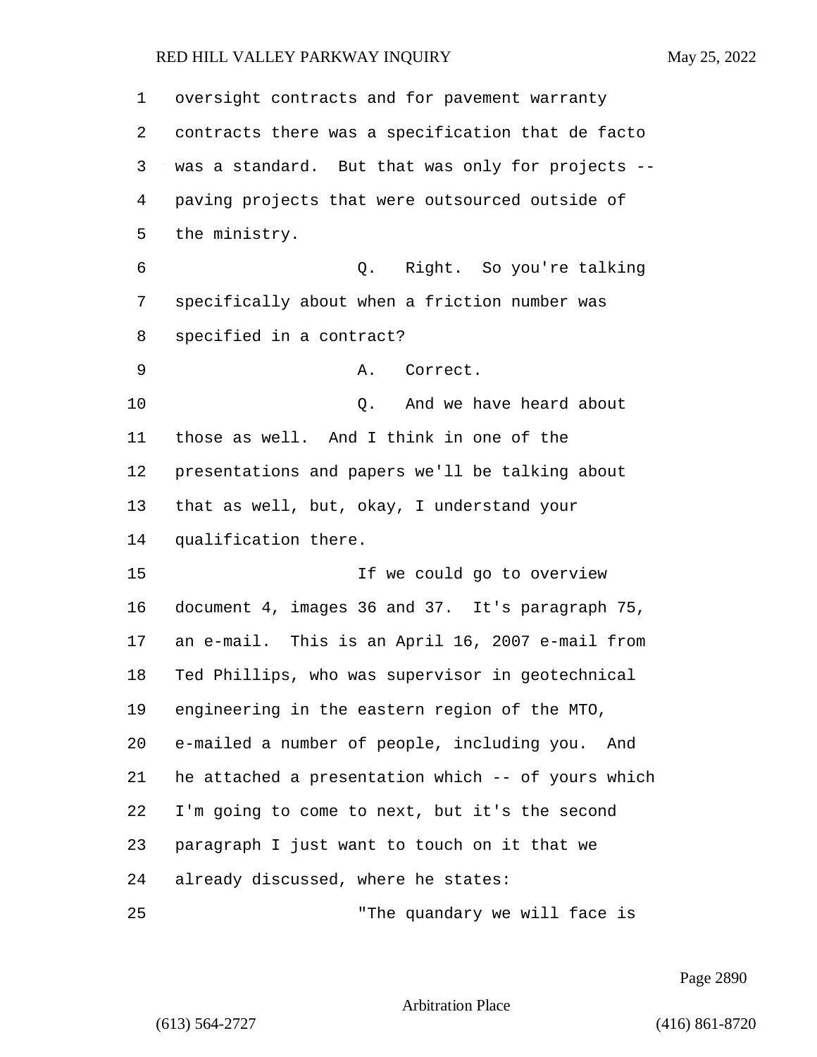oversight contracts and for pavement warranty contracts there was a specification that de facto was a standard. But that was only for projects -- paving projects that were outsourced outside of the ministry.

Q. Right. So you're talking specifically about when a friction number was specified in a contract?

A. Correct.

Q. And we have heard about those as well. And I think in one of the presentations and papers we'll be talking about that as well, but, okay, I understand your qualification there.

If we could go to overview document 4, images 36 and 37. It's paragraph 75, an e-mail. This is an April 16, 2007 e-mail from Ted Phillips, who was supervisor in geotechnical engineering in the eastern region of the MTO, e-mailed a number of people, including you. And he attached a presentation which -- of yours which I'm going to come to next, but it's the second paragraph I just want to touch on it that we already discussed, where he states:

"The quandary we will face is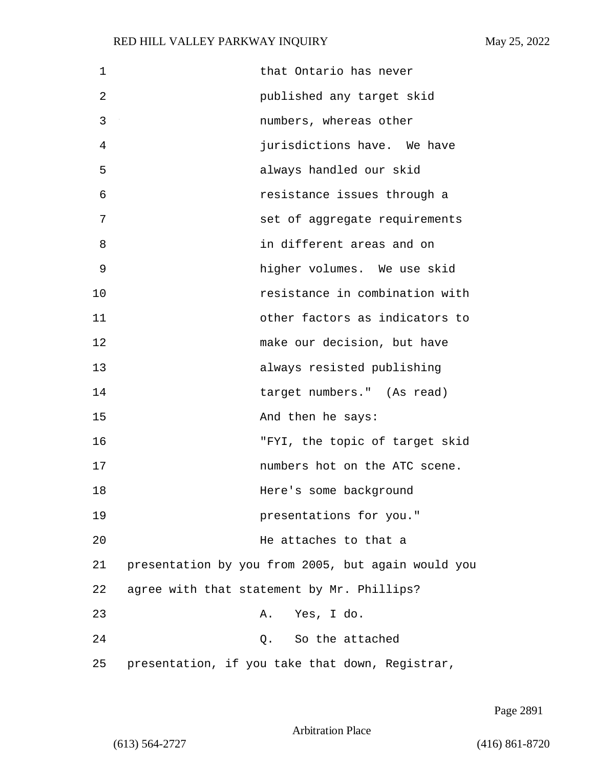that Ontario has never published any target skid numbers, whereas other jurisdictions have. We have always handled our skid resistance issues through a set of aggregate requirements in different areas and on higher volumes. We use skid resistance in combination with other factors as indicators to make our decision, but have always resisted publishing target numbers." (As read)

And then he says:

"FYI, the topic of target skid numbers hot on the ATC scene. Here's some background presentations for you."

He attaches to that a presentation by you from 2005, but again would you agree with that statement by Mr. Phillips?

A. Yes, I do.

Q. So the attached presentation, if you take that down, Registrar,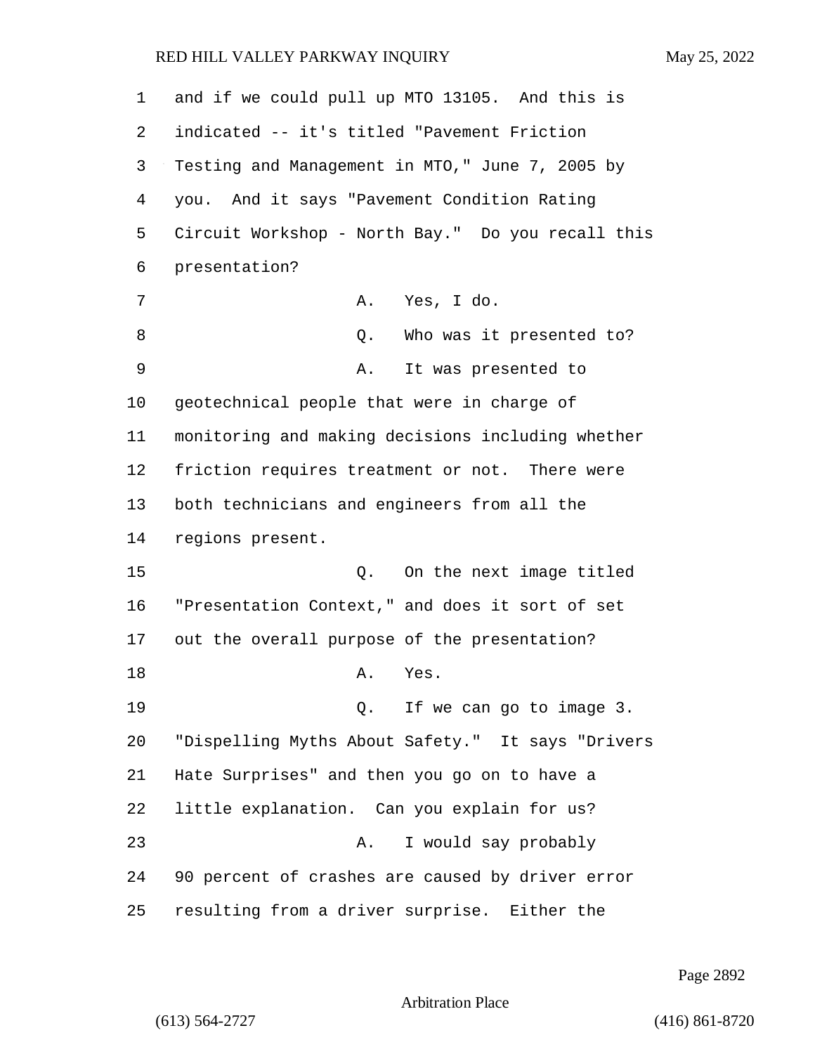and if we could pull up MTO 13105. And this is indicated -- it's titled "Pavement Friction Testing and Management in MTO," June 7, 2005 by you. And it says "Pavement Condition Rating Circuit Workshop - North Bay." Do you recall this presentation?

A. Yes, I do.

Q. Who was it presented to?

A. It was presented to geotechnical people that were in charge of monitoring and making decisions including whether friction requires treatment or not. There were both technicians and engineers from all the regions present.

Q. On the next image titled "Presentation Context," and does it sort of set out the overall purpose of the presentation?

A. Yes.

Q. If we can go to image 3. "Dispelling Myths About Safety." It says "Drivers Hate Surprises" and then you go on to have a little explanation. Can you explain for us?

A. I would say probably 90 percent of crashes are caused by driver error resulting from a driver surprise. Either the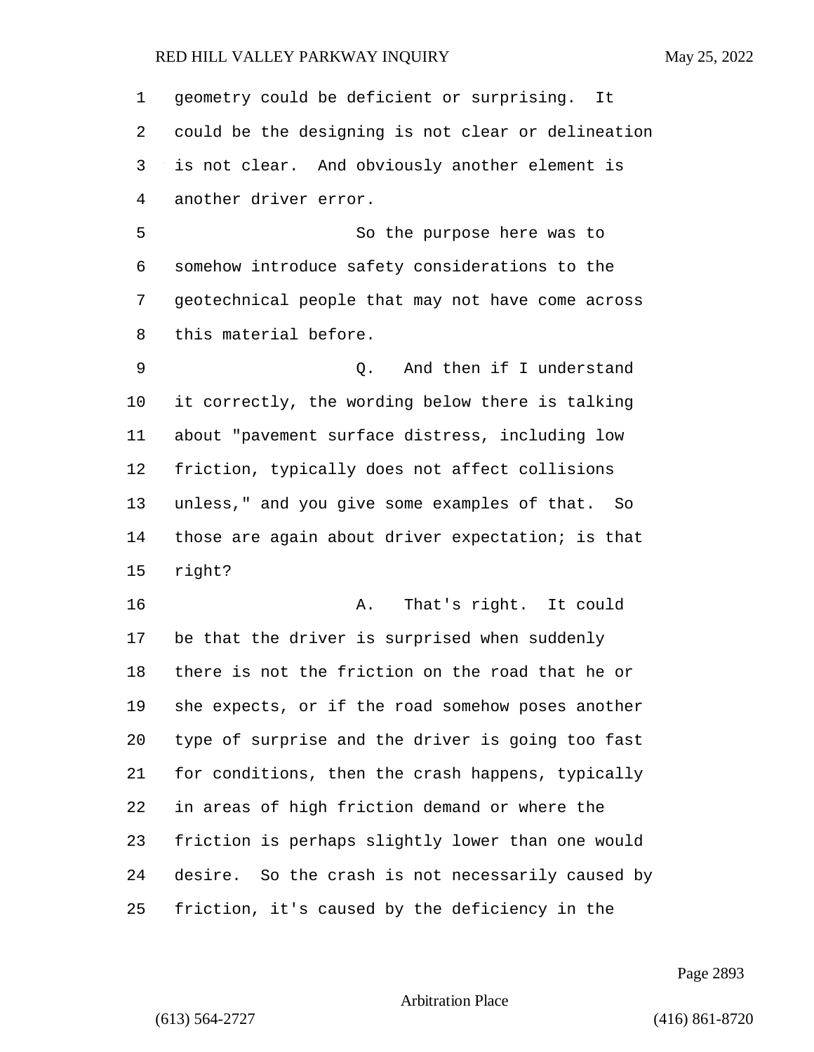geometry could be deficient or surprising. It could be the designing is not clear or delineation is not clear. And obviously another element is another driver error.

So the purpose here was to somehow introduce safety considerations to the geotechnical people that may not have come across this material before.

Q. And then if I understand it correctly, the wording below there is talking about "pavement surface distress, including low friction, typically does not affect collisions unless," and you give some examples of that. So those are again about driver expectation; is that right?

A. That's right. It could be that the driver is surprised when suddenly there is not the friction on the road that he or she expects, or if the road somehow poses another type of surprise and the driver is going too fast for conditions, then the crash happens, typically in areas of high friction demand or where the friction is perhaps slightly lower than one would desire. So the crash is not necessarily caused by friction, it's caused by the deficiency in the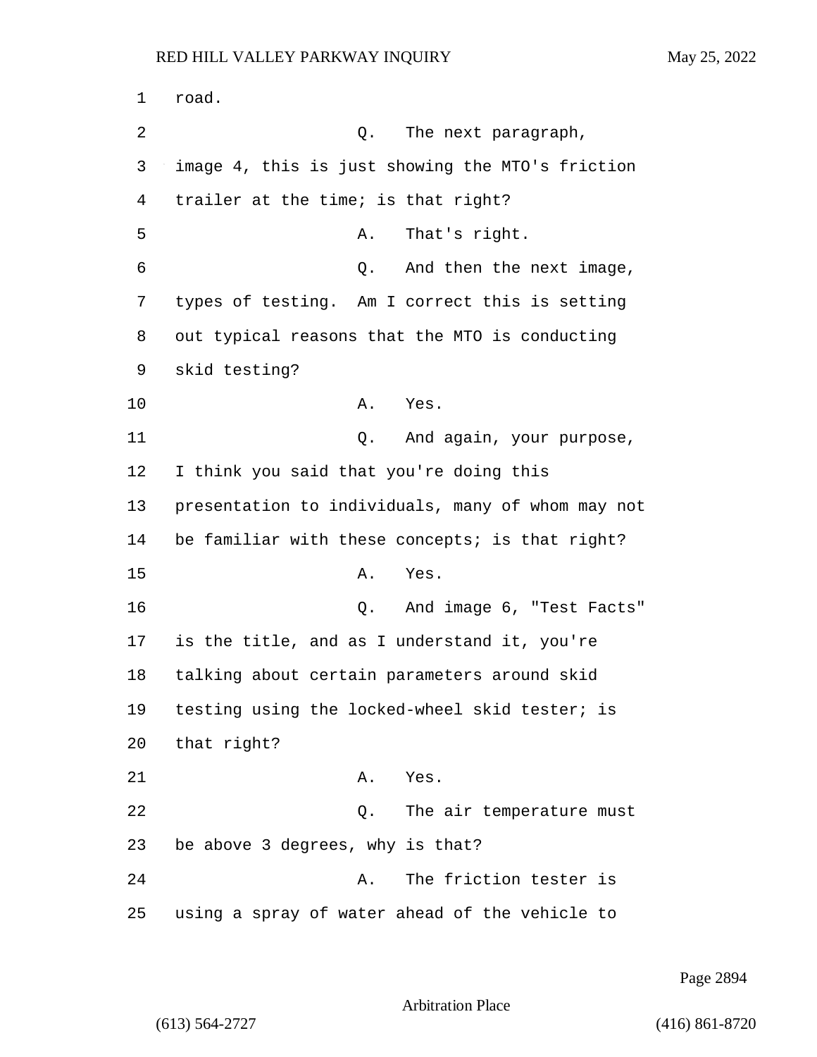road.

Q. The next paragraph, image 4, this is just showing the MTO's friction trailer at the time; is that right?

A. That's right.

Q. And then the next image, types of testing. Am I correct this is setting out typical reasons that the MTO is conducting skid testing?

A. Yes.

Q. And again, your purpose, I think you said that you're doing this presentation to individuals, many of whom may not be familiar with these concepts; is that right?

A. Yes.

Q. And image 6, "Test Facts" is the title, and as I understand it, you're talking about certain parameters around skid testing using the locked-wheel skid tester; is that right?

A. Yes.

Q. The air temperature must be above 3 degrees, why is that?

A. The friction tester is using a spray of water ahead of the vehicle to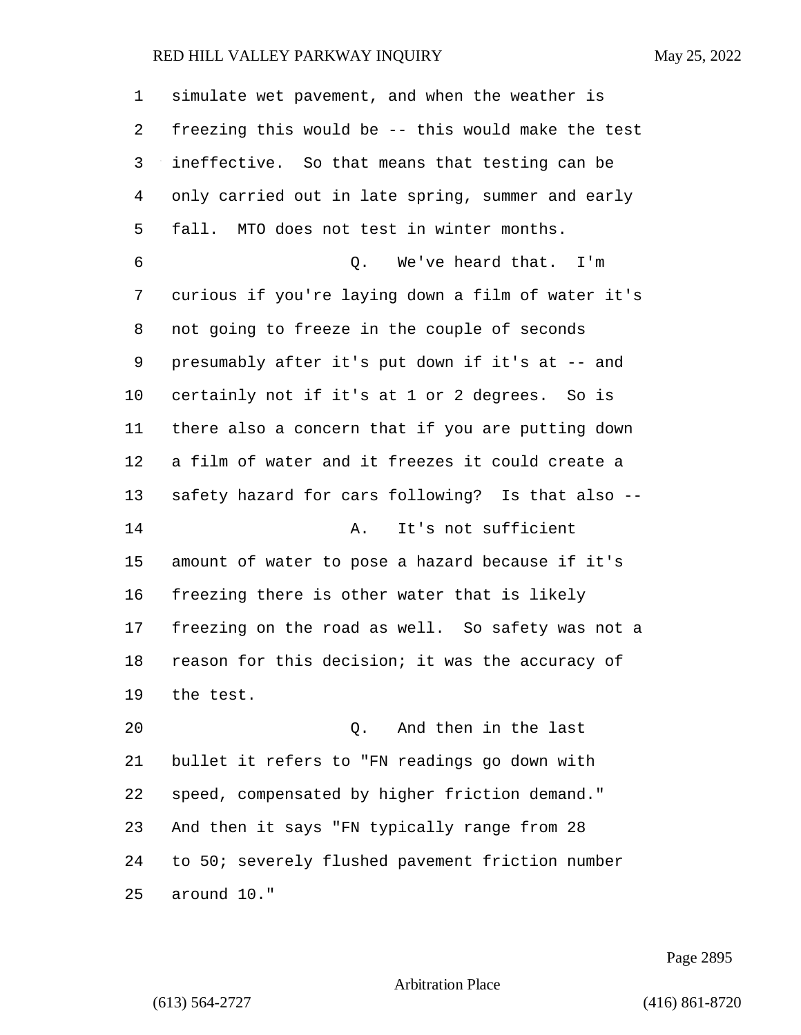simulate wet pavement, and when the weather is freezing this would be -- this would make the test ineffective. So that means that testing can be only carried out in late spring, summer and early fall. MTO does not test in winter months.

Q. We've heard that. I'm curious if you're laying down a film of water it's not going to freeze in the couple of seconds presumably after it's put down if it's at -- and certainly not if it's at 1 or 2 degrees. So is there also a concern that if you are putting down a film of water and it freezes it could create a safety hazard for cars following? Is that also --

A. It's not sufficient amount of water to pose a hazard because if it's freezing there is other water that is likely freezing on the road as well. So safety was not a reason for this decision; it was the accuracy of the test.

Q. And then in the last bullet it refers to "FN readings go down with speed, compensated by higher friction demand." And then it says "FN typically range from 28 to 50; severely flushed pavement friction number around 10."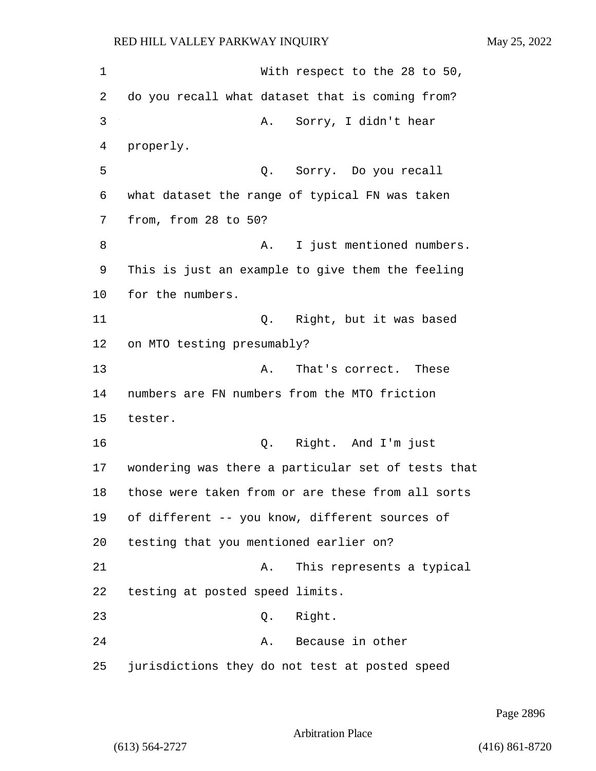1 With respect to the 28 to 50,
2 do you recall what dataset that is coming from?
3 A. Sorry, I didn't hear
4 properly.
5 Q. Sorry. Do you recall
6 what dataset the range of typical FN was taken
7 from, from 28 to 50?
8 A. I just mentioned numbers.
9 This is just an example to give them the feeling
10 for the numbers.
11 Q. Right, but it was based
12 on MTO testing presumably?
13 A. That's correct. These
14 numbers are FN numbers from the MTO friction
15 tester.
16 Q. Right. And I'm just
17 wondering was there a particular set of tests that
18 those were taken from or are these from all sorts
19 of different -- you know, different sources of
20 testing that you mentioned earlier on?
21 A. This represents a typical
22 testing at posted speed limits.
23 Q. Right.
24 A. Because in other
25 jurisdictions they do not test at posted speed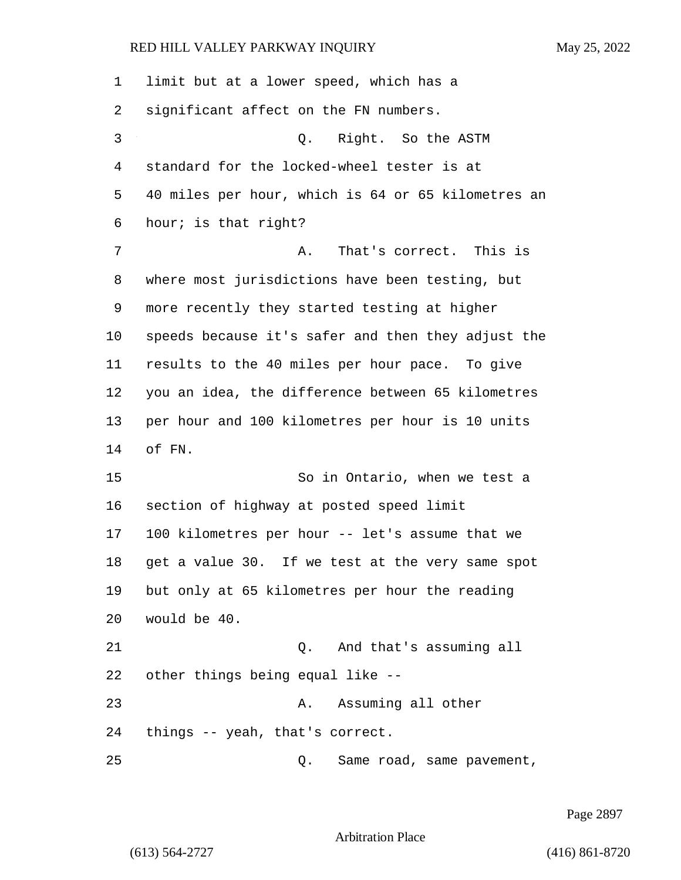limit but at a lower speed, which has a significant affect on the FN numbers.

Q. Right. So the ASTM standard for the locked-wheel tester is at 40 miles per hour, which is 64 or 65 kilometres an hour; is that right?

A. That's correct. This is where most jurisdictions have been testing, but more recently they started testing at higher speeds because it's safer and then they adjust the results to the 40 miles per hour pace. To give you an idea, the difference between 65 kilometres per hour and 100 kilometres per hour is 10 units of FN.

So in Ontario, when we test a section of highway at posted speed limit 100 kilometres per hour -- let's assume that we get a value 30. If we test at the very same spot but only at 65 kilometres per hour the reading would be 40.

Q. And that's assuming all other things being equal like --

A. Assuming all other things -- yeah, that's correct.

Q. Same road, same pavement,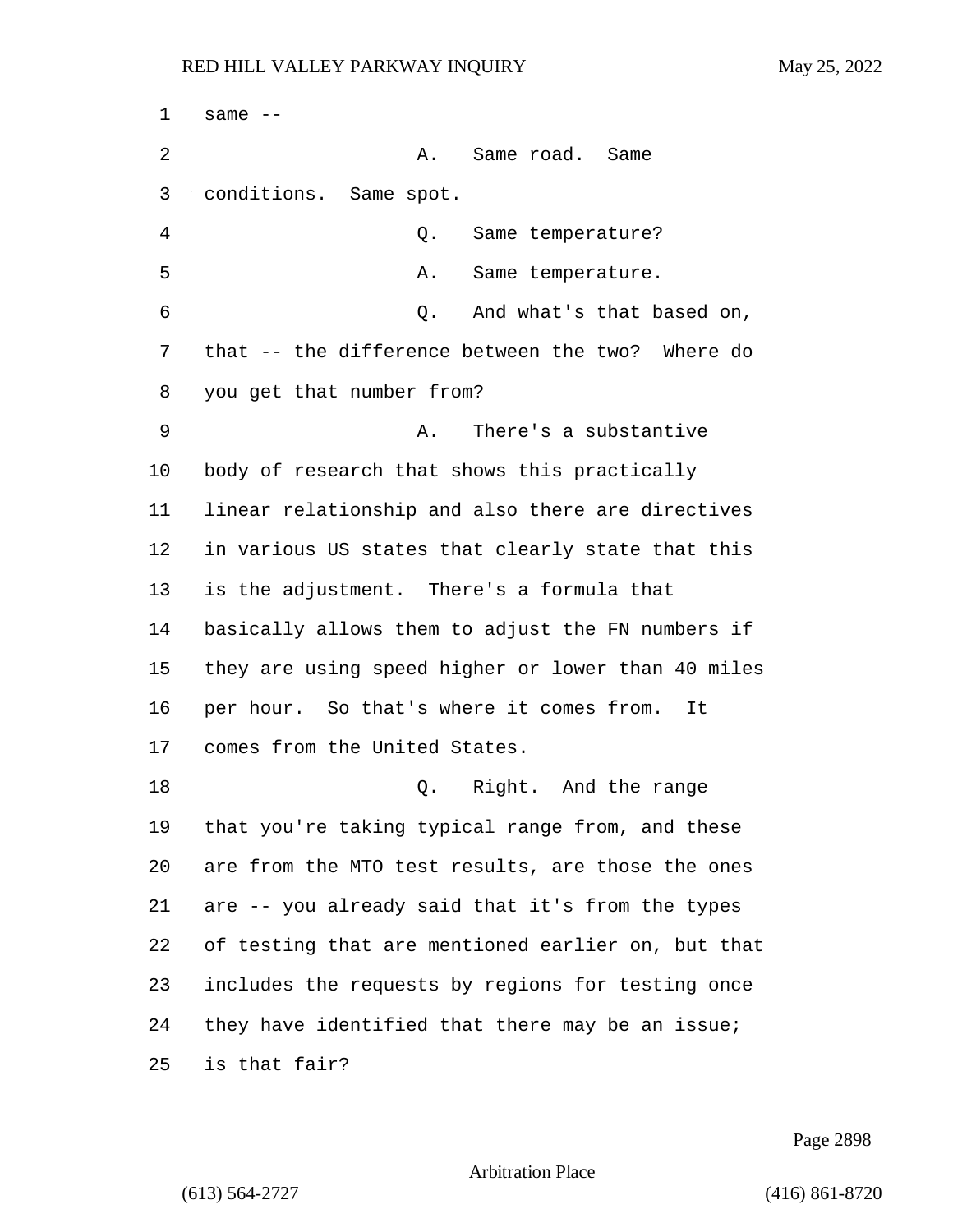same --

A. Same road. Same conditions. Same spot.

Q. Same temperature?

A. Same temperature.

Q. And what's that based on, that -- the difference between the two? Where do you get that number from?

A. There's a substantive body of research that shows this practically linear relationship and also there are directives in various US states that clearly state that this is the adjustment. There's a formula that basically allows them to adjust the FN numbers if they are using speed higher or lower than 40 miles per hour. So that's where it comes from. It comes from the United States.

Q. Right. And the range that you're taking typical range from, and these are from the MTO test results, are those the ones are -- you already said that it's from the types of testing that are mentioned earlier on, but that includes the requests by regions for testing once they have identified that there may be an issue; is that fair?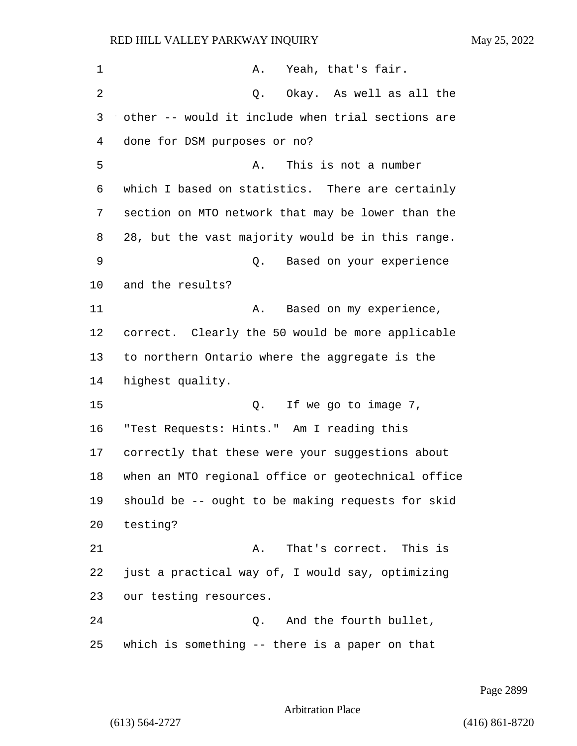A. Yeah, that's fair.

Q. Okay. As well as all the other -- would it include when trial sections are done for DSM purposes or no?

A. This is not a number which I based on statistics. There are certainly section on MTO network that may be lower than the 28, but the vast majority would be in this range.

Q. Based on your experience and the results?

A. Based on my experience, correct. Clearly the 50 would be more applicable to northern Ontario where the aggregate is the highest quality.

Q. If we go to image 7, "Test Requests: Hints." Am I reading this correctly that these were your suggestions about when an MTO regional office or geotechnical office should be -- ought to be making requests for skid testing?

A. That's correct. This is just a practical way of, I would say, optimizing our testing resources.

Q. And the fourth bullet, which is something -- there is a paper on that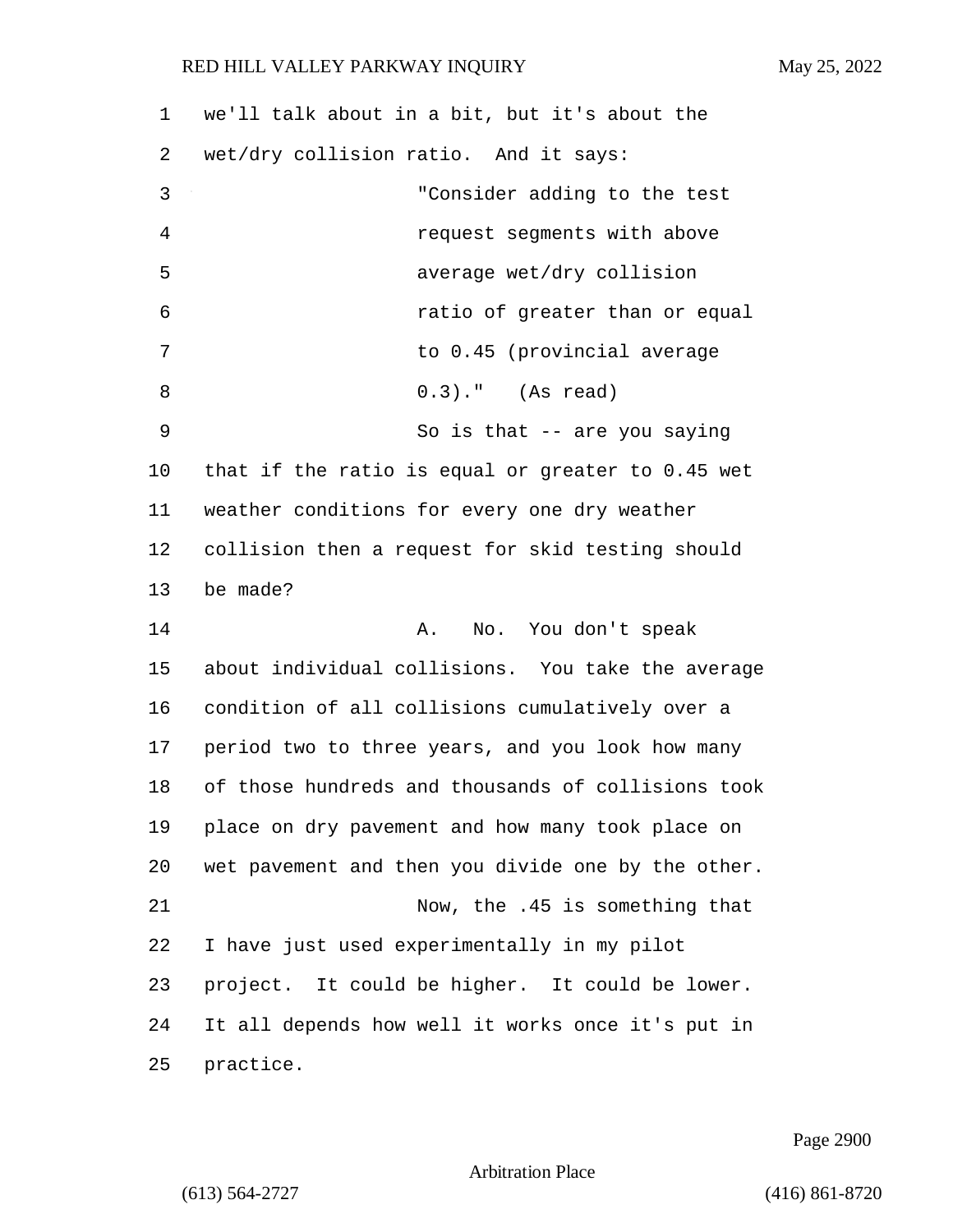we'll talk about in a bit, but it's about the wet/dry collision ratio. And it says:

> "Consider adding to the test request segments with above average wet/dry collision ratio of greater than or equal to 0.45 (provincial average 0.3)." (As read)

So is that -- are you saying that if the ratio is equal or greater to 0.45 wet weather conditions for every one dry weather collision then a request for skid testing should be made?

A. No. You don't speak about individual collisions. You take the average condition of all collisions cumulatively over a period two to three years, and you look how many of those hundreds and thousands of collisions took place on dry pavement and how many took place on wet pavement and then you divide one by the other.

Now, the .45 is something that I have just used experimentally in my pilot project. It could be higher. It could be lower. It all depends how well it works once it's put in practice.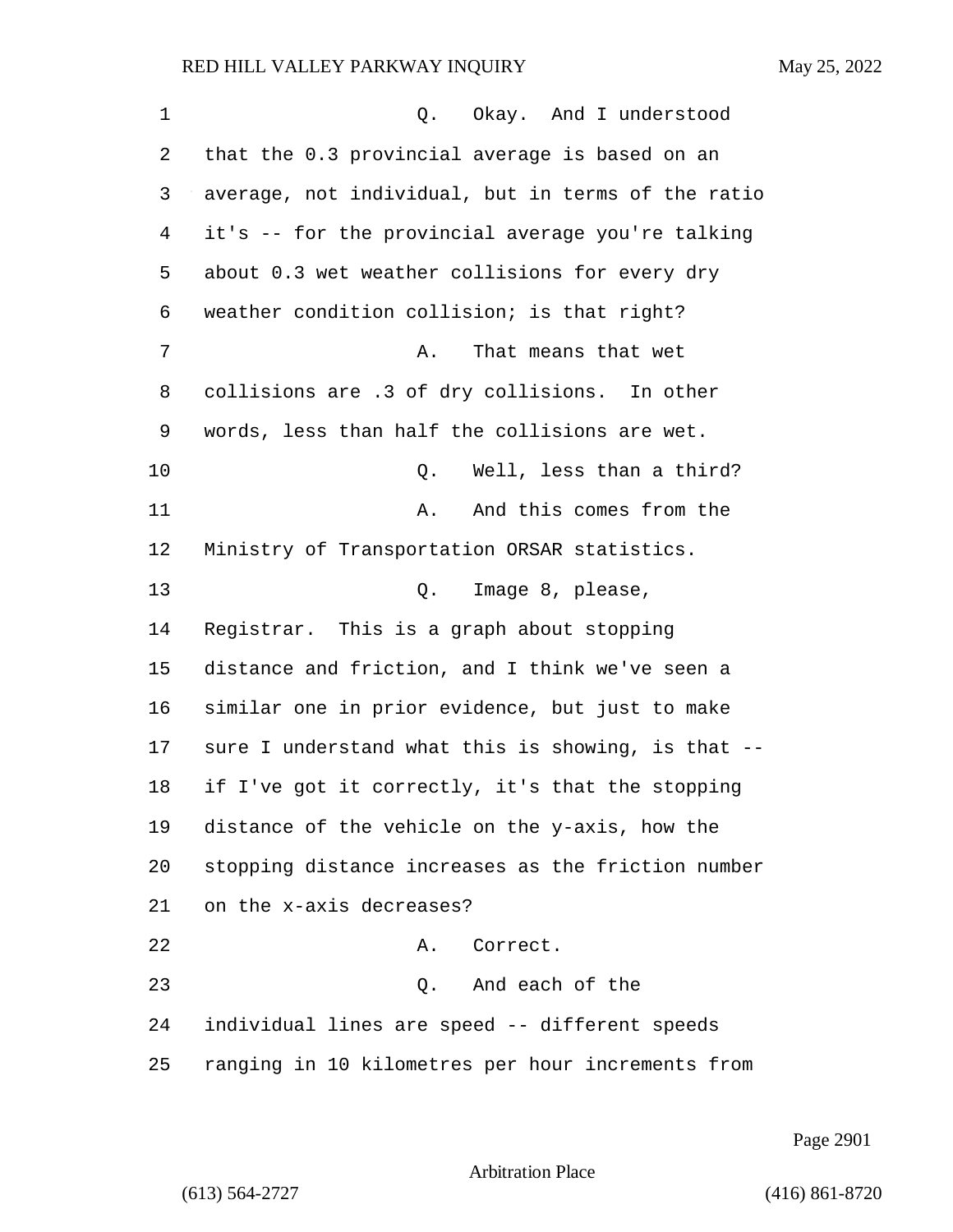Q. Okay. And I understood that the 0.3 provincial average is based on an average, not individual, but in terms of the ratio it's -- for the provincial average you're talking about 0.3 wet weather collisions for every dry weather condition collision; is that right?

A. That means that wet collisions are .3 of dry collisions. In other words, less than half the collisions are wet.

Q. Well, less than a third?

A. And this comes from the Ministry of Transportation ORSAR statistics.

Q. Image 8, please, Registrar. This is a graph about stopping distance and friction, and I think we've seen a similar one in prior evidence, but just to make sure I understand what this is showing, is that -- if I've got it correctly, it's that the stopping distance of the vehicle on the y-axis, how the stopping distance increases as the friction number on the x-axis decreases?

A. Correct.

Q. And each of the individual lines are speed -- different speeds ranging in 10 kilometres per hour increments from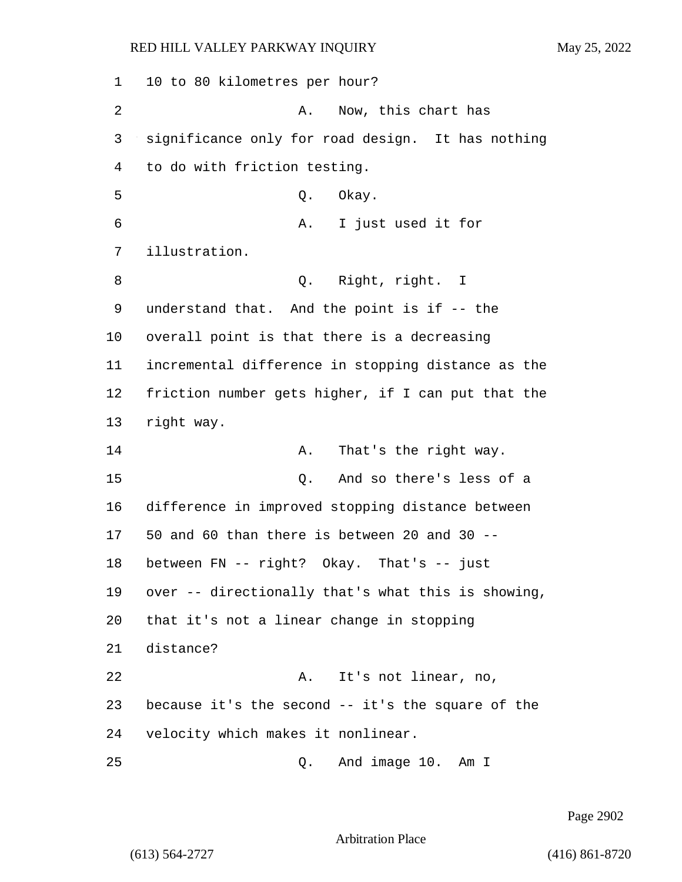10 to 80 kilometres per hour?

A. Now, this chart has significance only for road design. It has nothing to do with friction testing.

Q. Okay.

A. I just used it for illustration.

Q. Right, right. I understand that. And the point is if -- the overall point is that there is a decreasing incremental difference in stopping distance as the friction number gets higher, if I can put that the right way.

A. That's the right way.

Q. And so there's less of a difference in improved stopping distance between 50 and 60 than there is between 20 and 30 -- between FN -- right? Okay. That's -- just over -- directionally that's what this is showing, that it's not a linear change in stopping distance?

A. It's not linear, no, because it's the second -- it's the square of the velocity which makes it nonlinear.

Q. And image 10. Am I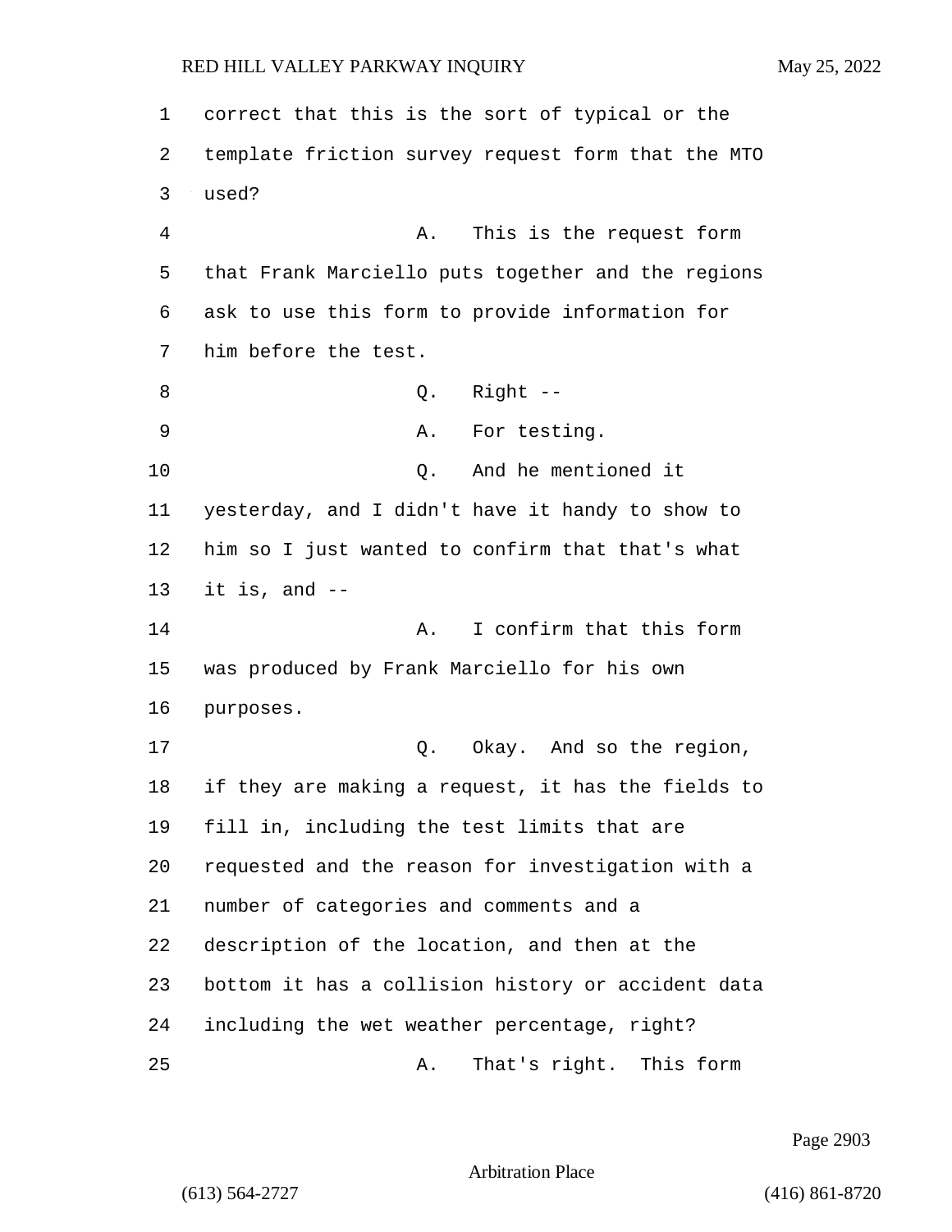correct that this is the sort of typical or the template friction survey request form that the MTO used?

A. This is the request form that Frank Marciello puts together and the regions ask to use this form to provide information for him before the test.

Q. Right --

A. For testing.

Q. And he mentioned it yesterday, and I didn't have it handy to show to him so I just wanted to confirm that that's what it is, and --

A. I confirm that this form was produced by Frank Marciello for his own purposes.

Q. Okay. And so the region, if they are making a request, it has the fields to fill in, including the test limits that are requested and the reason for investigation with a number of categories and comments and a description of the location, and then at the bottom it has a collision history or accident data including the wet weather percentage, right?

A. That's right. This form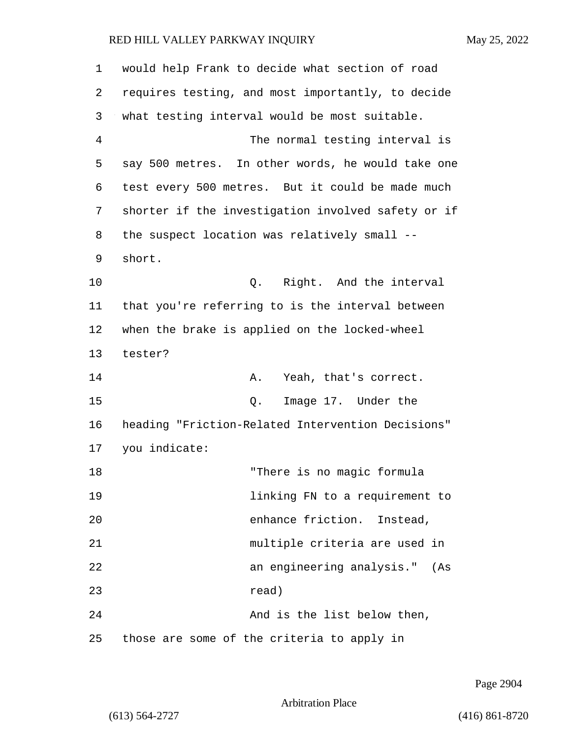would help Frank to decide what section of road requires testing, and most importantly, to decide what testing interval would be most suitable.

The normal testing interval is say 500 metres. In other words, he would take one test every 500 metres. But it could be made much shorter if the investigation involved safety or if the suspect location was relatively small -- short.

Q. Right. And the interval that you're referring to is the interval between when the brake is applied on the locked-wheel tester?

A. Yeah, that's correct.

Q. Image 17. Under the heading "Friction-Related Intervention Decisions" you indicate:

"There is no magic formula linking FN to a requirement to enhance friction. Instead, multiple criteria are used in an engineering analysis." (As read)

And is the list below then, those are some of the criteria to apply in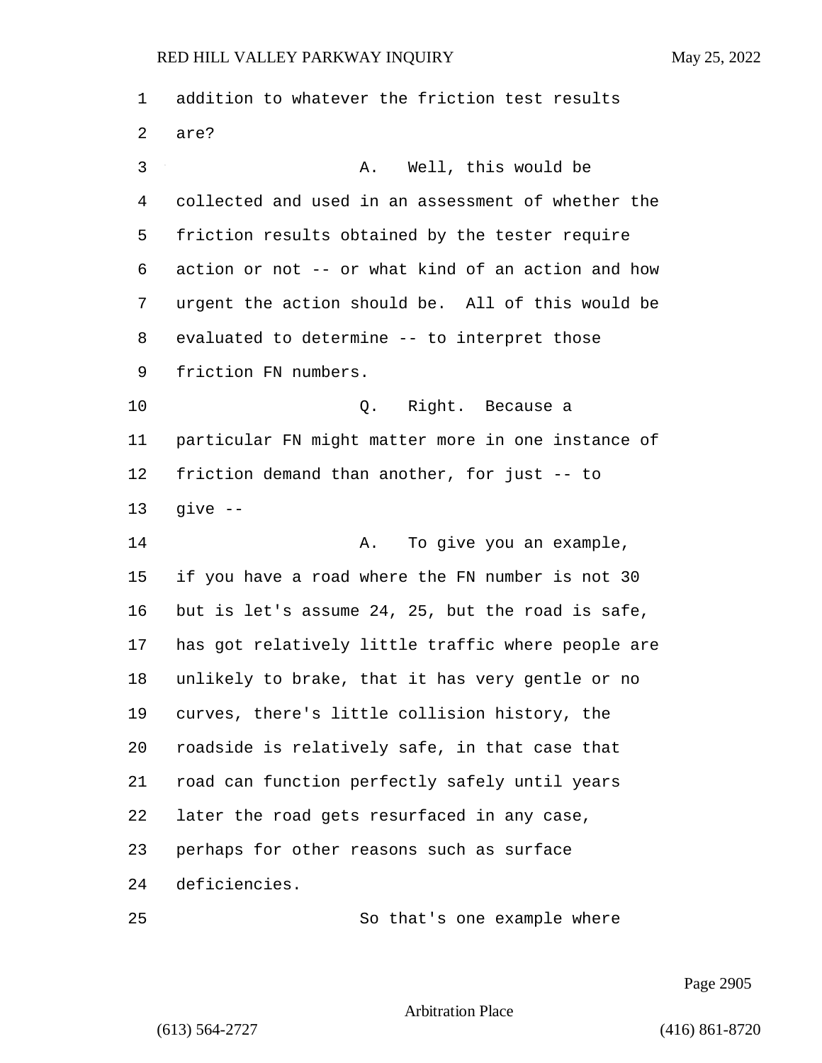addition to whatever the friction test results are?

A. Well, this would be collected and used in an assessment of whether the friction results obtained by the tester require action or not -- or what kind of an action and how urgent the action should be. All of this would be evaluated to determine -- to interpret those friction FN numbers.

Q. Right. Because a particular FN might matter more in one instance of friction demand than another, for just -- to give --

A. To give you an example, if you have a road where the FN number is not 30 but is let's assume 24, 25, but the road is safe, has got relatively little traffic where people are unlikely to brake, that it has very gentle or no curves, there's little collision history, the roadside is relatively safe, in that case that road can function perfectly safely until years later the road gets resurfaced in any case, perhaps for other reasons such as surface deficiencies.

So that's one example where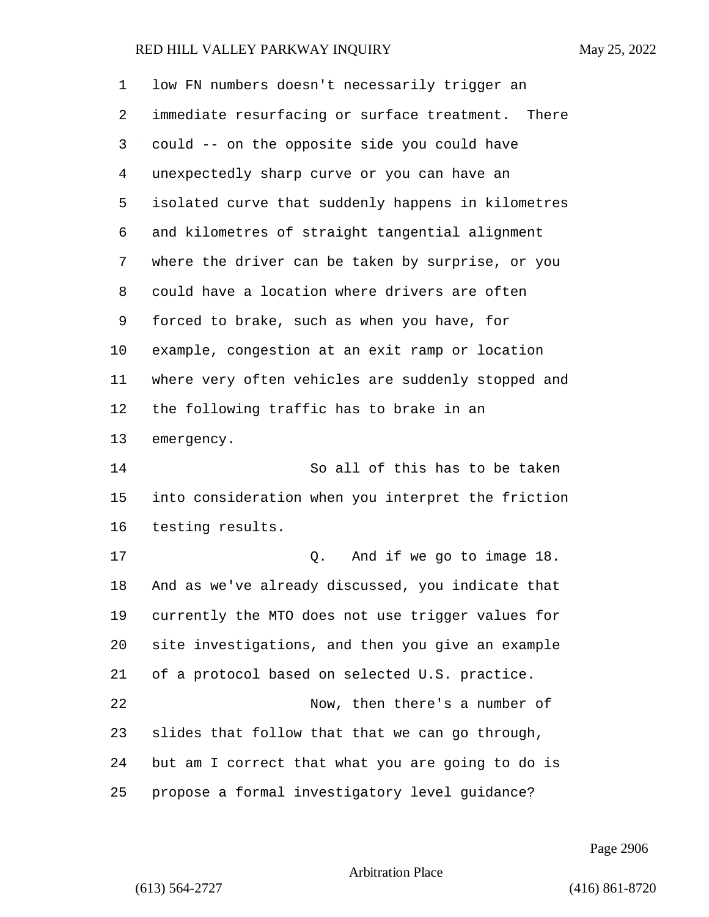low FN numbers doesn't necessarily trigger an immediate resurfacing or surface treatment. There could -- on the opposite side you could have unexpectedly sharp curve or you can have an isolated curve that suddenly happens in kilometres and kilometres of straight tangential alignment where the driver can be taken by surprise, or you could have a location where drivers are often forced to brake, such as when you have, for example, congestion at an exit ramp or location where very often vehicles are suddenly stopped and the following traffic has to brake in an emergency.

So all of this has to be taken into consideration when you interpret the friction testing results.

Q. And if we go to image 18. And as we've already discussed, you indicate that currently the MTO does not use trigger values for site investigations, and then you give an example of a protocol based on selected U.S. practice.

Now, then there's a number of slides that follow that that we can go through, but am I correct that what you are going to do is propose a formal investigatory level guidance?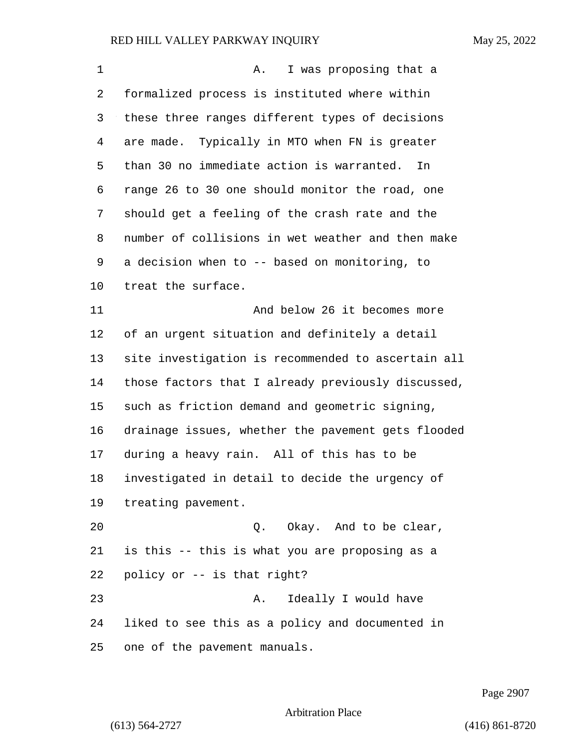A. I was proposing that a formalized process is instituted where within these three ranges different types of decisions are made. Typically in MTO when FN is greater than 30 no immediate action is warranted. In range 26 to 30 one should monitor the road, one should get a feeling of the crash rate and the number of collisions in wet weather and then make a decision when to -- based on monitoring, to treat the surface.

And below 26 it becomes more of an urgent situation and definitely a detail site investigation is recommended to ascertain all those factors that I already previously discussed, such as friction demand and geometric signing, drainage issues, whether the pavement gets flooded during a heavy rain. All of this has to be investigated in detail to decide the urgency of treating pavement.

Q. Okay. And to be clear, is this -- this is what you are proposing as a policy or -- is that right?

A. Ideally I would have liked to see this as a policy and documented in one of the pavement manuals.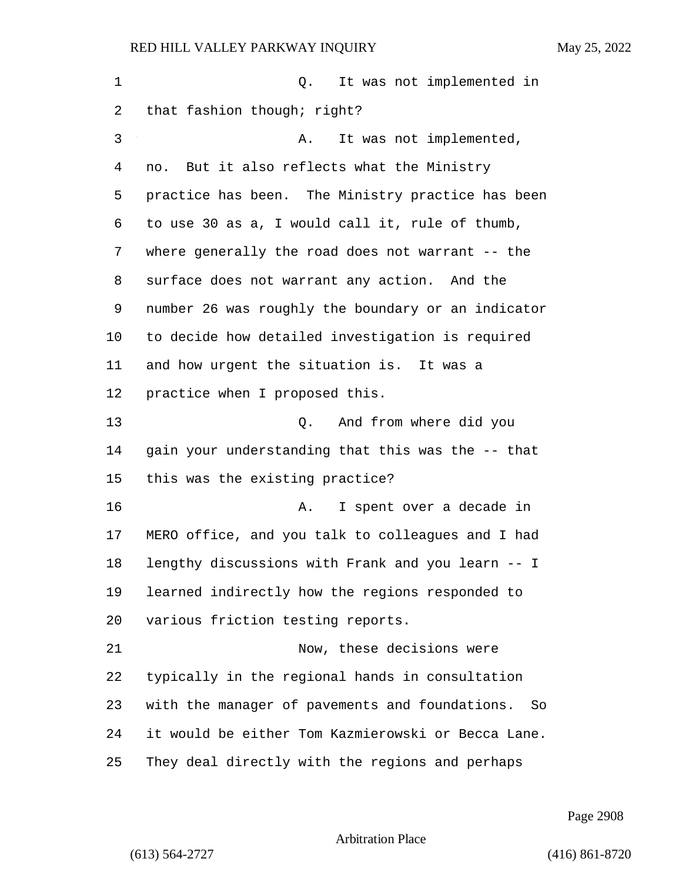Q. It was not implemented in that fashion though; right?

A. It was not implemented, no. But it also reflects what the Ministry practice has been. The Ministry practice has been to use 30 as a, I would call it, rule of thumb, where generally the road does not warrant -- the surface does not warrant any action. And the number 26 was roughly the boundary or an indicator to decide how detailed investigation is required and how urgent the situation is. It was a practice when I proposed this.

Q. And from where did you gain your understanding that this was the -- that this was the existing practice?

A. I spent over a decade in MERO office, and you talk to colleagues and I had lengthy discussions with Frank and you learn -- I learned indirectly how the regions responded to various friction testing reports.

Now, these decisions were typically in the regional hands in consultation with the manager of pavements and foundations. So it would be either Tom Kazmierowski or Becca Lane. They deal directly with the regions and perhaps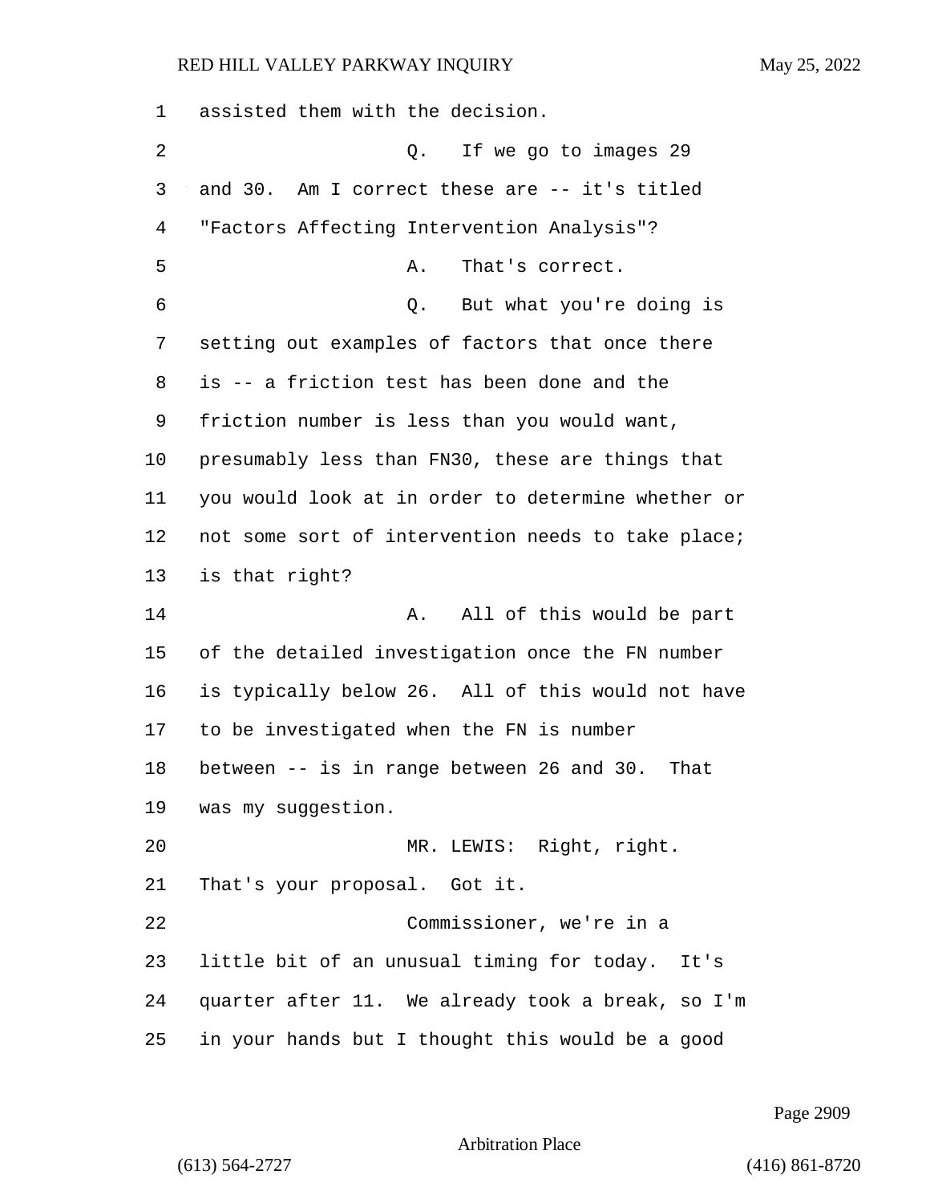assisted them with the decision.

Q. If we go to images 29 and 30. Am I correct these are -- it's titled "Factors Affecting Intervention Analysis"?

A. That's correct.

Q. But what you're doing is setting out examples of factors that once there is -- a friction test has been done and the friction number is less than you would want, presumably less than FN30, these are things that you would look at in order to determine whether or not some sort of intervention needs to take place; is that right?

A. All of this would be part of the detailed investigation once the FN number is typically below 26. All of this would not have to be investigated when the FN is number between -- is in range between 26 and 30. That was my suggestion.

MR. LEWIS: Right, right. That's your proposal. Got it.

Commissioner, we're in a little bit of an unusual timing for today. It's quarter after 11. We already took a break, so I'm in your hands but I thought this would be a good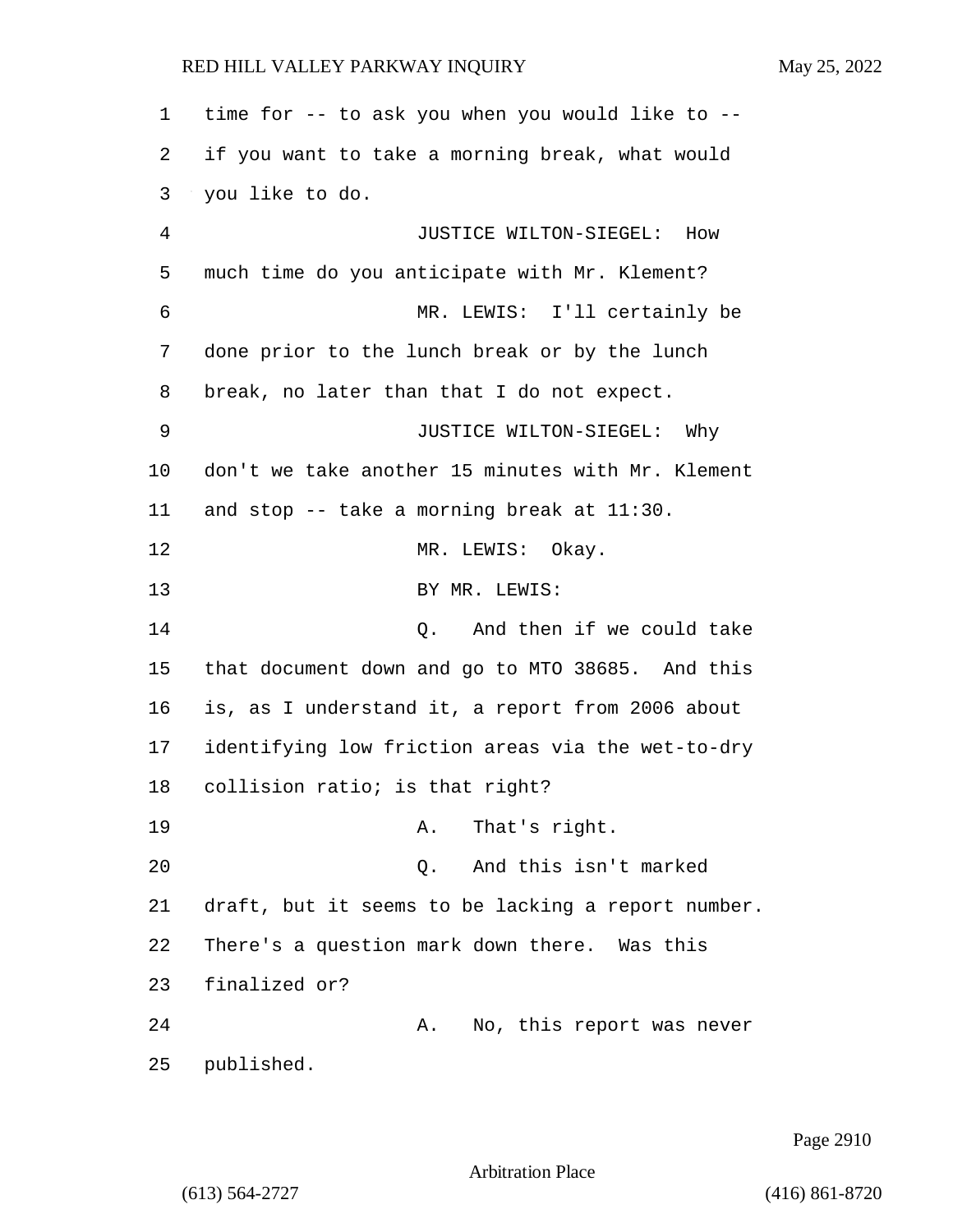1 time for -- to ask you when you would like to --
2 if you want to take a morning break, what would
3 you like to do.
4 JUSTICE WILTON-SIEGEL: How
5 much time do you anticipate with Mr. Klement?
6 MR. LEWIS: I'll certainly be
7 done prior to the lunch break or by the lunch
8 break, no later than that I do not expect.
9 JUSTICE WILTON-SIEGEL: Why
10 don't we take another 15 minutes with Mr. Klement
11 and stop -- take a morning break at 11:30.
12 MR. LEWIS: Okay.
13 BY MR. LEWIS:
14 Q. And then if we could take
15 that document down and go to MTO 38685. And this
16 is, as I understand it, a report from 2006 about
17 identifying low friction areas via the wet-to-dry
18 collision ratio; is that right?
19 A. That's right.
20 Q. And this isn't marked
21 draft, but it seems to be lacking a report number.
22 There's a question mark down there. Was this
23 finalized or?
24 A. No, this report was never
25 published.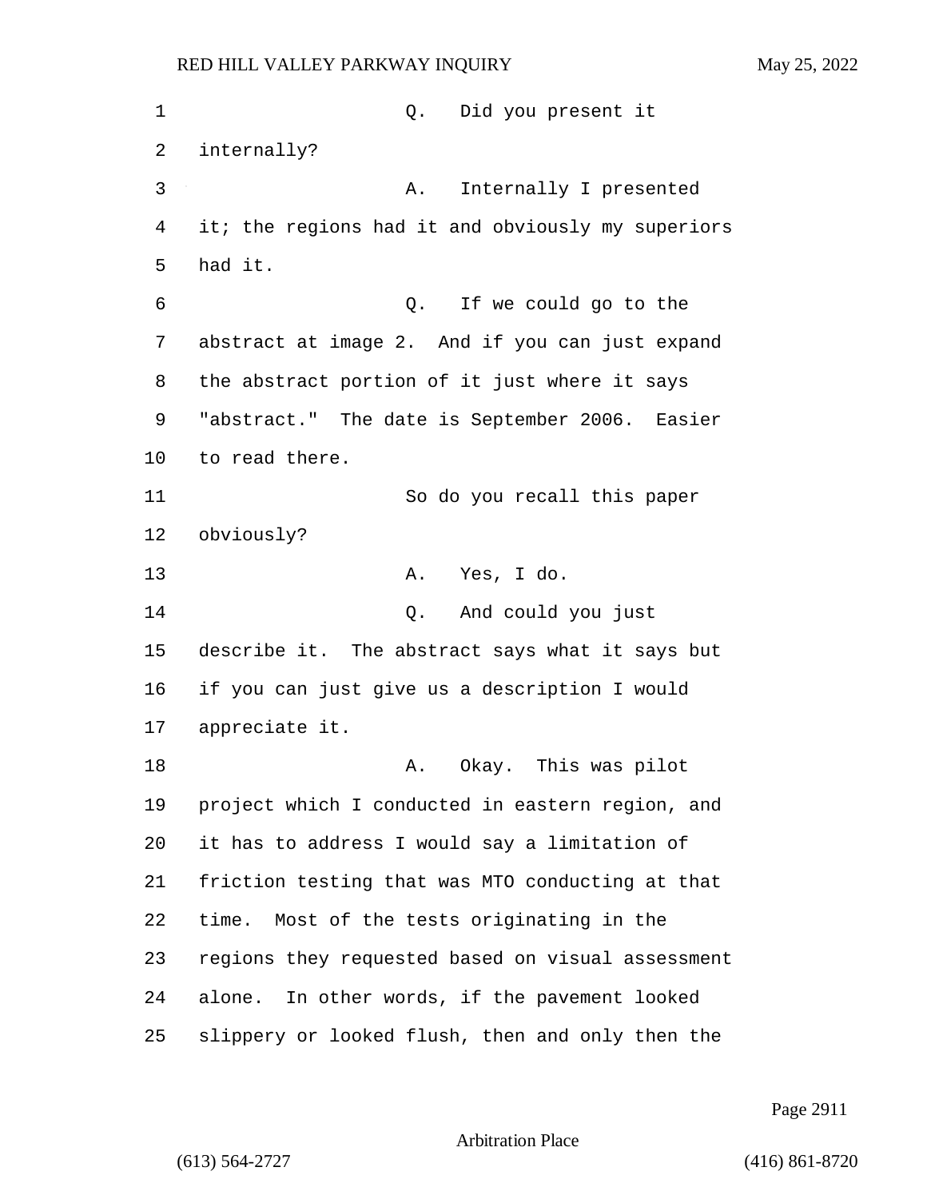Q. Did you present it internally?

A. Internally I presented it; the regions had it and obviously my superiors had it.

Q. If we could go to the abstract at image 2. And if you can just expand the abstract portion of it just where it says "abstract." The date is September 2006. Easier to read there.

So do you recall this paper obviously?

A. Yes, I do.

Q. And could you just describe it. The abstract says what it says but if you can just give us a description I would appreciate it.

A. Okay. This was pilot project which I conducted in eastern region, and it has to address I would say a limitation of friction testing that was MTO conducting at that time. Most of the tests originating in the regions they requested based on visual assessment alone. In other words, if the pavement looked slippery or looked flush, then and only then the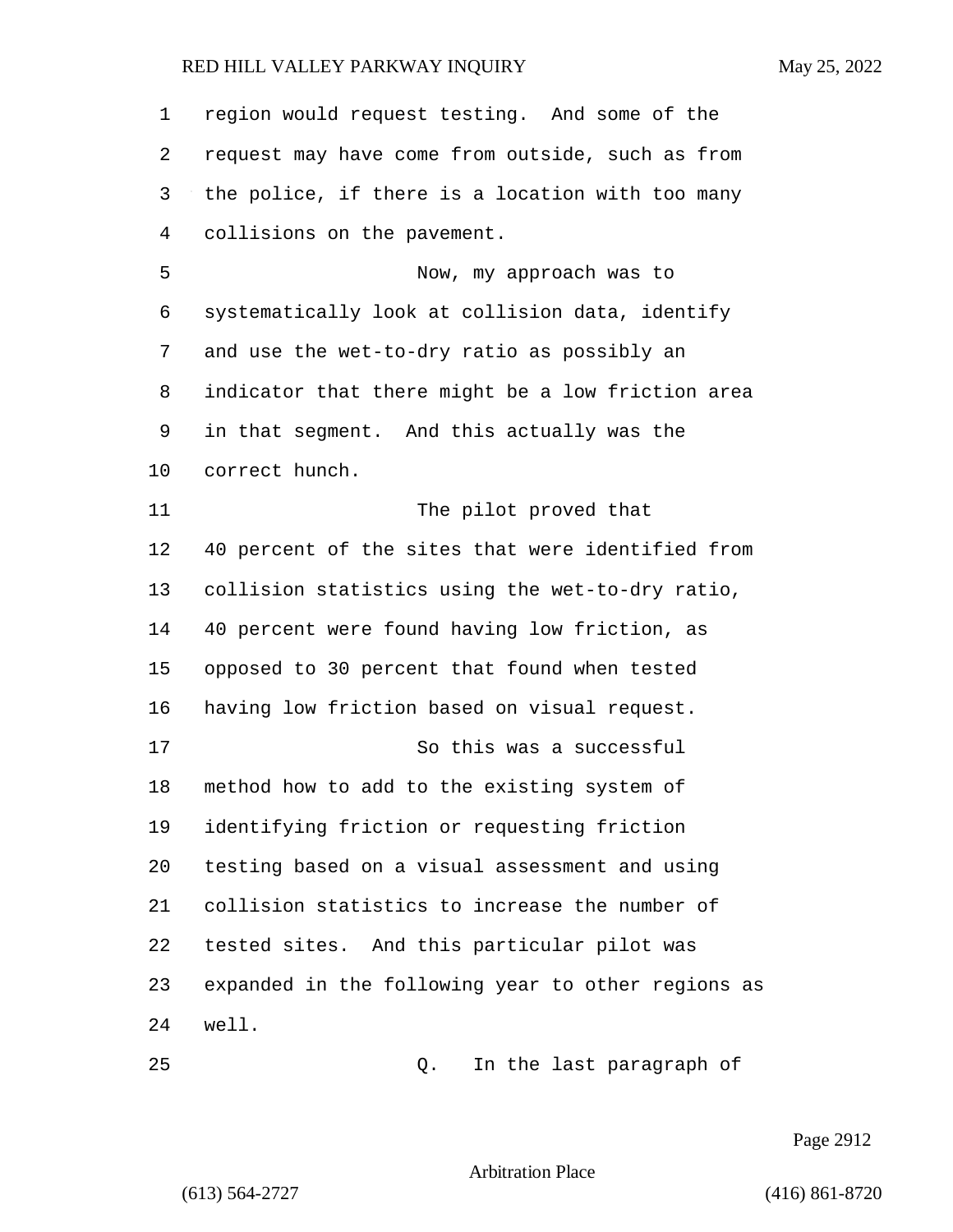region would request testing. And some of the request may have come from outside, such as from the police, if there is a location with too many collisions on the pavement.

Now, my approach was to systematically look at collision data, identify and use the wet-to-dry ratio as possibly an indicator that there might be a low friction area in that segment. And this actually was the correct hunch.

The pilot proved that 40 percent of the sites that were identified from collision statistics using the wet-to-dry ratio, 40 percent were found having low friction, as opposed to 30 percent that found when tested having low friction based on visual request.

So this was a successful method how to add to the existing system of identifying friction or requesting friction testing based on a visual assessment and using collision statistics to increase the number of tested sites. And this particular pilot was expanded in the following year to other regions as well.

Q. In the last paragraph of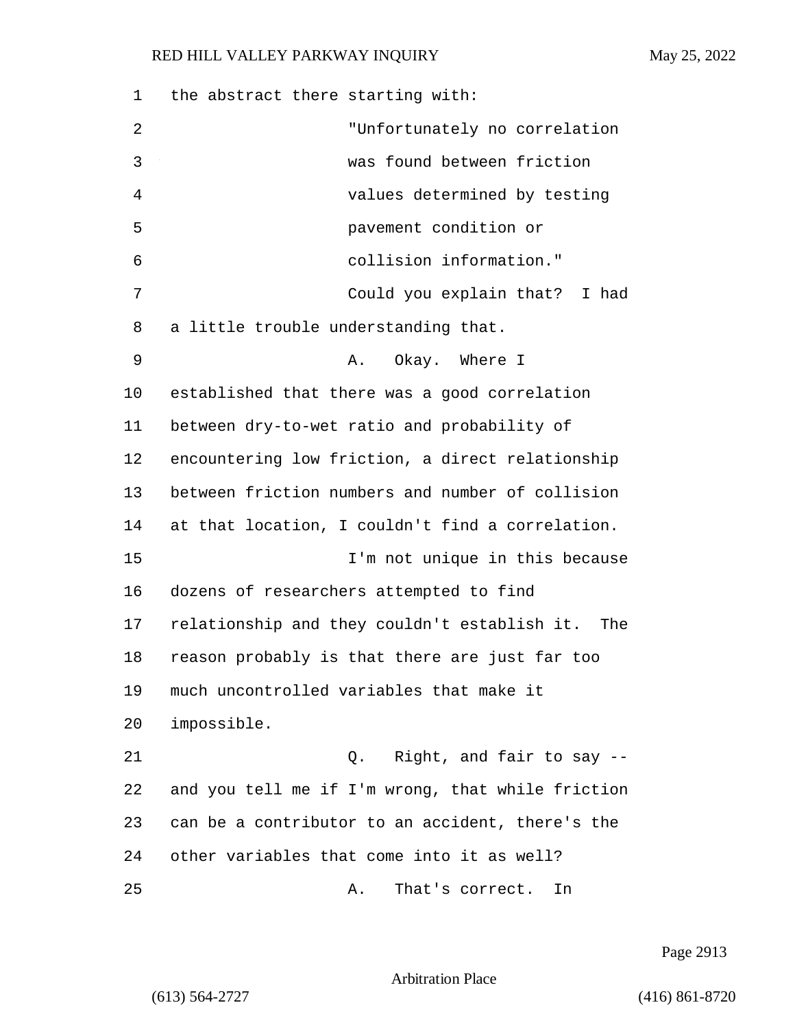the abstract there starting with:

"Unfortunately no correlation was found between friction values determined by testing pavement condition or collision information."

Could you explain that? I had a little trouble understanding that.

A. Okay. Where I established that there was a good correlation between dry-to-wet ratio and probability of encountering low friction, a direct relationship between friction numbers and number of collision at that location, I couldn't find a correlation.

I'm not unique in this because dozens of researchers attempted to find relationship and they couldn't establish it. The reason probably is that there are just far too much uncontrolled variables that make it impossible.

Q. Right, and fair to say -- and you tell me if I'm wrong, that while friction can be a contributor to an accident, there's the other variables that come into it as well?

A. That's correct. In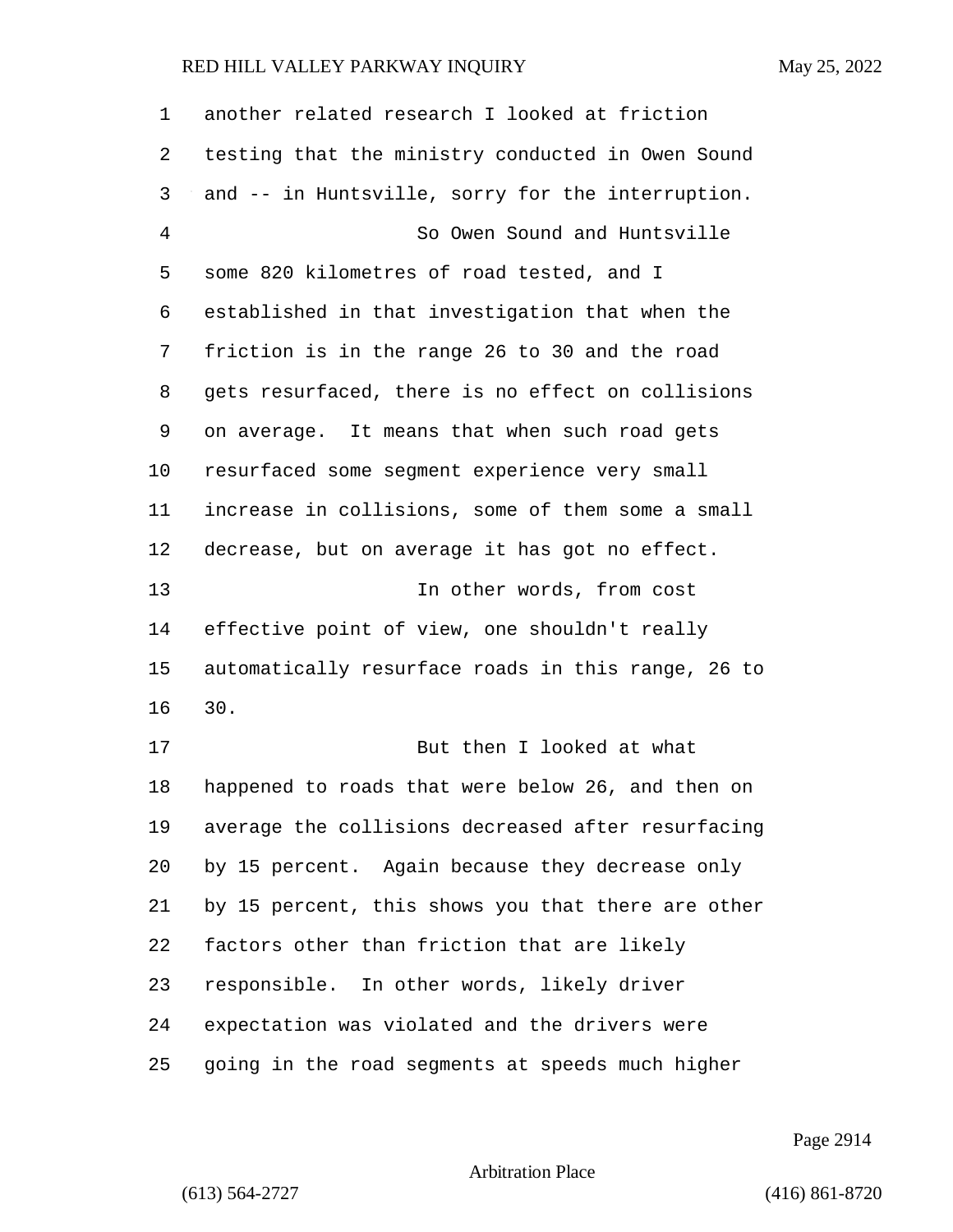another related research I looked at friction testing that the ministry conducted in Owen Sound and -- in Huntsville, sorry for the interruption.

So Owen Sound and Huntsville some 820 kilometres of road tested, and I established in that investigation that when the friction is in the range 26 to 30 and the road gets resurfaced, there is no effect on collisions on average. It means that when such road gets resurfaced some segment experience very small increase in collisions, some of them some a small decrease, but on average it has got no effect.

In other words, from cost effective point of view, one shouldn't really automatically resurface roads in this range, 26 to 30.

But then I looked at what happened to roads that were below 26, and then on average the collisions decreased after resurfacing by 15 percent. Again because they decrease only by 15 percent, this shows you that there are other factors other than friction that are likely responsible. In other words, likely driver expectation was violated and the drivers were going in the road segments at speeds much higher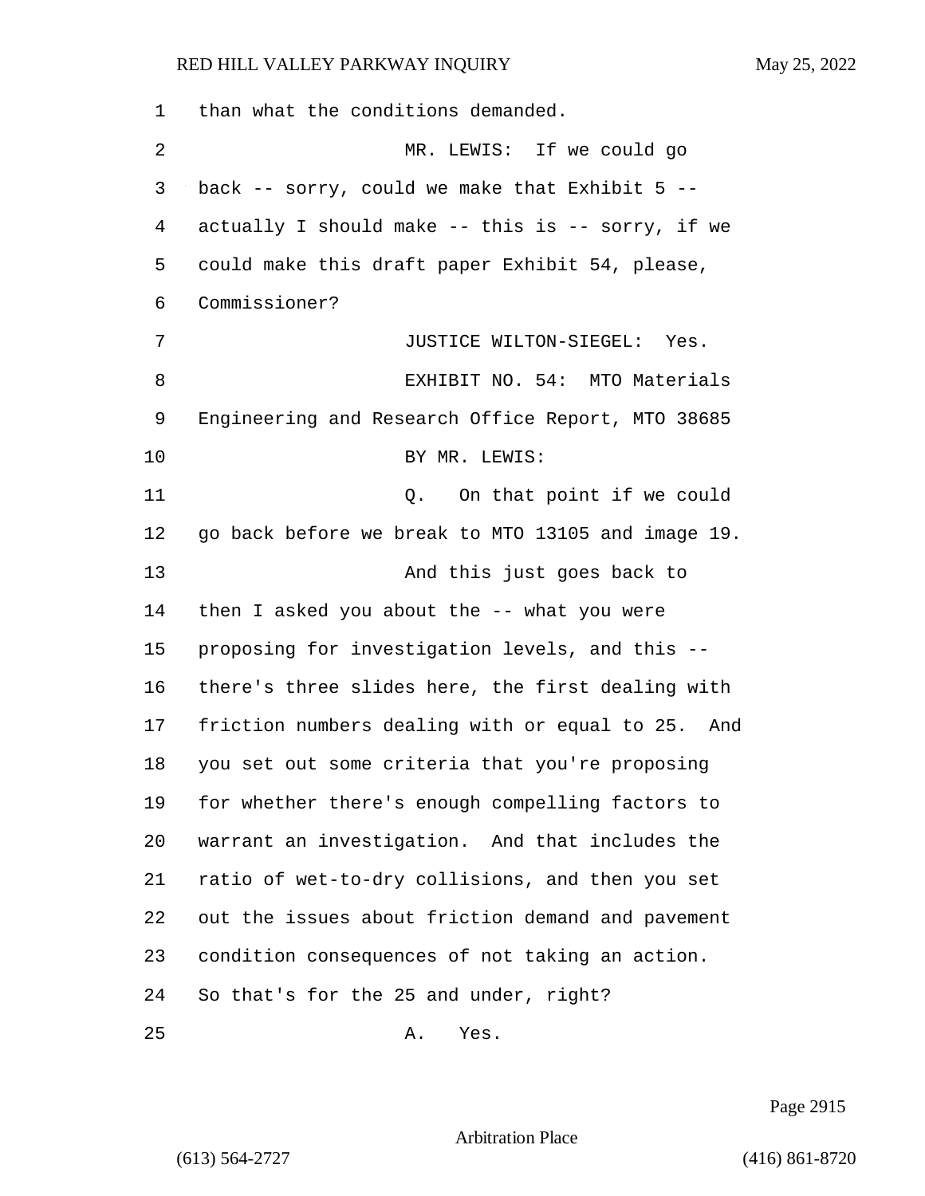1 than what the conditions demanded.

2 MR. LEWIS: If we could go

3 back -- sorry, could we make that Exhibit 5 --

4 actually I should make -- this is -- sorry, if we

5 could make this draft paper Exhibit 54, please,

6 Commissioner?

7 JUSTICE WILTON-SIEGEL: Yes.

8 EXHIBIT NO. 54: MTO Materials

9 Engineering and Research Office Report, MTO 38685

10 BY MR. LEWIS:

11 Q. On that point if we could

12 go back before we break to MTO 13105 and image 19.

13 And this just goes back to

14 then I asked you about the -- what you were

15 proposing for investigation levels, and this --

16 there's three slides here, the first dealing with

17 friction numbers dealing with or equal to 25. And

18 you set out some criteria that you're proposing

19 for whether there's enough compelling factors to

20 warrant an investigation. And that includes the

21 ratio of wet-to-dry collisions, and then you set

22 out the issues about friction demand and pavement

23 condition consequences of not taking an action.

24 So that's for the 25 and under, right?

25 A. Yes.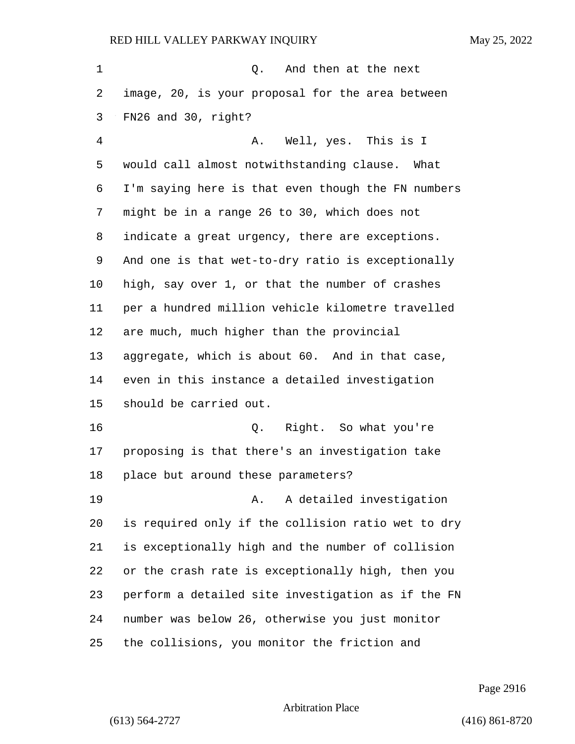Q. And then at the next image, 20, is your proposal for the area between FN26 and 30, right?

A. Well, yes. This is I would call almost notwithstanding clause. What I'm saying here is that even though the FN numbers might be in a range 26 to 30, which does not indicate a great urgency, there are exceptions. And one is that wet-to-dry ratio is exceptionally high, say over 1, or that the number of crashes per a hundred million vehicle kilometre travelled are much, much higher than the provincial aggregate, which is about 60. And in that case, even in this instance a detailed investigation should be carried out.

Q. Right. So what you're proposing is that there's an investigation take place but around these parameters?

A. A detailed investigation is required only if the collision ratio wet to dry is exceptionally high and the number of collision or the crash rate is exceptionally high, then you perform a detailed site investigation as if the FN number was below 26, otherwise you just monitor the collisions, you monitor the friction and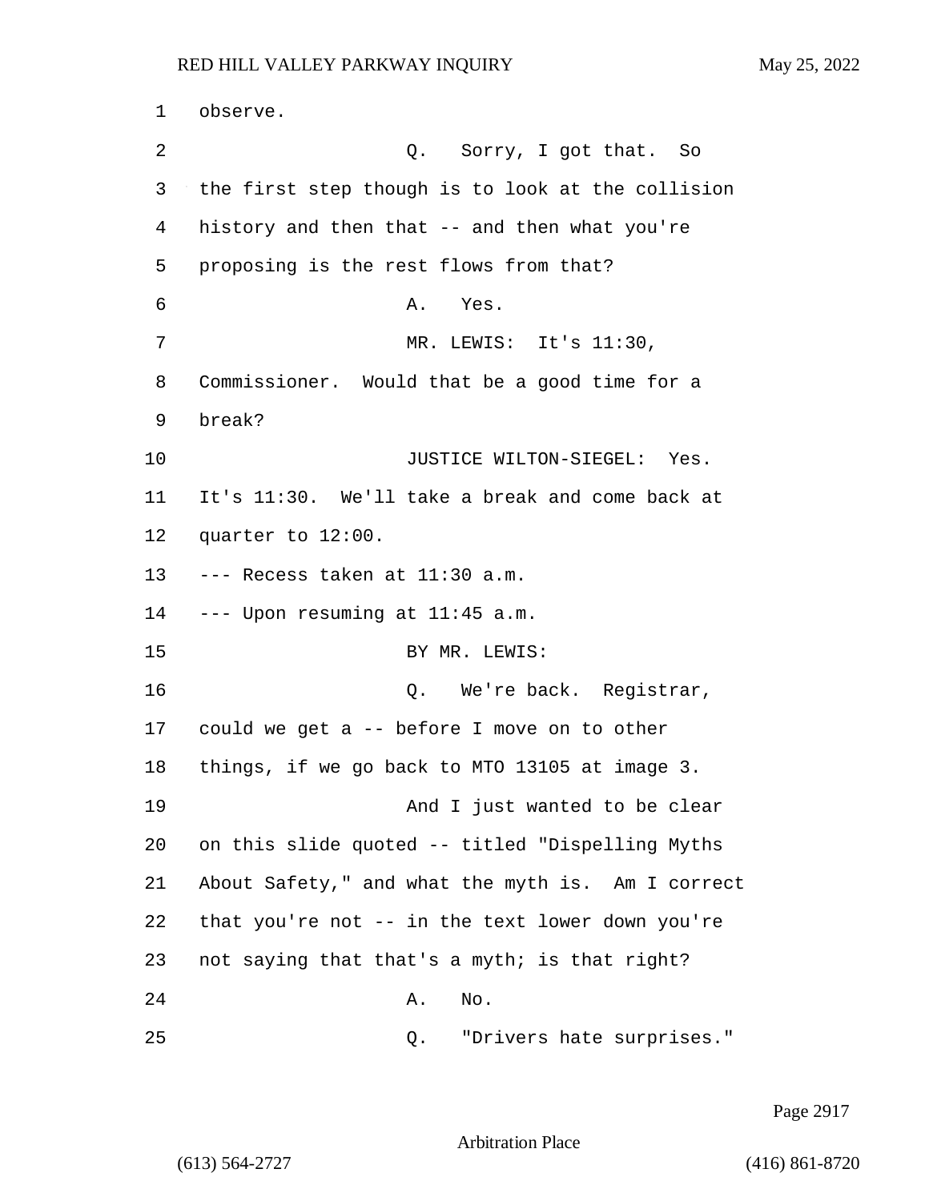observe.

Q. Sorry, I got that. So the first step though is to look at the collision history and then that -- and then what you're proposing is the rest flows from that?

A. Yes.

MR. LEWIS: It's 11:30, Commissioner. Would that be a good time for a break?

JUSTICE WILTON-SIEGEL: Yes. It's 11:30. We'll take a break and come back at quarter to 12:00.

--- Recess taken at 11:30 a.m.

--- Upon resuming at 11:45 a.m.

BY MR. LEWIS:

Q. We're back. Registrar, could we get a -- before I move on to other things, if we go back to MTO 13105 at image 3.

And I just wanted to be clear on this slide quoted -- titled "Dispelling Myths About Safety," and what the myth is. Am I correct that you're not -- in the text lower down you're not saying that that's a myth; is that right?

A. No.

Q. "Drivers hate surprises."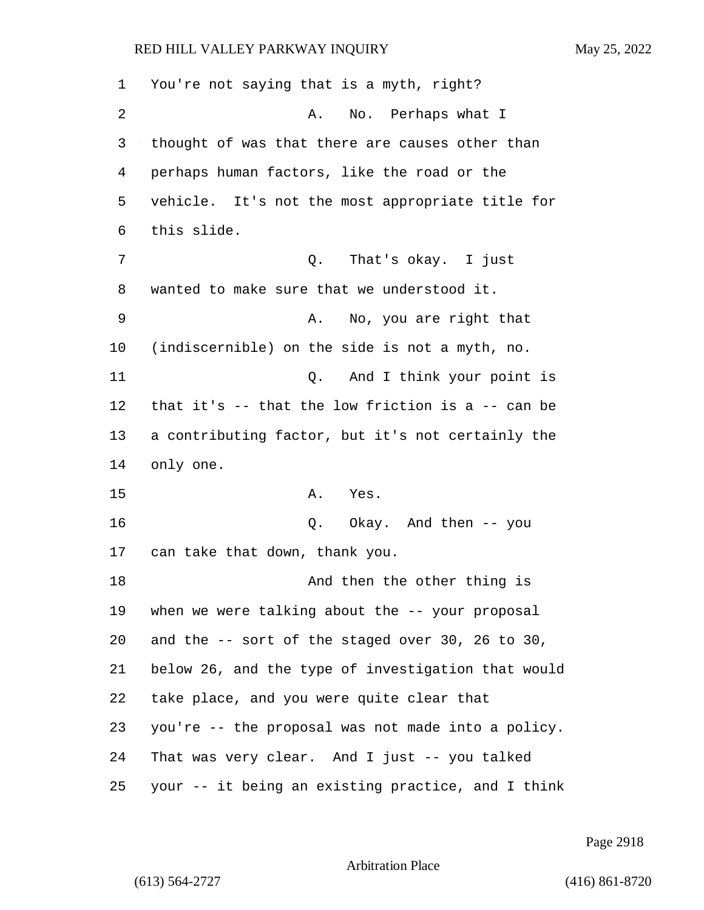You're not saying that is a myth, right?

A. No. Perhaps what I thought of was that there are causes other than perhaps human factors, like the road or the vehicle. It's not the most appropriate title for this slide.

Q. That's okay. I just wanted to make sure that we understood it.

A. No, you are right that (indiscernible) on the side is not a myth, no.

Q. And I think your point is that it's -- that the low friction is a -- can be a contributing factor, but it's not certainly the only one.

A. Yes.

Q. Okay. And then -- you can take that down, thank you.

And then the other thing is when we were talking about the -- your proposal and the -- sort of the staged over 30, 26 to 30, below 26, and the type of investigation that would take place, and you were quite clear that you're -- the proposal was not made into a policy. That was very clear. And I just -- you talked your -- it being an existing practice, and I think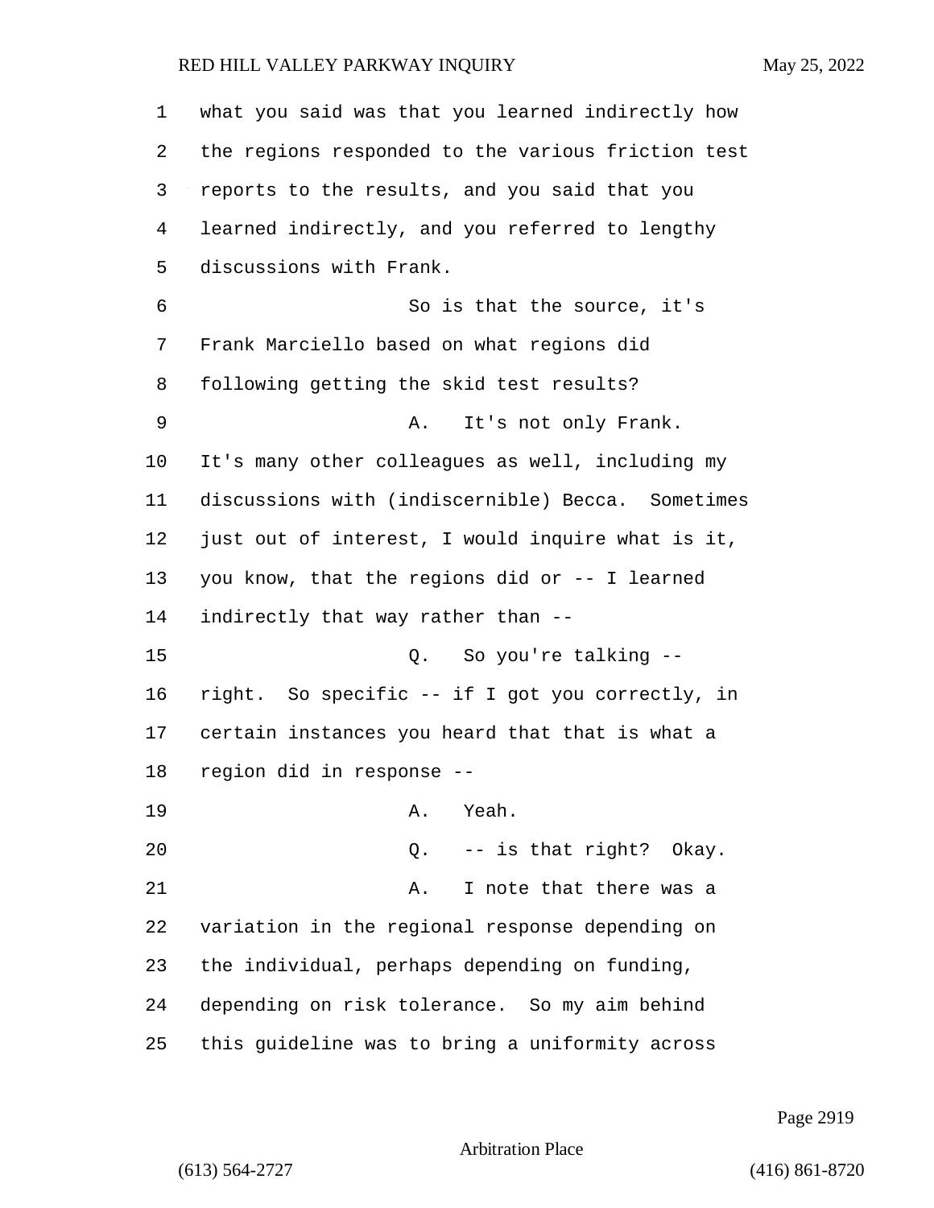what you said was that you learned indirectly how the regions responded to the various friction test reports to the results, and you said that you learned indirectly, and you referred to lengthy discussions with Frank.

So is that the source, it's Frank Marciello based on what regions did following getting the skid test results?

A. It's not only Frank. It's many other colleagues as well, including my discussions with (indiscernible) Becca. Sometimes just out of interest, I would inquire what is it, you know, that the regions did or -- I learned indirectly that way rather than --

Q. So you're talking -- right. So specific -- if I got you correctly, in certain instances you heard that that is what a region did in response --

A. Yeah.

Q. -- is that right? Okay.

A. I note that there was a variation in the regional response depending on the individual, perhaps depending on funding, depending on risk tolerance. So my aim behind this guideline was to bring a uniformity across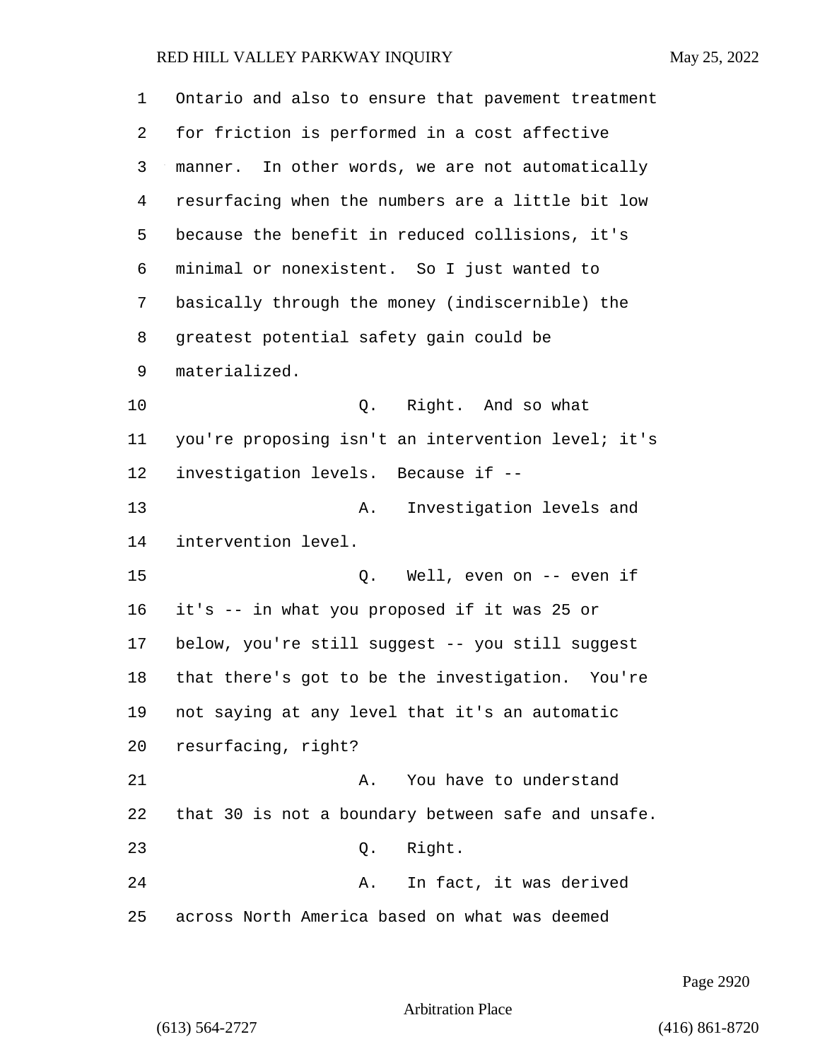Ontario and also to ensure that pavement treatment for friction is performed in a cost affective manner. In other words, we are not automatically resurfacing when the numbers are a little bit low because the benefit in reduced collisions, it's minimal or nonexistent. So I just wanted to basically through the money (indiscernible) the greatest potential safety gain could be materialized.

Q. Right. And so what you're proposing isn't an intervention level; it's investigation levels. Because if --

A. Investigation levels and intervention level.

Q. Well, even on -- even if it's -- in what you proposed if it was 25 or below, you're still suggest -- you still suggest that there's got to be the investigation. You're not saying at any level that it's an automatic resurfacing, right?

A. You have to understand that 30 is not a boundary between safe and unsafe.

Q. Right.

A. In fact, it was derived across North America based on what was deemed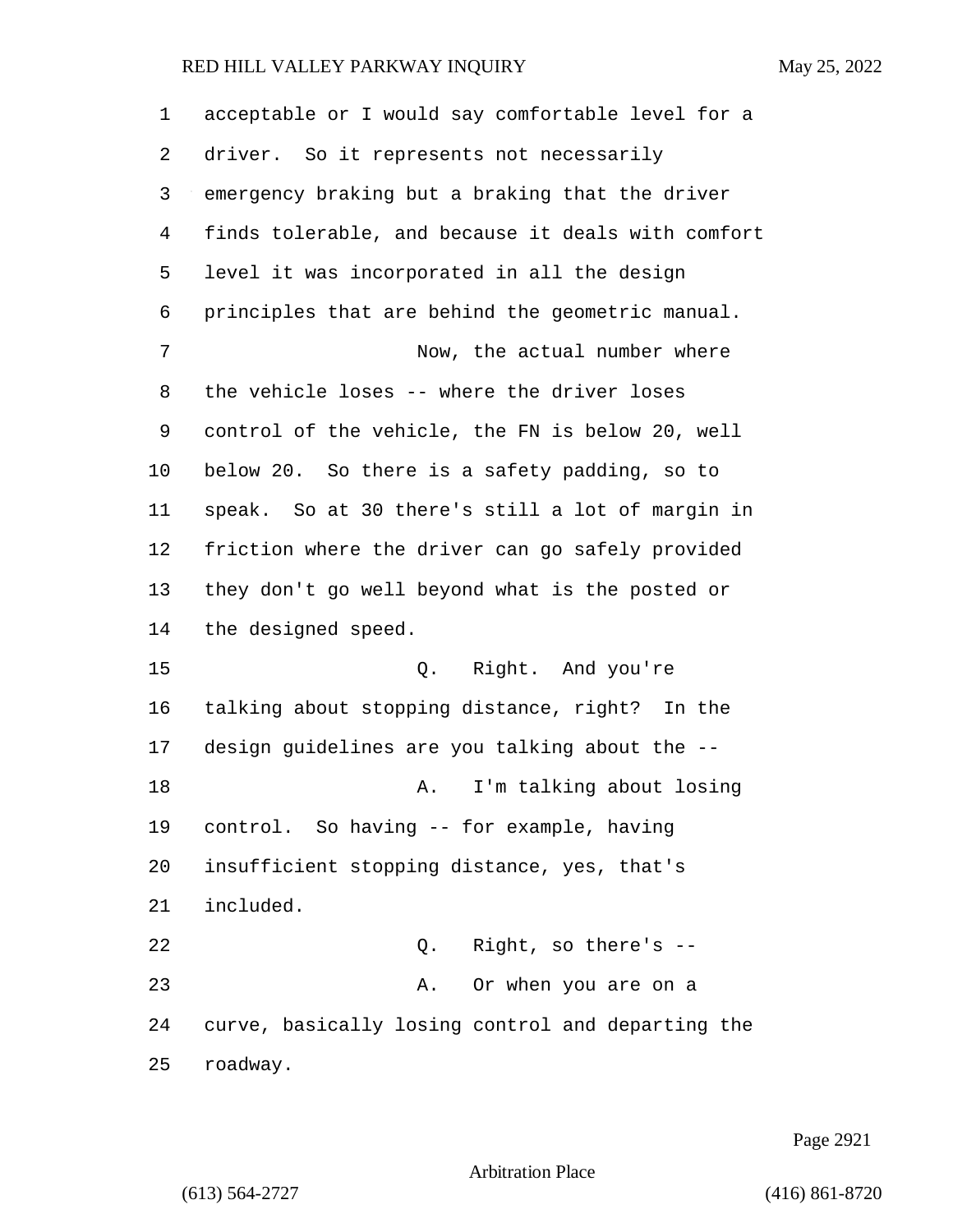acceptable or I would say comfortable level for a driver. So it represents not necessarily emergency braking but a braking that the driver finds tolerable, and because it deals with comfort level it was incorporated in all the design principles that are behind the geometric manual.

Now, the actual number where the vehicle loses -- where the driver loses control of the vehicle, the FN is below 20, well below 20. So there is a safety padding, so to speak. So at 30 there's still a lot of margin in friction where the driver can go safely provided they don't go well beyond what is the posted or the designed speed.

Q. Right. And you're talking about stopping distance, right? In the design guidelines are you talking about the --

A. I'm talking about losing control. So having -- for example, having insufficient stopping distance, yes, that's included.

Q. Right, so there's --

A. Or when you are on a curve, basically losing control and departing the roadway.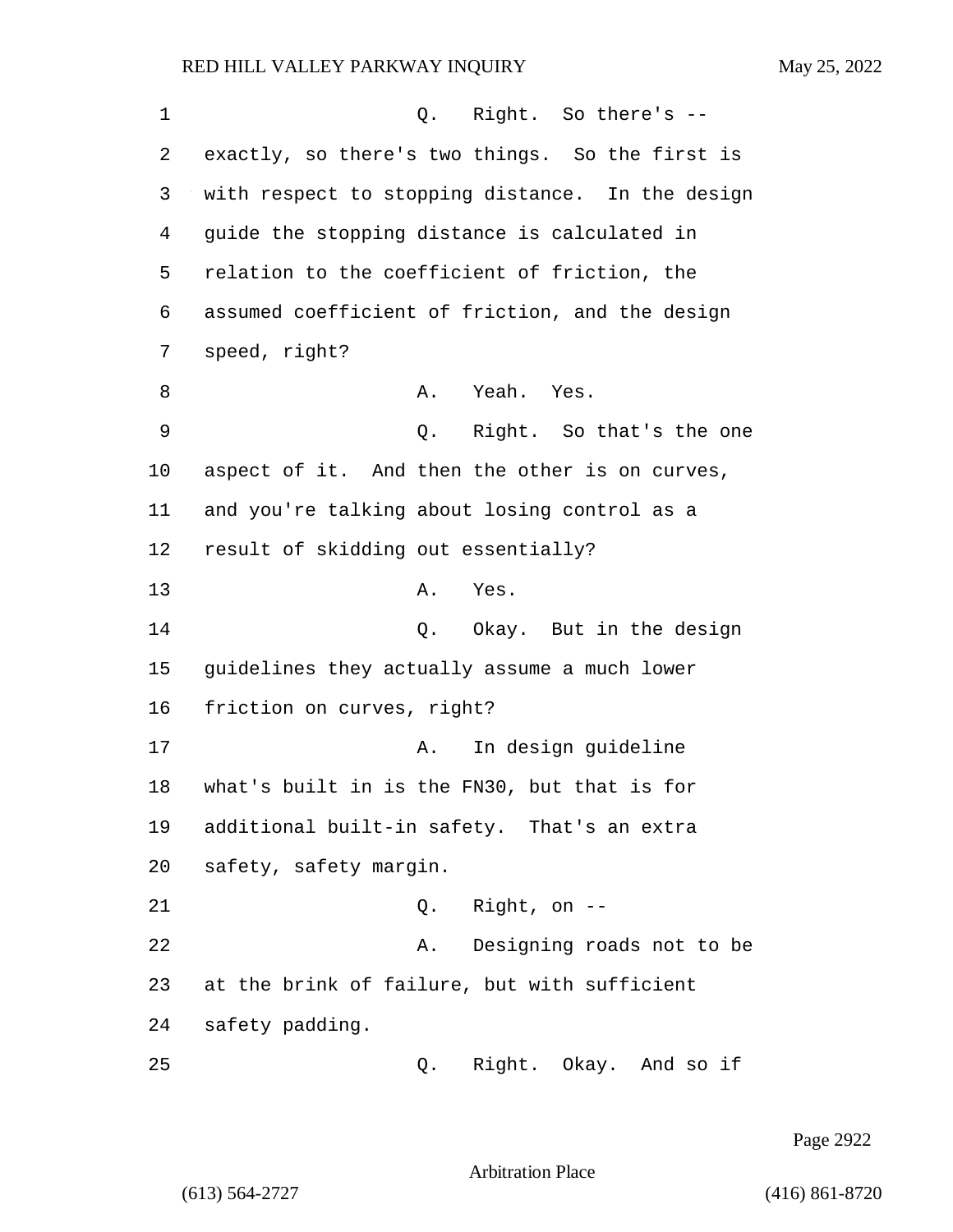Q. Right. So there's -- exactly, so there's two things. So the first is with respect to stopping distance. In the design guide the stopping distance is calculated in relation to the coefficient of friction, the assumed coefficient of friction, and the design speed, right?

A. Yeah. Yes.

Q. Right. So that's the one aspect of it. And then the other is on curves, and you're talking about losing control as a result of skidding out essentially?

A. Yes.

Q. Okay. But in the design guidelines they actually assume a much lower friction on curves, right?

A. In design guideline what's built in is the FN30, but that is for additional built-in safety. That's an extra safety, safety margin.

Q. Right, on --

A. Designing roads not to be at the brink of failure, but with sufficient safety padding.

Q. Right. Okay. And so if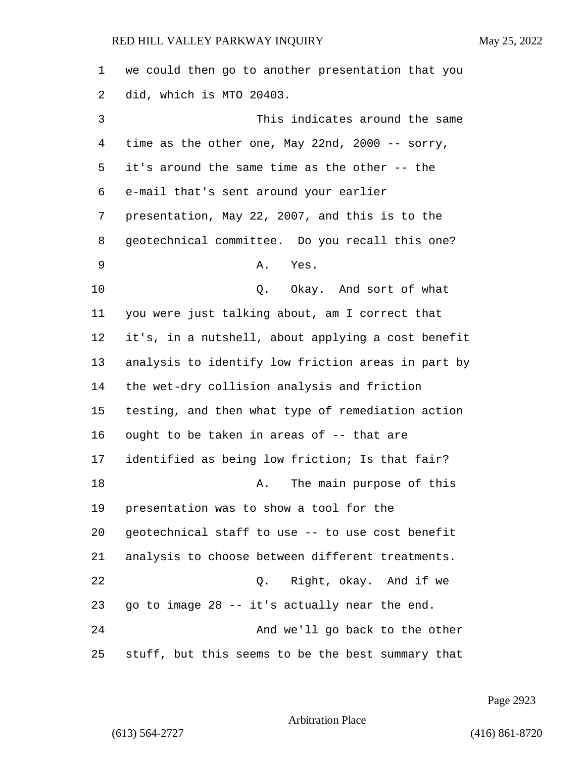we could then go to another presentation that you did, which is MTO 20403.

This indicates around the same time as the other one, May 22nd, 2000 -- sorry, it's around the same time as the other -- the e-mail that's sent around your earlier presentation, May 22, 2007, and this is to the geotechnical committee. Do you recall this one?

A. Yes.

Q. Okay. And sort of what you were just talking about, am I correct that it's, in a nutshell, about applying a cost benefit analysis to identify low friction areas in part by the wet-dry collision analysis and friction testing, and then what type of remediation action ought to be taken in areas of -- that are identified as being low friction; Is that fair?

A. The main purpose of this presentation was to show a tool for the geotechnical staff to use -- to use cost benefit analysis to choose between different treatments.

Q. Right, okay. And if we go to image 28 -- it's actually near the end.

And we'll go back to the other stuff, but this seems to be the best summary that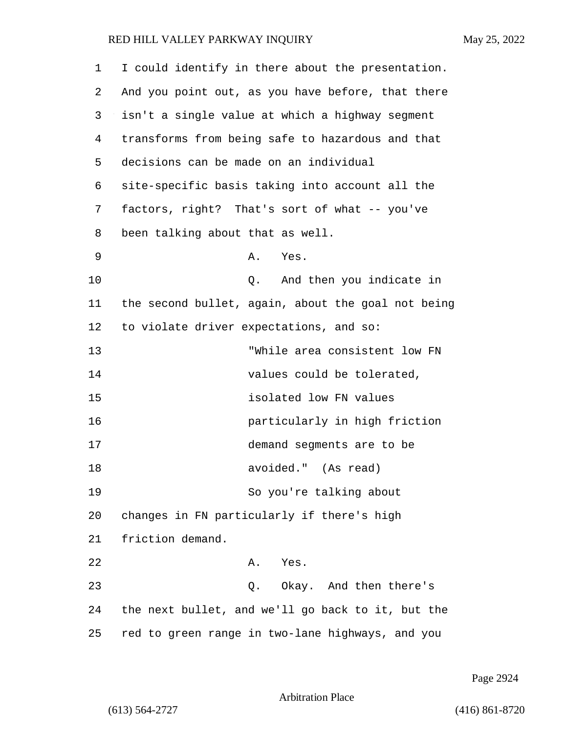I could identify in there about the presentation. And you point out, as you have before, that there isn't a single value at which a highway segment transforms from being safe to hazardous and that decisions can be made on an individual site-specific basis taking into account all the factors, right? That's sort of what -- you've been talking about that as well.

A. Yes.

Q. And then you indicate in the second bullet, again, about the goal not being to violate driver expectations, and so:

> "While area consistent low FN values could be tolerated, isolated low FN values particularly in high friction demand segments are to be avoided." (As read)

So you're talking about changes in FN particularly if there's high friction demand.

A. Yes.

Q. Okay. And then there's the next bullet, and we'll go back to it, but the red to green range in two-lane highways, and you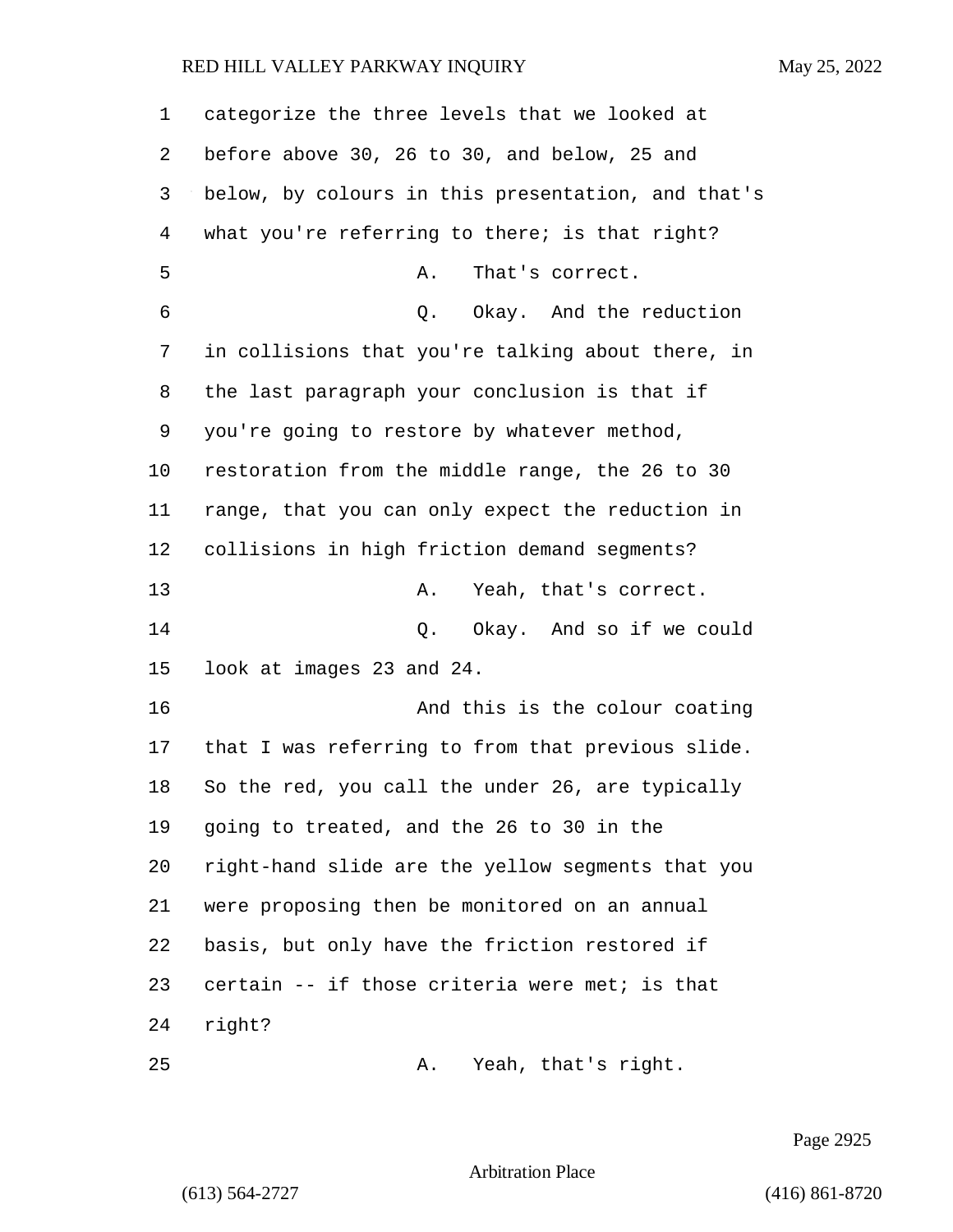categorize the three levels that we looked at before above 30, 26 to 30, and below, 25 and below, by colours in this presentation, and that's what you're referring to there; is that right?

A. That's correct.

Q. Okay. And the reduction in collisions that you're talking about there, in the last paragraph your conclusion is that if you're going to restore by whatever method, restoration from the middle range, the 26 to 30 range, that you can only expect the reduction in collisions in high friction demand segments?

A. Yeah, that's correct.

Q. Okay. And so if we could look at images 23 and 24.

And this is the colour coating that I was referring to from that previous slide. So the red, you call the under 26, are typically going to treated, and the 26 to 30 in the right-hand slide are the yellow segments that you were proposing then be monitored on an annual basis, but only have the friction restored if certain -- if those criteria were met; is that right?

A. Yeah, that's right.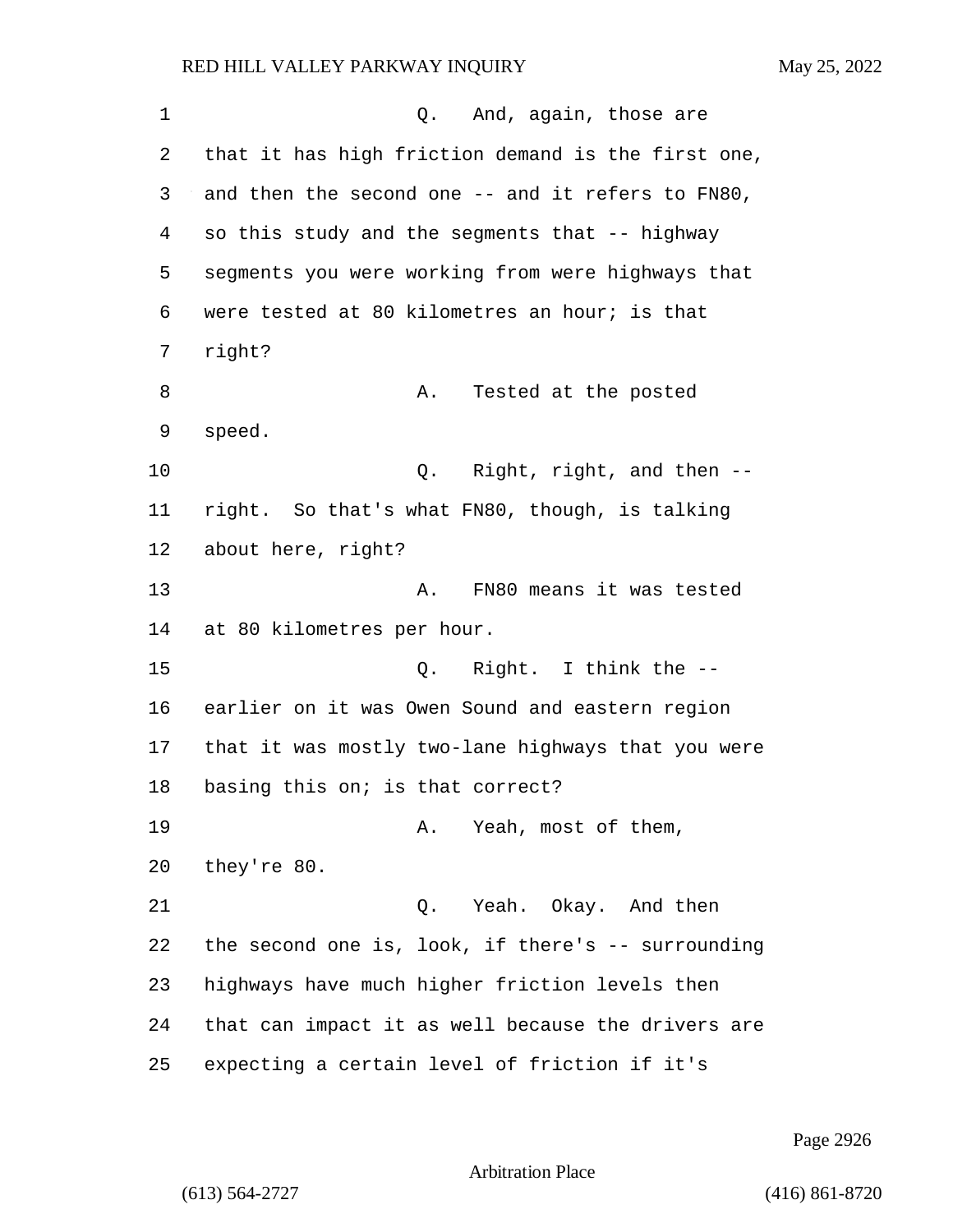Q. And, again, those are that it has high friction demand is the first one, and then the second one -- and it refers to FN80, so this study and the segments that -- highway segments you were working from were highways that were tested at 80 kilometres an hour; is that right?

A. Tested at the posted speed.

Q. Right, right, and then -- right. So that's what FN80, though, is talking about here, right?

A. FN80 means it was tested at 80 kilometres per hour.

Q. Right. I think the -- earlier on it was Owen Sound and eastern region that it was mostly two-lane highways that you were basing this on; is that correct?

A. Yeah, most of them, they're 80.

Q. Yeah. Okay. And then the second one is, look, if there's -- surrounding highways have much higher friction levels then that can impact it as well because the drivers are expecting a certain level of friction if it's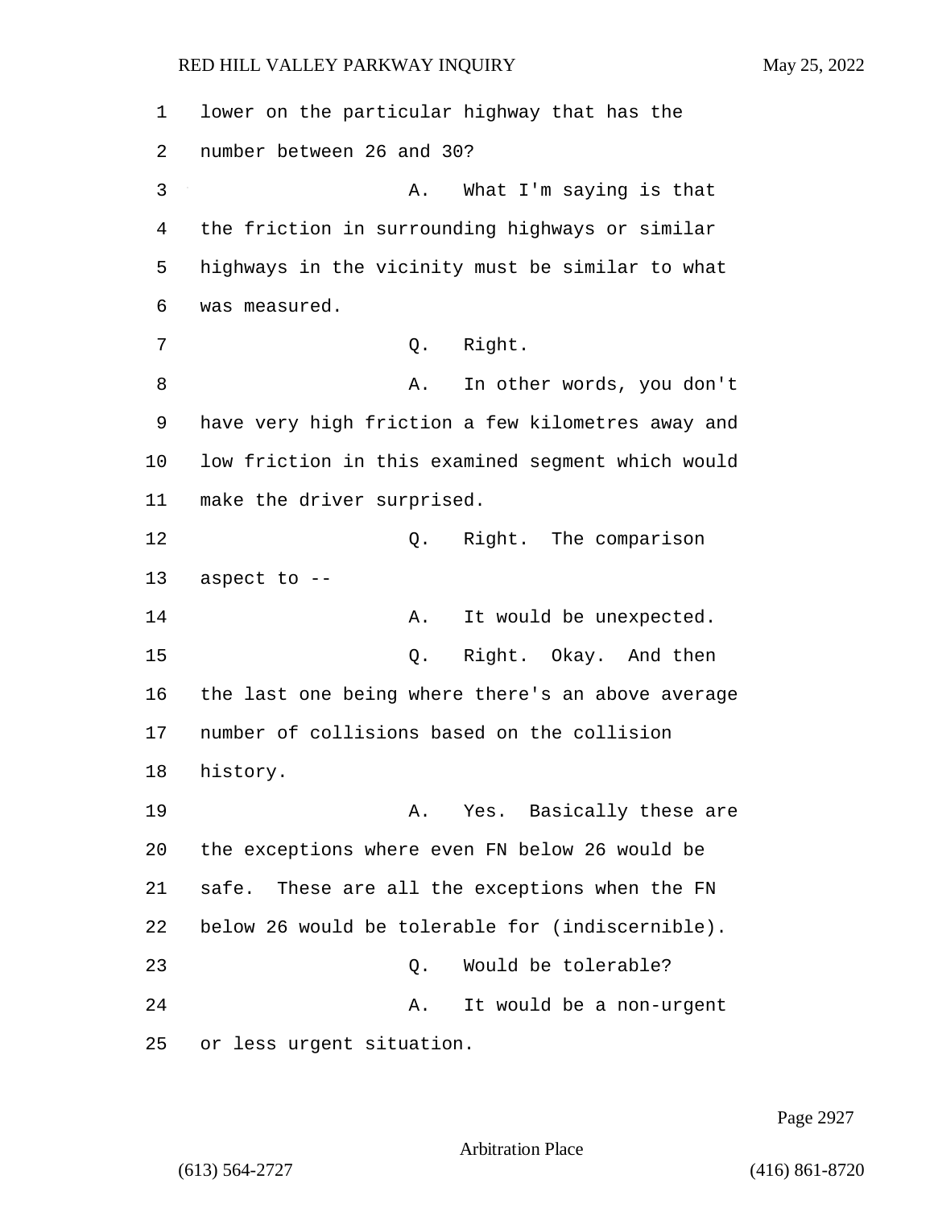1 lower on the particular highway that has the
2 number between 26 and 30?

3 A. What I'm saying is that
4 the friction in surrounding highways or similar
5 highways in the vicinity must be similar to what
6 was measured.

7 Q. Right.

8 A. In other words, you don't
9 have very high friction a few kilometres away and
10 low friction in this examined segment which would
11 make the driver surprised.

12 Q. Right. The comparison
13 aspect to --

14 A. It would be unexpected.

15 Q. Right. Okay. And then
16 the last one being where there's an above average
17 number of collisions based on the collision
18 history.

19 A. Yes. Basically these are
20 the exceptions where even FN below 26 would be
21 safe. These are all the exceptions when the FN
22 below 26 would be tolerable for (indiscernible).

23 Q. Would be tolerable?

24 A. It would be a non-urgent
25 or less urgent situation.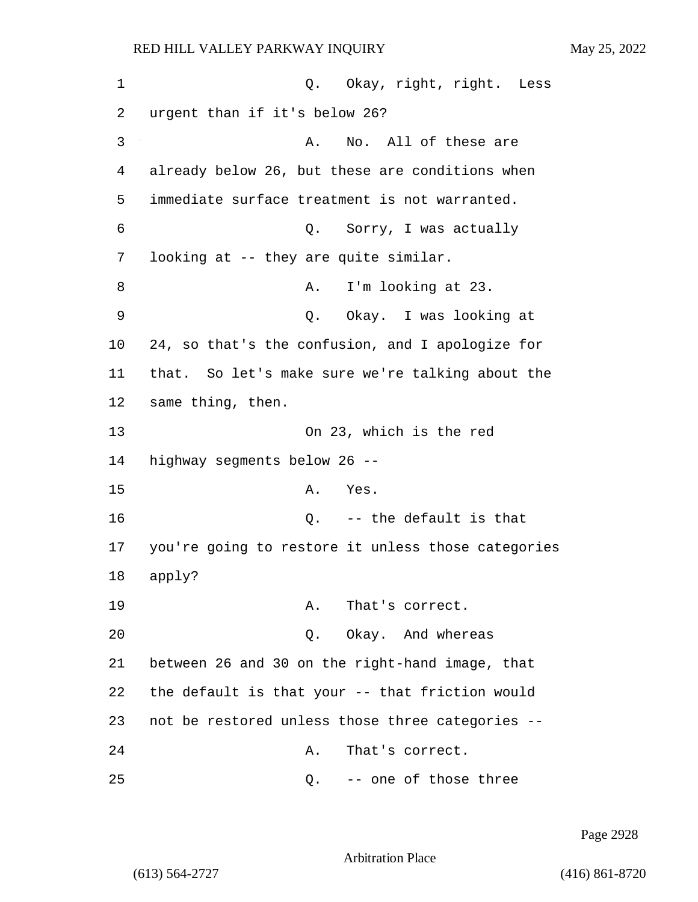Q. Okay, right, right. Less urgent than if it's below 26?

A. No. All of these are already below 26, but these are conditions when immediate surface treatment is not warranted.

Q. Sorry, I was actually looking at -- they are quite similar.

A. I'm looking at 23.

Q. Okay. I was looking at 24, so that's the confusion, and I apologize for that. So let's make sure we're talking about the same thing, then.

On 23, which is the red highway segments below 26 --

A. Yes.

Q. -- the default is that you're going to restore it unless those categories apply?

A. That's correct.

Q. Okay. And whereas between 26 and 30 on the right-hand image, that the default is that your -- that friction would not be restored unless those three categories --

A. That's correct.

Q. -- one of those three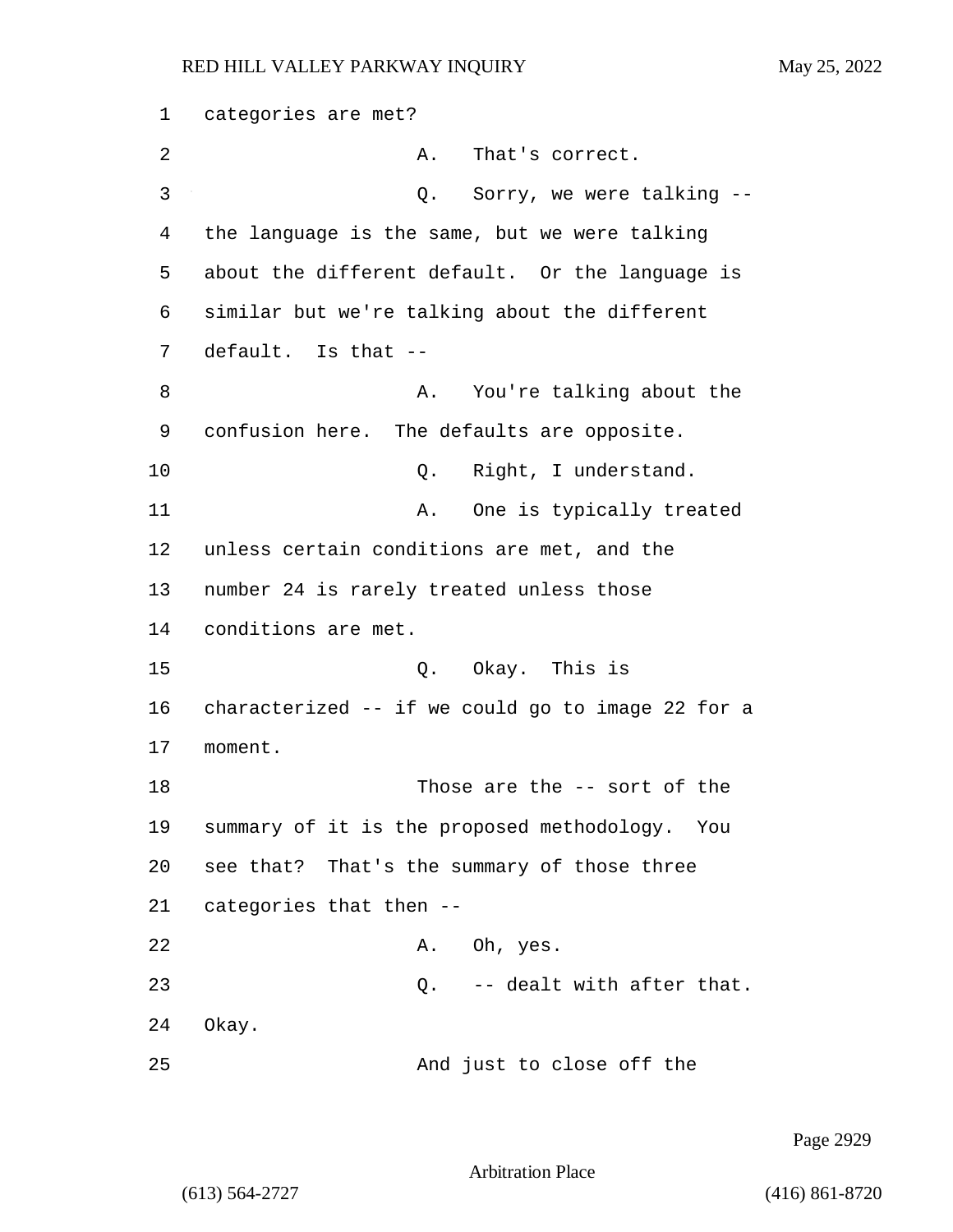categories are met?

A. That's correct.

Q. Sorry, we were talking -- the language is the same, but we were talking about the different default. Or the language is similar but we're talking about the different default. Is that --

A. You're talking about the confusion here. The defaults are opposite.

Q. Right, I understand.

A. One is typically treated unless certain conditions are met, and the number 24 is rarely treated unless those conditions are met.

Q. Okay. This is characterized -- if we could go to image 22 for a moment.

Those are the -- sort of the summary of it is the proposed methodology. You see that? That's the summary of those three categories that then --

A. Oh, yes.

Q. -- dealt with after that. Okay.

And just to close off the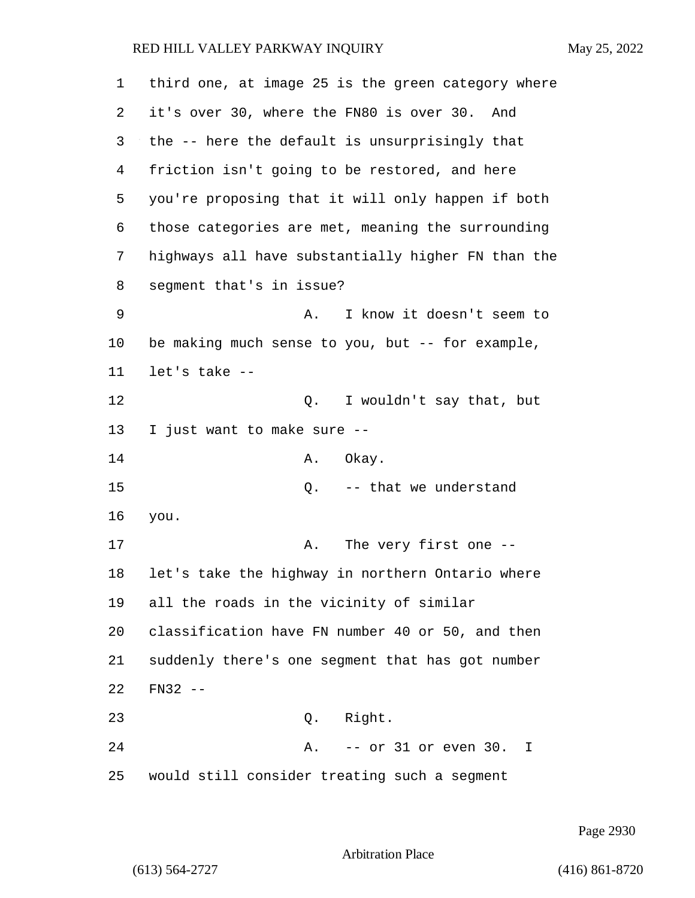third one, at image 25 is the green category where it's over 30, where the FN80 is over 30. And the -- here the default is unsurprisingly that friction isn't going to be restored, and here you're proposing that it will only happen if both those categories are met, meaning the surrounding highways all have substantially higher FN than the segment that's in issue?

A. I know it doesn't seem to be making much sense to you, but -- for example, let's take --

Q. I wouldn't say that, but I just want to make sure --

A. Okay.

Q. -- that we understand you.

A. The very first one -- let's take the highway in northern Ontario where all the roads in the vicinity of similar classification have FN number 40 or 50, and then suddenly there's one segment that has got number FN32 --

Q. Right.

A. -- or 31 or even 30. I would still consider treating such a segment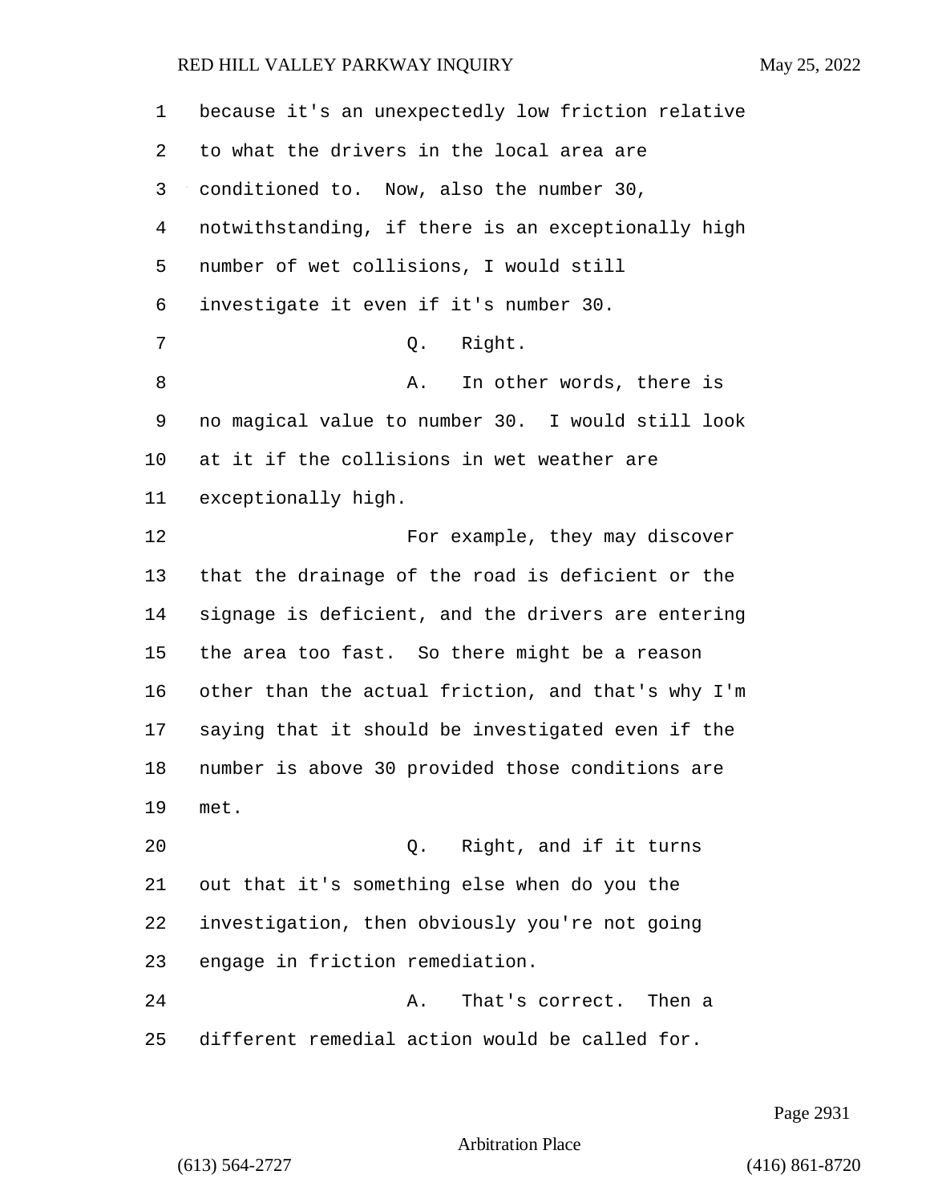because it's an unexpectedly low friction relative to what the drivers in the local area are conditioned to. Now, also the number 30, notwithstanding, if there is an exceptionally high number of wet collisions, I would still investigate it even if it's number 30.

Q. Right.

A. In other words, there is no magical value to number 30. I would still look at it if the collisions in wet weather are exceptionally high.

For example, they may discover that the drainage of the road is deficient or the signage is deficient, and the drivers are entering the area too fast. So there might be a reason other than the actual friction, and that's why I'm saying that it should be investigated even if the number is above 30 provided those conditions are met.

Q. Right, and if it turns out that it's something else when do you the investigation, then obviously you're not going engage in friction remediation.

A. That's correct. Then a different remedial action would be called for.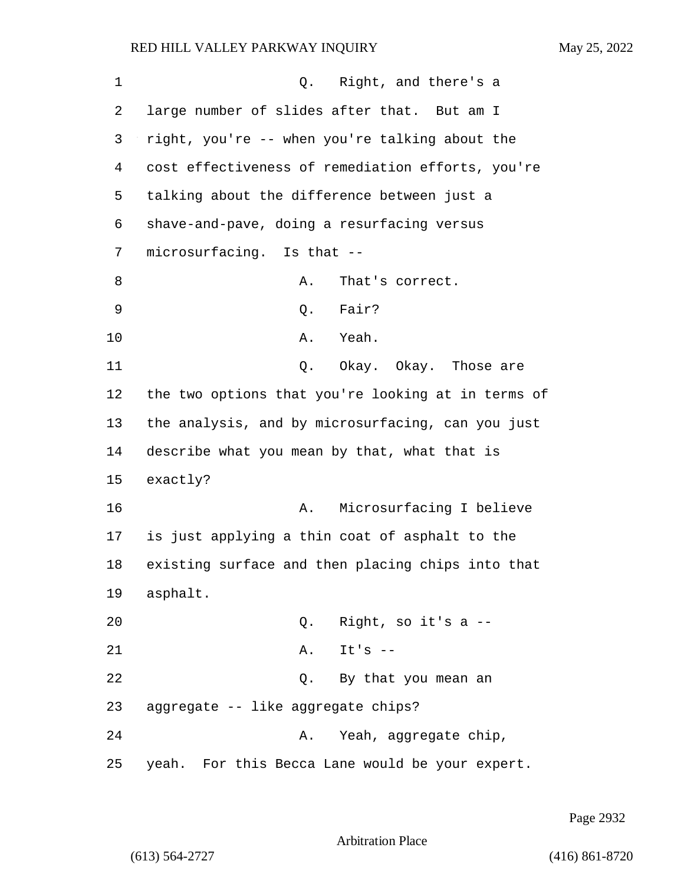Q. Right, and there's a large number of slides after that. But am I right, you're -- when you're talking about the cost effectiveness of remediation efforts, you're talking about the difference between just a shave-and-pave, doing a resurfacing versus microsurfacing. Is that --

A. That's correct.

Q. Fair?

A. Yeah.

Q. Okay. Okay. Those are the two options that you're looking at in terms of the analysis, and by microsurfacing, can you just describe what you mean by that, what that is exactly?

A. Microsurfacing I believe is just applying a thin coat of asphalt to the existing surface and then placing chips into that asphalt.

Q. Right, so it's a --

A. It's --

Q. By that you mean an aggregate -- like aggregate chips?

A. Yeah, aggregate chip, yeah. For this Becca Lane would be your expert.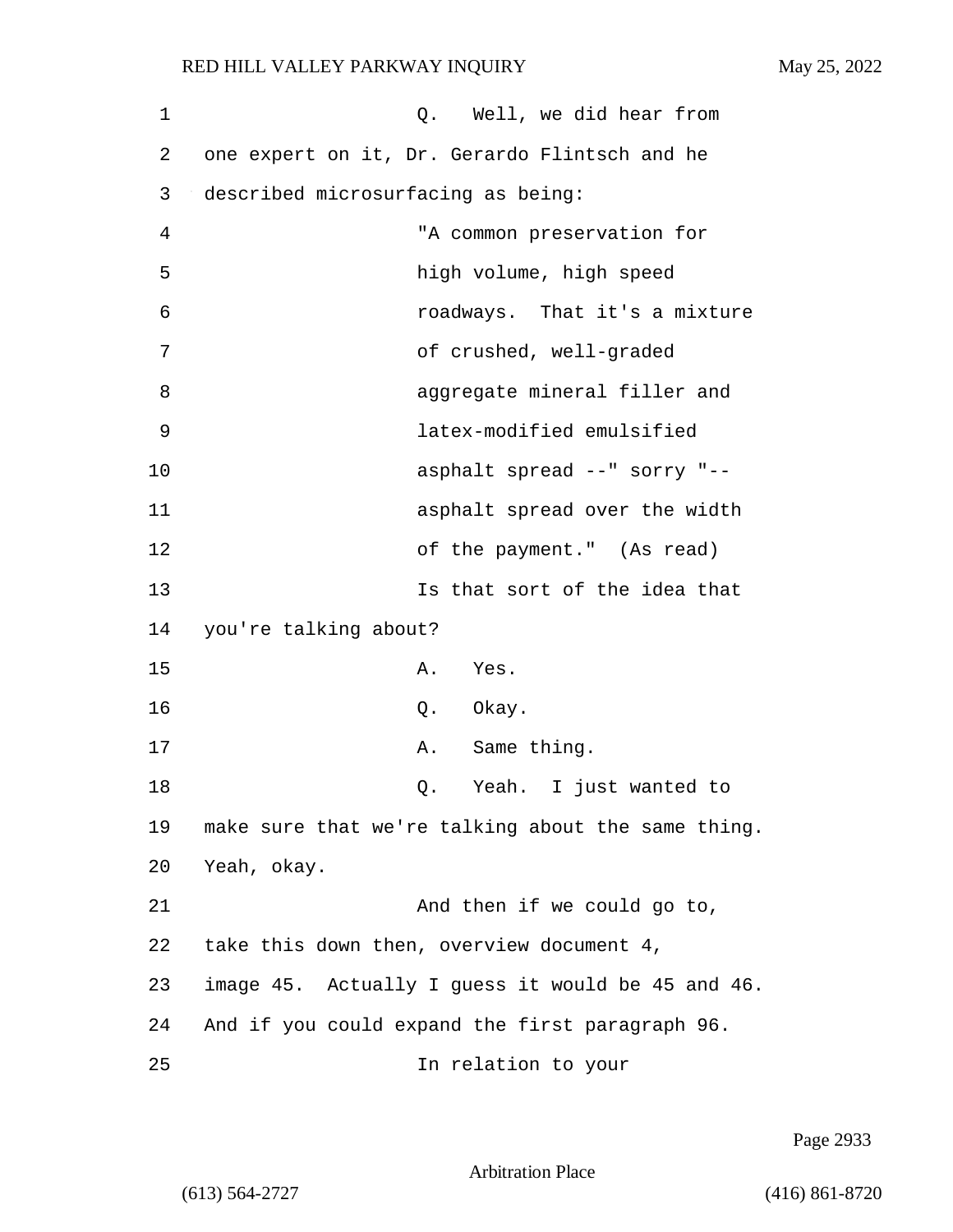Q. Well, we did hear from one expert on it, Dr. Gerardo Flintsch and he described microsurfacing as being:

"A common preservation for high volume, high speed roadways. That it's a mixture of crushed, well-graded aggregate mineral filler and latex-modified emulsified asphalt spread --" sorry "-- asphalt spread over the width of the payment." (As read)

Is that sort of the idea that you're talking about?

A. Yes.

Q. Okay.

A. Same thing.

Q. Yeah. I just wanted to make sure that we're talking about the same thing. Yeah, okay.

And then if we could go to, take this down then, overview document 4, image 45. Actually I guess it would be 45 and 46. And if you could expand the first paragraph 96.

In relation to your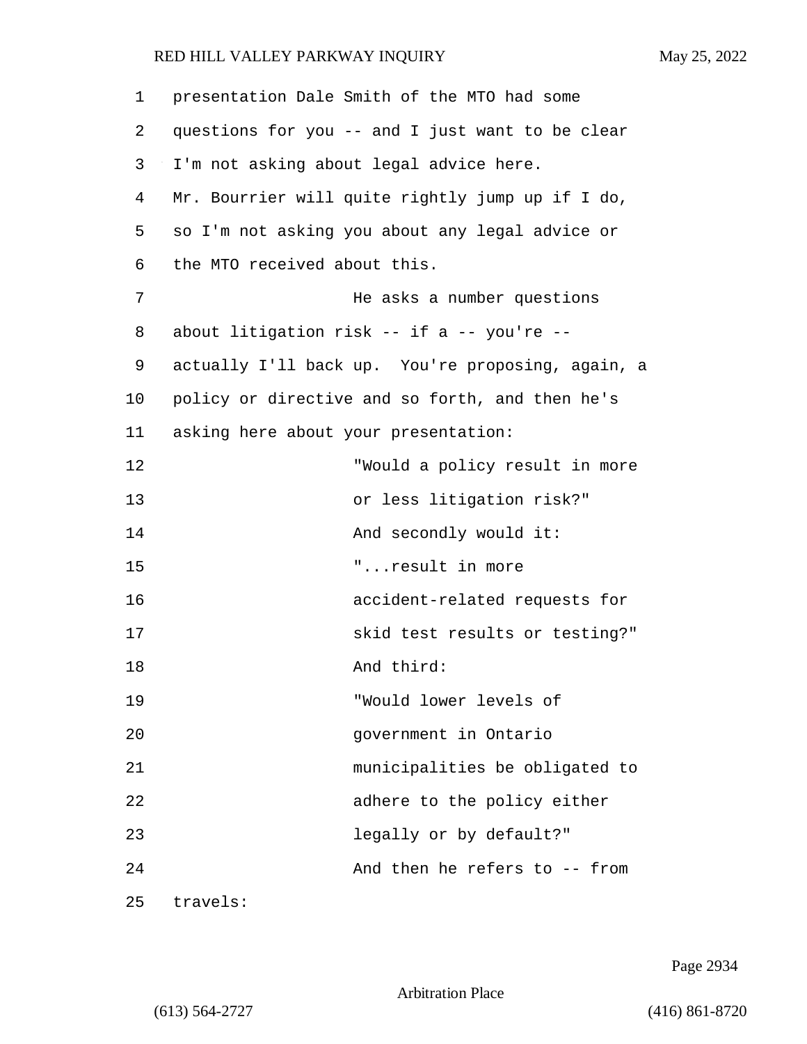presentation Dale Smith of the MTO had some questions for you -- and I just want to be clear I'm not asking about legal advice here. Mr. Bourrier will quite rightly jump up if I do, so I'm not asking you about any legal advice or the MTO received about this.

He asks a number questions about litigation risk -- if a -- you're -- actually I'll back up. You're proposing, again, a policy or directive and so forth, and then he's asking here about your presentation:

> "Would a policy result in more or less litigation risk?"

And secondly would it:

> "...result in more accident-related requests for skid test results or testing?"

And third:

> "Would lower levels of government in Ontario municipalities be obligated to adhere to the policy either legally or by default?"

And then he refers to -- from travels: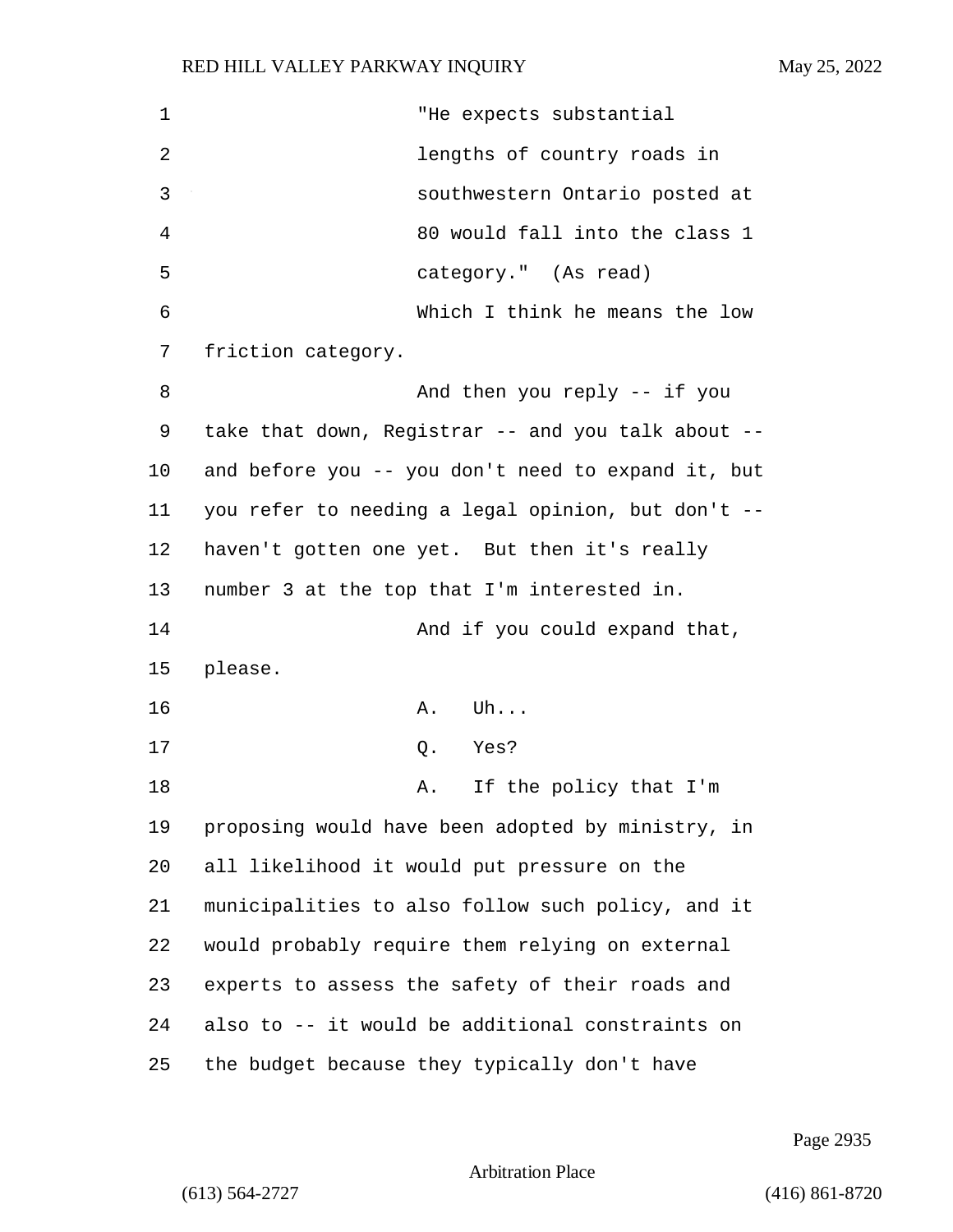"He expects substantial lengths of country roads in southwestern Ontario posted at 80 would fall into the class 1 category." (As read)

Which I think he means the low friction category.

And then you reply -- if you take that down, Registrar -- and you talk about -- and before you -- you don't need to expand it, but you refer to needing a legal opinion, but don't -- haven't gotten one yet. But then it's really number 3 at the top that I'm interested in.

And if you could expand that, please.

A. Uh...

Q. Yes?

A. If the policy that I'm proposing would have been adopted by ministry, in all likelihood it would put pressure on the municipalities to also follow such policy, and it would probably require them relying on external experts to assess the safety of their roads and also to -- it would be additional constraints on the budget because they typically don't have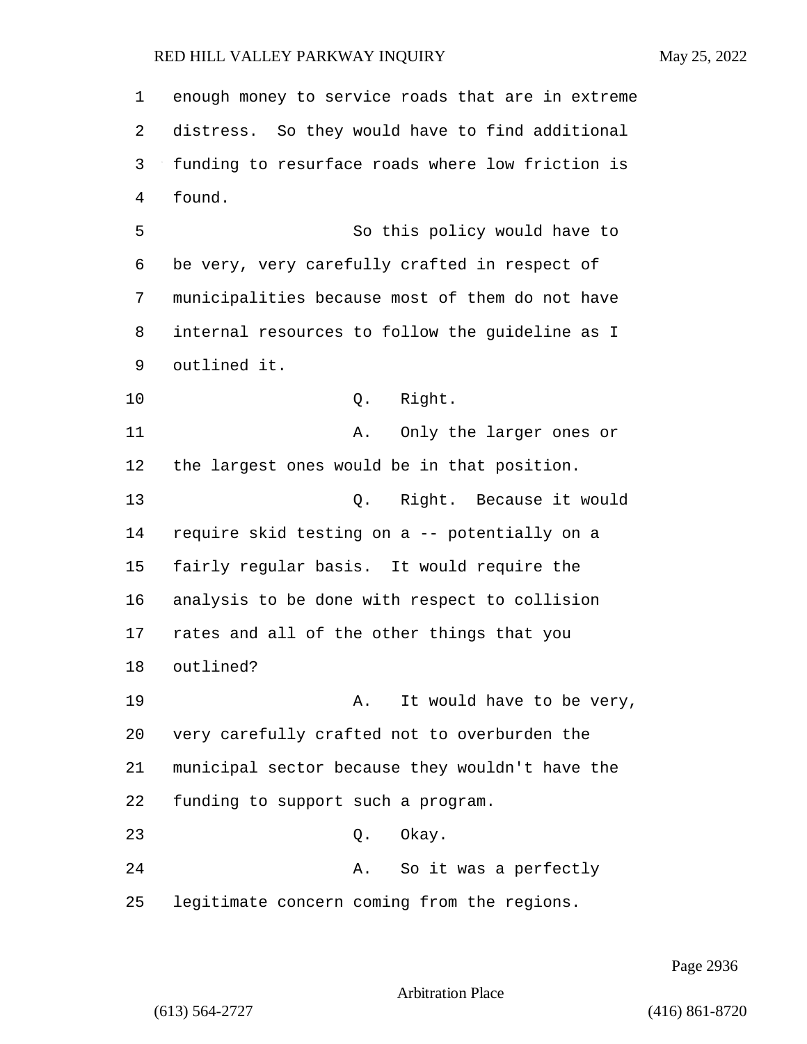enough money to service roads that are in extreme distress. So they would have to find additional funding to resurface roads where low friction is found.

So this policy would have to be very, very carefully crafted in respect of municipalities because most of them do not have internal resources to follow the guideline as I outlined it.

Q. Right.

A. Only the larger ones or the largest ones would be in that position.

Q. Right. Because it would require skid testing on a -- potentially on a fairly regular basis. It would require the analysis to be done with respect to collision rates and all of the other things that you outlined?

A. It would have to be very, very carefully crafted not to overburden the municipal sector because they wouldn't have the funding to support such a program.

Q. Okay.

A. So it was a perfectly legitimate concern coming from the regions.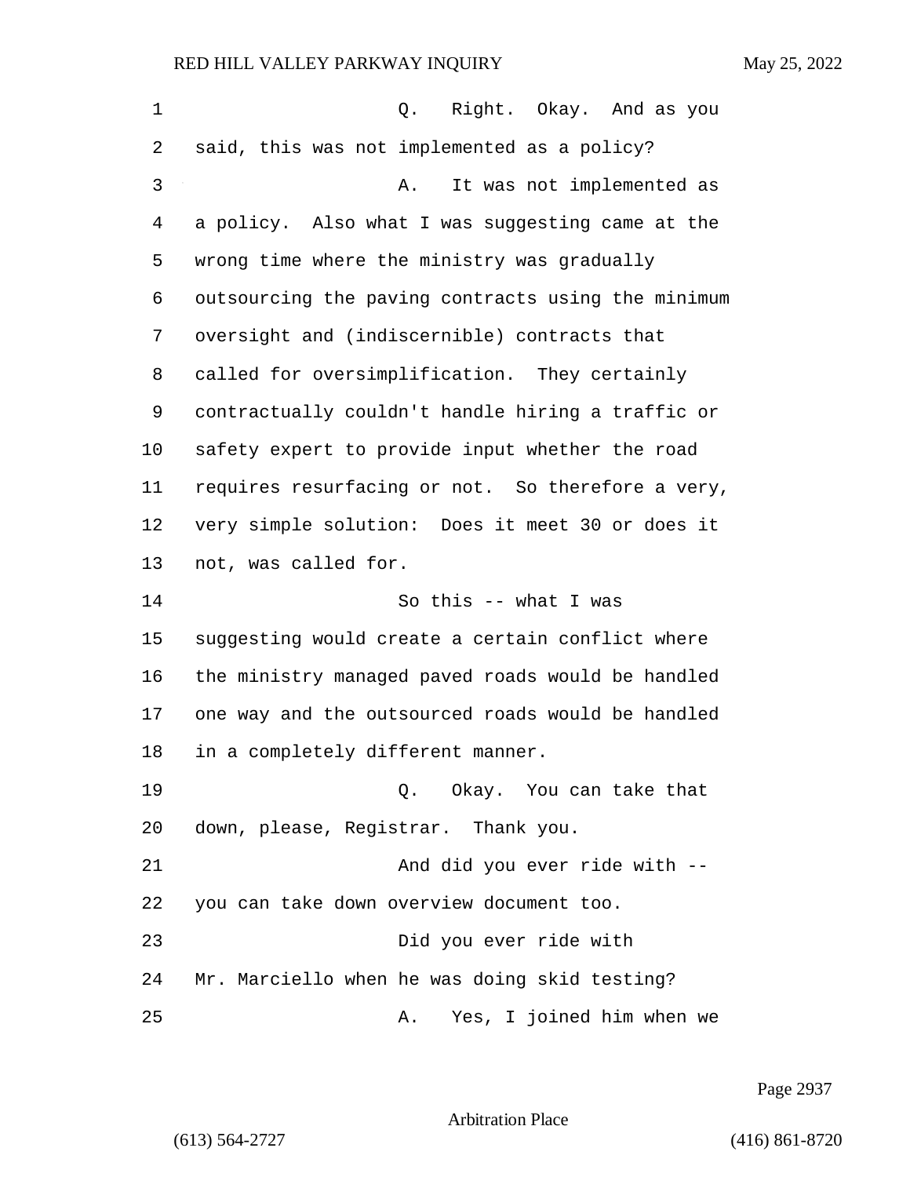Q. Right. Okay. And as you said, this was not implemented as a policy?

A. It was not implemented as a policy. Also what I was suggesting came at the wrong time where the ministry was gradually outsourcing the paving contracts using the minimum oversight and (indiscernible) contracts that called for oversimplification. They certainly contractually couldn't handle hiring a traffic or safety expert to provide input whether the road requires resurfacing or not. So therefore a very, very simple solution: Does it meet 30 or does it not, was called for.

So this -- what I was suggesting would create a certain conflict where the ministry managed paved roads would be handled one way and the outsourced roads would be handled in a completely different manner.

Q. Okay. You can take that down, please, Registrar. Thank you.

And did you ever ride with -- you can take down overview document too.

Did you ever ride with Mr. Marciello when he was doing skid testing?

A. Yes, I joined him when we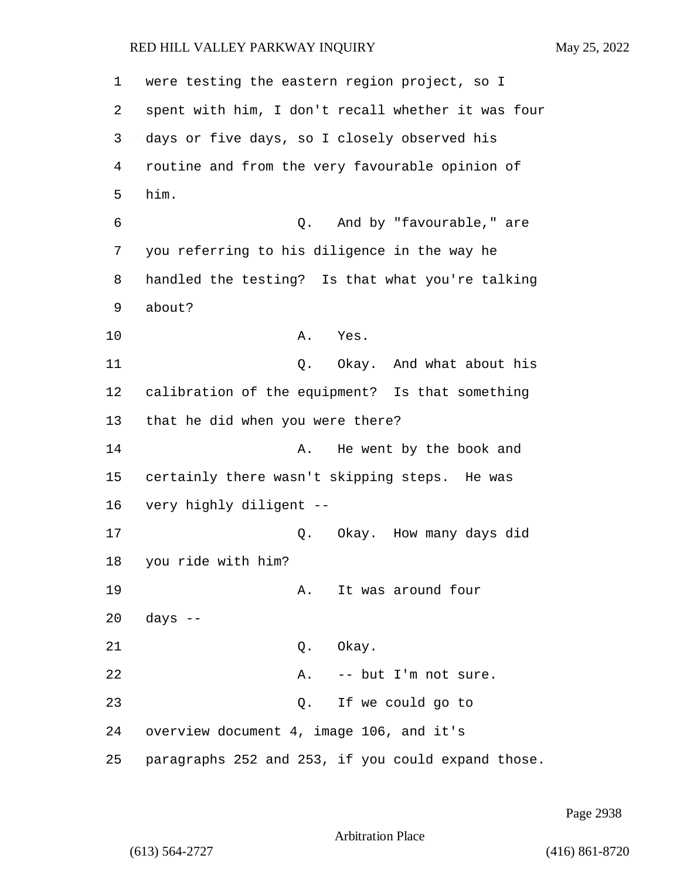were testing the eastern region project, so I spent with him, I don't recall whether it was four days or five days, so I closely observed his routine and from the very favourable opinion of him.

Q. And by "favourable," are you referring to his diligence in the way he handled the testing? Is that what you're talking about?

A. Yes.

Q. Okay. And what about his calibration of the equipment? Is that something that he did when you were there?

A. He went by the book and certainly there wasn't skipping steps. He was very highly diligent --

Q. Okay. How many days did you ride with him?

A. It was around four days --

Q. Okay.

A. -- but I'm not sure.

Q. If we could go to overview document 4, image 106, and it's paragraphs 252 and 253, if you could expand those.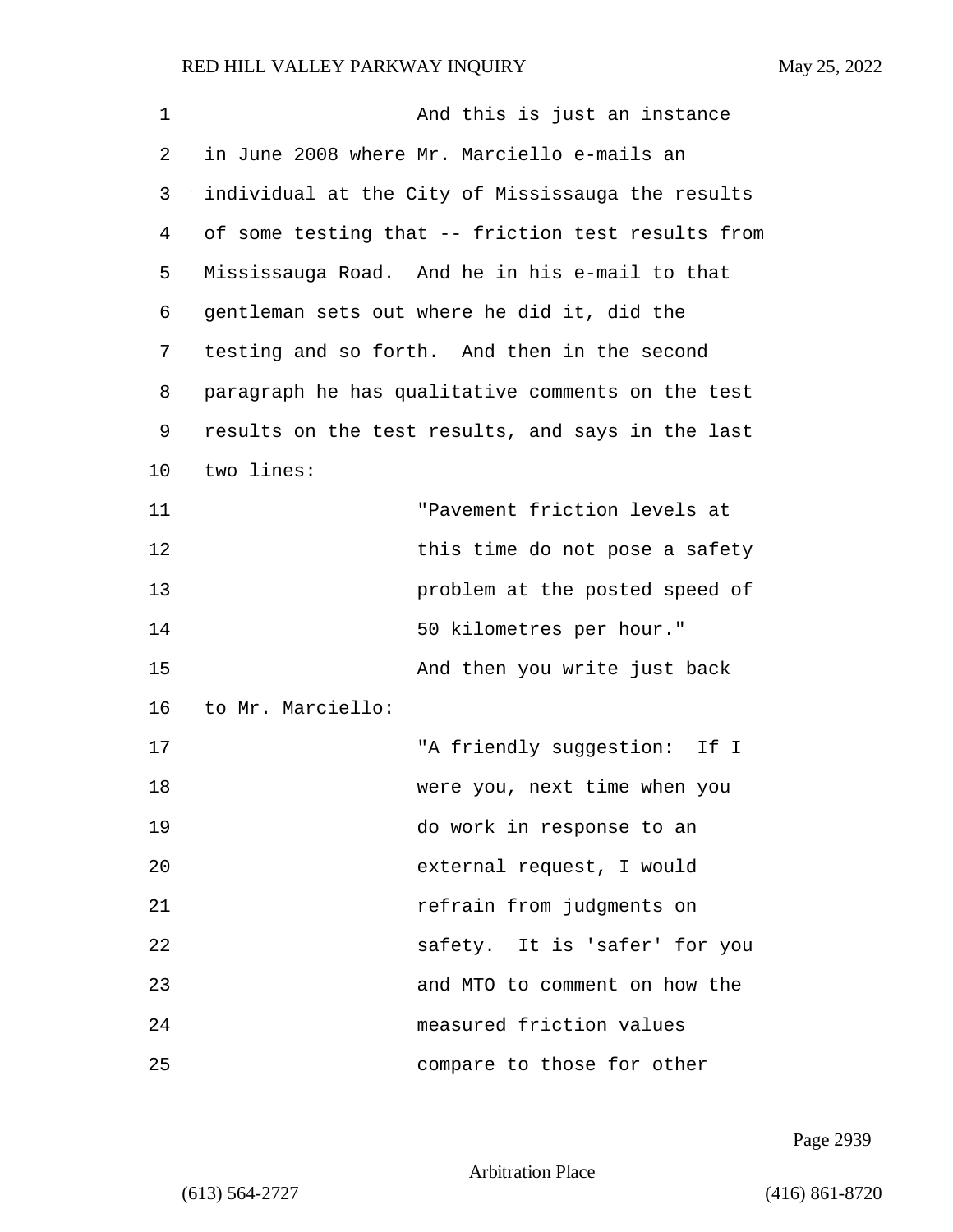And this is just an instance in June 2008 where Mr. Marciello e-mails an individual at the City of Mississauga the results of some testing that -- friction test results from Mississauga Road. And he in his e-mail to that gentleman sets out where he did it, did the testing and so forth. And then in the second paragraph he has qualitative comments on the test results on the test results, and says in the last two lines:

> "Pavement friction levels at this time do not pose a safety problem at the posted speed of 50 kilometres per hour."

And then you write just back to Mr. Marciello:

> "A friendly suggestion: If I were you, next time when you do work in response to an external request, I would refrain from judgments on safety. It is 'safer' for you and MTO to comment on how the measured friction values compare to those for other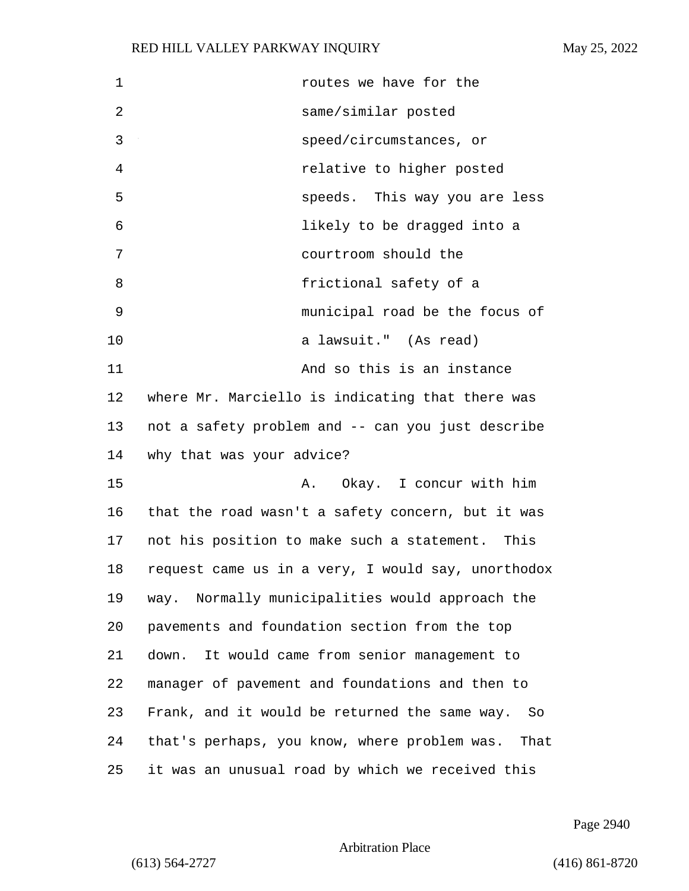routes we have for the same/similar posted speed/circumstances, or relative to higher posted speeds. This way you are less likely to be dragged into a courtroom should the frictional safety of a municipal road be the focus of a lawsuit." (As read)

And so this is an instance where Mr. Marciello is indicating that there was not a safety problem and -- can you just describe why that was your advice?

A. Okay. I concur with him that the road wasn't a safety concern, but it was not his position to make such a statement. This request came us in a very, I would say, unorthodox way. Normally municipalities would approach the pavements and foundation section from the top down. It would came from senior management to manager of pavement and foundations and then to Frank, and it would be returned the same way. So that's perhaps, you know, where problem was. That it was an unusual road by which we received this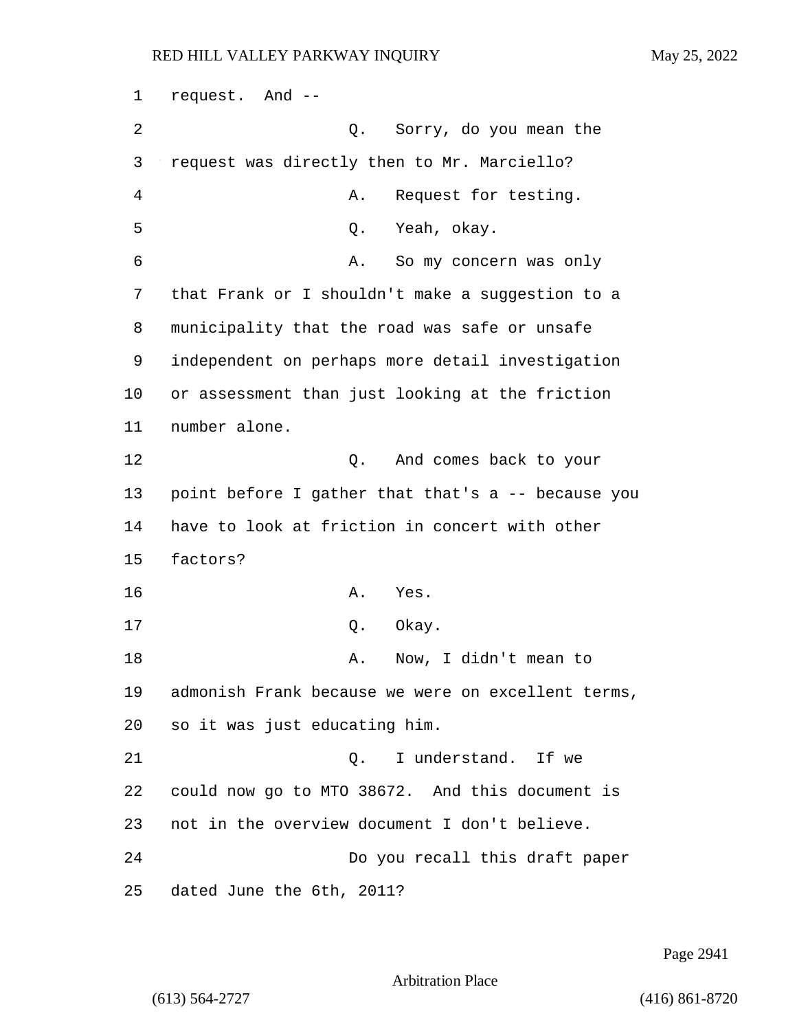1 request. And --

2 Q. Sorry, do you mean the

3 request was directly then to Mr. Marciello?

4 A. Request for testing.

5 Q. Yeah, okay.

6 A. So my concern was only

7 that Frank or I shouldn't make a suggestion to a

8 municipality that the road was safe or unsafe

9 independent on perhaps more detail investigation

10 or assessment than just looking at the friction

11 number alone.

12 Q. And comes back to your

13 point before I gather that that's a -- because you

14 have to look at friction in concert with other

15 factors?

16 A. Yes.

17 Q. Okay.

18 A. Now, I didn't mean to

19 admonish Frank because we were on excellent terms,

20 so it was just educating him.

21 Q. I understand. If we

22 could now go to MTO 38672. And this document is

23 not in the overview document I don't believe.

24 Do you recall this draft paper

25 dated June the 6th, 2011?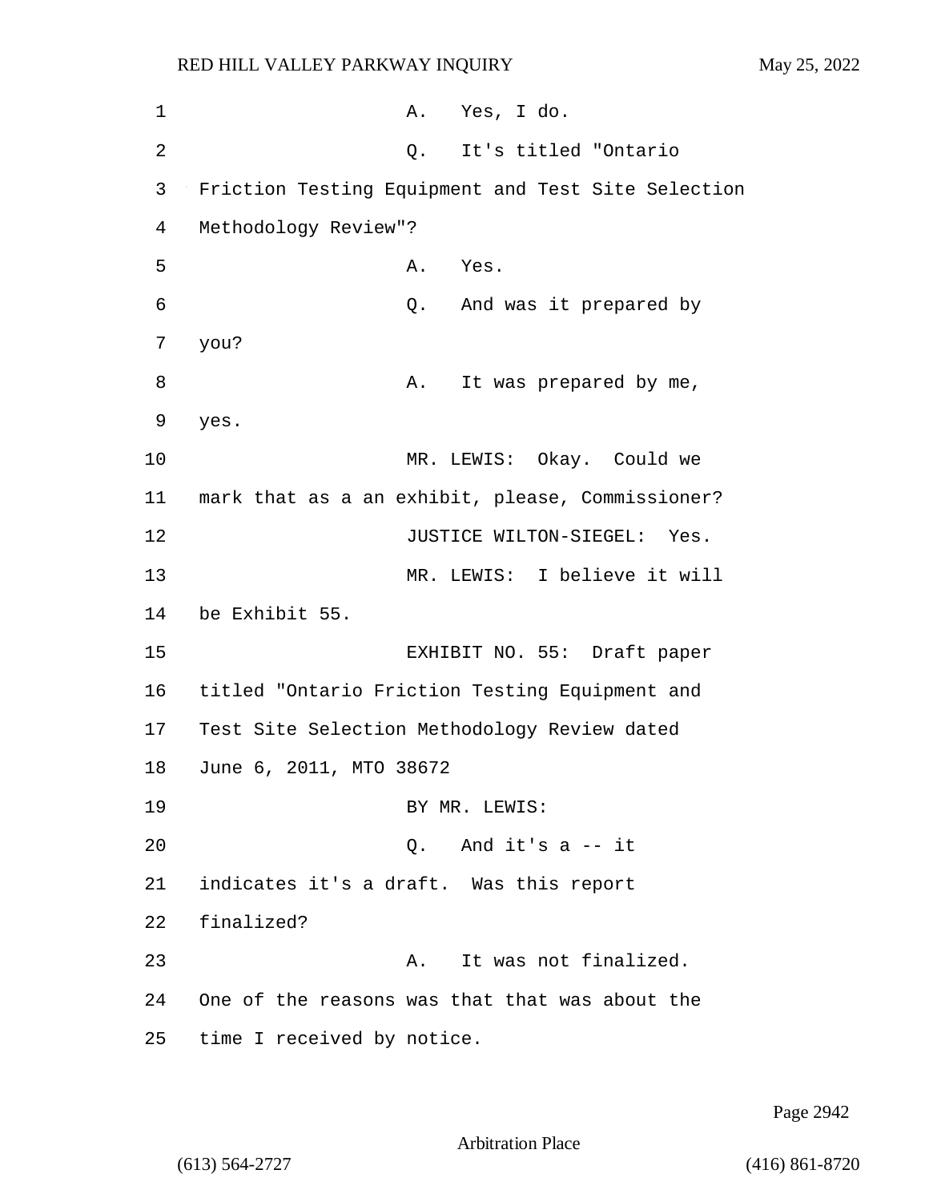A. Yes, I do.

Q. It's titled "Ontario Friction Testing Equipment and Test Site Selection Methodology Review"?

A. Yes.

Q. And was it prepared by you?

A. It was prepared by me, yes.

MR. LEWIS: Okay. Could we mark that as a an exhibit, please, Commissioner?

JUSTICE WILTON-SIEGEL: Yes.

MR. LEWIS: I believe it will be Exhibit 55.

EXHIBIT NO. 55: Draft paper titled "Ontario Friction Testing Equipment and Test Site Selection Methodology Review dated June 6, 2011, MTO 38672

BY MR. LEWIS:

Q. And it's a -- it indicates it's a draft. Was this report finalized?

A. It was not finalized. One of the reasons was that that was about the time I received by notice.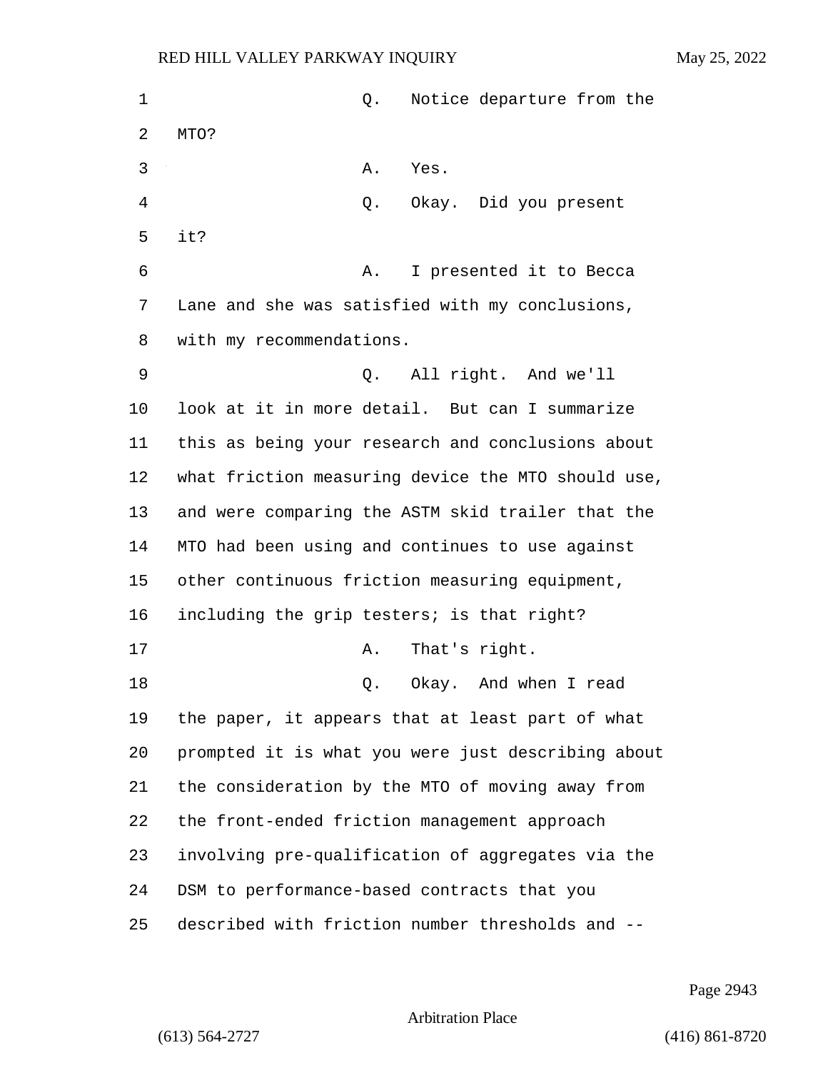Q. Notice departure from the MTO?

A. Yes.

Q. Okay. Did you present it?

A. I presented it to Becca Lane and she was satisfied with my conclusions, with my recommendations.

Q. All right. And we'll look at it in more detail. But can I summarize this as being your research and conclusions about what friction measuring device the MTO should use, and were comparing the ASTM skid trailer that the MTO had been using and continues to use against other continuous friction measuring equipment, including the grip testers; is that right?

A. That's right.

Q. Okay. And when I read the paper, it appears that at least part of what prompted it is what you were just describing about the consideration by the MTO of moving away from the front-ended friction management approach involving pre-qualification of aggregates via the DSM to performance-based contracts that you described with friction number thresholds and --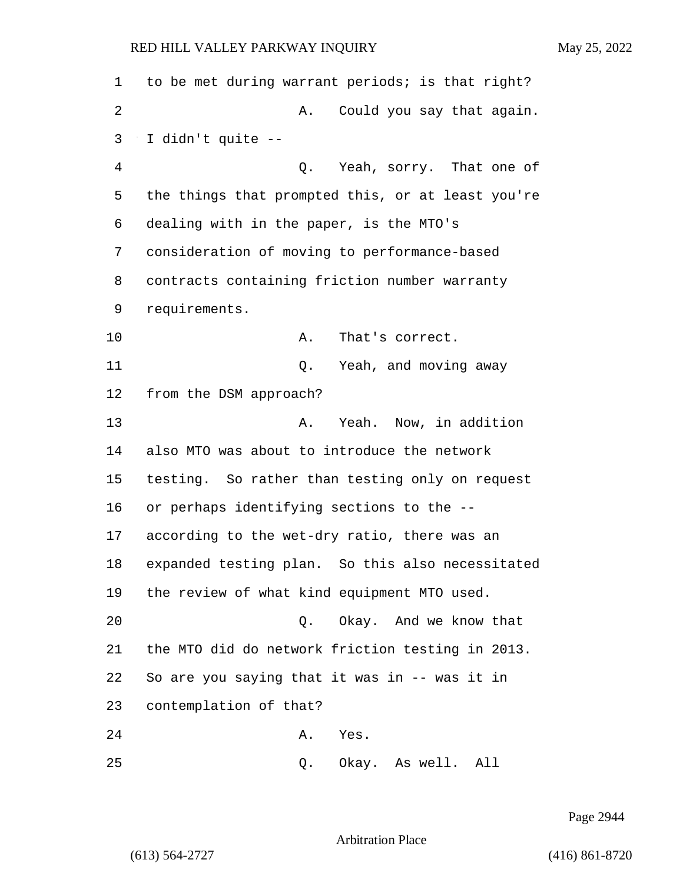to be met during warrant periods; is that right?

A. Could you say that again. I didn't quite --

Q. Yeah, sorry. That one of the things that prompted this, or at least you're dealing with in the paper, is the MTO's consideration of moving to performance-based contracts containing friction number warranty requirements.

A. That's correct.

Q. Yeah, and moving away from the DSM approach?

A. Yeah. Now, in addition also MTO was about to introduce the network testing. So rather than testing only on request or perhaps identifying sections to the -- according to the wet-dry ratio, there was an expanded testing plan. So this also necessitated the review of what kind equipment MTO used.

Q. Okay. And we know that the MTO did do network friction testing in 2013. So are you saying that it was in -- was it in contemplation of that?

A. Yes.

Q. Okay. As well. All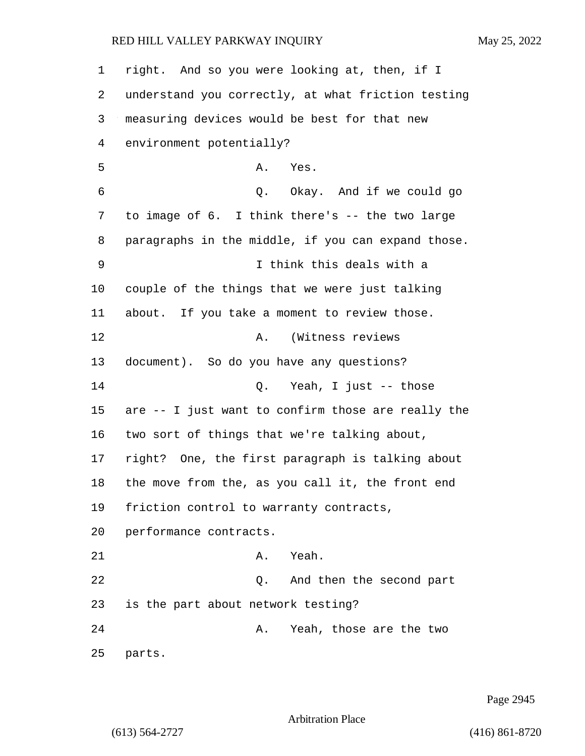right. And so you were looking at, then, if I understand you correctly, at what friction testing measuring devices would be best for that new environment potentially?

A. Yes.

Q. Okay. And if we could go to image of 6. I think there's -- the two large paragraphs in the middle, if you can expand those.

I think this deals with a couple of the things that we were just talking about. If you take a moment to review those.

A. (Witness reviews document). So do you have any questions?

Q. Yeah, I just -- those are -- I just want to confirm those are really the two sort of things that we're talking about, right? One, the first paragraph is talking about the move from the, as you call it, the front end friction control to warranty contracts, performance contracts.

A. Yeah.

Q. And then the second part is the part about network testing?

A. Yeah, those are the two parts.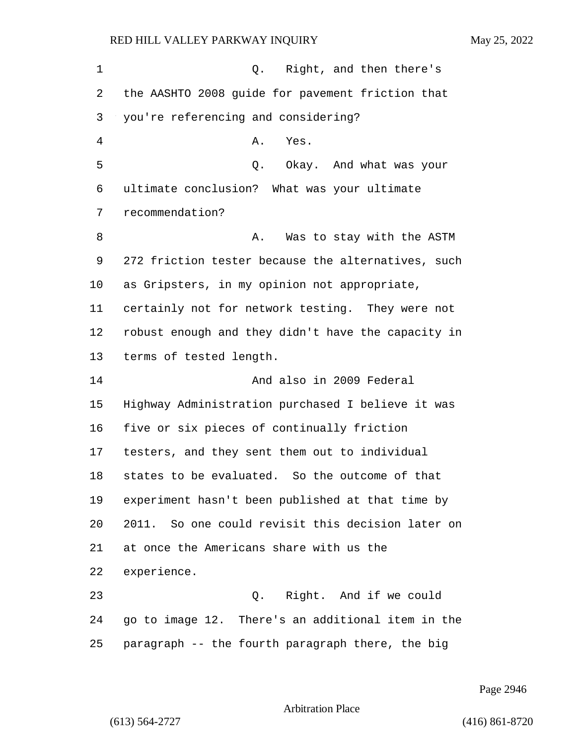Q. Right, and then there's the AASHTO 2008 guide for pavement friction that you're referencing and considering?

A. Yes.

Q. Okay. And what was your ultimate conclusion? What was your ultimate recommendation?

A. Was to stay with the ASTM 272 friction tester because the alternatives, such as Gripsters, in my opinion not appropriate, certainly not for network testing. They were not robust enough and they didn't have the capacity in terms of tested length.

And also in 2009 Federal Highway Administration purchased I believe it was five or six pieces of continually friction testers, and they sent them out to individual states to be evaluated. So the outcome of that experiment hasn't been published at that time by 2011. So one could revisit this decision later on at once the Americans share with us the experience.

Q. Right. And if we could go to image 12. There's an additional item in the paragraph -- the fourth paragraph there, the big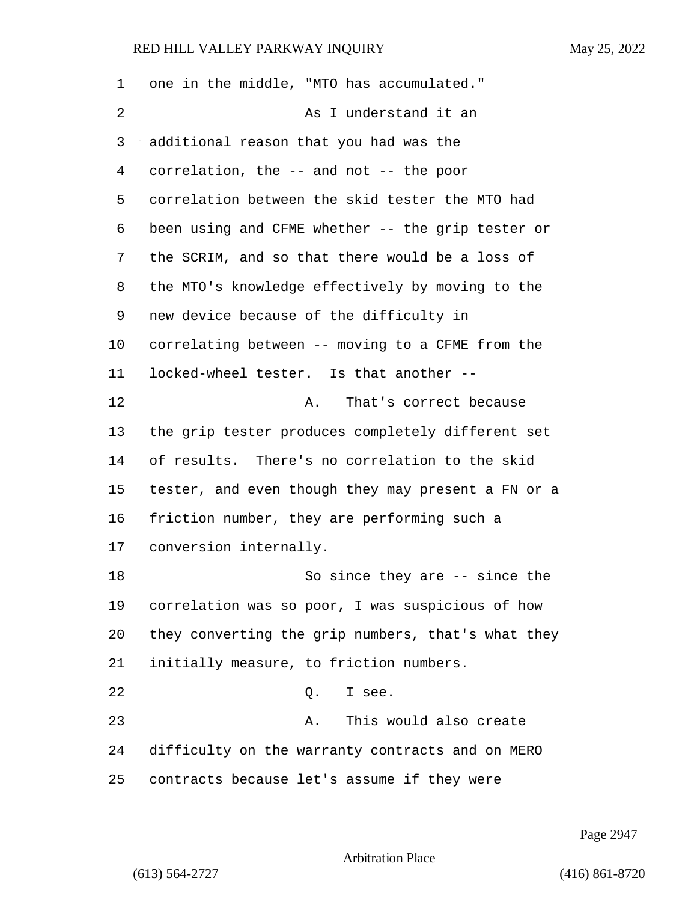one in the middle, "MTO has accumulated."

As I understand it an additional reason that you had was the correlation, the -- and not -- the poor correlation between the skid tester the MTO had been using and CFME whether -- the grip tester or the SCRIM, and so that there would be a loss of the MTO's knowledge effectively by moving to the new device because of the difficulty in correlating between -- moving to a CFME from the locked-wheel tester. Is that another --

A. That's correct because the grip tester produces completely different set of results. There's no correlation to the skid tester, and even though they may present a FN or a friction number, they are performing such a conversion internally.

So since they are -- since the correlation was so poor, I was suspicious of how they converting the grip numbers, that's what they initially measure, to friction numbers.

Q. I see.

A. This would also create difficulty on the warranty contracts and on MERO contracts because let's assume if they were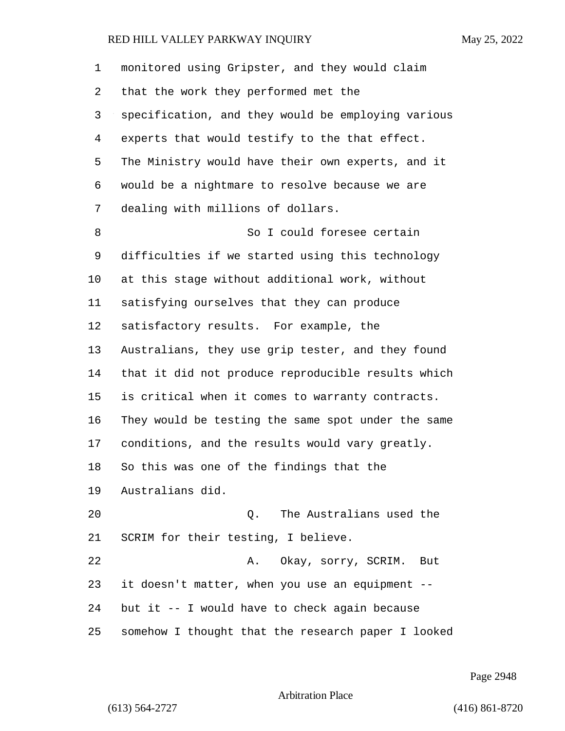monitored using Gripster, and they would claim that the work they performed met the specification, and they would be employing various experts that would testify to the that effect. The Ministry would have their own experts, and it would be a nightmare to resolve because we are dealing with millions of dollars.

So I could foresee certain difficulties if we started using this technology at this stage without additional work, without satisfying ourselves that they can produce satisfactory results. For example, the Australians, they use grip tester, and they found that it did not produce reproducible results which is critical when it comes to warranty contracts. They would be testing the same spot under the same conditions, and the results would vary greatly. So this was one of the findings that the Australians did.

Q. The Australians used the SCRIM for their testing, I believe.

A. Okay, sorry, SCRIM. But it doesn't matter, when you use an equipment -- but it -- I would have to check again because somehow I thought that the research paper I looked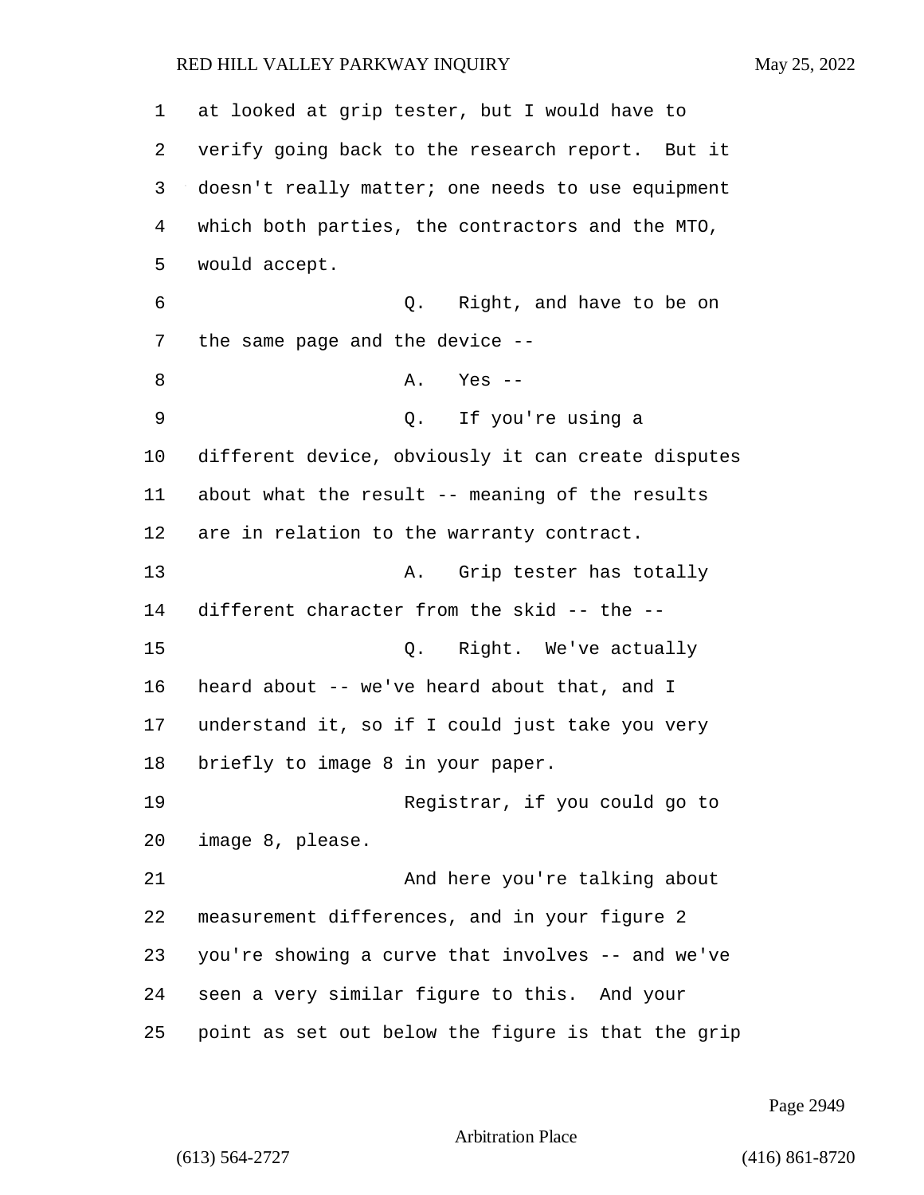at looked at grip tester, but I would have to verify going back to the research report. But it doesn't really matter; one needs to use equipment which both parties, the contractors and the MTO, would accept.

Q. Right, and have to be on the same page and the device --

A. Yes --

Q. If you're using a different device, obviously it can create disputes about what the result -- meaning of the results are in relation to the warranty contract.

A. Grip tester has totally different character from the skid -- the --

Q. Right. We've actually heard about -- we've heard about that, and I understand it, so if I could just take you very briefly to image 8 in your paper.

Registrar, if you could go to image 8, please.

And here you're talking about measurement differences, and in your figure 2 you're showing a curve that involves -- and we've seen a very similar figure to this. And your point as set out below the figure is that the grip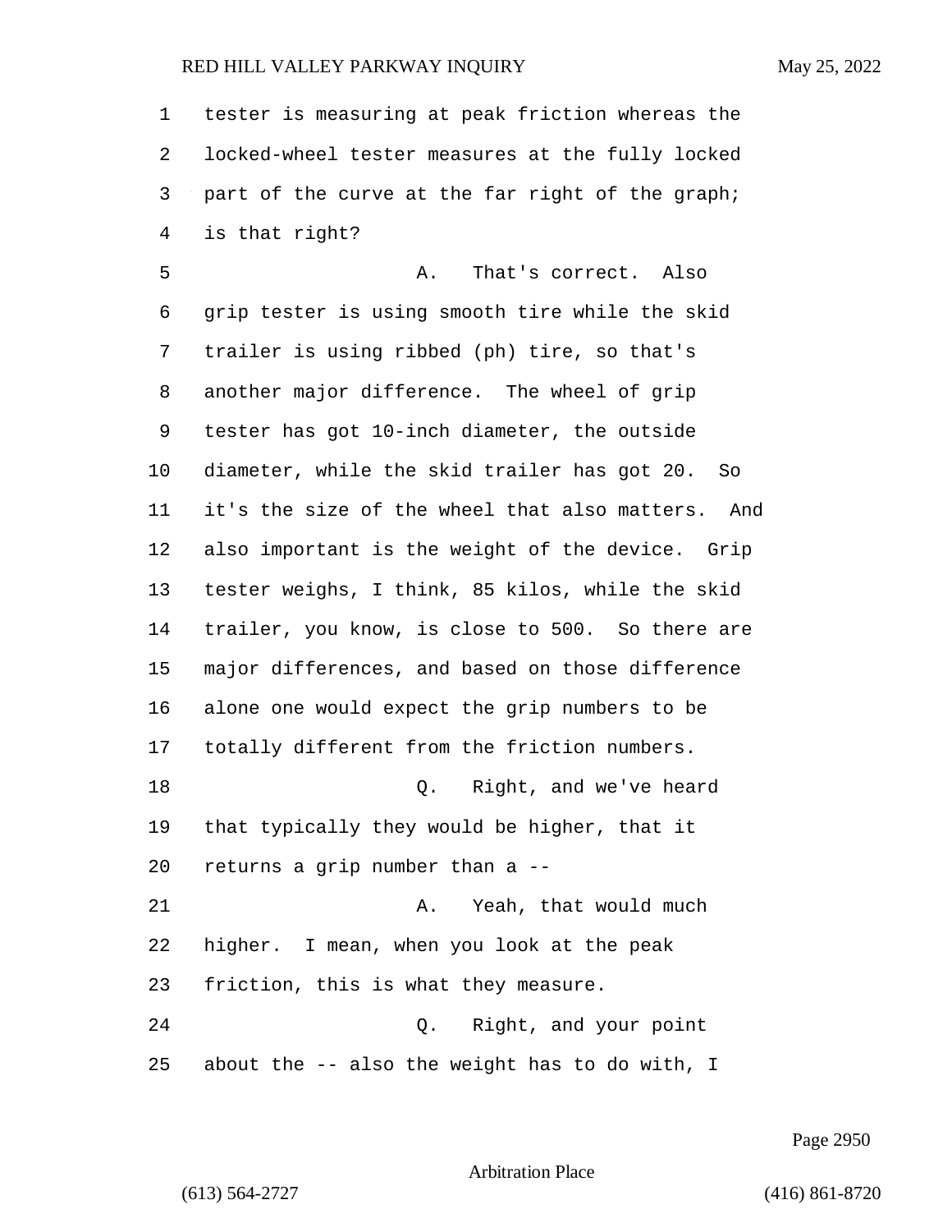1 tester is measuring at peak friction whereas the
2 locked-wheel tester measures at the fully locked
3 part of the curve at the far right of the graph;
4 is that right?
5 A. That's correct. Also
6 grip tester is using smooth tire while the skid
7 trailer is using ribbed (ph) tire, so that's
8 another major difference. The wheel of grip
9 tester has got 10-inch diameter, the outside
10 diameter, while the skid trailer has got 20. So
11 it's the size of the wheel that also matters. And
12 also important is the weight of the device. Grip
13 tester weighs, I think, 85 kilos, while the skid
14 trailer, you know, is close to 500. So there are
15 major differences, and based on those difference
16 alone one would expect the grip numbers to be
17 totally different from the friction numbers.
18 Q. Right, and we've heard
19 that typically they would be higher, that it
20 returns a grip number than a --
21 A. Yeah, that would much
22 higher. I mean, when you look at the peak
23 friction, this is what they measure.
24 Q. Right, and your point
25 about the -- also the weight has to do with, I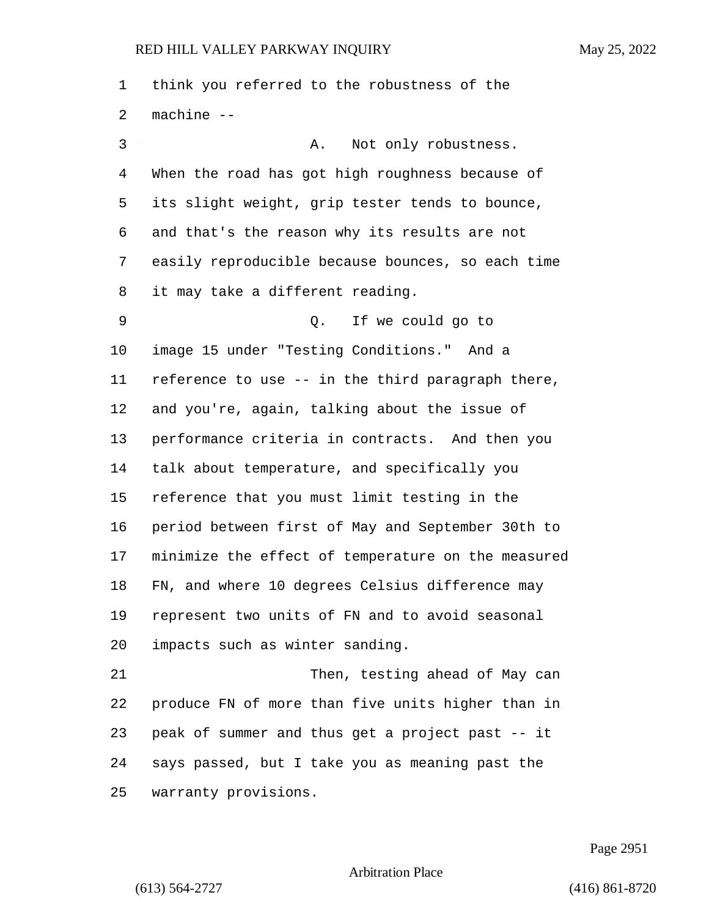think you referred to the robustness of the machine --

A. Not only robustness. When the road has got high roughness because of its slight weight, grip tester tends to bounce, and that's the reason why its results are not easily reproducible because bounces, so each time it may take a different reading.

Q. If we could go to image 15 under "Testing Conditions." And a reference to use -- in the third paragraph there, and you're, again, talking about the issue of performance criteria in contracts. And then you talk about temperature, and specifically you reference that you must limit testing in the period between first of May and September 30th to minimize the effect of temperature on the measured FN, and where 10 degrees Celsius difference may represent two units of FN and to avoid seasonal impacts such as winter sanding.

Then, testing ahead of May can produce FN of more than five units higher than in peak of summer and thus get a project past -- it says passed, but I take you as meaning past the warranty provisions.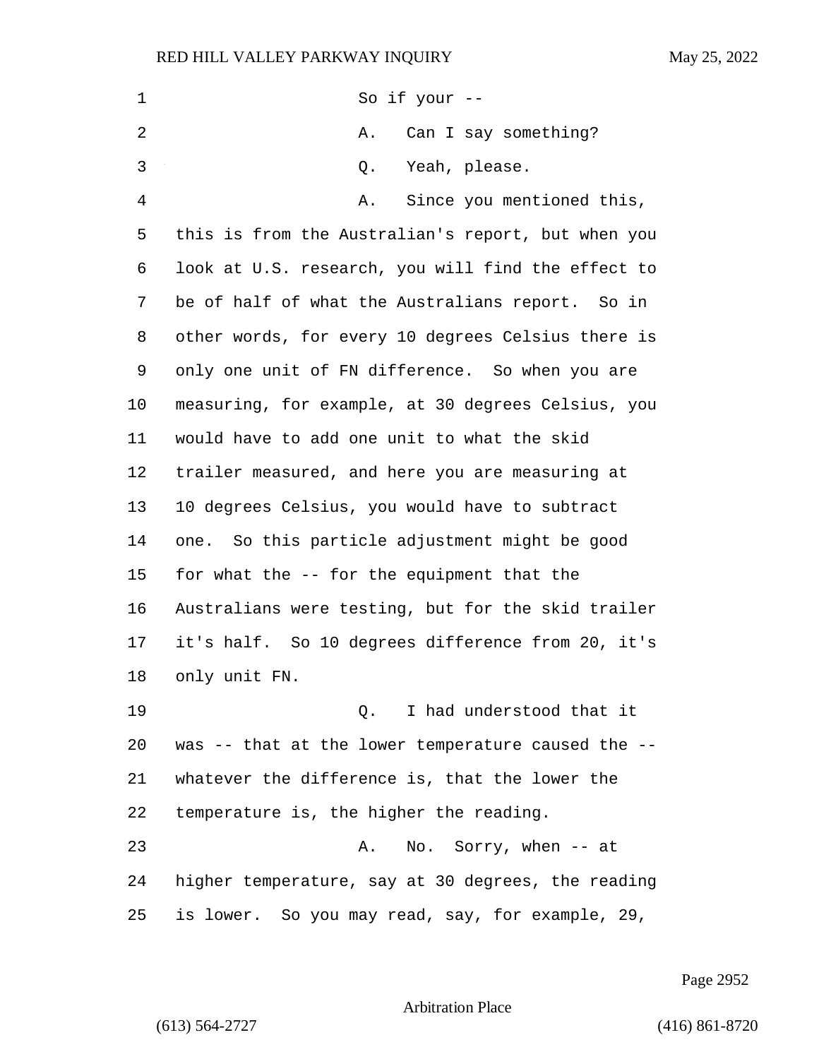So if your --

A. Can I say something?

Q. Yeah, please.

A. Since you mentioned this, this is from the Australian's report, but when you look at U.S. research, you will find the effect to be of half of what the Australians report. So in other words, for every 10 degrees Celsius there is only one unit of FN difference. So when you are measuring, for example, at 30 degrees Celsius, you would have to add one unit to what the skid trailer measured, and here you are measuring at 10 degrees Celsius, you would have to subtract one. So this particle adjustment might be good for what the -- for the equipment that the Australians were testing, but for the skid trailer it's half. So 10 degrees difference from 20, it's only unit FN.

Q. I had understood that it was -- that at the lower temperature caused the -- whatever the difference is, that the lower the temperature is, the higher the reading.

A. No. Sorry, when -- at higher temperature, say at 30 degrees, the reading is lower. So you may read, say, for example, 29,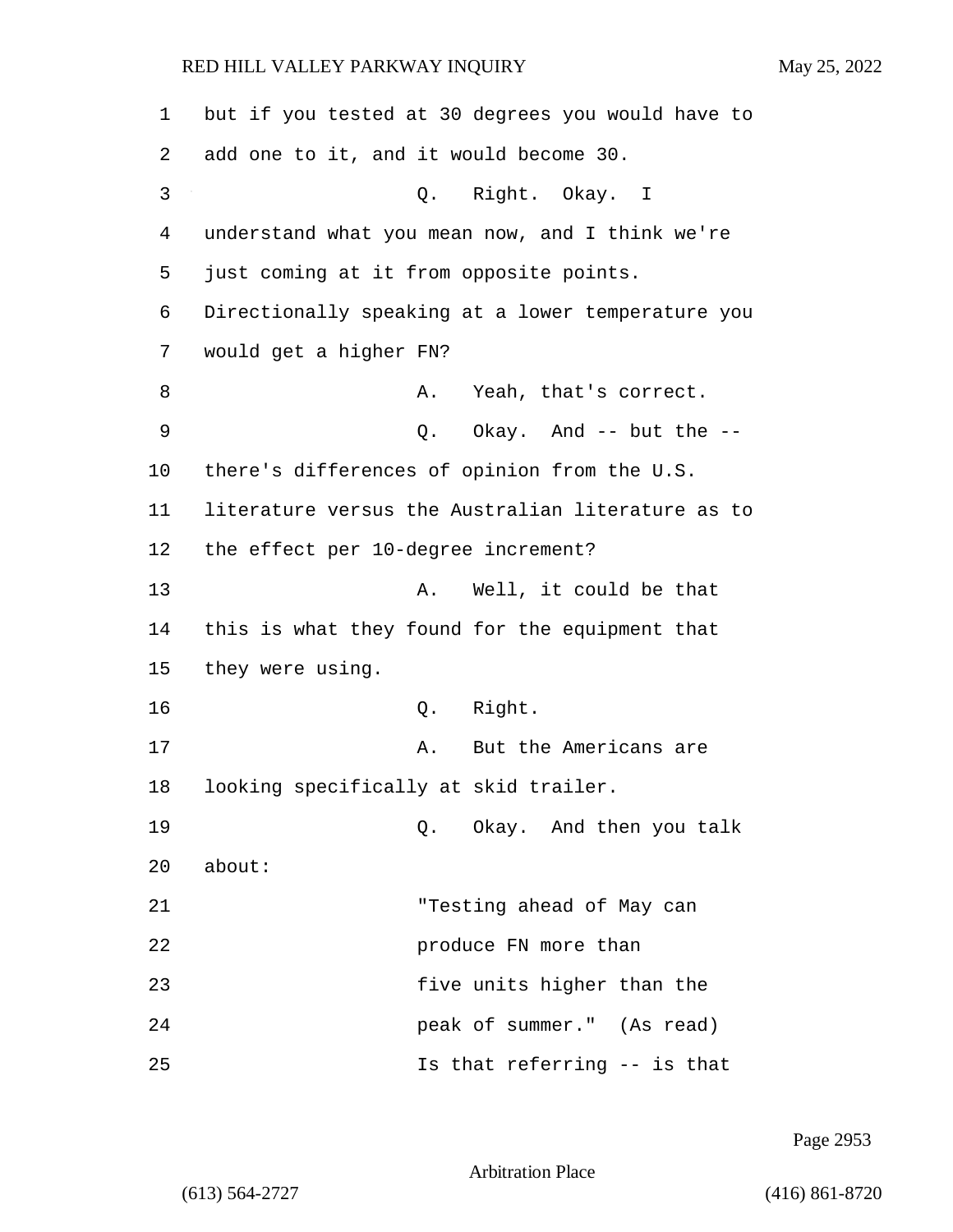but if you tested at 30 degrees you would have to add one to it, and it would become 30.

Q. Right. Okay. I understand what you mean now, and I think we're just coming at it from opposite points. Directionally speaking at a lower temperature you would get a higher FN?

A. Yeah, that's correct.

Q. Okay. And -- but the -- there's differences of opinion from the U.S. literature versus the Australian literature as to the effect per 10-degree increment?

A. Well, it could be that this is what they found for the equipment that they were using.

Q. Right.

A. But the Americans are looking specifically at skid trailer.

Q. Okay. And then you talk about:

"Testing ahead of May can produce FN more than five units higher than the peak of summer." (As read)

Is that referring -- is that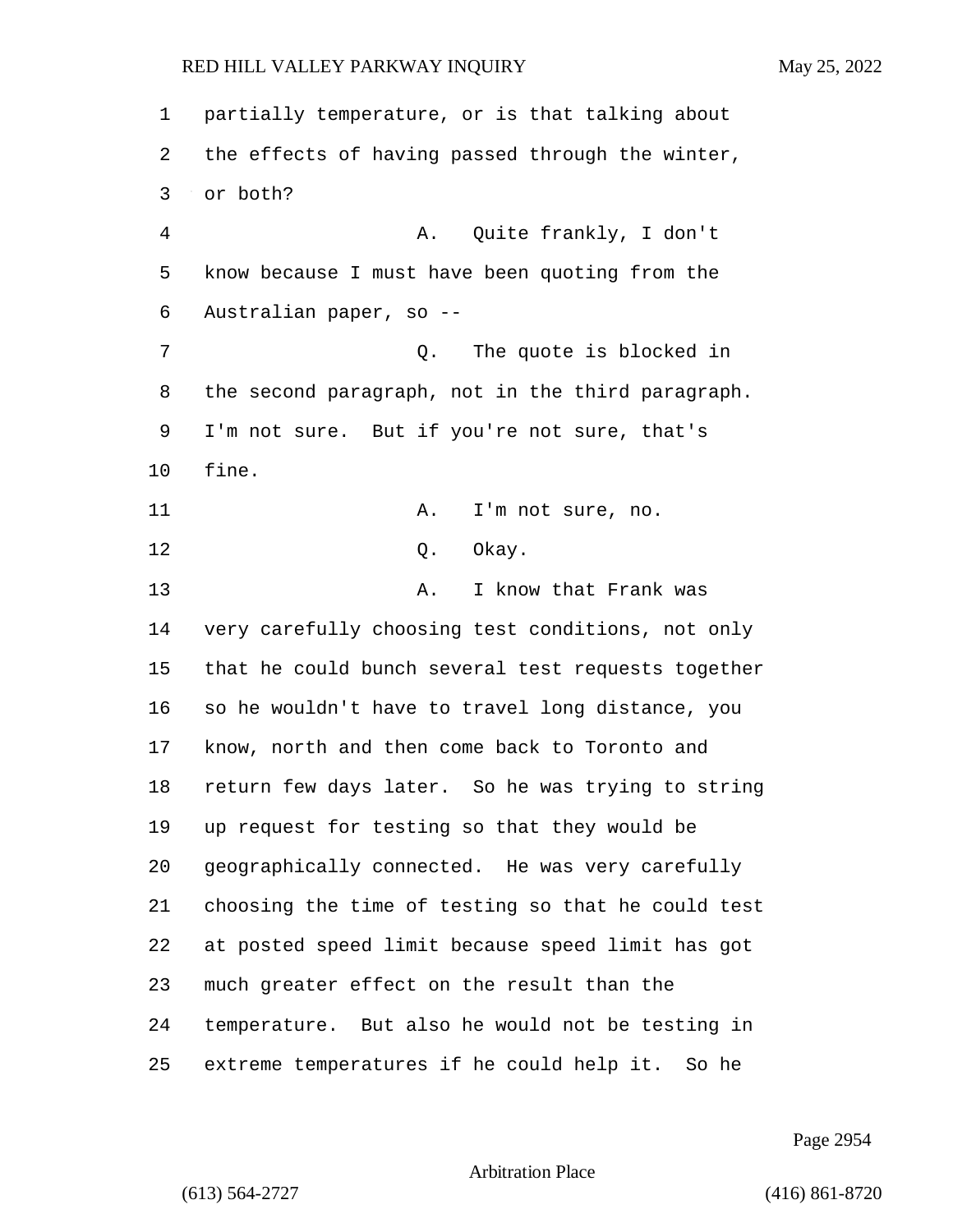partially temperature, or is that talking about the effects of having passed through the winter, or both?

A. Quite frankly, I don't know because I must have been quoting from the Australian paper, so --

Q. The quote is blocked in the second paragraph, not in the third paragraph. I'm not sure. But if you're not sure, that's fine.

A. I'm not sure, no.

Q. Okay.

A. I know that Frank was very carefully choosing test conditions, not only that he could bunch several test requests together so he wouldn't have to travel long distance, you know, north and then come back to Toronto and return few days later. So he was trying to string up request for testing so that they would be geographically connected. He was very carefully choosing the time of testing so that he could test at posted speed limit because speed limit has got much greater effect on the result than the temperature. But also he would not be testing in extreme temperatures if he could help it. So he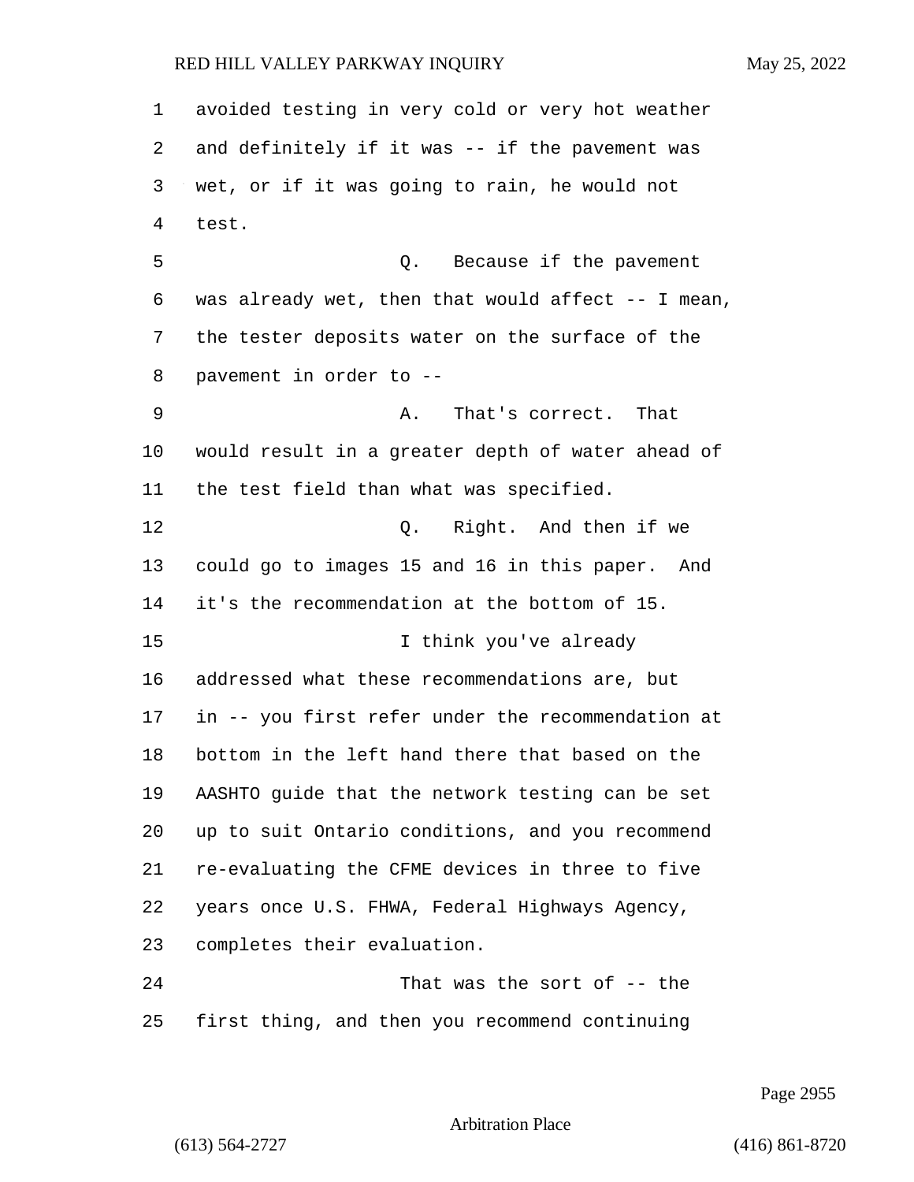avoided testing in very cold or very hot weather and definitely if it was -- if the pavement was wet, or if it was going to rain, he would not test.

Q. Because if the pavement was already wet, then that would affect -- I mean, the tester deposits water on the surface of the pavement in order to --

A. That's correct. That would result in a greater depth of water ahead of the test field than what was specified.

Q. Right. And then if we could go to images 15 and 16 in this paper. And it's the recommendation at the bottom of 15.

I think you've already addressed what these recommendations are, but in -- you first refer under the recommendation at bottom in the left hand there that based on the AASHTO guide that the network testing can be set up to suit Ontario conditions, and you recommend re-evaluating the CFME devices in three to five years once U.S. FHWA, Federal Highways Agency, completes their evaluation.

That was the sort of -- the first thing, and then you recommend continuing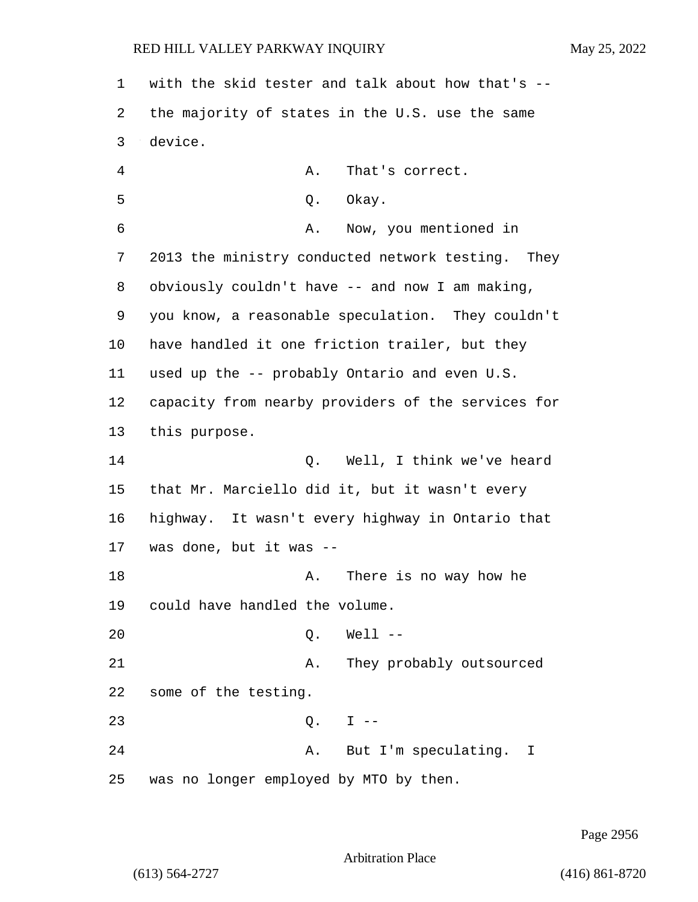with the skid tester and talk about how that's -- the majority of states in the U.S. use the same device.

A. That's correct.

Q. Okay.

A. Now, you mentioned in 2013 the ministry conducted network testing. They obviously couldn't have -- and now I am making, you know, a reasonable speculation. They couldn't have handled it one friction trailer, but they used up the -- probably Ontario and even U.S. capacity from nearby providers of the services for this purpose.

Q. Well, I think we've heard that Mr. Marciello did it, but it wasn't every highway. It wasn't every highway in Ontario that was done, but it was --

A. There is no way how he could have handled the volume.

Q. Well --

A. They probably outsourced some of the testing.

Q. I --

A. But I'm speculating. I was no longer employed by MTO by then.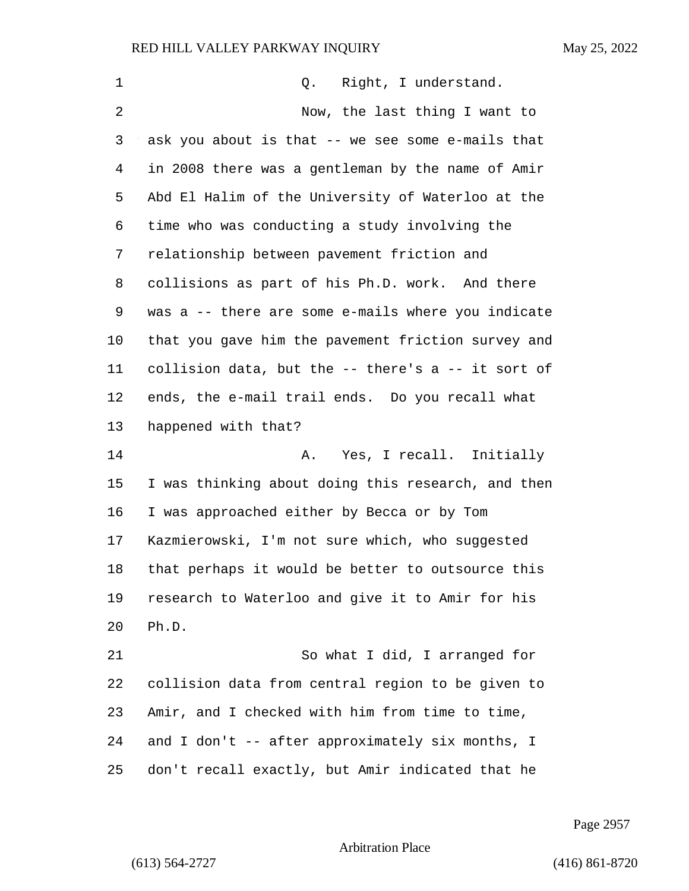Q. Right, I understand.

Now, the last thing I want to ask you about is that -- we see some e-mails that in 2008 there was a gentleman by the name of Amir Abd El Halim of the University of Waterloo at the time who was conducting a study involving the relationship between pavement friction and collisions as part of his Ph.D. work. And there was a -- there are some e-mails where you indicate that you gave him the pavement friction survey and collision data, but the -- there's a -- it sort of ends, the e-mail trail ends. Do you recall what happened with that?

A. Yes, I recall. Initially I was thinking about doing this research, and then I was approached either by Becca or by Tom Kazmierowski, I'm not sure which, who suggested that perhaps it would be better to outsource this research to Waterloo and give it to Amir for his Ph.D.

So what I did, I arranged for collision data from central region to be given to Amir, and I checked with him from time to time, and I don't -- after approximately six months, I don't recall exactly, but Amir indicated that he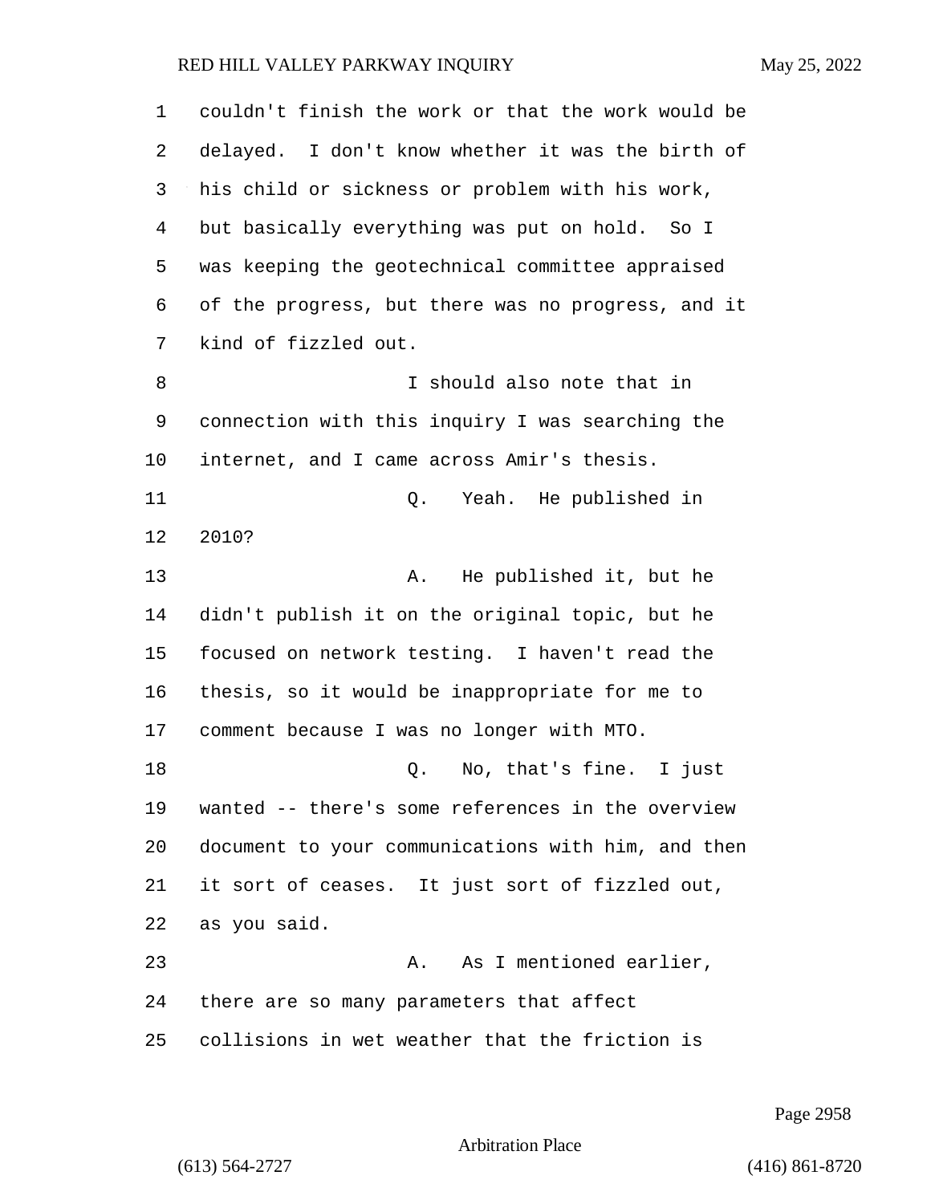couldn't finish the work or that the work would be delayed. I don't know whether it was the birth of his child or sickness or problem with his work, but basically everything was put on hold. So I was keeping the geotechnical committee appraised of the progress, but there was no progress, and it kind of fizzled out.

I should also note that in connection with this inquiry I was searching the internet, and I came across Amir's thesis.

Q. Yeah. He published in 2010?

A. He published it, but he didn't publish it on the original topic, but he focused on network testing. I haven't read the thesis, so it would be inappropriate for me to comment because I was no longer with MTO.

Q. No, that's fine. I just wanted -- there's some references in the overview document to your communications with him, and then it sort of ceases. It just sort of fizzled out, as you said.

A. As I mentioned earlier, there are so many parameters that affect collisions in wet weather that the friction is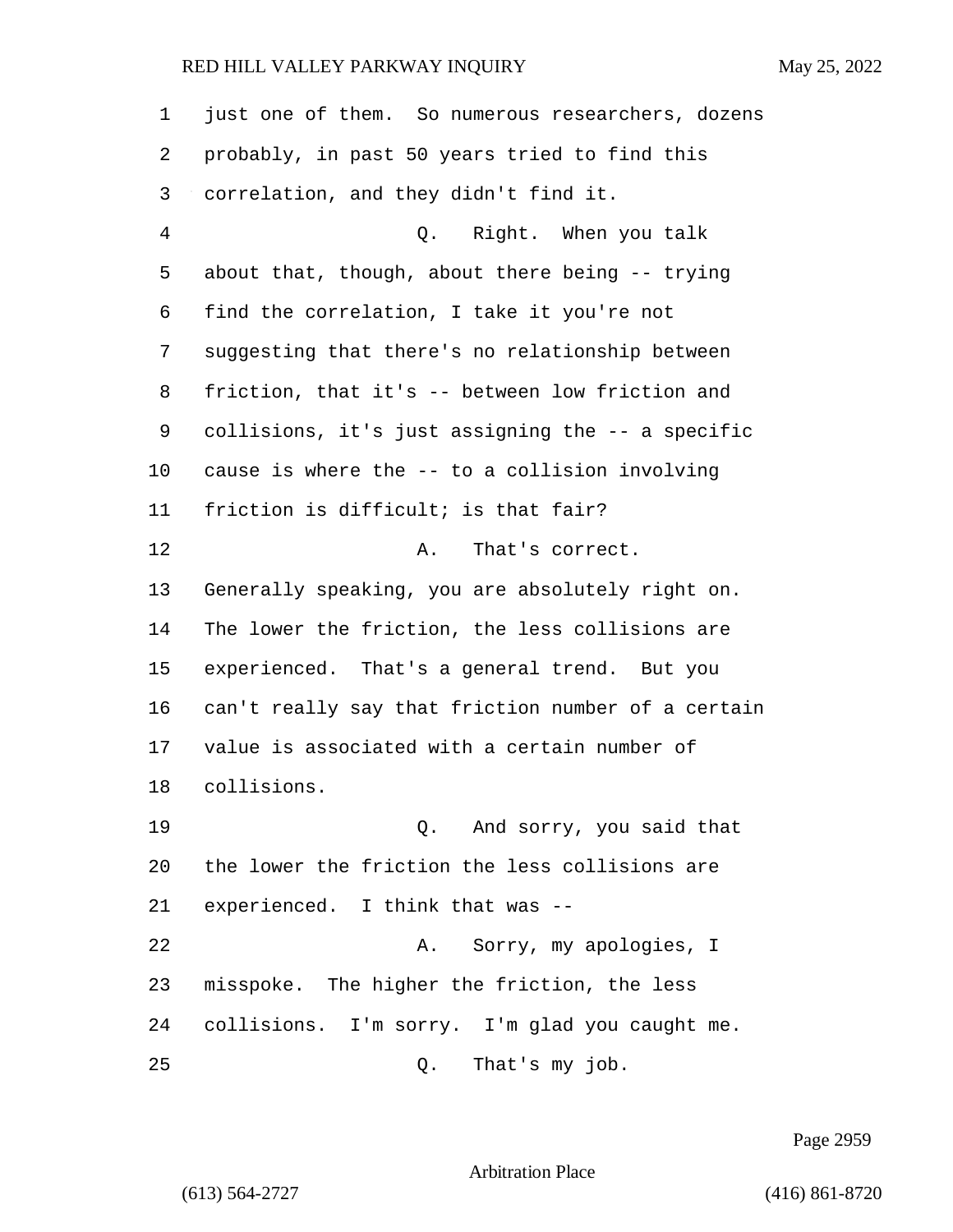just one of them. So numerous researchers, dozens probably, in past 50 years tried to find this correlation, and they didn't find it.

Q. Right. When you talk about that, though, about there being -- trying find the correlation, I take it you're not suggesting that there's no relationship between friction, that it's -- between low friction and collisions, it's just assigning the -- a specific cause is where the -- to a collision involving friction is difficult; is that fair?

A. That's correct. Generally speaking, you are absolutely right on. The lower the friction, the less collisions are experienced. That's a general trend. But you can't really say that friction number of a certain value is associated with a certain number of collisions.

Q. And sorry, you said that the lower the friction the less collisions are experienced. I think that was --

A. Sorry, my apologies, I misspoke. The higher the friction, the less collisions. I'm sorry. I'm glad you caught me.

Q. That's my job.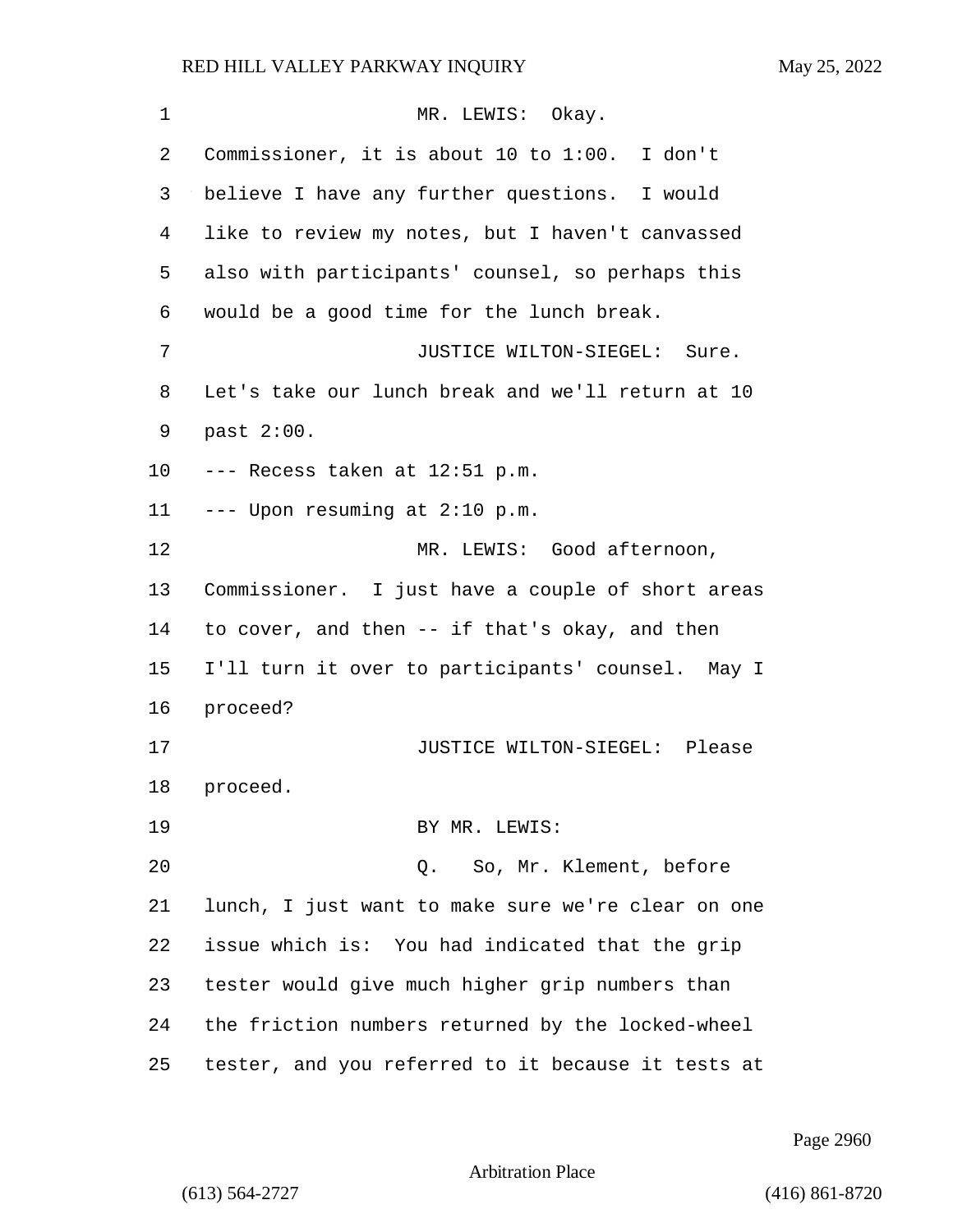MR. LEWIS: Okay. Commissioner, it is about 10 to 1:00. I don't believe I have any further questions. I would like to review my notes, but I haven't canvassed also with participants' counsel, so perhaps this would be a good time for the lunch break.

JUSTICE WILTON-SIEGEL: Sure. Let's take our lunch break and we'll return at 10 past 2:00.

--- Recess taken at 12:51 p.m.

--- Upon resuming at 2:10 p.m.

MR. LEWIS: Good afternoon, Commissioner. I just have a couple of short areas to cover, and then -- if that's okay, and then I'll turn it over to participants' counsel. May I proceed?

JUSTICE WILTON-SIEGEL: Please proceed.

BY MR. LEWIS:

Q. So, Mr. Klement, before lunch, I just want to make sure we're clear on one issue which is: You had indicated that the grip tester would give much higher grip numbers than the friction numbers returned by the locked-wheel tester, and you referred to it because it tests at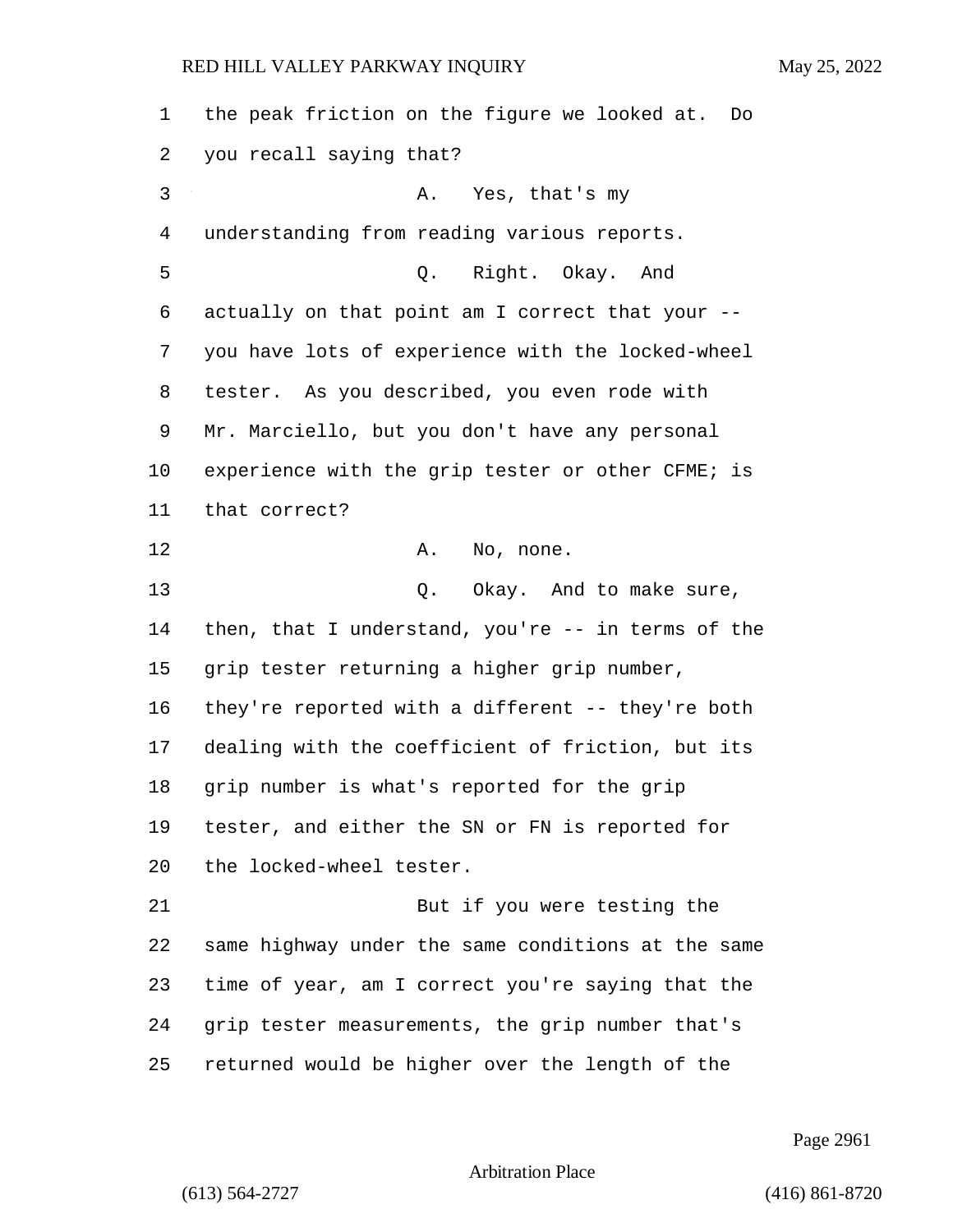1 the peak friction on the figure we looked at. Do
2 you recall saying that?
3 A. Yes, that's my
4 understanding from reading various reports.
5 Q. Right. Okay. And
6 actually on that point am I correct that your --
7 you have lots of experience with the locked-wheel
8 tester. As you described, you even rode with
9 Mr. Marciello, but you don't have any personal
10 experience with the grip tester or other CFME; is
11 that correct?
12 A. No, none.
13 Q. Okay. And to make sure,
14 then, that I understand, you're -- in terms of the
15 grip tester returning a higher grip number,
16 they're reported with a different -- they're both
17 dealing with the coefficient of friction, but its
18 grip number is what's reported for the grip
19 tester, and either the SN or FN is reported for
20 the locked-wheel tester.
21 But if you were testing the
22 same highway under the same conditions at the same
23 time of year, am I correct you're saying that the
24 grip tester measurements, the grip number that's
25 returned would be higher over the length of the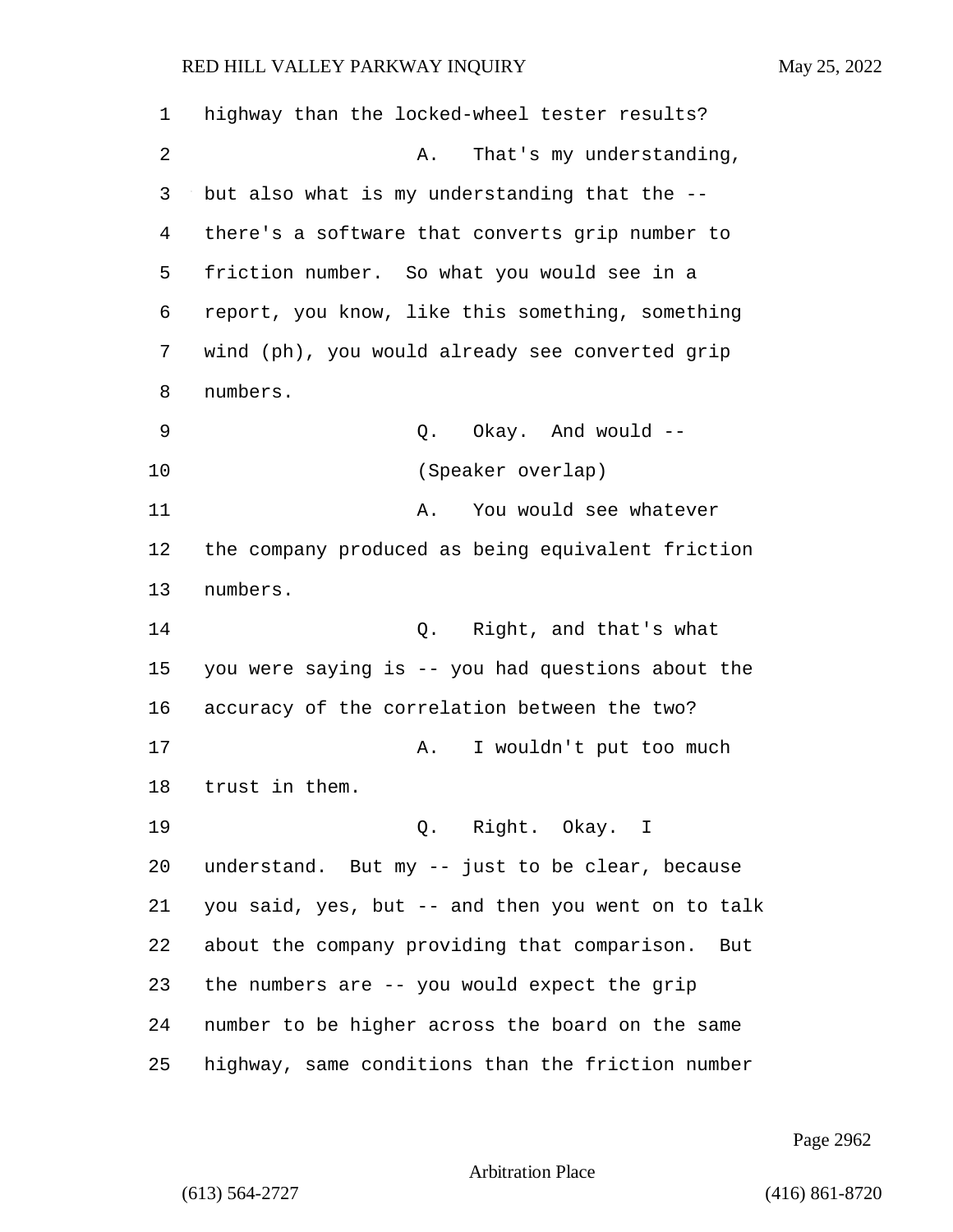highway than the locked-wheel tester results?

A. That's my understanding, but also what is my understanding that the -- there's a software that converts grip number to friction number. So what you would see in a report, you know, like this something, something wind (ph), you would already see converted grip numbers.

Q. Okay. And would --

(Speaker overlap)

A. You would see whatever the company produced as being equivalent friction numbers.

Q. Right, and that's what you were saying is -- you had questions about the accuracy of the correlation between the two?

A. I wouldn't put too much trust in them.

Q. Right. Okay. I understand. But my -- just to be clear, because you said, yes, but -- and then you went on to talk about the company providing that comparison. But the numbers are -- you would expect the grip number to be higher across the board on the same highway, same conditions than the friction number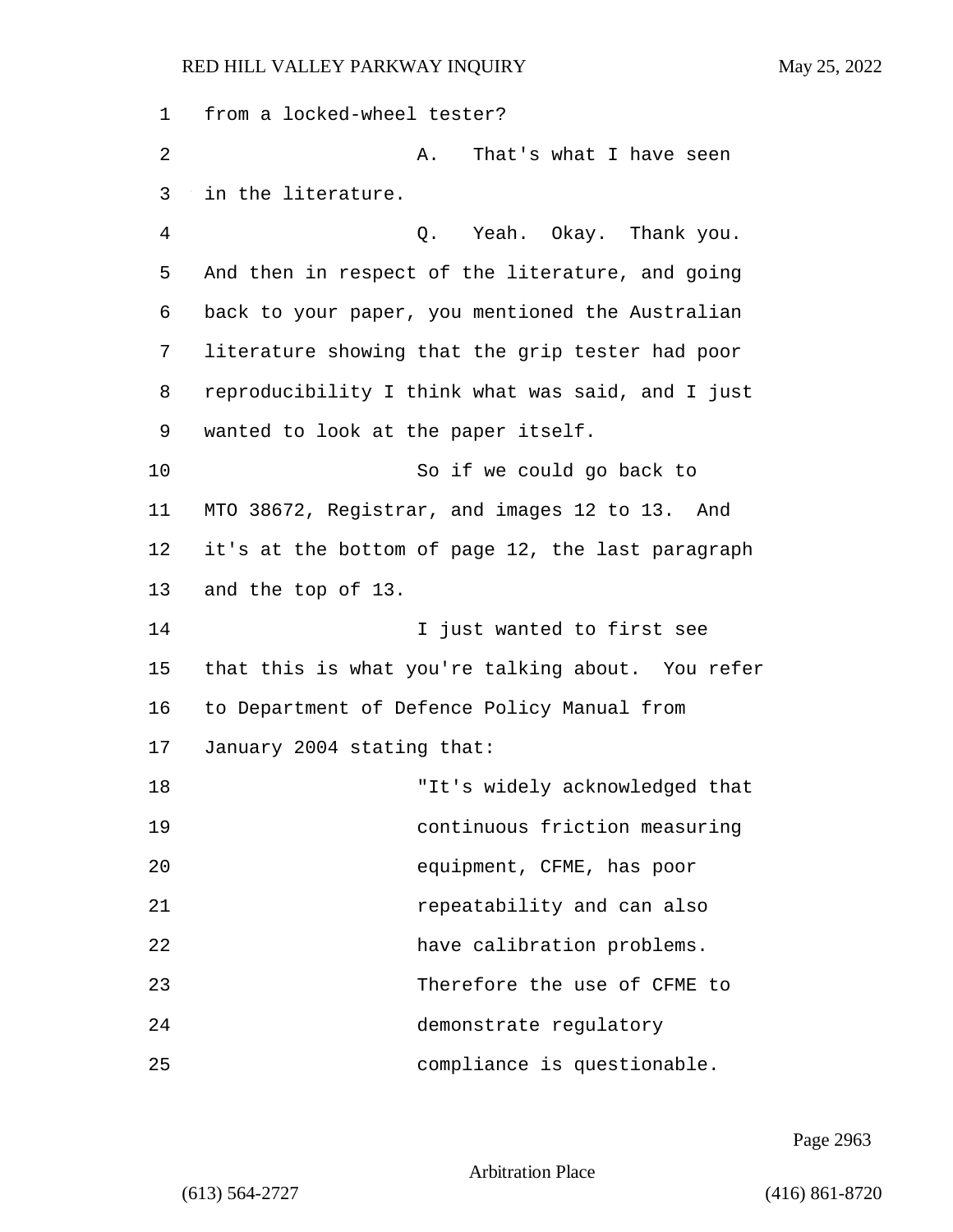from a locked-wheel tester?

A. That's what I have seen in the literature.

Q. Yeah. Okay. Thank you. And then in respect of the literature, and going back to your paper, you mentioned the Australian literature showing that the grip tester had poor reproducibility I think what was said, and I just wanted to look at the paper itself.

So if we could go back to MTO 38672, Registrar, and images 12 to 13. And it's at the bottom of page 12, the last paragraph and the top of 13.

I just wanted to first see that this is what you're talking about. You refer to Department of Defence Policy Manual from January 2004 stating that:

"It's widely acknowledged that continuous friction measuring equipment, CFME, has poor repeatability and can also have calibration problems. Therefore the use of CFME to demonstrate regulatory compliance is questionable.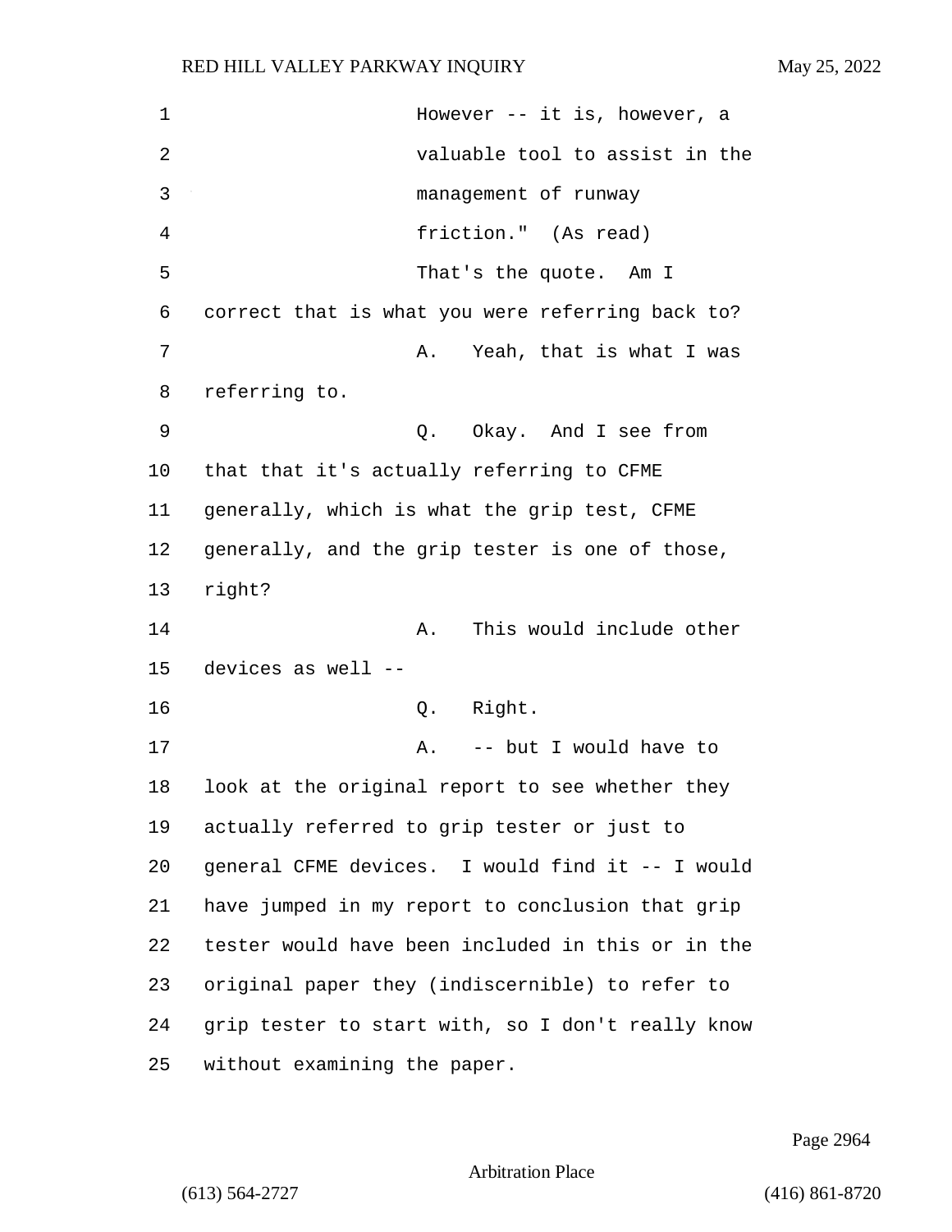However -- it is, however, a valuable tool to assist in the management of runway friction." (As read)

That's the quote. Am I correct that is what you were referring back to?

A. Yeah, that is what I was referring to.

Q. Okay. And I see from that that it's actually referring to CFME generally, which is what the grip test, CFME generally, and the grip tester is one of those, right?

A. This would include other devices as well --

Q. Right.

A. -- but I would have to look at the original report to see whether they actually referred to grip tester or just to general CFME devices. I would find it -- I would have jumped in my report to conclusion that grip tester would have been included in this or in the original paper they (indiscernible) to refer to grip tester to start with, so I don't really know without examining the paper.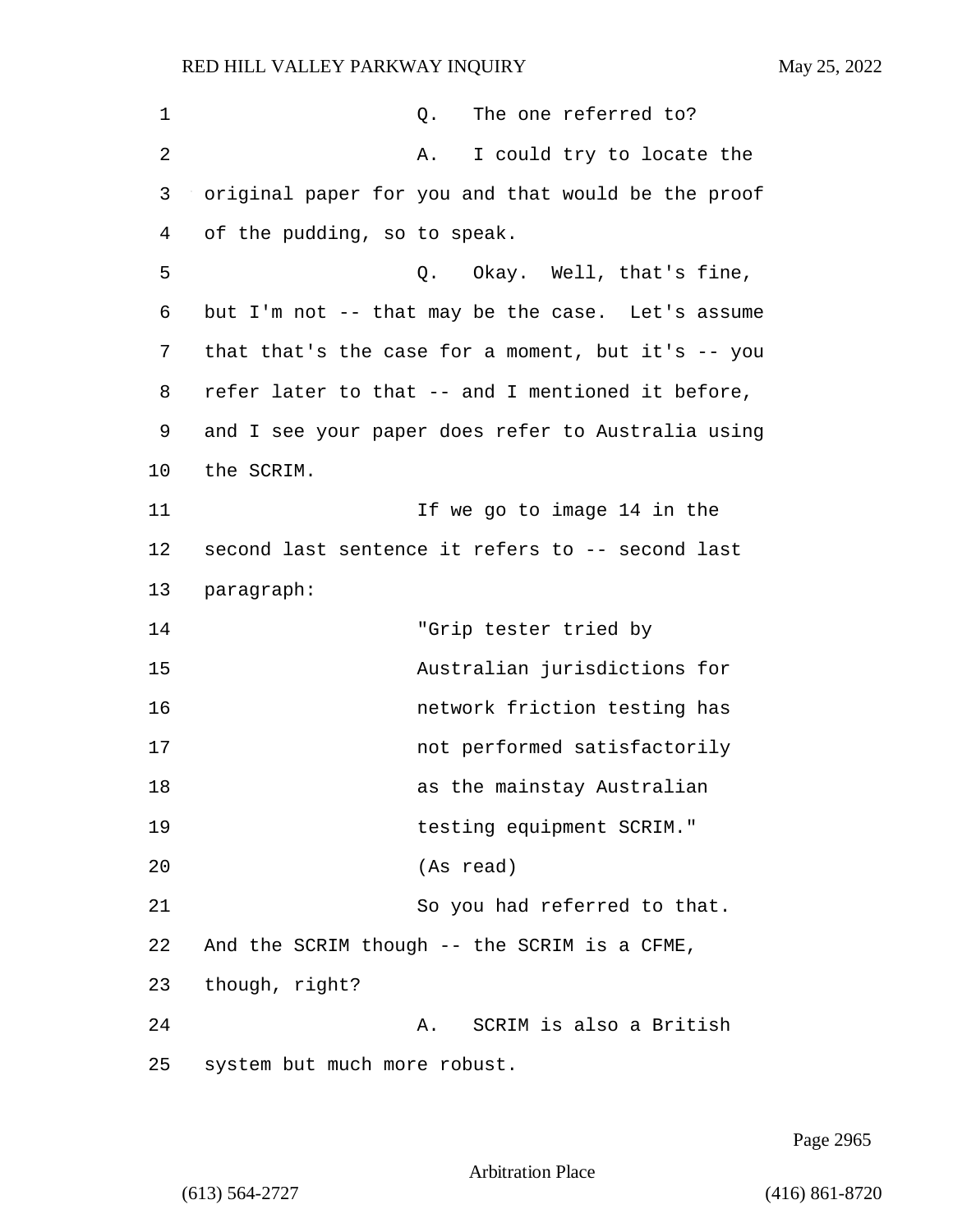Q. The one referred to?

A. I could try to locate the original paper for you and that would be the proof of the pudding, so to speak.

Q. Okay. Well, that's fine, but I'm not -- that may be the case. Let's assume that that's the case for a moment, but it's -- you refer later to that -- and I mentioned it before, and I see your paper does refer to Australia using the SCRIM.

If we go to image 14 in the second last sentence it refers to -- second last paragraph:

"Grip tester tried by Australian jurisdictions for network friction testing has not performed satisfactorily as the mainstay Australian testing equipment SCRIM." (As read)

So you had referred to that. And the SCRIM though -- the SCRIM is a CFME, though, right?

A. SCRIM is also a British system but much more robust.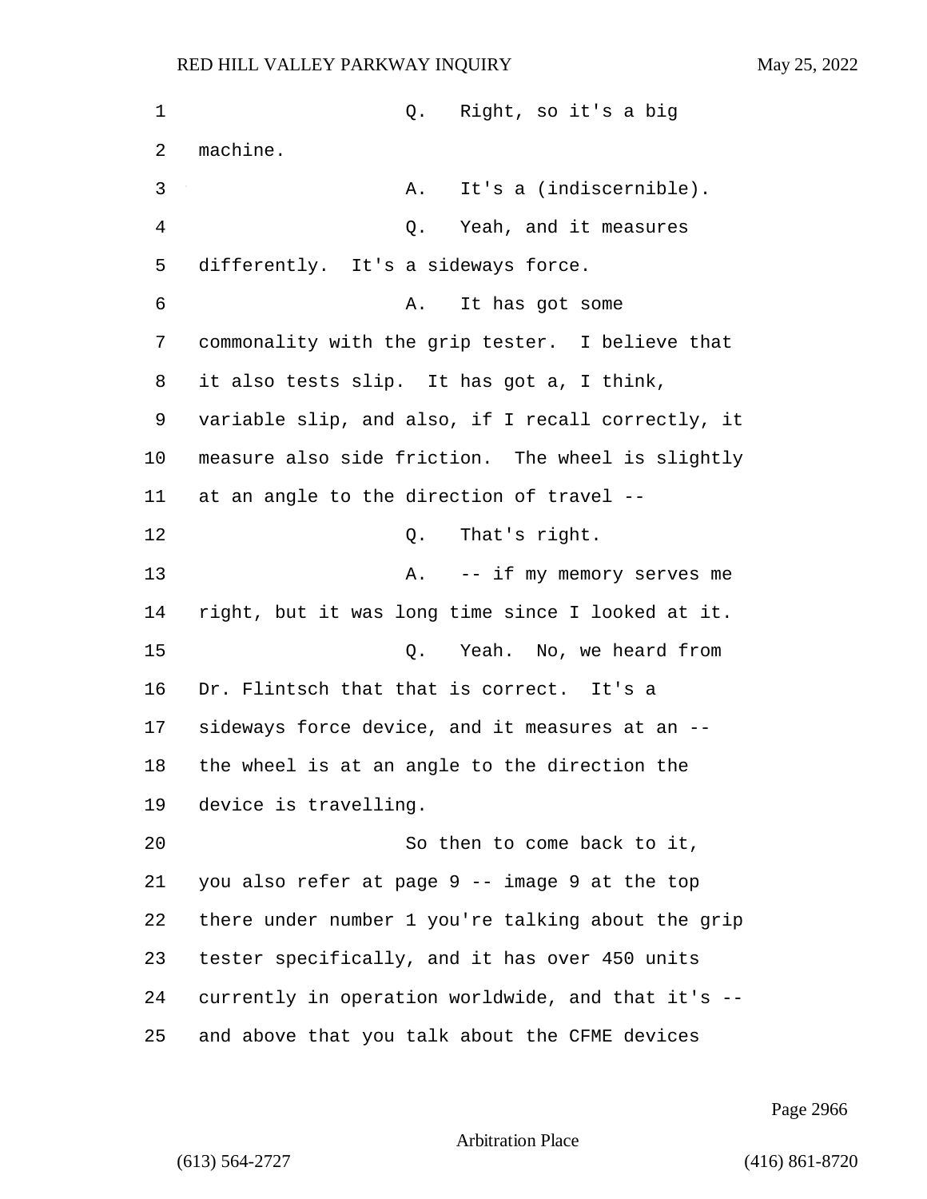Q. Right, so it's a big machine.

A. It's a (indiscernible).

Q. Yeah, and it measures differently. It's a sideways force.

A. It has got some commonality with the grip tester. I believe that it also tests slip. It has got a, I think, variable slip, and also, if I recall correctly, it measure also side friction. The wheel is slightly at an angle to the direction of travel --

Q. That's right.

A. -- if my memory serves me right, but it was long time since I looked at it.

Q. Yeah. No, we heard from Dr. Flintsch that that is correct. It's a sideways force device, and it measures at an -- the wheel is at an angle to the direction the device is travelling.

So then to come back to it, you also refer at page 9 -- image 9 at the top there under number 1 you're talking about the grip tester specifically, and it has over 450 units currently in operation worldwide, and that it's -- and above that you talk about the CFME devices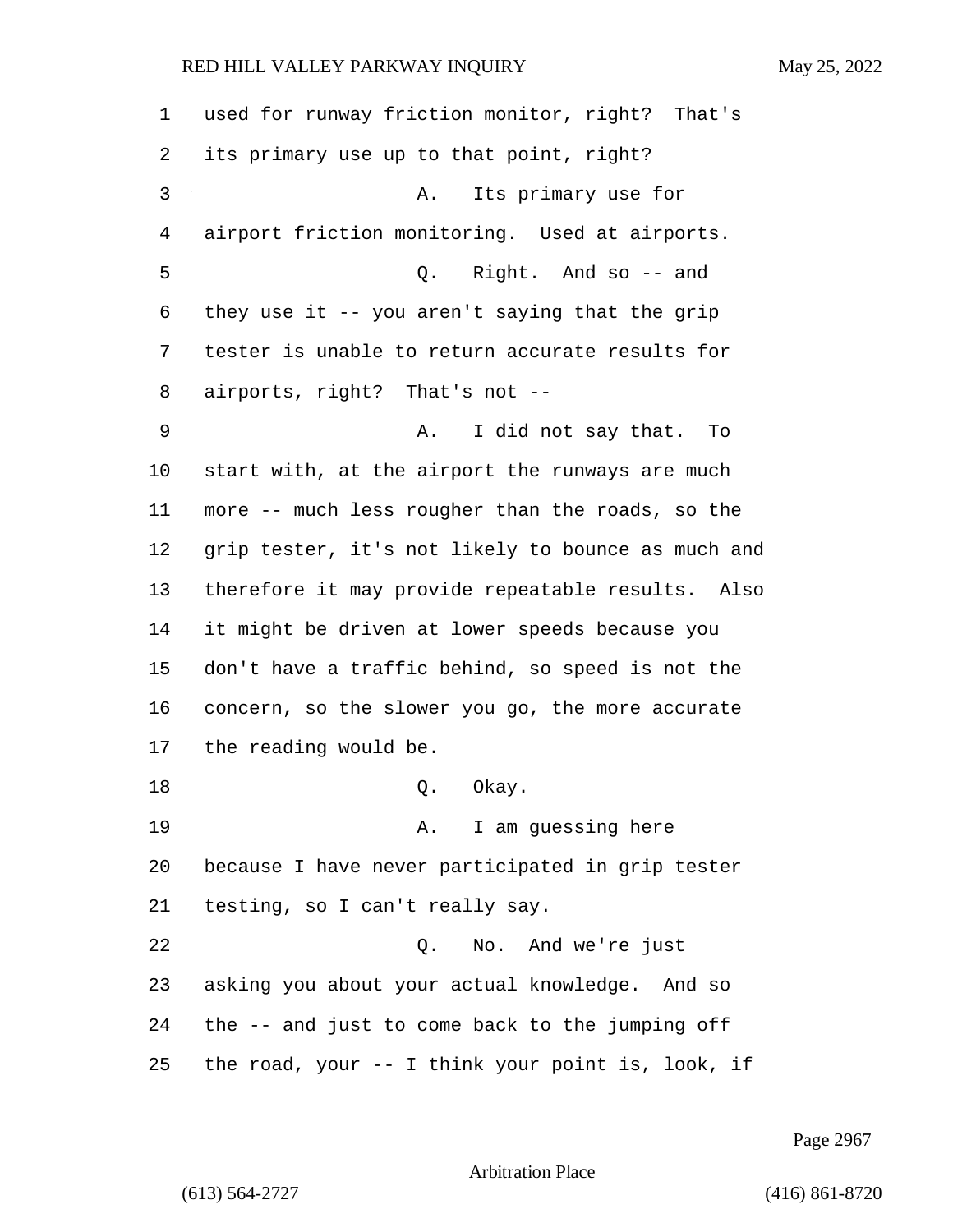used for runway friction monitor, right? That's its primary use up to that point, right?

A. Its primary use for airport friction monitoring. Used at airports.

Q. Right. And so -- and they use it -- you aren't saying that the grip tester is unable to return accurate results for airports, right? That's not --

A. I did not say that. To start with, at the airport the runways are much more -- much less rougher than the roads, so the grip tester, it's not likely to bounce as much and therefore it may provide repeatable results. Also it might be driven at lower speeds because you don't have a traffic behind, so speed is not the concern, so the slower you go, the more accurate the reading would be.

Q. Okay.

A. I am guessing here because I have never participated in grip tester testing, so I can't really say.

Q. No. And we're just asking you about your actual knowledge. And so the -- and just to come back to the jumping off the road, your -- I think your point is, look, if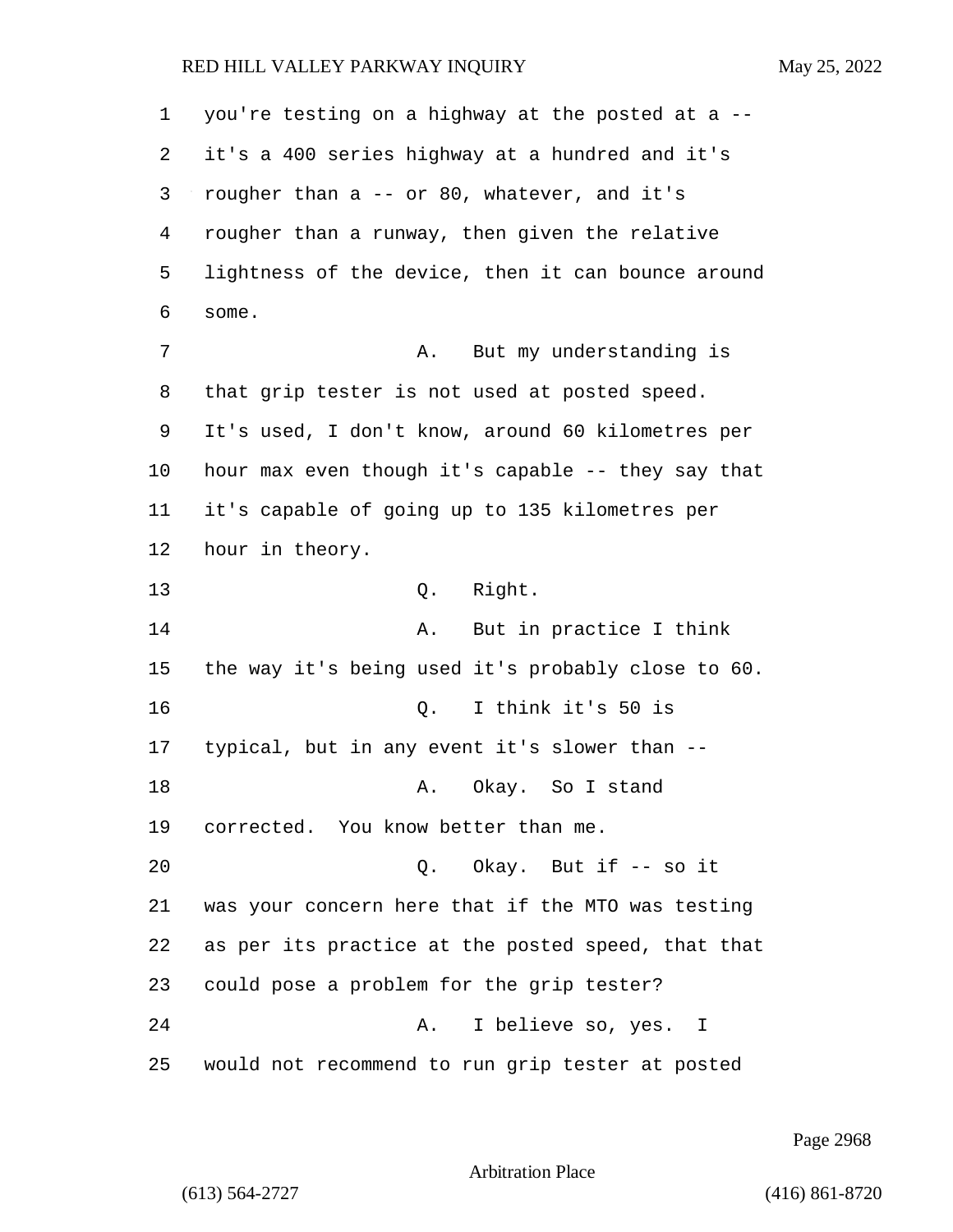1 you're testing on a highway at the posted at a --
2 it's a 400 series highway at a hundred and it's
3 rougher than a -- or 80, whatever, and it's
4 rougher than a runway, then given the relative
5 lightness of the device, then it can bounce around
6 some.

7 A. But my understanding is
8 that grip tester is not used at posted speed.
9 It's used, I don't know, around 60 kilometres per
10 hour max even though it's capable -- they say that
11 it's capable of going up to 135 kilometres per
12 hour in theory.

13 Q. Right.

14 A. But in practice I think
15 the way it's being used it's probably close to 60.

16 Q. I think it's 50 is
17 typical, but in any event it's slower than --

18 A. Okay. So I stand
19 corrected. You know better than me.

20 Q. Okay. But if -- so it
21 was your concern here that if the MTO was testing
22 as per its practice at the posted speed, that that
23 could pose a problem for the grip tester?

24 A. I believe so, yes. I
25 would not recommend to run grip tester at posted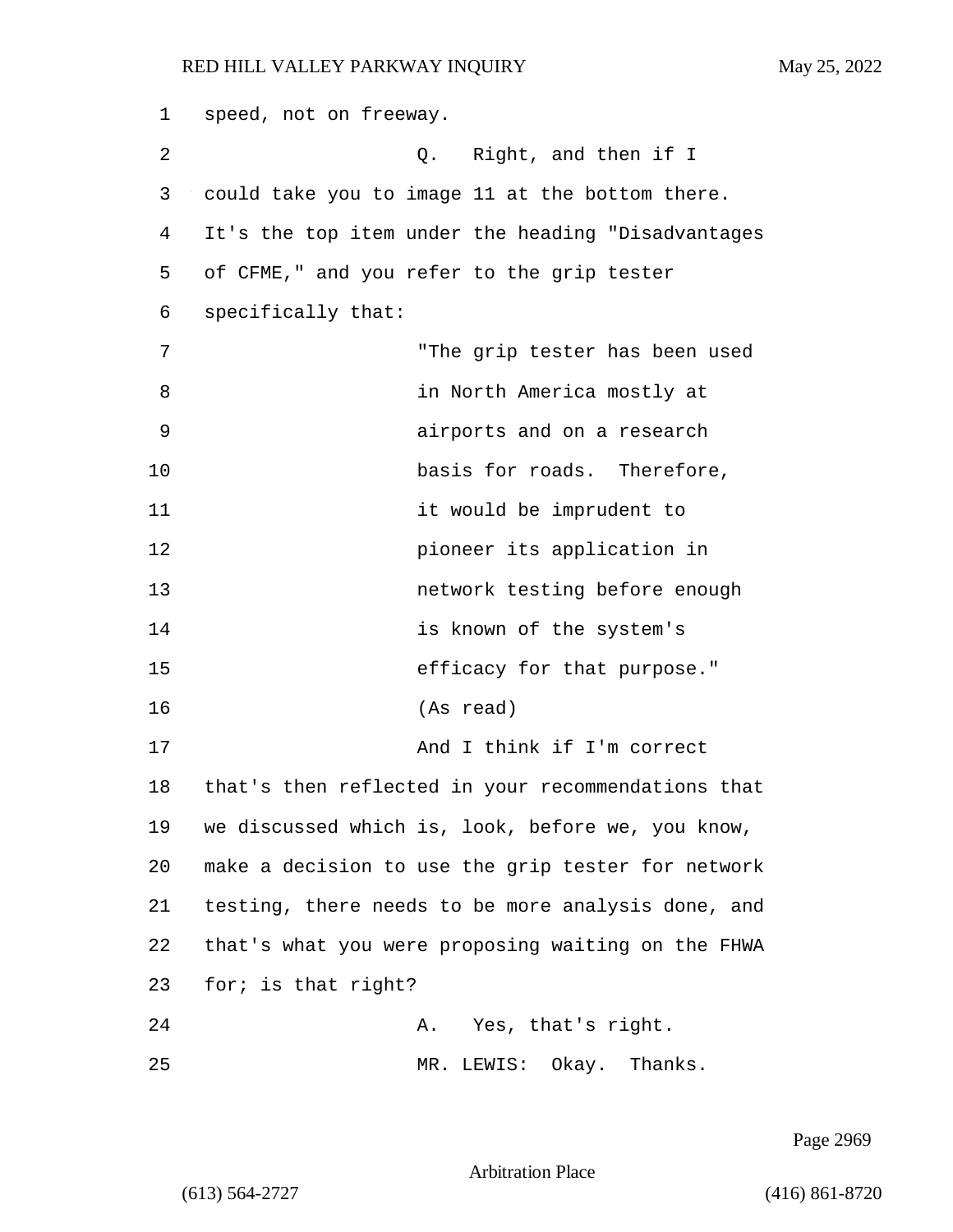speed, not on freeway.

Q. Right, and then if I could take you to image 11 at the bottom there. It's the top item under the heading "Disadvantages of CFME," and you refer to the grip tester specifically that:

"The grip tester has been used in North America mostly at airports and on a research basis for roads. Therefore, it would be imprudent to pioneer its application in network testing before enough is known of the system's efficacy for that purpose." (As read)

And I think if I'm correct that's then reflected in your recommendations that we discussed which is, look, before we, you know, make a decision to use the grip tester for network testing, there needs to be more analysis done, and that's what you were proposing waiting on the FHWA for; is that right?

A. Yes, that's right.

MR. LEWIS: Okay. Thanks.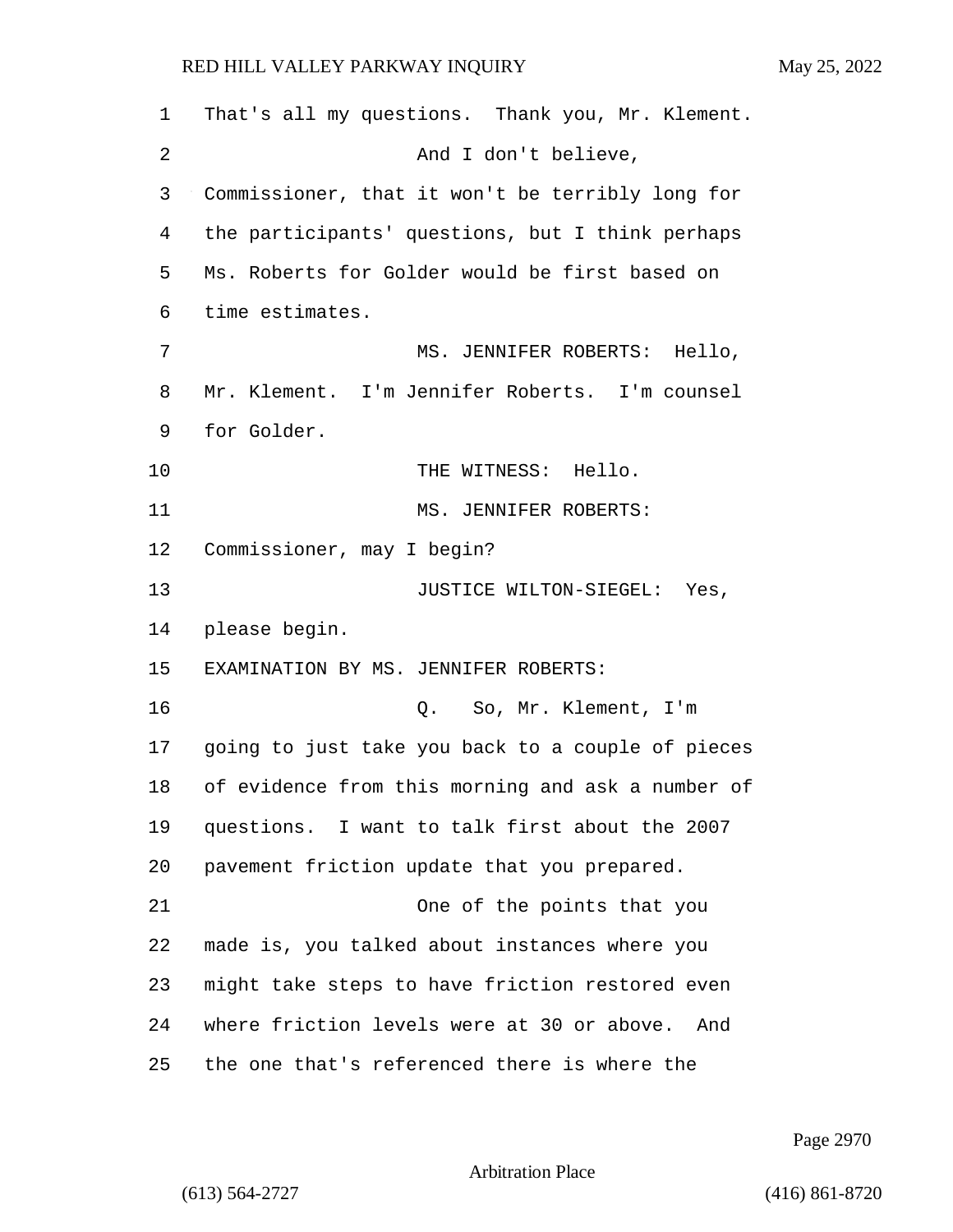That's all my questions. Thank you, Mr. Klement.

And I don't believe, Commissioner, that it won't be terribly long for the participants' questions, but I think perhaps Ms. Roberts for Golder would be first based on time estimates.

MS. JENNIFER ROBERTS: Hello, Mr. Klement. I'm Jennifer Roberts. I'm counsel for Golder.

THE WITNESS: Hello.

MS. JENNIFER ROBERTS: Commissioner, may I begin?

JUSTICE WILTON-SIEGEL: Yes, please begin.

EXAMINATION BY MS. JENNIFER ROBERTS:

Q. So, Mr. Klement, I'm going to just take you back to a couple of pieces of evidence from this morning and ask a number of questions. I want to talk first about the 2007 pavement friction update that you prepared.

One of the points that you made is, you talked about instances where you might take steps to have friction restored even where friction levels were at 30 or above. And the one that's referenced there is where the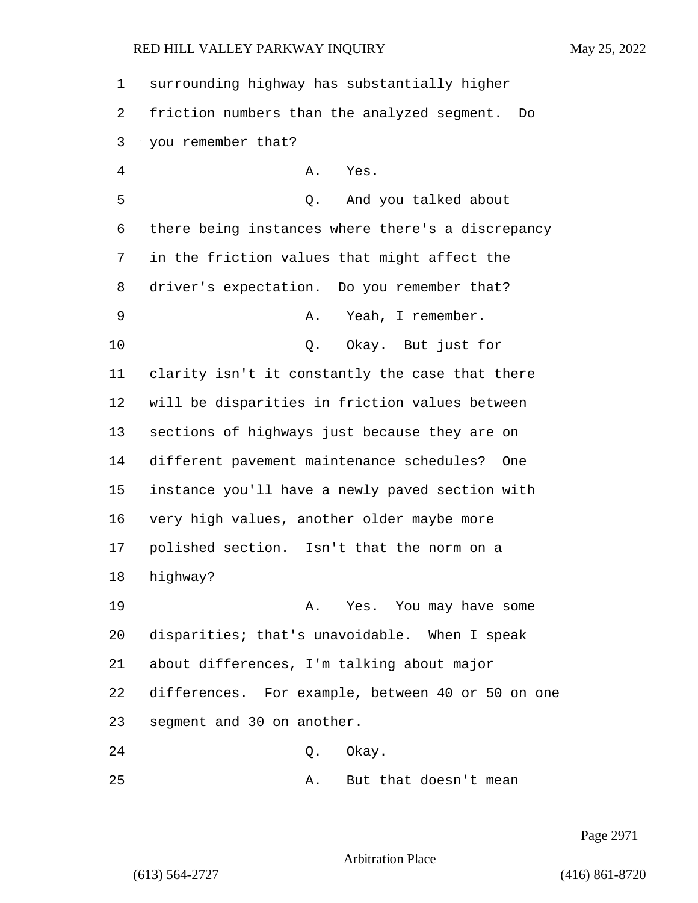surrounding highway has substantially higher friction numbers than the analyzed segment. Do you remember that?

A. Yes.

Q. And you talked about there being instances where there's a discrepancy in the friction values that might affect the driver's expectation. Do you remember that?

A. Yeah, I remember.

Q. Okay. But just for clarity isn't it constantly the case that there will be disparities in friction values between sections of highways just because they are on different pavement maintenance schedules? One instance you'll have a newly paved section with very high values, another older maybe more polished section. Isn't that the norm on a highway?

A. Yes. You may have some disparities; that's unavoidable. When I speak about differences, I'm talking about major differences. For example, between 40 or 50 on one segment and 30 on another.

Q. Okay.

A. But that doesn't mean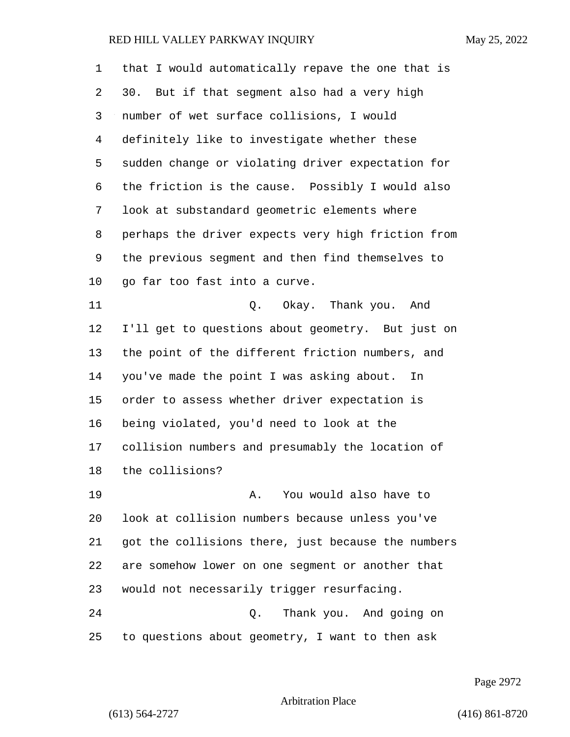1 that I would automatically repave the one that is
2 30. But if that segment also had a very high
3 number of wet surface collisions, I would
4 definitely like to investigate whether these
5 sudden change or violating driver expectation for
6 the friction is the cause. Possibly I would also
7 look at substandard geometric elements where
8 perhaps the driver expects very high friction from
9 the previous segment and then find themselves to
10 go far too fast into a curve.

11 Q. Okay. Thank you. And
12 I'll get to questions about geometry. But just on
13 the point of the different friction numbers, and
14 you've made the point I was asking about. In
15 order to assess whether driver expectation is
16 being violated, you'd need to look at the
17 collision numbers and presumably the location of
18 the collisions?

19 A. You would also have to
20 look at collision numbers because unless you've
21 got the collisions there, just because the numbers
22 are somehow lower on one segment or another that
23 would not necessarily trigger resurfacing.

24 Q. Thank you. And going on
25 to questions about geometry, I want to then ask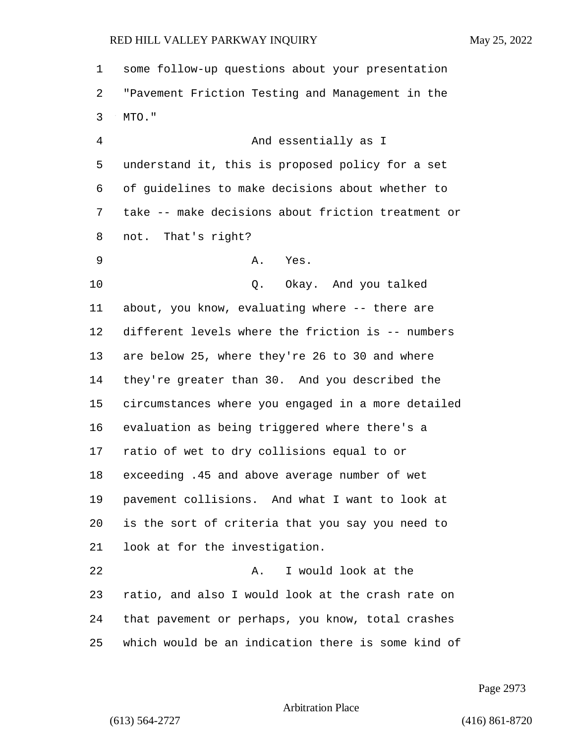1 some follow-up questions about your presentation
2 "Pavement Friction Testing and Management in the
3 MTO."
4 And essentially as I
5 understand it, this is proposed policy for a set
6 of guidelines to make decisions about whether to
7 take -- make decisions about friction treatment or
8 not. That's right?
9 A. Yes.
10 Q. Okay. And you talked
11 about, you know, evaluating where -- there are
12 different levels where the friction is -- numbers
13 are below 25, where they're 26 to 30 and where
14 they're greater than 30. And you described the
15 circumstances where you engaged in a more detailed
16 evaluation as being triggered where there's a
17 ratio of wet to dry collisions equal to or
18 exceeding .45 and above average number of wet
19 pavement collisions. And what I want to look at
20 is the sort of criteria that you say you need to
21 look at for the investigation.
22 A. I would look at the
23 ratio, and also I would look at the crash rate on
24 that pavement or perhaps, you know, total crashes
25 which would be an indication there is some kind of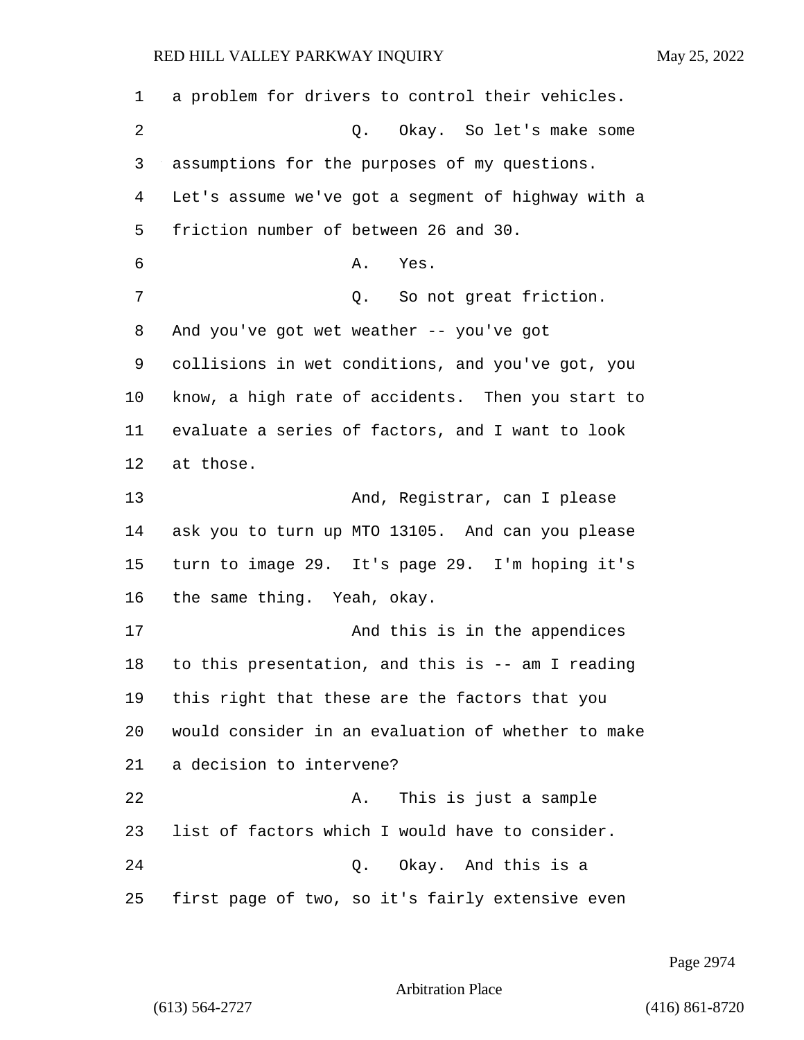a problem for drivers to control their vehicles.

Q. Okay. So let's make some assumptions for the purposes of my questions. Let's assume we've got a segment of highway with a friction number of between 26 and 30.

A. Yes.

Q. So not great friction. And you've got wet weather -- you've got collisions in wet conditions, and you've got, you know, a high rate of accidents. Then you start to evaluate a series of factors, and I want to look at those.

And, Registrar, can I please ask you to turn up MTO 13105. And can you please turn to image 29. It's page 29. I'm hoping it's the same thing. Yeah, okay.

And this is in the appendices to this presentation, and this is -- am I reading this right that these are the factors that you would consider in an evaluation of whether to make a decision to intervene?

A. This is just a sample list of factors which I would have to consider.

Q. Okay. And this is a first page of two, so it's fairly extensive even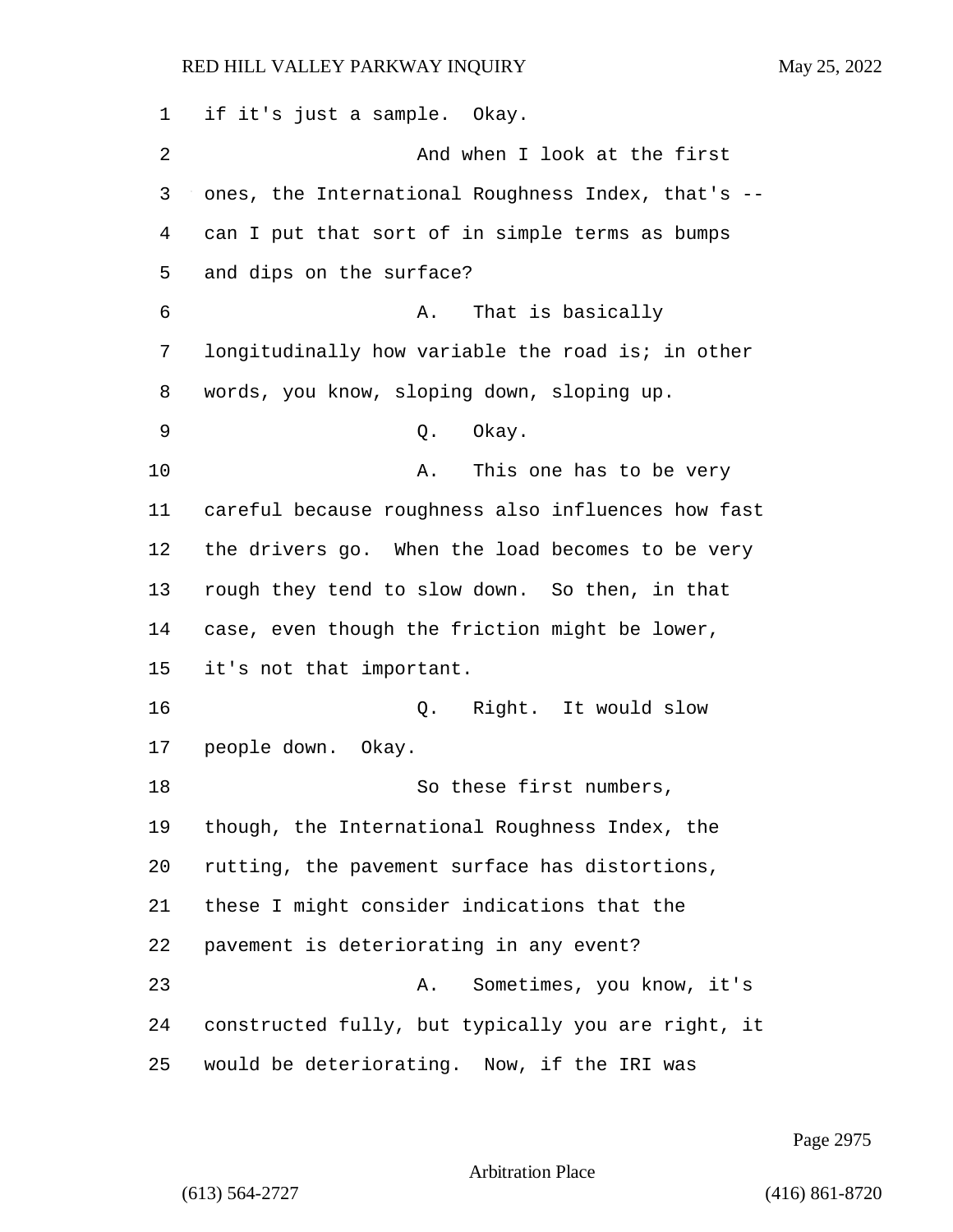if it's just a sample. Okay.

And when I look at the first ones, the International Roughness Index, that's -- can I put that sort of in simple terms as bumps and dips on the surface?

A. That is basically longitudinally how variable the road is; in other words, you know, sloping down, sloping up.

Q. Okay.

A. This one has to be very careful because roughness also influences how fast the drivers go. When the load becomes to be very rough they tend to slow down. So then, in that case, even though the friction might be lower, it's not that important.

Q. Right. It would slow people down. Okay.

So these first numbers, though, the International Roughness Index, the rutting, the pavement surface has distortions, these I might consider indications that the pavement is deteriorating in any event?

A. Sometimes, you know, it's constructed fully, but typically you are right, it would be deteriorating. Now, if the IRI was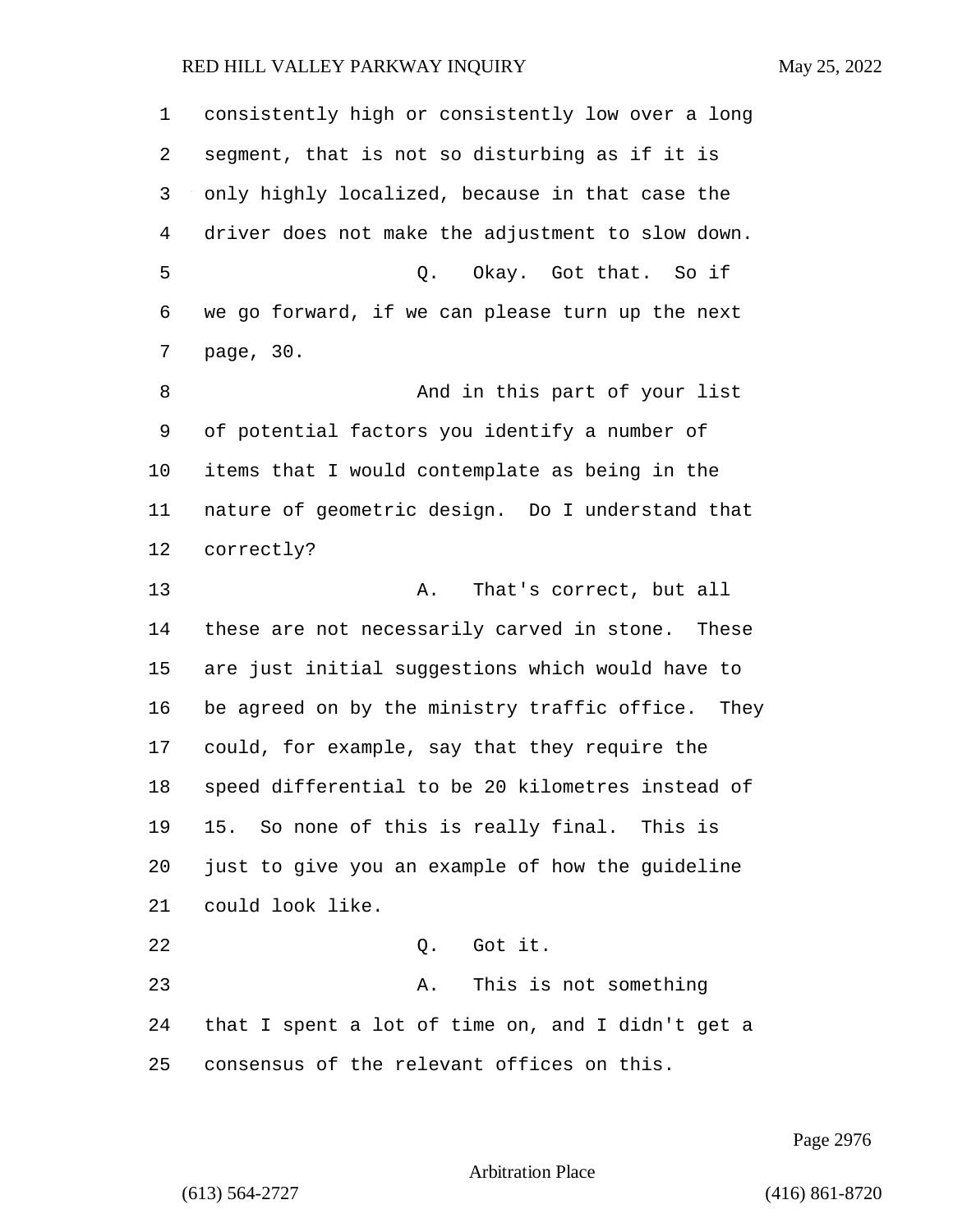consistently high or consistently low over a long segment, that is not so disturbing as if it is only highly localized, because in that case the driver does not make the adjustment to slow down.

Q. Okay. Got that. So if we go forward, if we can please turn up the next page, 30.

And in this part of your list of potential factors you identify a number of items that I would contemplate as being in the nature of geometric design. Do I understand that correctly?

A. That's correct, but all these are not necessarily carved in stone. These are just initial suggestions which would have to be agreed on by the ministry traffic office. They could, for example, say that they require the speed differential to be 20 kilometres instead of 15. So none of this is really final. This is just to give you an example of how the guideline could look like.

Q. Got it.

A. This is not something that I spent a lot of time on, and I didn't get a consensus of the relevant offices on this.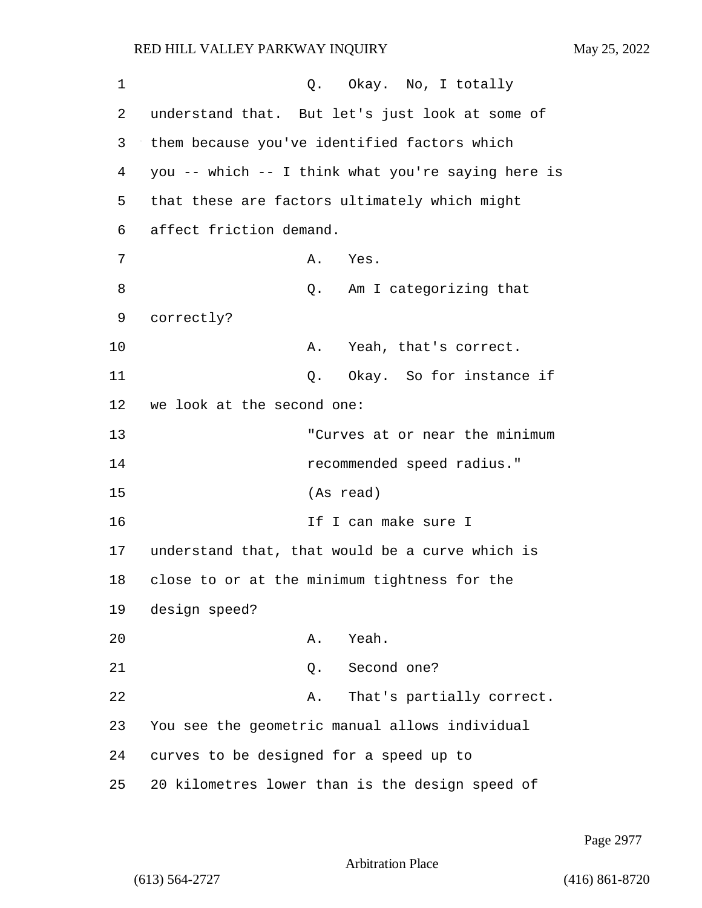Q. Okay. No, I totally understand that. But let's just look at some of them because you've identified factors which you -- which -- I think what you're saying here is that these are factors ultimately which might affect friction demand.

A. Yes.

Q. Am I categorizing that correctly?

A. Yeah, that's correct.

Q. Okay. So for instance if we look at the second one:

"Curves at or near the minimum recommended speed radius."

(As read)

If I can make sure I understand that, that would be a curve which is close to or at the minimum tightness for the design speed?

A. Yeah.

Q. Second one?

A. That's partially correct. You see the geometric manual allows individual curves to be designed for a speed up to 20 kilometres lower than is the design speed of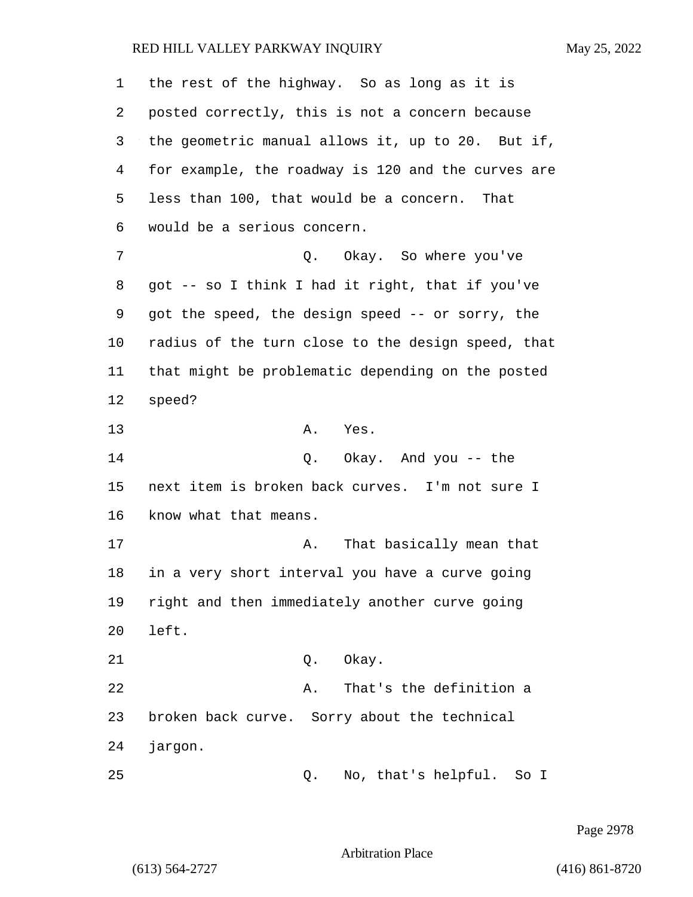1 the rest of the highway. So as long as it is
2 posted correctly, this is not a concern because
3 the geometric manual allows it, up to 20. But if,
4 for example, the roadway is 120 and the curves are
5 less than 100, that would be a concern. That
6 would be a serious concern.

7 Q. Okay. So where you've
8 got -- so I think I had it right, that if you've
9 got the speed, the design speed -- or sorry, the
10 radius of the turn close to the design speed, that
11 that might be problematic depending on the posted
12 speed?

13 A. Yes.

14 Q. Okay. And you -- the
15 next item is broken back curves. I'm not sure I
16 know what that means.

17 A. That basically mean that
18 in a very short interval you have a curve going
19 right and then immediately another curve going
20 left.

21 Q. Okay.

22 A. That's the definition a
23 broken back curve. Sorry about the technical
24 jargon.

25 Q. No, that's helpful. So I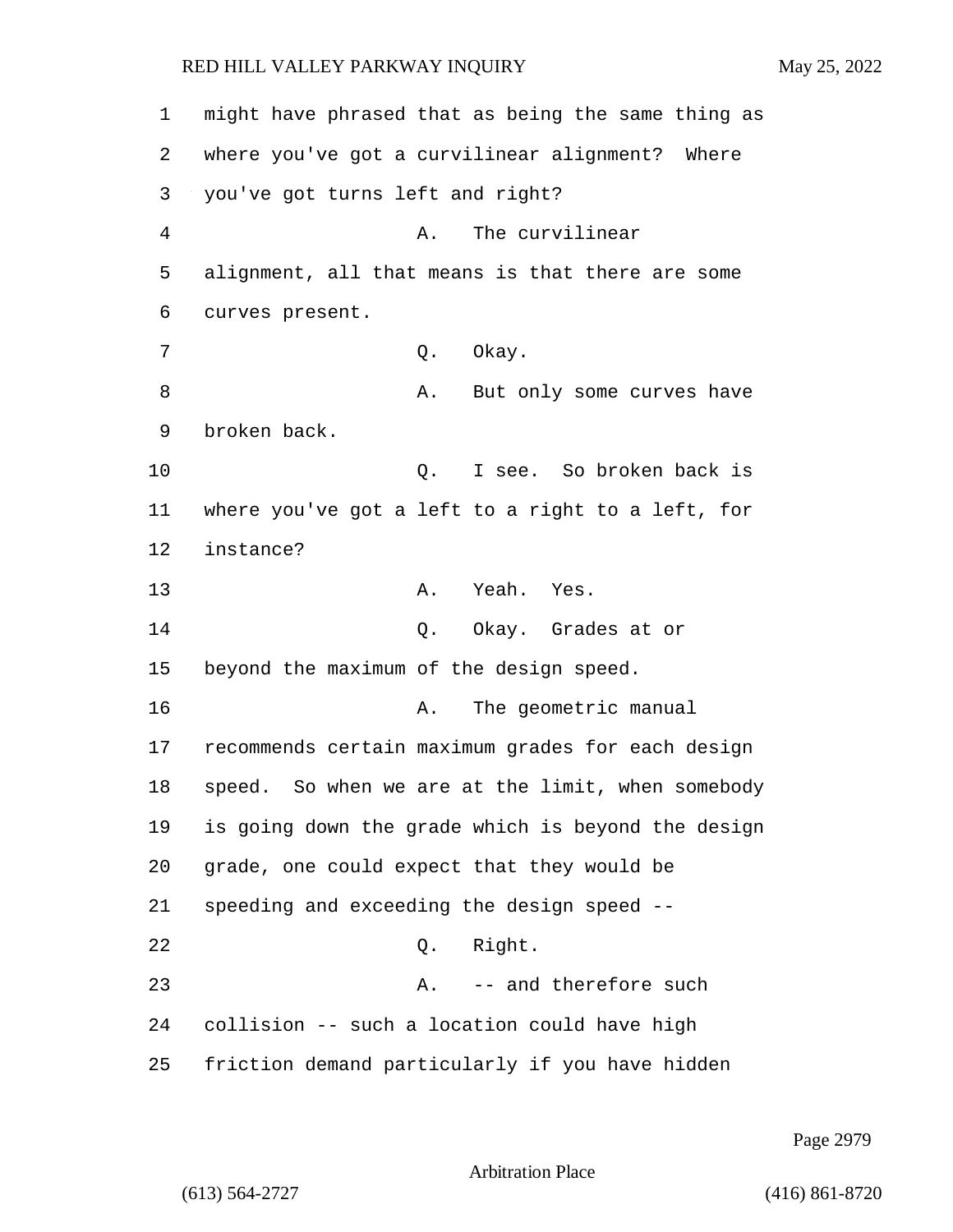might have phrased that as being the same thing as where you've got a curvilinear alignment? Where you've got turns left and right?

A. The curvilinear alignment, all that means is that there are some curves present.

Q. Okay.

A. But only some curves have broken back.

Q. I see. So broken back is where you've got a left to a right to a left, for instance?

A. Yeah. Yes.

Q. Okay. Grades at or beyond the maximum of the design speed.

A. The geometric manual recommends certain maximum grades for each design speed. So when we are at the limit, when somebody is going down the grade which is beyond the design grade, one could expect that they would be speeding and exceeding the design speed --

Q. Right.

A. -- and therefore such collision -- such a location could have high friction demand particularly if you have hidden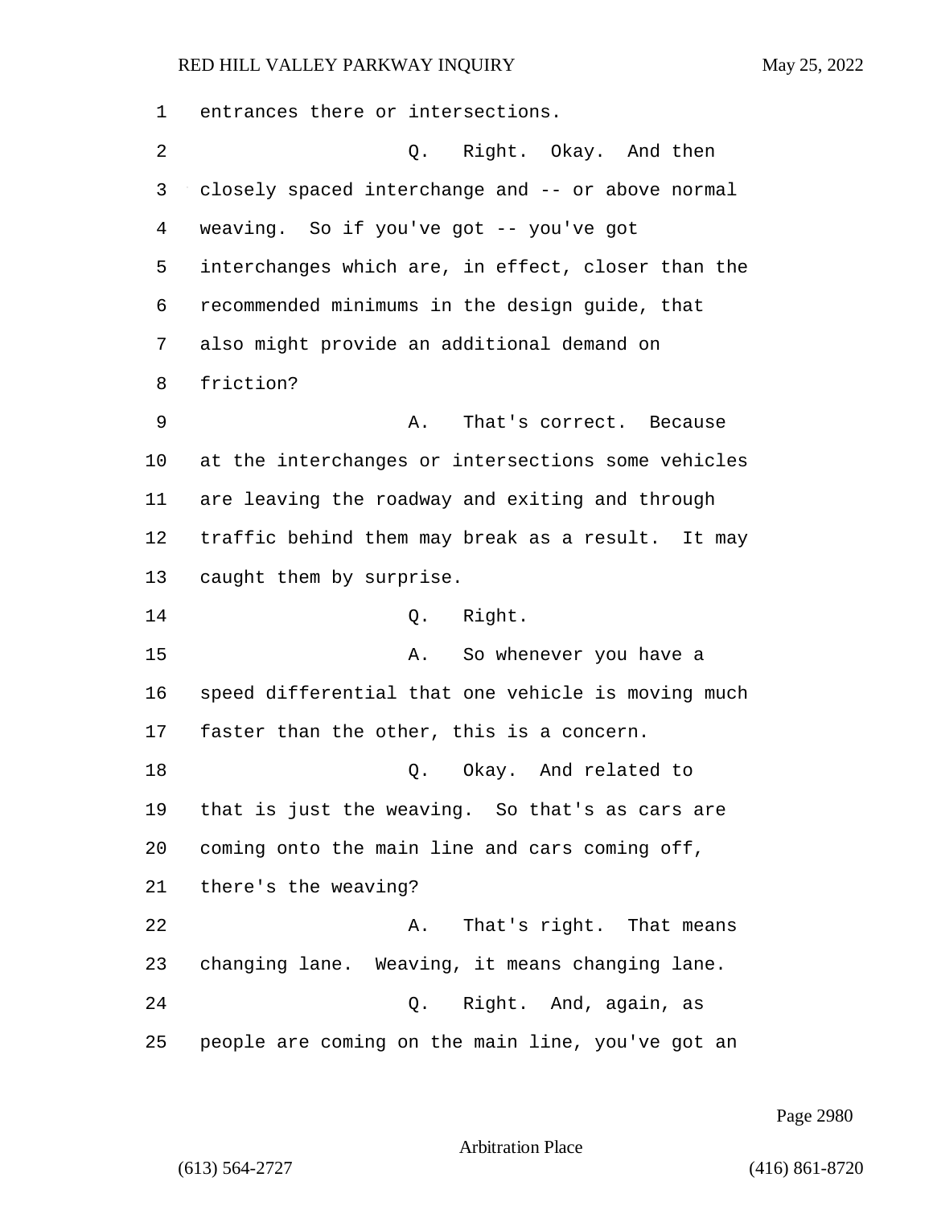entrances there or intersections.

Q. Right. Okay. And then closely spaced interchange and -- or above normal weaving. So if you've got -- you've got interchanges which are, in effect, closer than the recommended minimums in the design guide, that also might provide an additional demand on friction?

A. That's correct. Because at the interchanges or intersections some vehicles are leaving the roadway and exiting and through traffic behind them may break as a result. It may caught them by surprise.

Q. Right.

A. So whenever you have a speed differential that one vehicle is moving much faster than the other, this is a concern.

Q. Okay. And related to that is just the weaving. So that's as cars are coming onto the main line and cars coming off, there's the weaving?

A. That's right. That means changing lane. Weaving, it means changing lane.

Q. Right. And, again, as people are coming on the main line, you've got an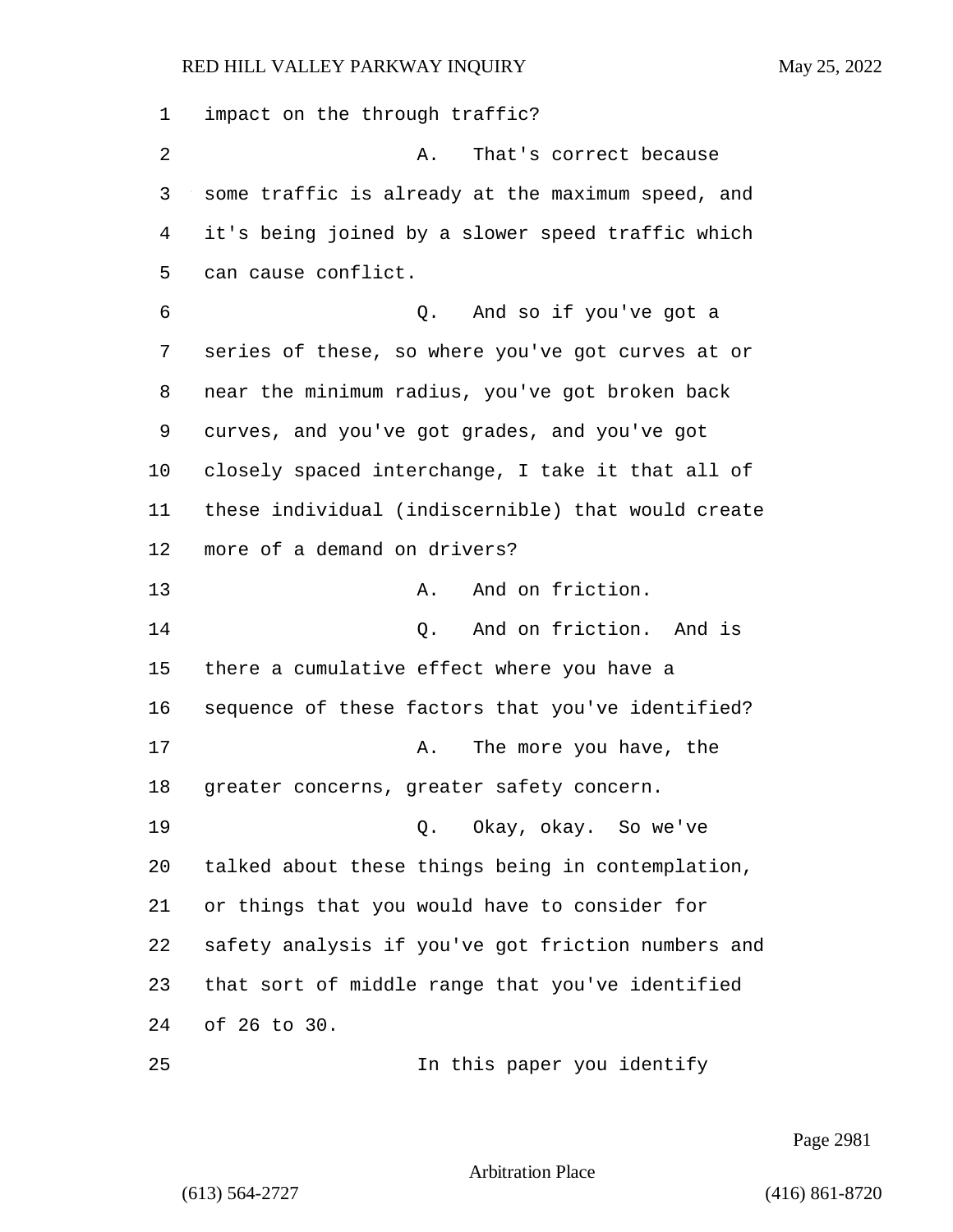impact on the through traffic?

A. That's correct because some traffic is already at the maximum speed, and it's being joined by a slower speed traffic which can cause conflict.

Q. And so if you've got a series of these, so where you've got curves at or near the minimum radius, you've got broken back curves, and you've got grades, and you've got closely spaced interchange, I take it that all of these individual (indiscernible) that would create more of a demand on drivers?

A. And on friction.

Q. And on friction. And is there a cumulative effect where you have a sequence of these factors that you've identified?

A. The more you have, the greater concerns, greater safety concern.

Q. Okay, okay. So we've talked about these things being in contemplation, or things that you would have to consider for safety analysis if you've got friction numbers and that sort of middle range that you've identified of 26 to 30.

In this paper you identify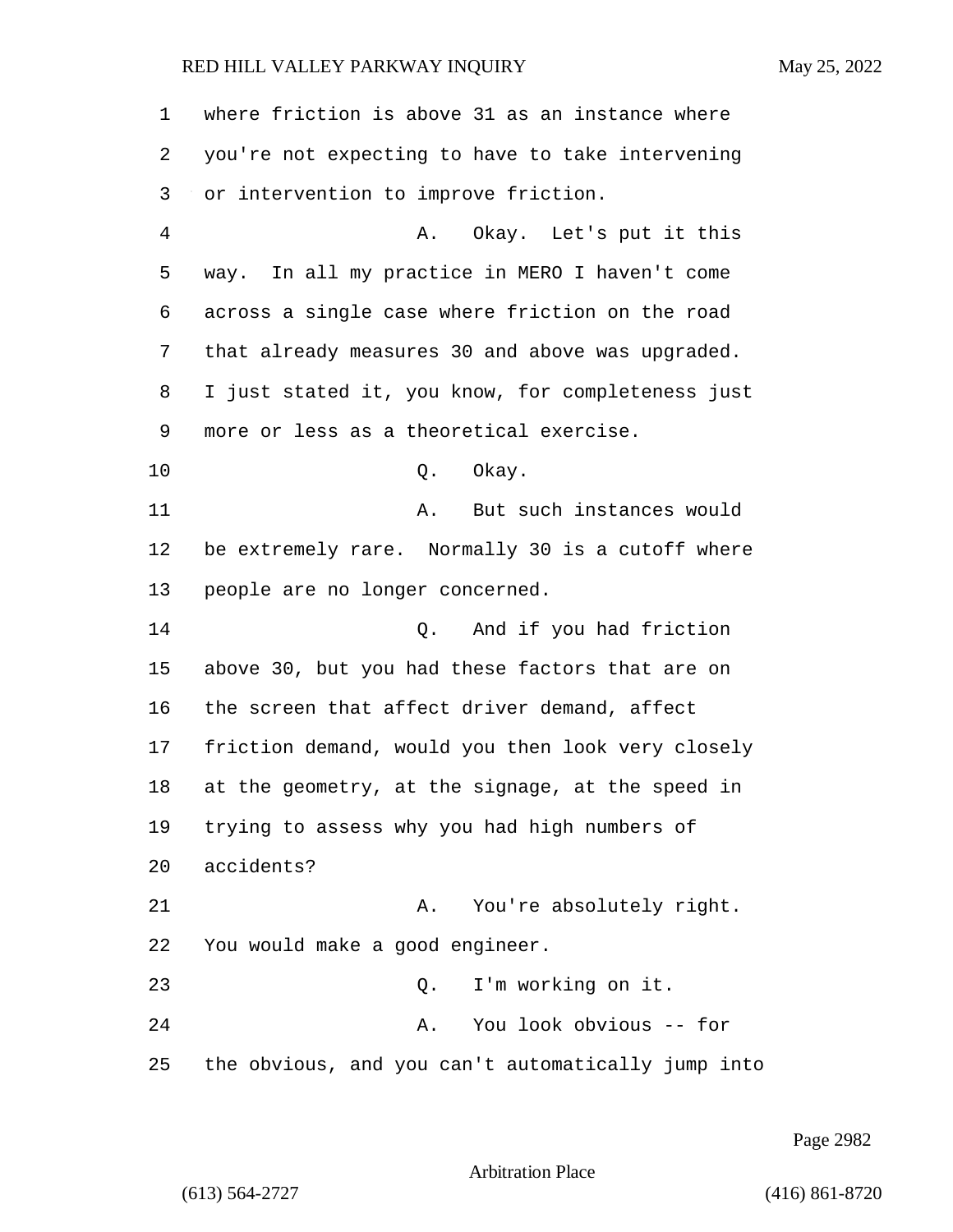where friction is above 31 as an instance where you're not expecting to have to take intervening or intervention to improve friction.

A. Okay. Let's put it this way. In all my practice in MERO I haven't come across a single case where friction on the road that already measures 30 and above was upgraded. I just stated it, you know, for completeness just more or less as a theoretical exercise.

Q. Okay.

A. But such instances would be extremely rare. Normally 30 is a cutoff where people are no longer concerned.

Q. And if you had friction above 30, but you had these factors that are on the screen that affect driver demand, affect friction demand, would you then look very closely at the geometry, at the signage, at the speed in trying to assess why you had high numbers of accidents?

A. You're absolutely right. You would make a good engineer.

Q. I'm working on it.

A. You look obvious -- for the obvious, and you can't automatically jump into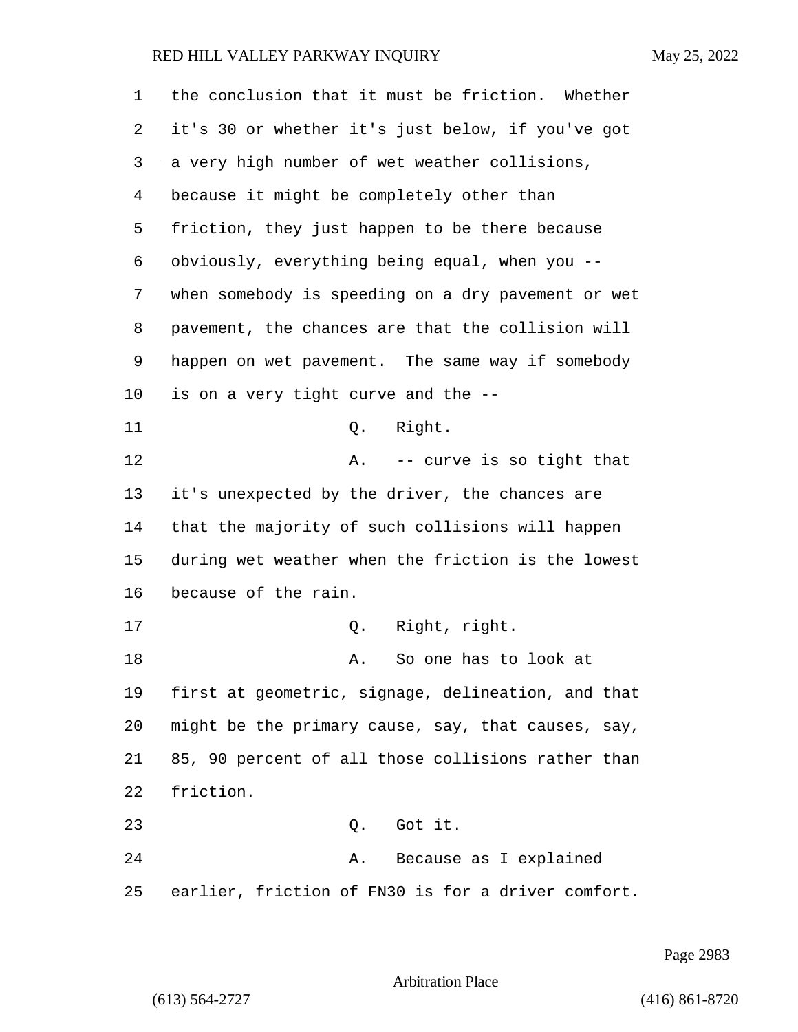the conclusion that it must be friction. Whether it's 30 or whether it's just below, if you've got a very high number of wet weather collisions, because it might be completely other than friction, they just happen to be there because obviously, everything being equal, when you -- when somebody is speeding on a dry pavement or wet pavement, the chances are that the collision will happen on wet pavement. The same way if somebody is on a very tight curve and the --

Q. Right.

A. -- curve is so tight that it's unexpected by the driver, the chances are that the majority of such collisions will happen during wet weather when the friction is the lowest because of the rain.

Q. Right, right.

A. So one has to look at first at geometric, signage, delineation, and that might be the primary cause, say, that causes, say, 85, 90 percent of all those collisions rather than friction.

Q. Got it.

A. Because as I explained earlier, friction of FN30 is for a driver comfort.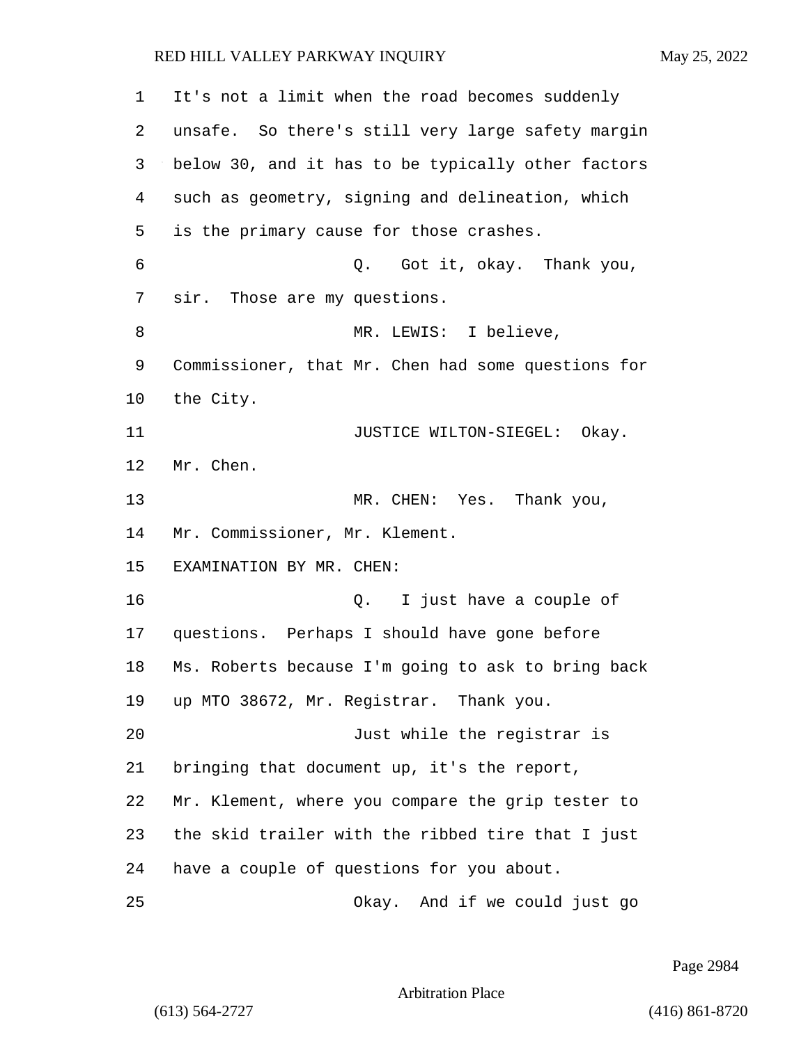1 It's not a limit when the road becomes suddenly
2 unsafe. So there's still very large safety margin
3 below 30, and it has to be typically other factors
4 such as geometry, signing and delineation, which
5 is the primary cause for those crashes.
6 Q. Got it, okay. Thank you,
7 sir. Those are my questions.
8 MR. LEWIS: I believe,
9 Commissioner, that Mr. Chen had some questions for
10 the City.
11 JUSTICE WILTON-SIEGEL: Okay.
12 Mr. Chen.
13 MR. CHEN: Yes. Thank you,
14 Mr. Commissioner, Mr. Klement.
15 EXAMINATION BY MR. CHEN:
16 Q. I just have a couple of
17 questions. Perhaps I should have gone before
18 Ms. Roberts because I'm going to ask to bring back
19 up MTO 38672, Mr. Registrar. Thank you.
20 Just while the registrar is
21 bringing that document up, it's the report,
22 Mr. Klement, where you compare the grip tester to
23 the skid trailer with the ribbed tire that I just
24 have a couple of questions for you about.
25 Okay. And if we could just go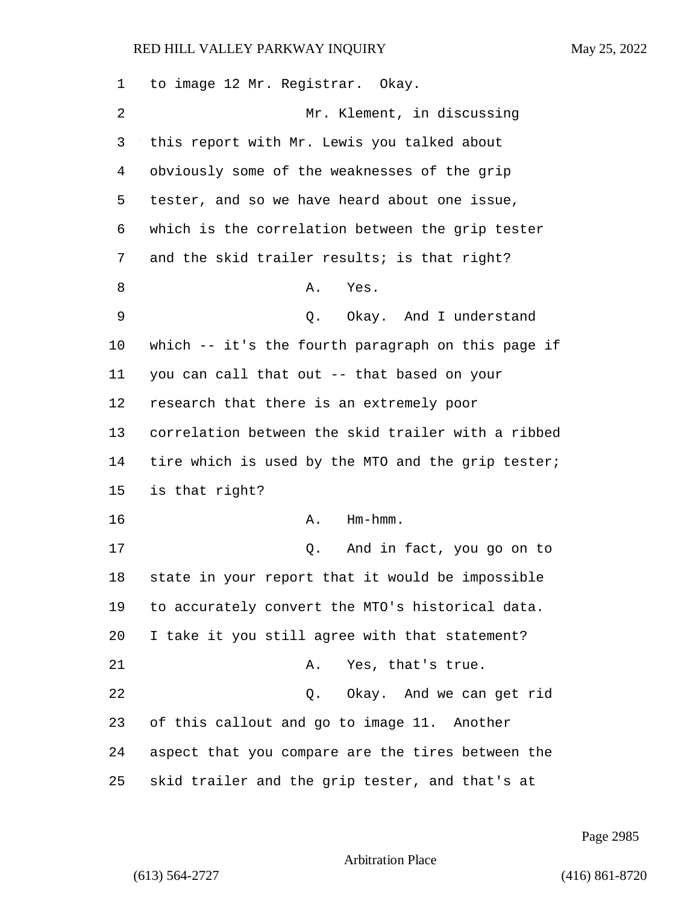to image 12 Mr. Registrar. Okay.

Mr. Klement, in discussing this report with Mr. Lewis you talked about obviously some of the weaknesses of the grip tester, and so we have heard about one issue, which is the correlation between the grip tester and the skid trailer results; is that right?

A. Yes.

Q. Okay. And I understand which -- it's the fourth paragraph on this page if you can call that out -- that based on your research that there is an extremely poor correlation between the skid trailer with a ribbed tire which is used by the MTO and the grip tester; is that right?

A. Hm-hmm.

Q. And in fact, you go on to state in your report that it would be impossible to accurately convert the MTO's historical data. I take it you still agree with that statement?

A. Yes, that's true.

Q. Okay. And we can get rid of this callout and go to image 11. Another aspect that you compare are the tires between the skid trailer and the grip tester, and that's at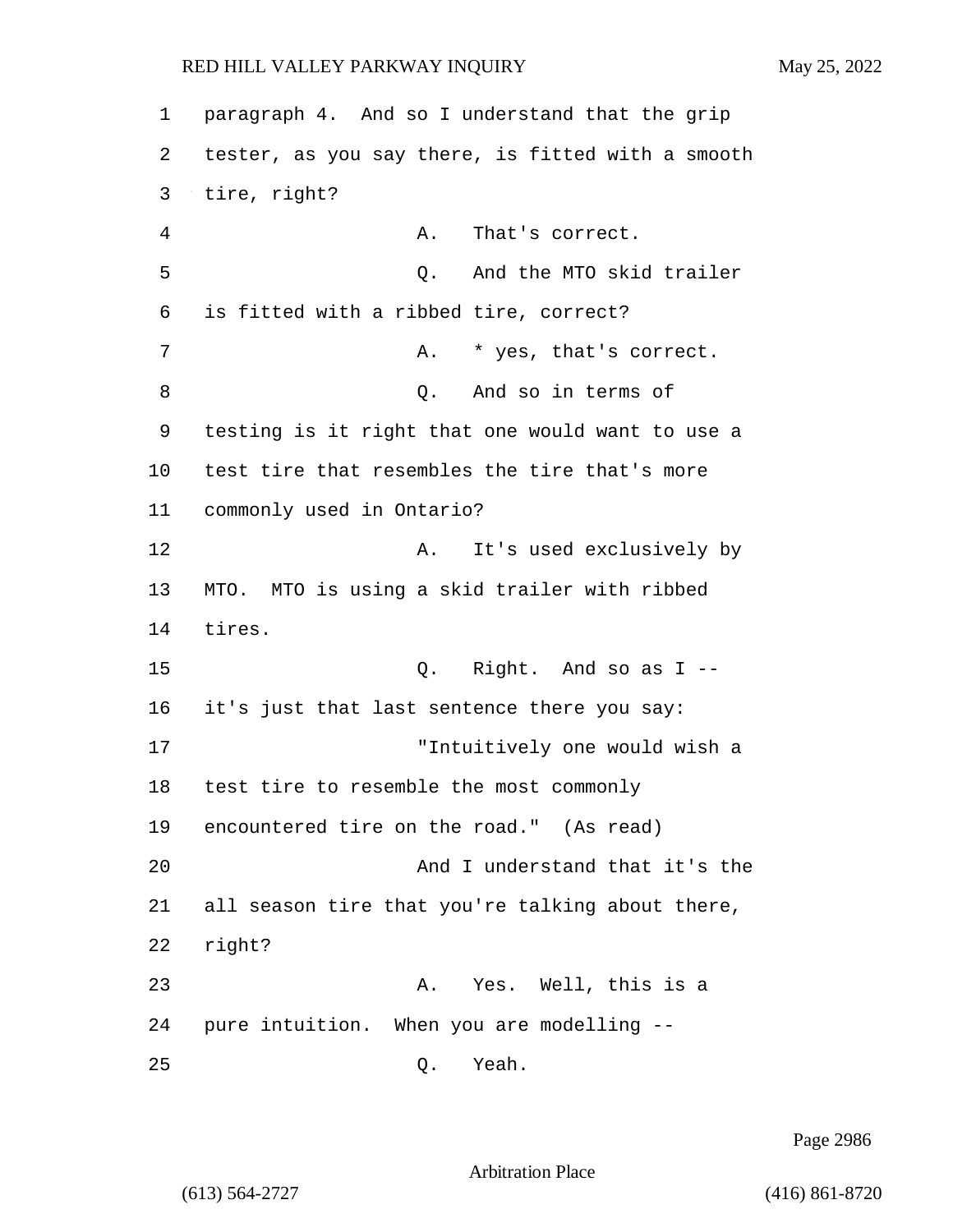paragraph 4. And so I understand that the grip tester, as you say there, is fitted with a smooth tire, right?

A. That's correct.

Q. And the MTO skid trailer is fitted with a ribbed tire, correct?

A. * yes, that's correct.

Q. And so in terms of testing is it right that one would want to use a test tire that resembles the tire that's more commonly used in Ontario?

A. It's used exclusively by MTO. MTO is using a skid trailer with ribbed tires.

Q. Right. And so as I -- it's just that last sentence there you say:

"Intuitively one would wish a test tire to resemble the most commonly encountered tire on the road." (As read)

And I understand that it's the all season tire that you're talking about there, right?

A. Yes. Well, this is a pure intuition. When you are modelling --

Q. Yeah.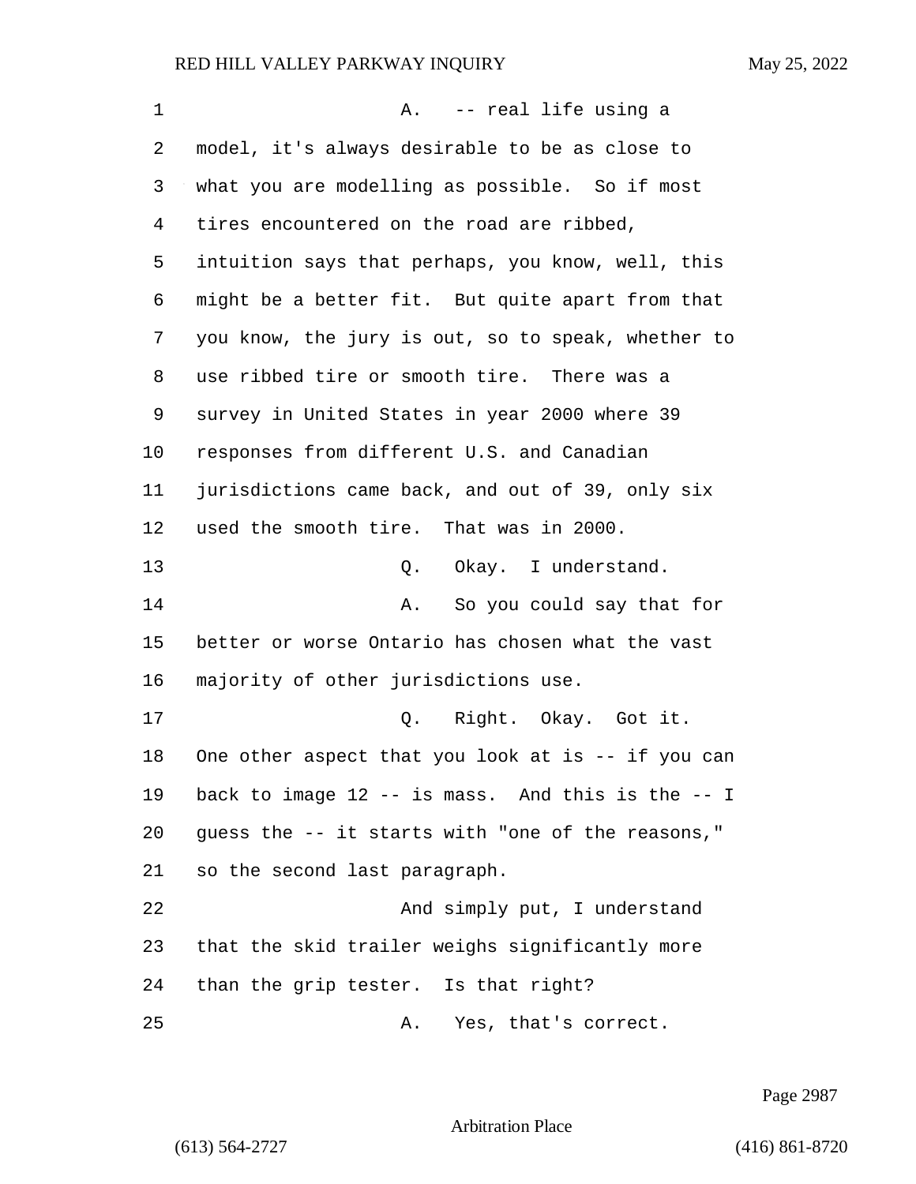A. -- real life using a model, it's always desirable to be as close to what you are modelling as possible. So if most tires encountered on the road are ribbed, intuition says that perhaps, you know, well, this might be a better fit. But quite apart from that you know, the jury is out, so to speak, whether to use ribbed tire or smooth tire. There was a survey in United States in year 2000 where 39 responses from different U.S. and Canadian jurisdictions came back, and out of 39, only six used the smooth tire. That was in 2000.

Q. Okay. I understand.

A. So you could say that for better or worse Ontario has chosen what the vast majority of other jurisdictions use.

Q. Right. Okay. Got it. One other aspect that you look at is -- if you can back to image 12 -- is mass. And this is the -- I guess the -- it starts with "one of the reasons," so the second last paragraph.

And simply put, I understand that the skid trailer weighs significantly more than the grip tester. Is that right?

A. Yes, that's correct.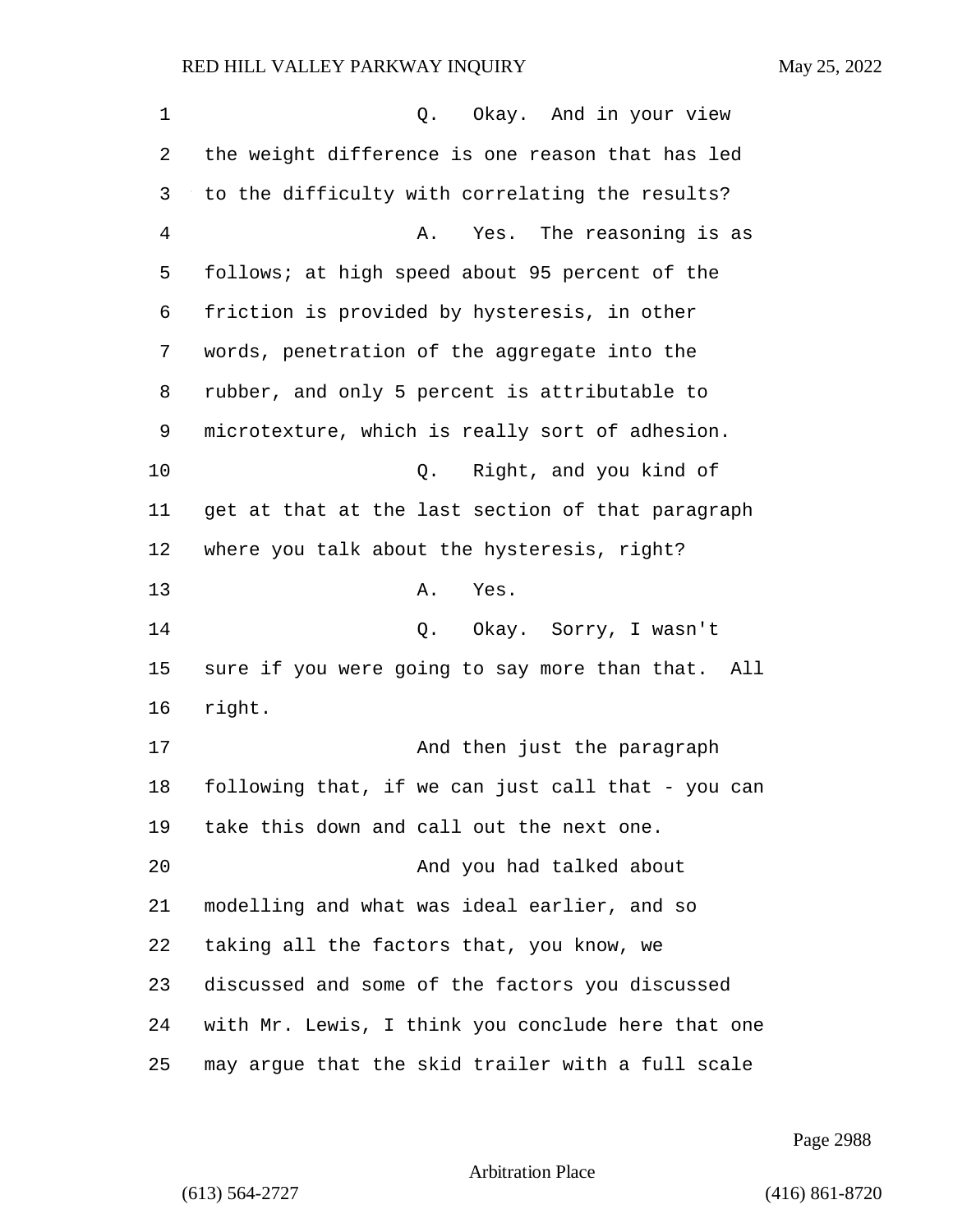1 Q. Okay. And in your view
2 the weight difference is one reason that has led
3 to the difficulty with correlating the results?
4 A. Yes. The reasoning is as
5 follows; at high speed about 95 percent of the
6 friction is provided by hysteresis, in other
7 words, penetration of the aggregate into the
8 rubber, and only 5 percent is attributable to
9 microtexture, which is really sort of adhesion.
10 Q. Right, and you kind of
11 get at that at the last section of that paragraph
12 where you talk about the hysteresis, right?
13 A. Yes.
14 Q. Okay. Sorry, I wasn't
15 sure if you were going to say more than that. All
16 right.
17 And then just the paragraph
18 following that, if we can just call that - you can
19 take this down and call out the next one.
20 And you had talked about
21 modelling and what was ideal earlier, and so
22 taking all the factors that, you know, we
23 discussed and some of the factors you discussed
24 with Mr. Lewis, I think you conclude here that one
25 may argue that the skid trailer with a full scale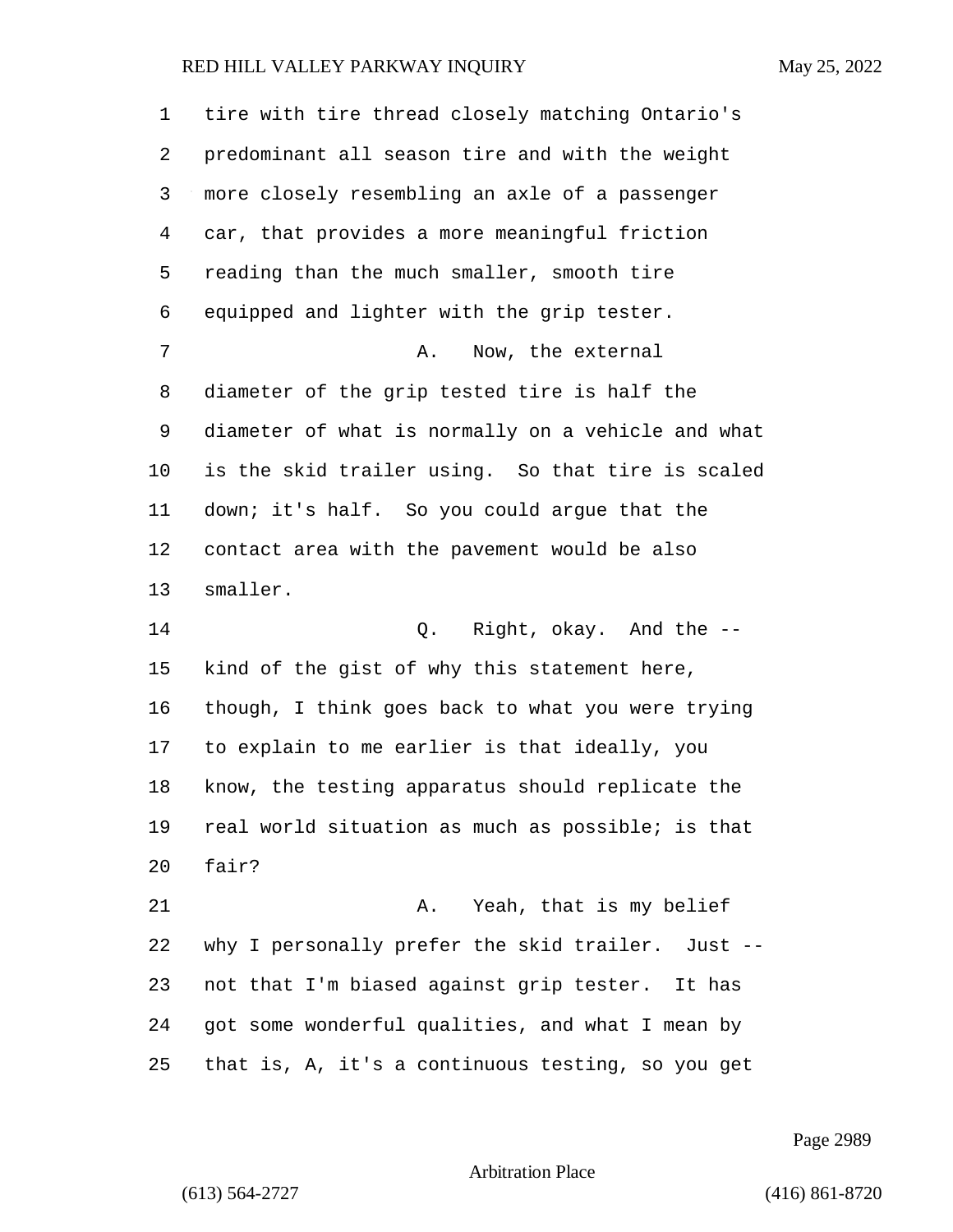tire with tire thread closely matching Ontario's predominant all season tire and with the weight more closely resembling an axle of a passenger car, that provides a more meaningful friction reading than the much smaller, smooth tire equipped and lighter with the grip tester.

A. Now, the external diameter of the grip tested tire is half the diameter of what is normally on a vehicle and what is the skid trailer using. So that tire is scaled down; it's half. So you could argue that the contact area with the pavement would be also smaller.

Q. Right, okay. And the -- kind of the gist of why this statement here, though, I think goes back to what you were trying to explain to me earlier is that ideally, you know, the testing apparatus should replicate the real world situation as much as possible; is that fair?

A. Yeah, that is my belief why I personally prefer the skid trailer. Just -- not that I'm biased against grip tester. It has got some wonderful qualities, and what I mean by that is, A, it's a continuous testing, so you get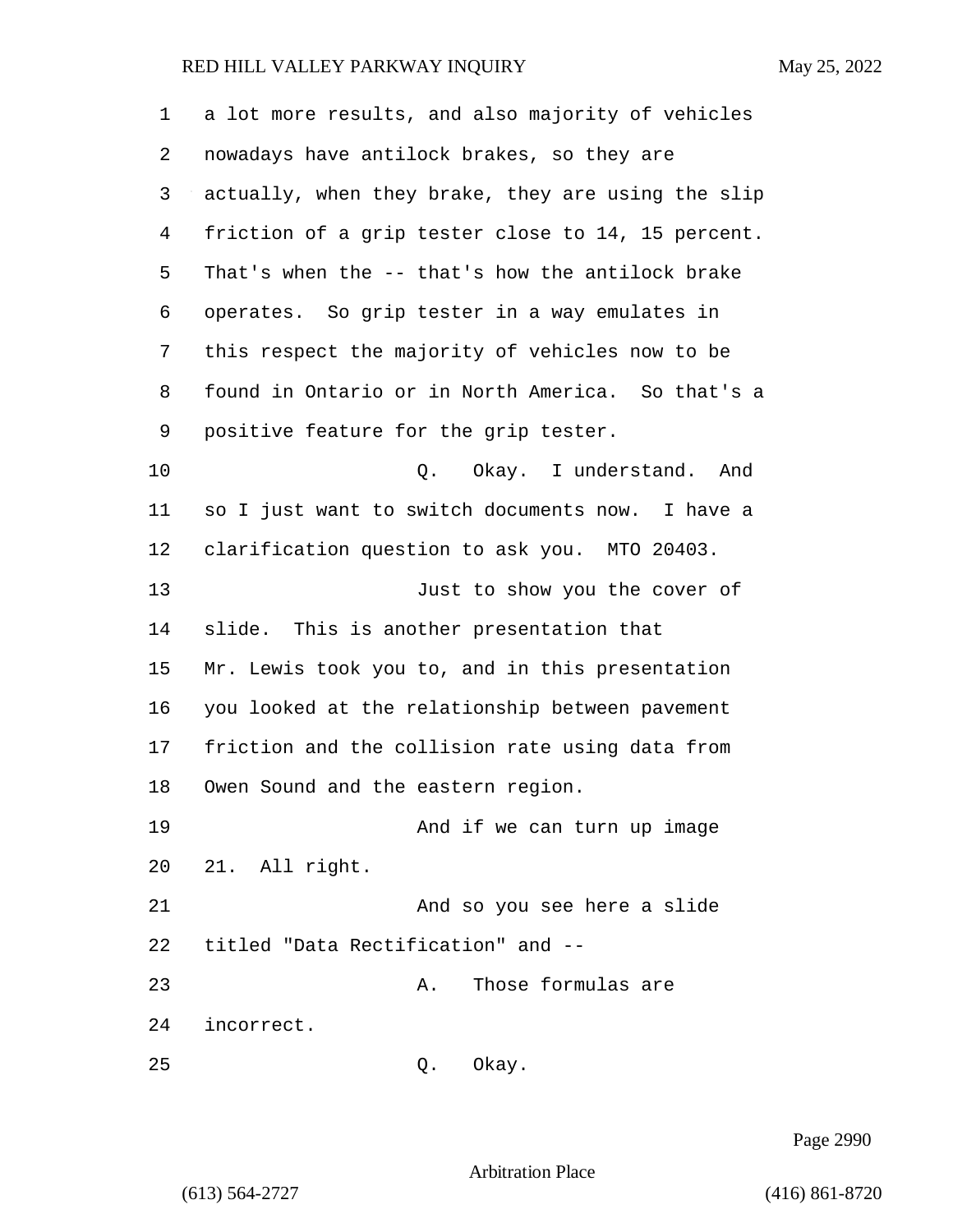1 a lot more results, and also majority of vehicles
2 nowadays have antilock brakes, so they are
3 actually, when they brake, they are using the slip
4 friction of a grip tester close to 14, 15 percent.
5 That's when the -- that's how the antilock brake
6 operates. So grip tester in a way emulates in
7 this respect the majority of vehicles now to be
8 found in Ontario or in North America. So that's a
9 positive feature for the grip tester.
10 Q. Okay. I understand. And
11 so I just want to switch documents now. I have a
12 clarification question to ask you. MTO 20403.
13 Just to show you the cover of
14 slide. This is another presentation that
15 Mr. Lewis took you to, and in this presentation
16 you looked at the relationship between pavement
17 friction and the collision rate using data from
18 Owen Sound and the eastern region.
19 And if we can turn up image
20 21. All right.
21 And so you see here a slide
22 titled "Data Rectification" and --
23 A. Those formulas are
24 incorrect.
25 Q. Okay.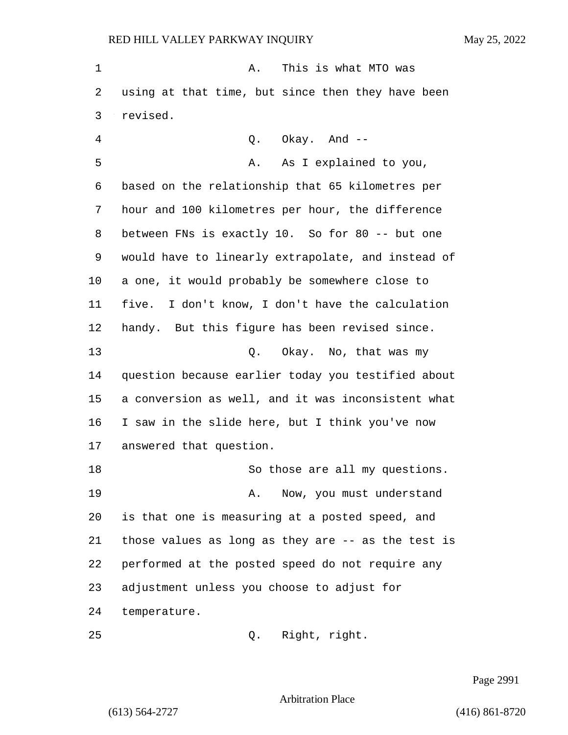A. This is what MTO was using at that time, but since then they have been revised.

Q. Okay. And --

A. As I explained to you, based on the relationship that 65 kilometres per hour and 100 kilometres per hour, the difference between FNs is exactly 10. So for 80 -- but one would have to linearly extrapolate, and instead of a one, it would probably be somewhere close to five. I don't know, I don't have the calculation handy. But this figure has been revised since.

Q. Okay. No, that was my question because earlier today you testified about a conversion as well, and it was inconsistent what I saw in the slide here, but I think you've now answered that question.

So those are all my questions.

A. Now, you must understand is that one is measuring at a posted speed, and those values as long as they are -- as the test is performed at the posted speed do not require any adjustment unless you choose to adjust for temperature.

Q. Right, right.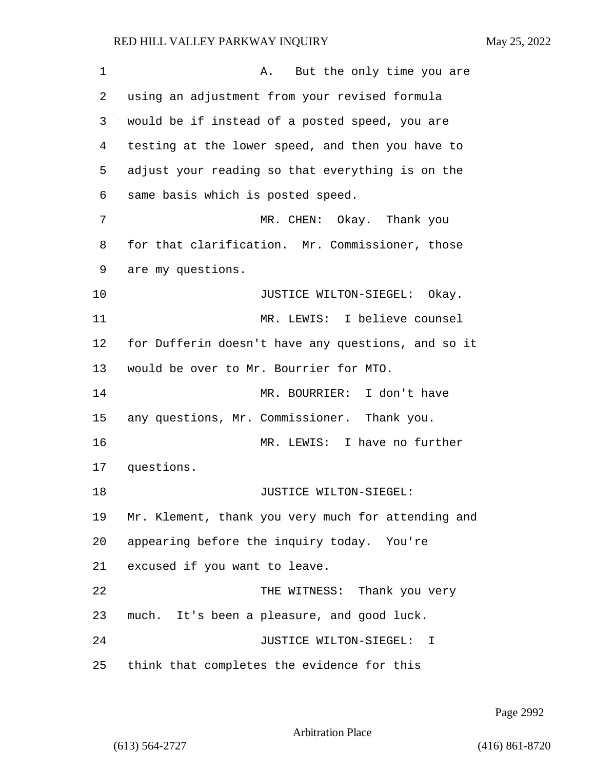A. But the only time you are using an adjustment from your revised formula would be if instead of a posted speed, you are testing at the lower speed, and then you have to adjust your reading so that everything is on the same basis which is posted speed.

MR. CHEN: Okay. Thank you for that clarification. Mr. Commissioner, those are my questions.

JUSTICE WILTON-SIEGEL: Okay.

MR. LEWIS: I believe counsel for Dufferin doesn't have any questions, and so it would be over to Mr. Bourrier for MTO.

MR. BOURRIER: I don't have any questions, Mr. Commissioner. Thank you.

MR. LEWIS: I have no further questions.

JUSTICE WILTON-SIEGEL: Mr. Klement, thank you very much for attending and appearing before the inquiry today. You're excused if you want to leave.

THE WITNESS: Thank you very much. It's been a pleasure, and good luck.

JUSTICE WILTON-SIEGEL: I think that completes the evidence for this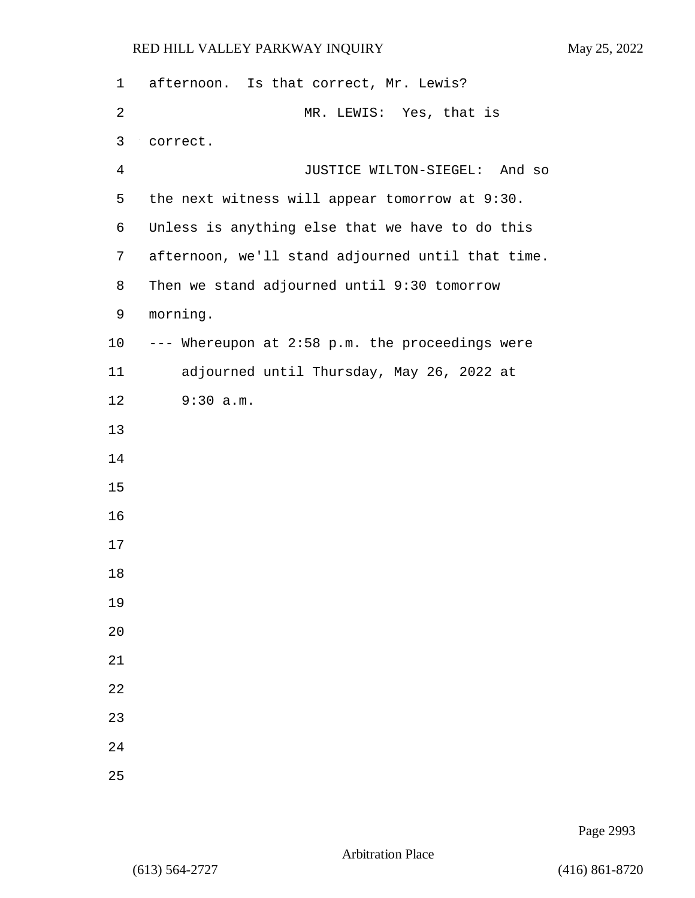afternoon. Is that correct, Mr. Lewis?

MR. LEWIS: Yes, that is correct.

JUSTICE WILTON-SIEGEL: And so the next witness will appear tomorrow at 9:30. Unless is anything else that we have to do this afternoon, we'll stand adjourned until that time. Then we stand adjourned until 9:30 tomorrow morning.

--- Whereupon at 2:58 p.m. the proceedings were adjourned until Thursday, May 26, 2022 at 9:30 a.m.